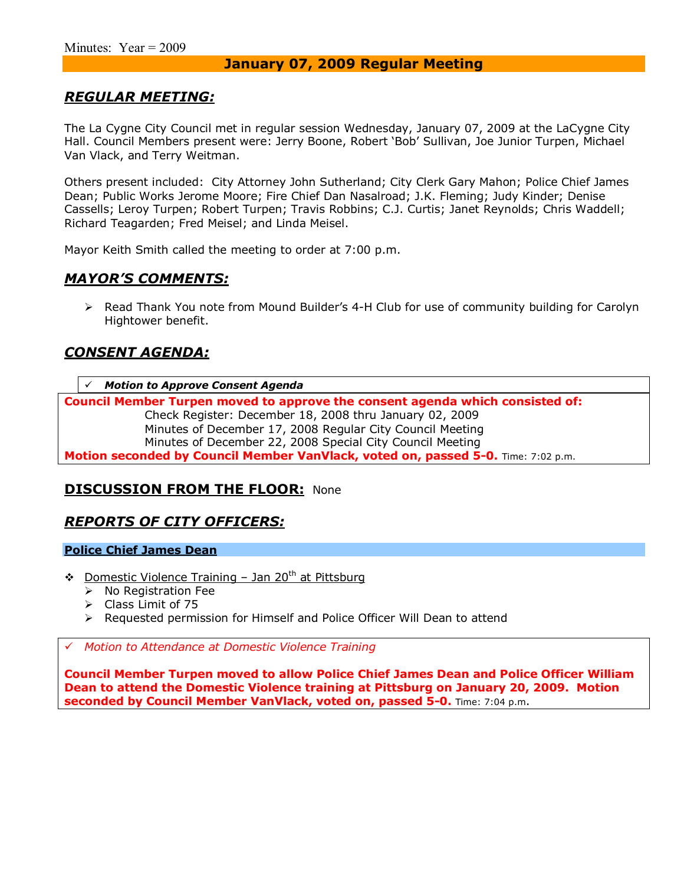Minutes: Year = 2009

## January 07, 2009 Regular Meeting

## *REGULAR MEETING:*

The La Cygne City Council met in regular session Wednesday, January 07, 2009 at the LaCygne City Hall. Council Members present were: Jerry Boone, Robert 'Bob' Sullivan, Joe Junior Turpen, Michael Van Vlack, and Terry Weitman.

Others present included: City Attorney John Sutherland; City Clerk Gary Mahon; Police Chief James Dean; Public Works Jerome Moore; Fire Chief Dan Nasalroad; J.K. Fleming; Judy Kinder; Denise Cassells; Leroy Turpen; Robert Turpen; Travis Robbins; C.J. Curtis; Janet Reynolds; Chris Waddell; Richard Teagarden; Fred Meisel; and Linda Meisel.

Mayor Keith Smith called the meeting to order at 7:00 p.m.

## *MAYOR'S COMMENTS:*

- Read Thank You note from Mound Builder's 4-H Club for use of community building for Carolyn Hightower benefit.

## *CONSENT AGENDA:*

✓ ***Motion to Approve Consent Agenda***

**Council Member Turpen moved to approve the consent agenda which consisted of:**

Check Register: December 18, 2008 thru January 02, 2009
Minutes of December 17, 2008 Regular City Council Meeting
Minutes of December 22, 2008 Special City Council Meeting

**Motion seconded by Council Member VanVlack, voted on, passed 5-0.** Time: 7:02 p.m.

## DISCUSSION FROM THE FLOOR: None

## *REPORTS OF CITY OFFICERS:*

### Police Chief James Dean

- Domestic Violence Training – Jan 20th at Pittsburg
  - No Registration Fee
  - Class Limit of 75
  - Requested permission for Himself and Police Officer Will Dean to attend

✓ *Motion to Attendance at Domestic Violence Training*

**Council Member Turpen moved to allow Police Chief James Dean and Police Officer William Dean to attend the Domestic Violence training at Pittsburg on January 20, 2009. Motion seconded by Council Member VanVlack, voted on, passed 5-0.** Time: 7:04 p.m.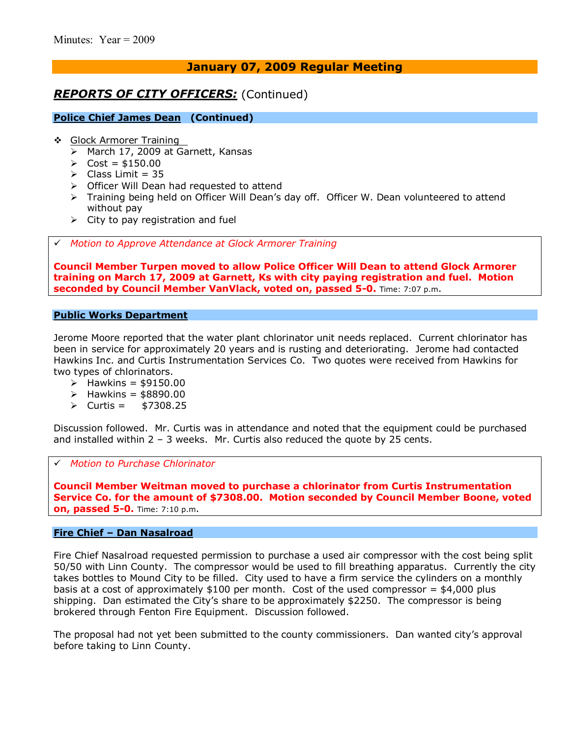Minutes: Year = 2009

## January 07, 2009 Regular Meeting

## ***REPORTS OF CITY OFFICERS:*** (Continued)

### Police Chief James Dean (Continued)

- Glock Armorer Training
  - March 17, 2009 at Garnett, Kansas
  - Cost = $150.00
  - Class Limit = 35
  - Officer Will Dean had requested to attend
  - Training being held on Officer Will Dean's day off. Officer W. Dean volunteered to attend without pay
  - City to pay registration and fuel

✓ *Motion to Approve Attendance at Glock Armorer Training*

**Council Member Turpen moved to allow Police Officer Will Dean to attend Glock Armorer training on March 17, 2009 at Garnett, Ks with city paying registration and fuel. Motion seconded by Council Member VanVlack, voted on, passed 5-0.** Time: 7:07 p.m.

### Public Works Department

Jerome Moore reported that the water plant chlorinator unit needs replaced. Current chlorinator has been in service for approximately 20 years and is rusting and deteriorating. Jerome had contacted Hawkins Inc. and Curtis Instrumentation Services Co. Two quotes were received from Hawkins for two types of chlorinators.

- Hawkins = $9150.00
- Hawkins = $8890.00
- Curtis = $7308.25

Discussion followed. Mr. Curtis was in attendance and noted that the equipment could be purchased and installed within 2 – 3 weeks. Mr. Curtis also reduced the quote by 25 cents.

✓ *Motion to Purchase Chlorinator*

**Council Member Weitman moved to purchase a chlorinator from Curtis Instrumentation Service Co. for the amount of $7308.00. Motion seconded by Council Member Boone, voted on, passed 5-0.** Time: 7:10 p.m.

### Fire Chief – Dan Nasalroad

Fire Chief Nasalroad requested permission to purchase a used air compressor with the cost being split 50/50 with Linn County. The compressor would be used to fill breathing apparatus. Currently the city takes bottles to Mound City to be filled. City used to have a firm service the cylinders on a monthly basis at a cost of approximately $100 per month. Cost of the used compressor = $4,000 plus shipping. Dan estimated the City's share to be approximately $2250. The compressor is being brokered through Fenton Fire Equipment. Discussion followed.

The proposal had not yet been submitted to the county commissioners. Dan wanted city's approval before taking to Linn County.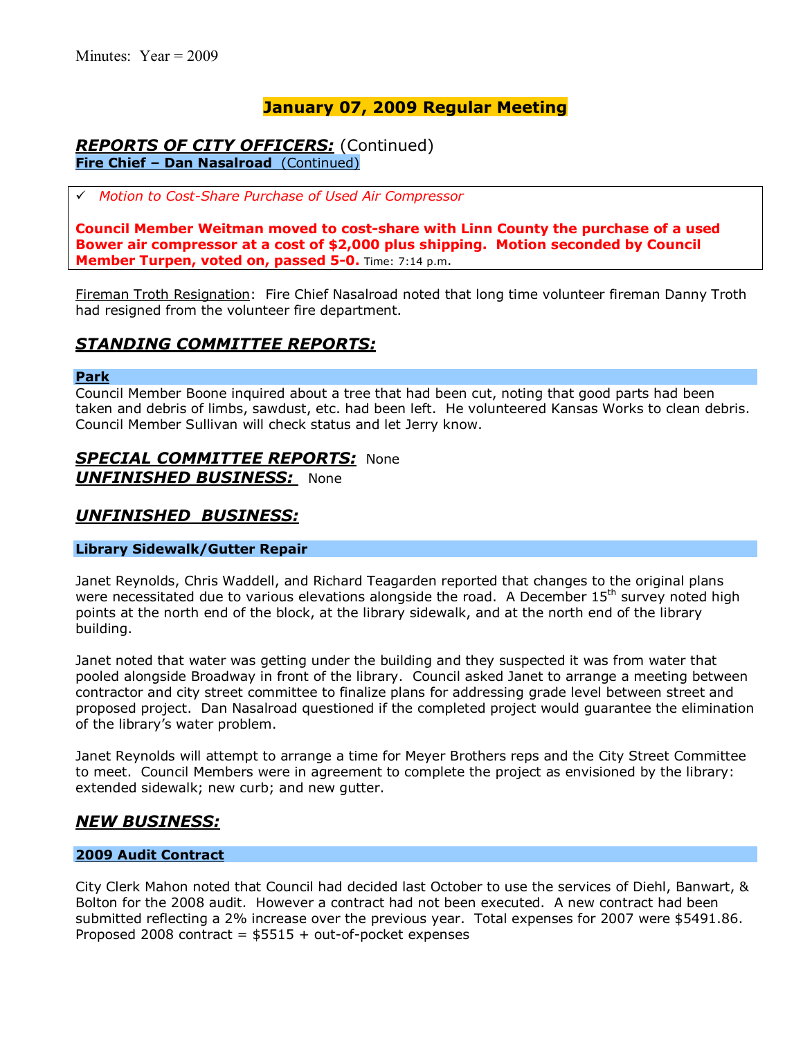Minutes: Year = 2009

# January 07, 2009 Regular Meeting

## *REPORTS OF CITY OFFICERS:* (Continued)

**Fire Chief – Dan Nasalroad** (Continued)

> ✓ *Motion to Cost-Share Purchase of Used Air Compressor*
>
> **Council Member Weitman moved to cost-share with Linn County the purchase of a used Bower air compressor at a cost of $2,000 plus shipping. Motion seconded by Council Member Turpen, voted on, passed 5-0.** Time: 7:14 p.m.

Fireman Troth Resignation: Fire Chief Nasalroad noted that long time volunteer fireman Danny Troth had resigned from the volunteer fire department.

## *STANDING COMMITTEE REPORTS:*

**Park**

Council Member Boone inquired about a tree that had been cut, noting that good parts had been taken and debris of limbs, sawdust, etc. had been left. He volunteered Kansas Works to clean debris. Council Member Sullivan will check status and let Jerry know.

## *SPECIAL COMMITTEE REPORTS:* None

## *UNFINISHED BUSINESS:* None

## *UNFINISHED BUSINESS:*

**Library Sidewalk/Gutter Repair**

Janet Reynolds, Chris Waddell, and Richard Teagarden reported that changes to the original plans were necessitated due to various elevations alongside the road. A December 15th survey noted high points at the north end of the block, at the library sidewalk, and at the north end of the library building.

Janet noted that water was getting under the building and they suspected it was from water that pooled alongside Broadway in front of the library. Council asked Janet to arrange a meeting between contractor and city street committee to finalize plans for addressing grade level between street and proposed project. Dan Nasalroad questioned if the completed project would guarantee the elimination of the library's water problem.

Janet Reynolds will attempt to arrange a time for Meyer Brothers reps and the City Street Committee to meet. Council Members were in agreement to complete the project as envisioned by the library: extended sidewalk; new curb; and new gutter.

## *NEW BUSINESS:*

**2009 Audit Contract**

City Clerk Mahon noted that Council had decided last October to use the services of Diehl, Banwart, & Bolton for the 2008 audit. However a contract had not been executed. A new contract had been submitted reflecting a 2% increase over the previous year. Total expenses for 2007 were $5491.86. Proposed 2008 contract = $5515 + out-of-pocket expenses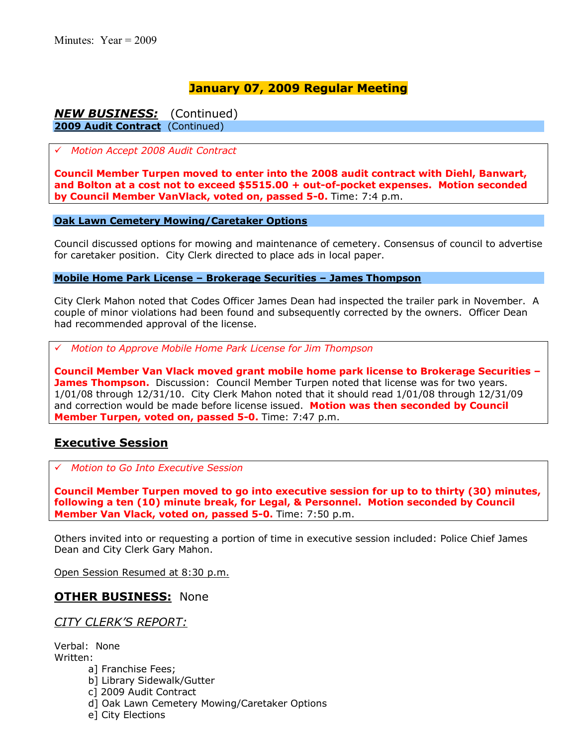Minutes: Year = 2009

# January 07, 2009 Regular Meeting

## *NEW BUSINESS:* (Continued)

### 2009 Audit Contract (Continued)

✓ *Motion Accept 2008 Audit Contract*

**Council Member Turpen moved to enter into the 2008 audit contract with Diehl, Banwart, and Bolton at a cost not to exceed $5515.00 + out-of-pocket expenses. Motion seconded by Council Member VanVlack, voted on, passed 5-0.** Time: 7:4 p.m.

### Oak Lawn Cemetery Mowing/Caretaker Options

Council discussed options for mowing and maintenance of cemetery. Consensus of council to advertise for caretaker position. City Clerk directed to place ads in local paper.

### Mobile Home Park License – Brokerage Securities – James Thompson

City Clerk Mahon noted that Codes Officer James Dean had inspected the trailer park in November. A couple of minor violations had been found and subsequently corrected by the owners. Officer Dean had recommended approval of the license.

✓ *Motion to Approve Mobile Home Park License for Jim Thompson*

**Council Member Van Vlack moved grant mobile home park license to Brokerage Securities – James Thompson.** Discussion: Council Member Turpen noted that license was for two years. 1/01/08 through 12/31/10. City Clerk Mahon noted that it should read 1/01/08 through 12/31/09 and correction would be made before license issued. **Motion was then seconded by Council Member Turpen, voted on, passed 5-0.** Time: 7:47 p.m.

## Executive Session

✓ *Motion to Go Into Executive Session*

**Council Member Turpen moved to go into executive session for up to to thirty (30) minutes, following a ten (10) minute break, for Legal, & Personnel. Motion seconded by Council Member Van Vlack, voted on, passed 5-0.** Time: 7:50 p.m.

Others invited into or requesting a portion of time in executive session included: Police Chief James Dean and City Clerk Gary Mahon.

Open Session Resumed at 8:30 p.m.

## OTHER BUSINESS: None

## *CITY CLERK'S REPORT:*

Verbal: None
Written:

- a] Franchise Fees;
- b] Library Sidewalk/Gutter
- c] 2009 Audit Contract
- d] Oak Lawn Cemetery Mowing/Caretaker Options
- e] City Elections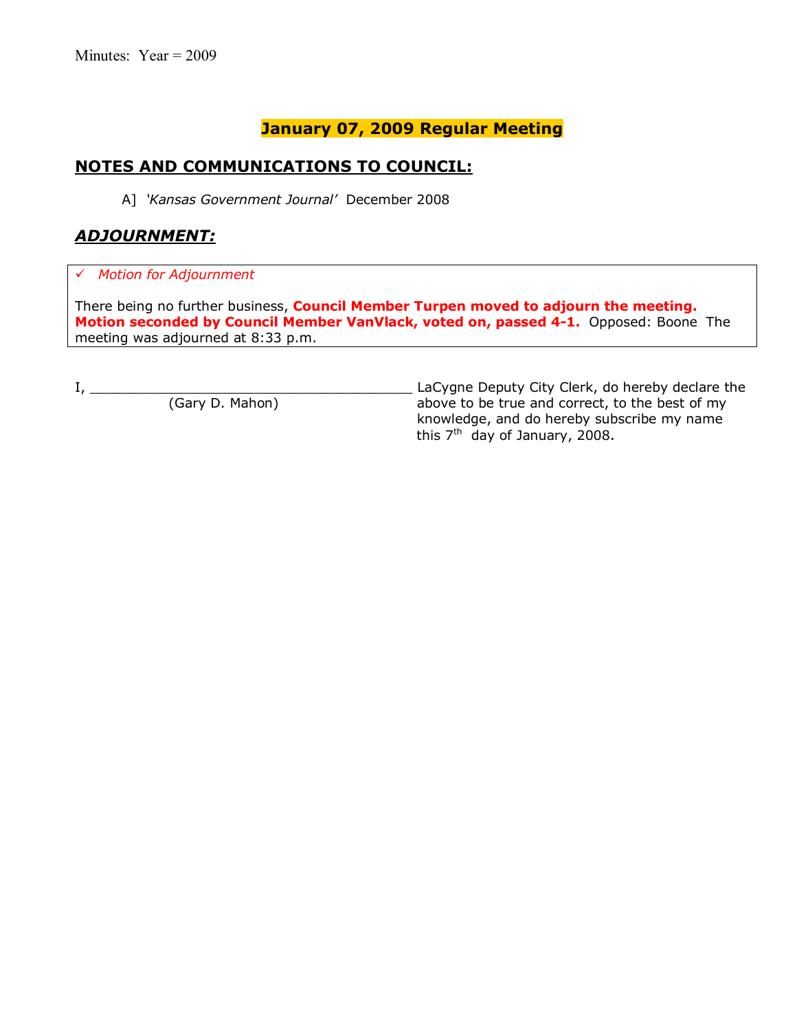Minutes: Year = 2009

## January 07, 2009 Regular Meeting

## NOTES AND COMMUNICATIONS TO COUNCIL:

A] *'Kansas Government Journal'* December 2008

## ***ADJOURNMENT:***

✓ *Motion for Adjournment*

There being no further business, **Council Member Turpen moved to adjourn the meeting. Motion seconded by Council Member VanVlack, voted on, passed 4-1.** Opposed: Boone The meeting was adjourned at 8:33 p.m.

I, ________________________________________ LaCygne Deputy City Clerk, do hereby declare the above to be true and correct, to the best of my knowledge, and do hereby subscribe my name this 7th day of January, 2008.

(Gary D. Mahon)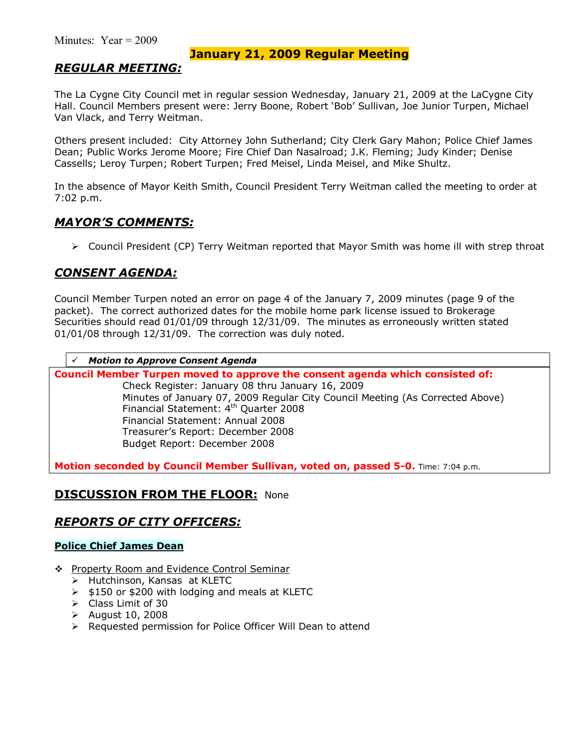Minutes: Year = 2009

# January 21, 2009 Regular Meeting

## ***REGULAR MEETING:***

The La Cygne City Council met in regular session Wednesday, January 21, 2009 at the LaCygne City Hall. Council Members present were: Jerry Boone, Robert 'Bob' Sullivan, Joe Junior Turpen, Michael Van Vlack, and Terry Weitman.

Others present included: City Attorney John Sutherland; City Clerk Gary Mahon; Police Chief James Dean; Public Works Jerome Moore; Fire Chief Dan Nasalroad; J.K. Fleming; Judy Kinder; Denise Cassells; Leroy Turpen; Robert Turpen; Fred Meisel, Linda Meisel, and Mike Shultz.

In the absence of Mayor Keith Smith, Council President Terry Weitman called the meeting to order at 7:02 p.m.

## ***MAYOR'S COMMENTS:***

- Council President (CP) Terry Weitman reported that Mayor Smith was home ill with strep throat

## ***CONSENT AGENDA:***

Council Member Turpen noted an error on page 4 of the January 7, 2009 minutes (page 9 of the packet). The correct authorized dates for the mobile home park license issued to Brokerage Securities should read 01/01/09 through 12/31/09. The minutes as erroneously written stated 01/01/08 through 12/31/09. The correction was duly noted.

✓ ***Motion to Approve Consent Agenda***

**Council Member Turpen moved to approve the consent agenda which consisted of:**

Check Register: January 08 thru January 16, 2009
Minutes of January 07, 2009 Regular City Council Meeting (As Corrected Above)
Financial Statement: 4th Quarter 2008
Financial Statement: Annual 2008
Treasurer's Report: December 2008
Budget Report: December 2008

**Motion seconded by Council Member Sullivan, voted on, passed 5-0.** Time: 7:04 p.m.

## **DISCUSSION FROM THE FLOOR:** None

## ***REPORTS OF CITY OFFICERS:***

### **Police Chief James Dean**

- Property Room and Evidence Control Seminar
  - Hutchinson, Kansas at KLETC
  - $150 or $200 with lodging and meals at KLETC
  - Class Limit of 30
  - August 10, 2008
  - Requested permission for Police Officer Will Dean to attend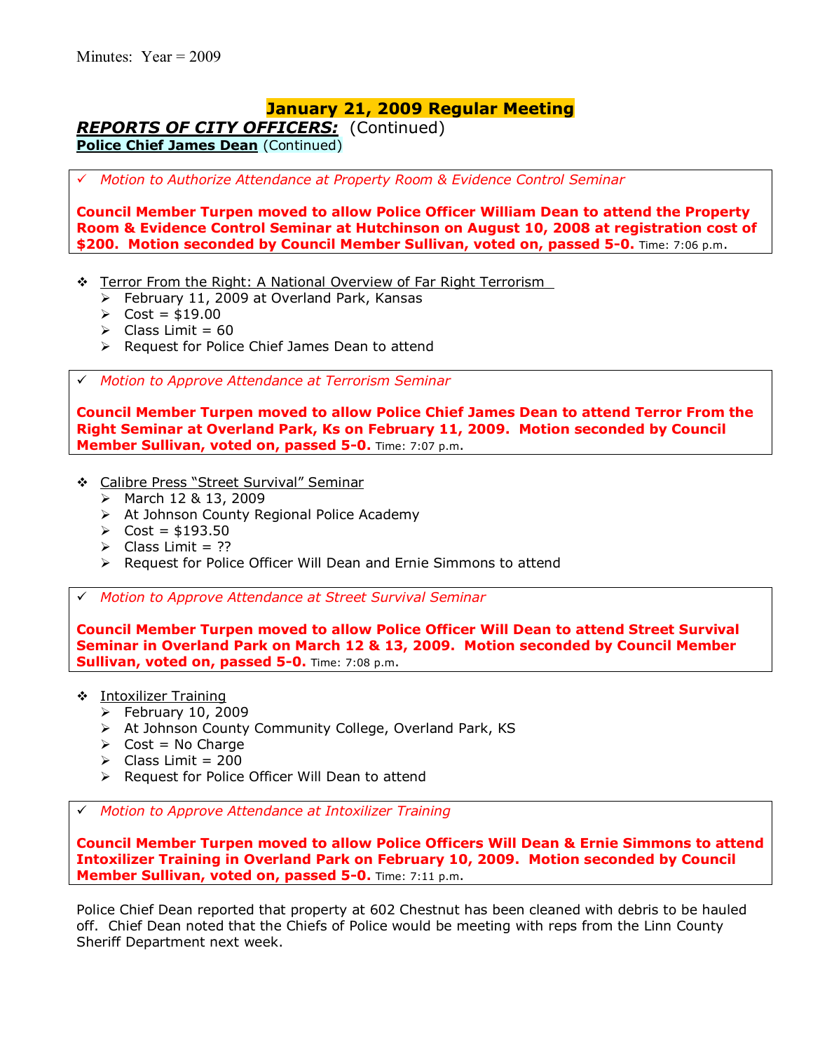Minutes: Year = 2009

## January 21, 2009 Regular Meeting

***REPORTS OF CITY OFFICERS:*** (Continued)

**Police Chief James Dean** (Continued)

✓ *Motion to Authorize Attendance at Property Room & Evidence Control Seminar*

**Council Member Turpen moved to allow Police Officer William Dean to attend the Property Room & Evidence Control Seminar at Hutchinson on August 10, 2008 at registration cost of $200. Motion seconded by Council Member Sullivan, voted on, passed 5-0.** Time: 7:06 p.m.

- Terror From the Right: A National Overview of Far Right Terrorism
  - February 11, 2009 at Overland Park, Kansas
  - Cost = $19.00
  - Class Limit = 60
  - Request for Police Chief James Dean to attend

✓ *Motion to Approve Attendance at Terrorism Seminar*

**Council Member Turpen moved to allow Police Chief James Dean to attend Terror From the Right Seminar at Overland Park, Ks on February 11, 2009. Motion seconded by Council Member Sullivan, voted on, passed 5-0.** Time: 7:07 p.m.

- Calibre Press "Street Survival" Seminar
  - March 12 & 13, 2009
  - At Johnson County Regional Police Academy
  - Cost = $193.50
  - Class Limit = ??
  - Request for Police Officer Will Dean and Ernie Simmons to attend

✓ *Motion to Approve Attendance at Street Survival Seminar*

**Council Member Turpen moved to allow Police Officer Will Dean to attend Street Survival Seminar in Overland Park on March 12 & 13, 2009. Motion seconded by Council Member Sullivan, voted on, passed 5-0.** Time: 7:08 p.m.

- Intoxilizer Training
  - February 10, 2009
  - At Johnson County Community College, Overland Park, KS
  - Cost = No Charge
  - Class Limit = 200
  - Request for Police Officer Will Dean to attend

✓ *Motion to Approve Attendance at Intoxilizer Training*

**Council Member Turpen moved to allow Police Officers Will Dean & Ernie Simmons to attend Intoxilizer Training in Overland Park on February 10, 2009. Motion seconded by Council Member Sullivan, voted on, passed 5-0.** Time: 7:11 p.m.

Police Chief Dean reported that property at 602 Chestnut has been cleaned with debris to be hauled off. Chief Dean noted that the Chiefs of Police would be meeting with reps from the Linn County Sheriff Department next week.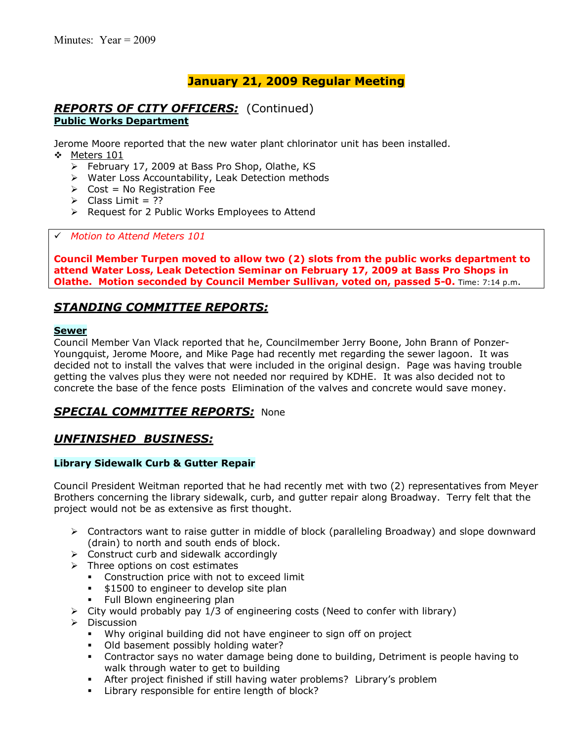Minutes: Year = 2009

## January 21, 2009 Regular Meeting

### *REPORTS OF CITY OFFICERS:* (Continued)

**Public Works Department**

Jerome Moore reported that the new water plant chlorinator unit has been installed.

- Meters 101
  - February 17, 2009 at Bass Pro Shop, Olathe, KS
  - Water Loss Accountability, Leak Detection methods
  - Cost = No Registration Fee
  - Class Limit = ??
  - Request for 2 Public Works Employees to Attend

✓ *Motion to Attend Meters 101*

**Council Member Turpen moved to allow two (2) slots from the public works department to attend Water Loss, Leak Detection Seminar on February 17, 2009 at Bass Pro Shops in Olathe. Motion seconded by Council Member Sullivan, voted on, passed 5-0.** Time: 7:14 p.m.

### *STANDING COMMITTEE REPORTS:*

**Sewer**

Council Member Van Vlack reported that he, Councilmember Jerry Boone, John Brann of Ponzer-Youngquist, Jerome Moore, and Mike Page had recently met regarding the sewer lagoon. It was decided not to install the valves that were included in the original design. Page was having trouble getting the valves plus they were not needed nor required by KDHE. It was also decided not to concrete the base of the fence posts Elimination of the valves and concrete would save money.

### *SPECIAL COMMITTEE REPORTS:* None

### *UNFINISHED BUSINESS:*

**Library Sidewalk Curb & Gutter Repair**

Council President Weitman reported that he had recently met with two (2) representatives from Meyer Brothers concerning the library sidewalk, curb, and gutter repair along Broadway. Terry felt that the project would not be as extensive as first thought.

- Contractors want to raise gutter in middle of block (paralleling Broadway) and slope downward (drain) to north and south ends of block.
- Construct curb and sidewalk accordingly
- Three options on cost estimates
  - Construction price with not to exceed limit
  - $1500 to engineer to develop site plan
  - Full Blown engineering plan
- City would probably pay 1/3 of engineering costs (Need to confer with library)
- Discussion
  - Why original building did not have engineer to sign off on project
  - Old basement possibly holding water?
  - Contractor says no water damage being done to building, Detriment is people having to walk through water to get to building
  - After project finished if still having water problems? Library's problem
  - Library responsible for entire length of block?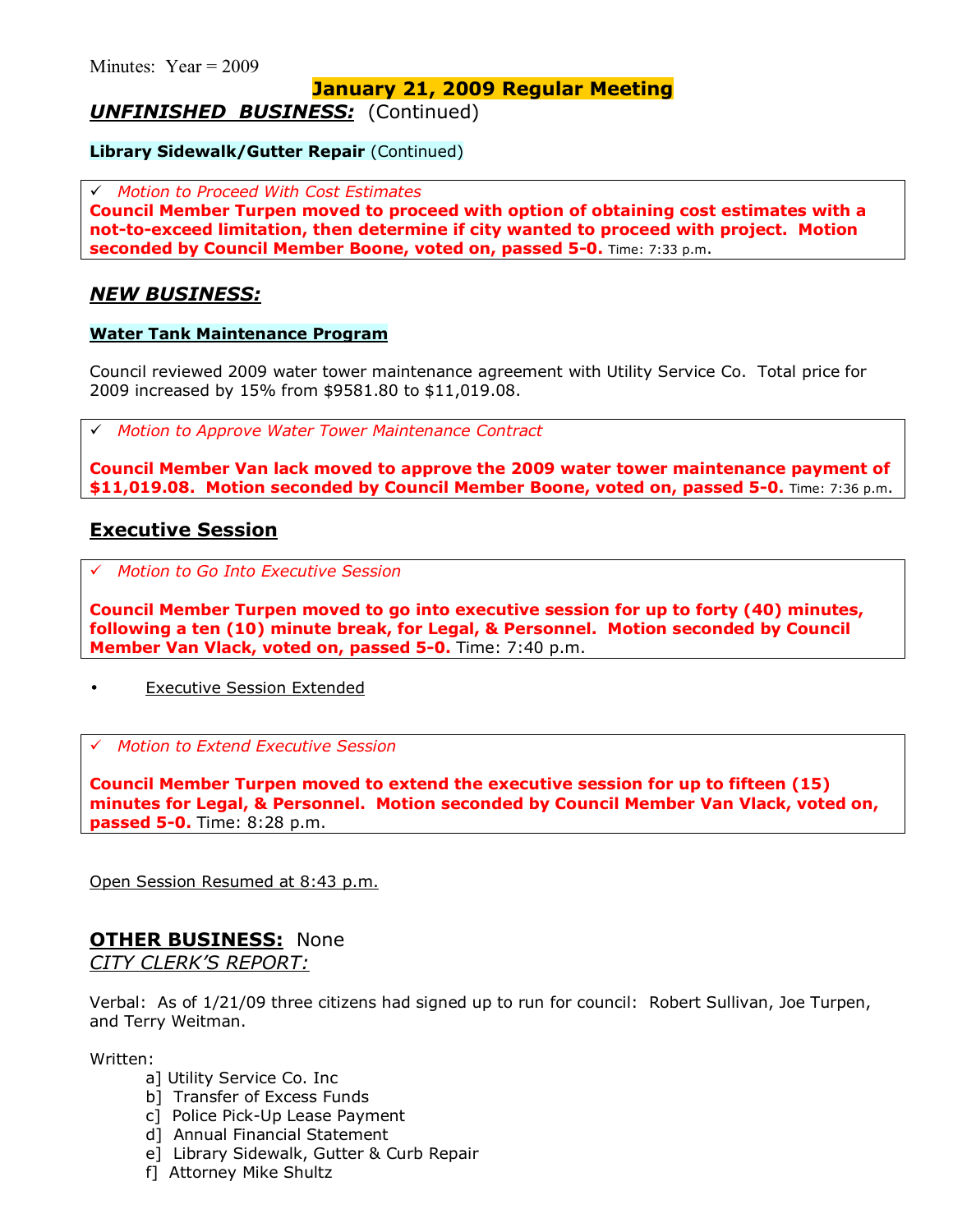Minutes: Year = 2009

## January 21, 2009 Regular Meeting

***UNFINISHED BUSINESS:*** (Continued)

**Library Sidewalk/Gutter Repair** (Continued)

✓ *Motion to Proceed With Cost Estimates*

**Council Member Turpen moved to proceed with option of obtaining cost estimates with a not-to-exceed limitation, then determine if city wanted to proceed with project. Motion seconded by Council Member Boone, voted on, passed 5-0.** Time: 7:33 p.m.

## ***NEW BUSINESS:***

**Water Tank Maintenance Program**

Council reviewed 2009 water tower maintenance agreement with Utility Service Co. Total price for 2009 increased by 15% from $9581.80 to $11,019.08.

✓ *Motion to Approve Water Tower Maintenance Contract*

**Council Member Van lack moved to approve the 2009 water tower maintenance payment of $11,019.08. Motion seconded by Council Member Boone, voted on, passed 5-0.** Time: 7:36 p.m.

## Executive Session

✓ *Motion to Go Into Executive Session*

**Council Member Turpen moved to go into executive session for up to forty (40) minutes, following a ten (10) minute break, for Legal, & Personnel. Motion seconded by Council Member Van Vlack, voted on, passed 5-0.** Time: 7:40 p.m.

- Executive Session Extended

✓ *Motion to Extend Executive Session*

**Council Member Turpen moved to extend the executive session for up to fifteen (15) minutes for Legal, & Personnel. Motion seconded by Council Member Van Vlack, voted on, passed 5-0.** Time: 8:28 p.m.

Open Session Resumed at 8:43 p.m.

**OTHER BUSINESS:** None

*CITY CLERK'S REPORT:*

Verbal: As of 1/21/09 three citizens had signed up to run for council: Robert Sullivan, Joe Turpen, and Terry Weitman.

Written:

a] Utility Service Co. Inc
b] Transfer of Excess Funds
c] Police Pick-Up Lease Payment
d] Annual Financial Statement
e] Library Sidewalk, Gutter & Curb Repair
f] Attorney Mike Shultz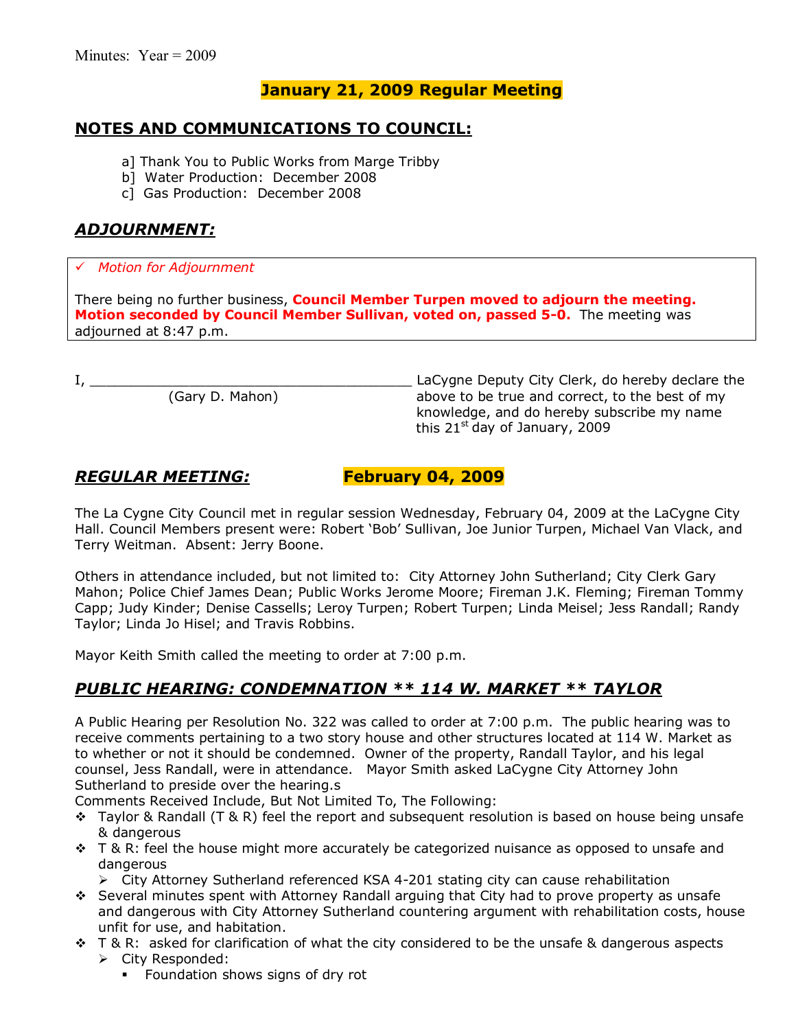Minutes: Year = 2009

## January 21, 2009 Regular Meeting

## NOTES AND COMMUNICATIONS TO COUNCIL:

a] Thank You to Public Works from Marge Tribby
b] Water Production: December 2008
c] Gas Production: December 2008

## *ADJOURNMENT:*

✓ *Motion for Adjournment*

There being no further business, **Council Member Turpen moved to adjourn the meeting. Motion seconded by Council Member Sullivan, voted on, passed 5-0.** The meeting was adjourned at 8:47 p.m.

I, ________________________________________ LaCygne Deputy City Clerk, do hereby declare the above to be true and correct, to the best of my knowledge, and do hereby subscribe my name this 21st day of January, 2009
(Gary D. Mahon)

## *REGULAR MEETING:* February 04, 2009

The La Cygne City Council met in regular session Wednesday, February 04, 2009 at the LaCygne City Hall. Council Members present were: Robert 'Bob' Sullivan, Joe Junior Turpen, Michael Van Vlack, and Terry Weitman. Absent: Jerry Boone.

Others in attendance included, but not limited to: City Attorney John Sutherland; City Clerk Gary Mahon; Police Chief James Dean; Public Works Jerome Moore; Fireman J.K. Fleming; Fireman Tommy Capp; Judy Kinder; Denise Cassells; Leroy Turpen; Robert Turpen; Linda Meisel; Jess Randall; Randy Taylor; Linda Jo Hisel; and Travis Robbins.

Mayor Keith Smith called the meeting to order at 7:00 p.m.

## *PUBLIC HEARING: CONDEMNATION ** 114 W. MARKET ** TAYLOR*

A Public Hearing per Resolution No. 322 was called to order at 7:00 p.m. The public hearing was to receive comments pertaining to a two story house and other structures located at 114 W. Market as to whether or not it should be condemned. Owner of the property, Randall Taylor, and his legal counsel, Jess Randall, were in attendance. Mayor Smith asked LaCygne City Attorney John Sutherland to preside over the hearing.s
Comments Received Include, But Not Limited To, The Following:

- Taylor & Randall (T & R) feel the report and subsequent resolution is based on house being unsafe & dangerous
- T & R: feel the house might more accurately be categorized nuisance as opposed to unsafe and dangerous
  - City Attorney Sutherland referenced KSA 4-201 stating city can cause rehabilitation
- Several minutes spent with Attorney Randall arguing that City had to prove property as unsafe and dangerous with City Attorney Sutherland countering argument with rehabilitation costs, house unfit for use, and habitation.
- T & R: asked for clarification of what the city considered to be the unsafe & dangerous aspects
  - City Responded:
    - Foundation shows signs of dry rot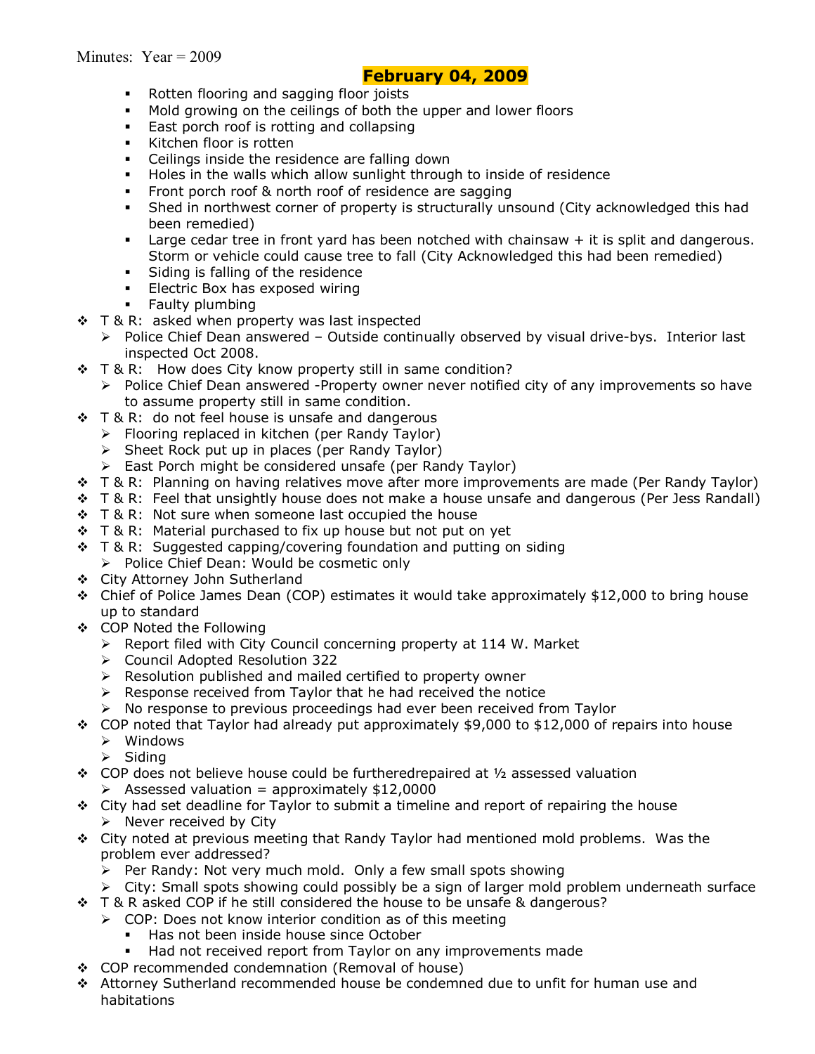Minutes: Year = 2009

## February 04, 2009

- Rotten flooring and sagging floor joists
- Mold growing on the ceilings of both the upper and lower floors
- East porch roof is rotting and collapsing
- Kitchen floor is rotten
- Ceilings inside the residence are falling down
- Holes in the walls which allow sunlight through to inside of residence
- Front porch roof & north roof of residence are sagging
- Shed in northwest corner of property is structurally unsound (City acknowledged this had been remedied)
- Large cedar tree in front yard has been notched with chainsaw + it is split and dangerous. Storm or vehicle could cause tree to fall (City Acknowledged this had been remedied)
- Siding is falling of the residence
- Electric Box has exposed wiring
- Faulty plumbing

- T & R: asked when property was last inspected
  - Police Chief Dean answered – Outside continually observed by visual drive-bys. Interior last inspected Oct 2008.
- T & R: How does City know property still in same condition?
  - Police Chief Dean answered -Property owner never notified city of any improvements so have to assume property still in same condition.
- T & R: do not feel house is unsafe and dangerous
  - Flooring replaced in kitchen (per Randy Taylor)
  - Sheet Rock put up in places (per Randy Taylor)
  - East Porch might be considered unsafe (per Randy Taylor)
- T & R: Planning on having relatives move after more improvements are made (Per Randy Taylor)
- T & R: Feel that unsightly house does not make a house unsafe and dangerous (Per Jess Randall)
- T & R: Not sure when someone last occupied the house
- T & R: Material purchased to fix up house but not put on yet
- T & R: Suggested capping/covering foundation and putting on siding
  - Police Chief Dean: Would be cosmetic only
- City Attorney John Sutherland
- Chief of Police James Dean (COP) estimates it would take approximately $12,000 to bring house up to standard
- COP Noted the Following
  - Report filed with City Council concerning property at 114 W. Market
  - Council Adopted Resolution 322
  - Resolution published and mailed certified to property owner
  - Response received from Taylor that he had received the notice
  - No response to previous proceedings had ever been received from Taylor
- COP noted that Taylor had already put approximately $9,000 to $12,000 of repairs into house
  - Windows
  - Siding
- COP does not believe house could be furtheredrepaired at ½ assessed valuation
  - Assessed valuation = approximately $12,0000
- City had set deadline for Taylor to submit a timeline and report of repairing the house
  - Never received by City
- City noted at previous meeting that Randy Taylor had mentioned mold problems. Was the problem ever addressed?
  - Per Randy: Not very much mold. Only a few small spots showing
  - City: Small spots showing could possibly be a sign of larger mold problem underneath surface
- T & R asked COP if he still considered the house to be unsafe & dangerous?
  - COP: Does not know interior condition as of this meeting
    - Has not been inside house since October
    - Had not received report from Taylor on any improvements made
- COP recommended condemnation (Removal of house)
- Attorney Sutherland recommended house be condemned due to unfit for human use and habitations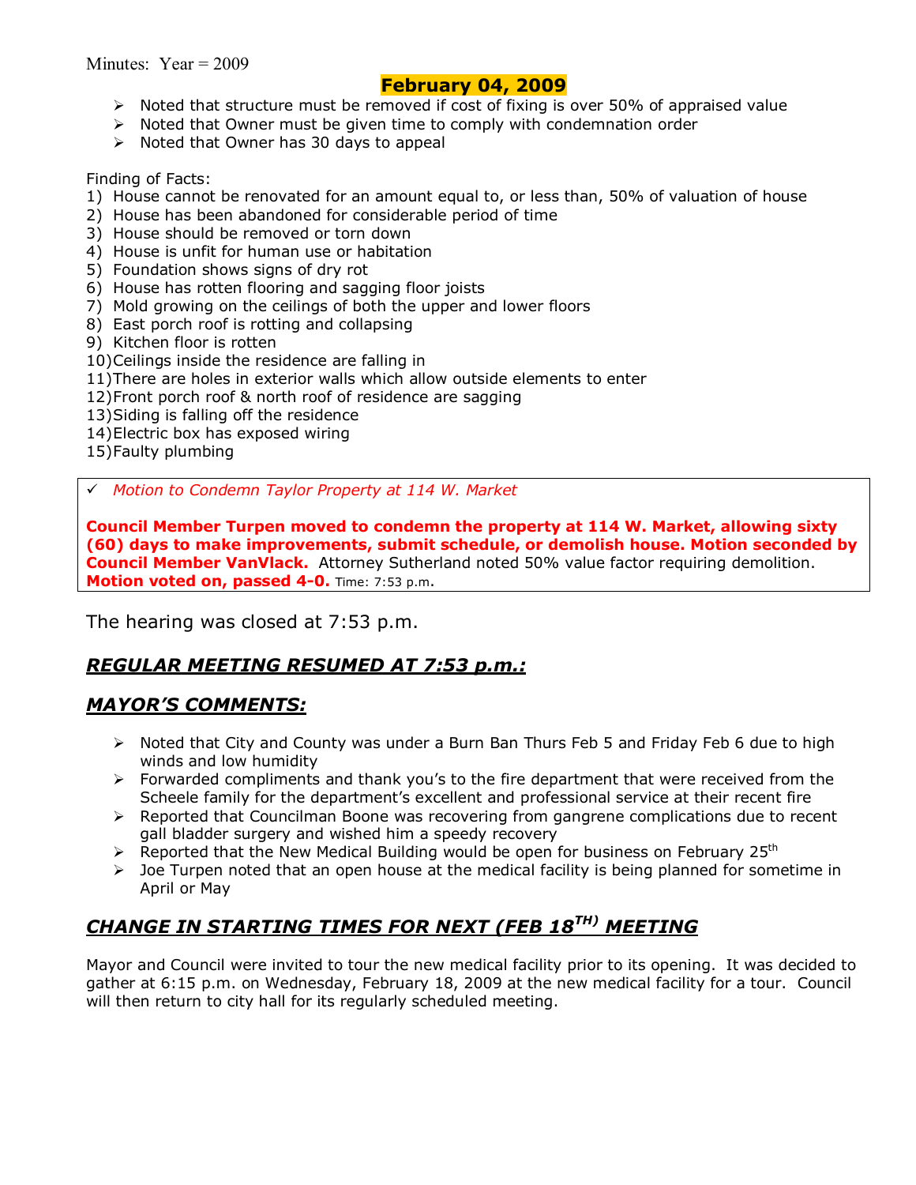Minutes: Year = 2009

**February 04, 2009**

- Noted that structure must be removed if cost of fixing is over 50% of appraised value
- Noted that Owner must be given time to comply with condemnation order
- Noted that Owner has 30 days to appeal

Finding of Facts:

1) House cannot be renovated for an amount equal to, or less than, 50% of valuation of house
2) House has been abandoned for considerable period of time
3) House should be removed or torn down
4) House is unfit for human use or habitation
5) Foundation shows signs of dry rot
6) House has rotten flooring and sagging floor joists
7) Mold growing on the ceilings of both the upper and lower floors
8) East porch roof is rotting and collapsing
9) Kitchen floor is rotten
10) Ceilings inside the residence are falling in
11) There are holes in exterior walls which allow outside elements to enter
12) Front porch roof & north roof of residence are sagging
13) Siding is falling off the residence
14) Electric box has exposed wiring
15) Faulty plumbing

✓ *Motion to Condemn Taylor Property at 114 W. Market*

**Council Member Turpen moved to condemn the property at 114 W. Market, allowing sixty (60) days to make improvements, submit schedule, or demolish house. Motion seconded by Council Member VanVlack.** Attorney Sutherland noted 50% value factor requiring demolition. **Motion voted on, passed 4-0.** Time: 7:53 p.m.

The hearing was closed at 7:53 p.m.

## ***REGULAR MEETING RESUMED AT 7:53 p.m.:***

## ***MAYOR'S COMMENTS:***

- Noted that City and County was under a Burn Ban Thurs Feb 5 and Friday Feb 6 due to high winds and low humidity
- Forwarded compliments and thank you's to the fire department that were received from the Scheele family for the department's excellent and professional service at their recent fire
- Reported that Councilman Boone was recovering from gangrene complications due to recent gall bladder surgery and wished him a speedy recovery
- Reported that the New Medical Building would be open for business on February 25th
- Joe Turpen noted that an open house at the medical facility is being planned for sometime in April or May

## ***CHANGE IN STARTING TIMES FOR NEXT (FEB 18TH) MEETING***

Mayor and Council were invited to tour the new medical facility prior to its opening. It was decided to gather at 6:15 p.m. on Wednesday, February 18, 2009 at the new medical facility for a tour. Council will then return to city hall for its regularly scheduled meeting.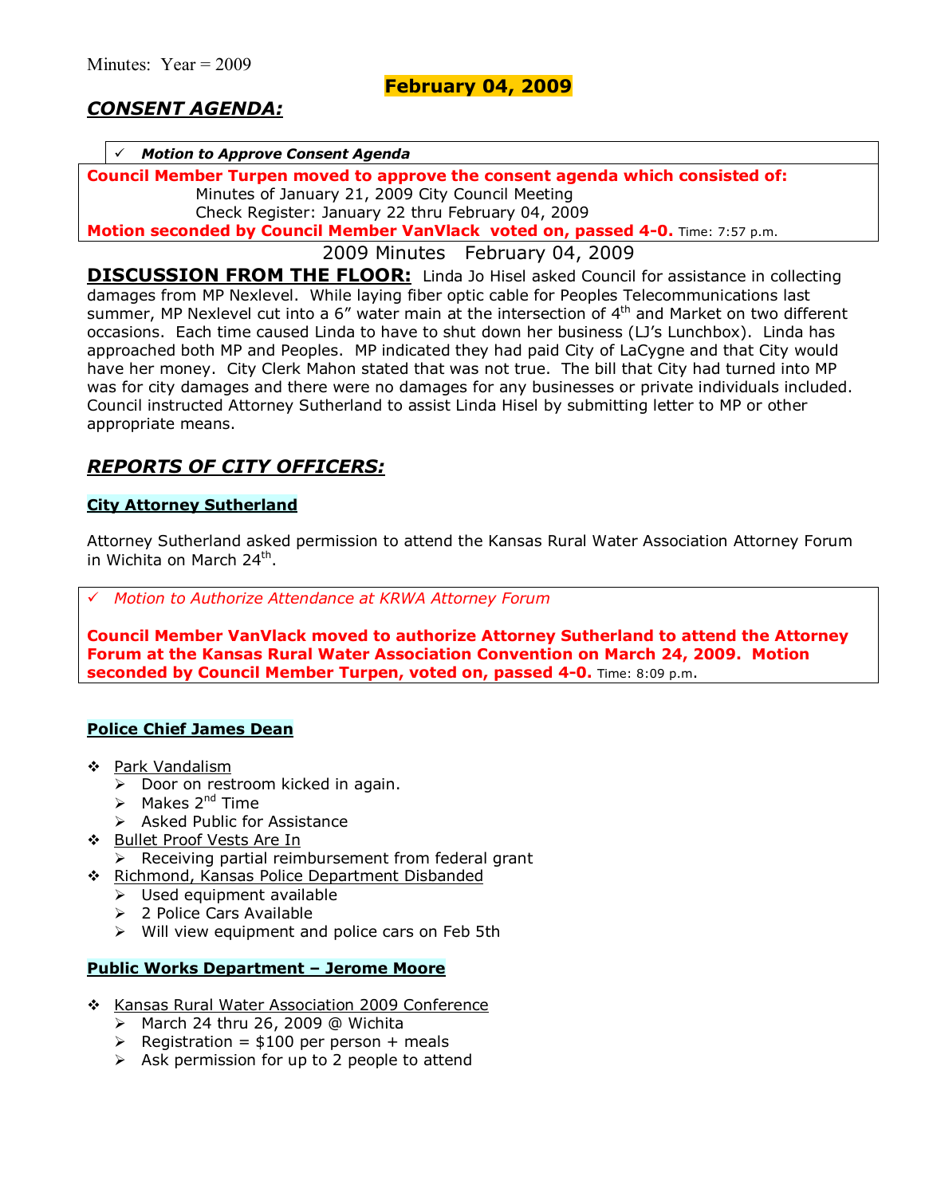Minutes: Year = 2009

**February 04, 2009**

## *CONSENT AGENDA:*

✓ ***Motion to Approve Consent Agenda***

**Council Member Turpen moved to approve the consent agenda which consisted of:**
Minutes of January 21, 2009 City Council Meeting
Check Register: January 22 thru February 04, 2009
**Motion seconded by Council Member VanVlack voted on, passed 4-0.** Time: 7:57 p.m.

2009 Minutes February 04, 2009

**DISCUSSION FROM THE FLOOR:** Linda Jo Hisel asked Council for assistance in collecting damages from MP Nexlevel. While laying fiber optic cable for Peoples Telecommunications last summer, MP Nexlevel cut into a 6" water main at the intersection of 4th and Market on two different occasions. Each time caused Linda to have to shut down her business (LJ's Lunchbox). Linda has approached both MP and Peoples. MP indicated they had paid City of LaCygne and that City would have her money. City Clerk Mahon stated that was not true. The bill that City had turned into MP was for city damages and there were no damages for any businesses or private individuals included. Council instructed Attorney Sutherland to assist Linda Hisel by submitting letter to MP or other appropriate means.

## *REPORTS OF CITY OFFICERS:*

### City Attorney Sutherland

Attorney Sutherland asked permission to attend the Kansas Rural Water Association Attorney Forum in Wichita on March 24th.

✓ *Motion to Authorize Attendance at KRWA Attorney Forum*

**Council Member VanVlack moved to authorize Attorney Sutherland to attend the Attorney Forum at the Kansas Rural Water Association Convention on March 24, 2009. Motion seconded by Council Member Turpen, voted on, passed 4-0.** Time: 8:09 p.m.

### Police Chief James Dean

- Park Vandalism
  - Door on restroom kicked in again.
  - Makes 2nd Time
  - Asked Public for Assistance
- Bullet Proof Vests Are In
  - Receiving partial reimbursement from federal grant
- Richmond, Kansas Police Department Disbanded
  - Used equipment available
  - 2 Police Cars Available
  - Will view equipment and police cars on Feb 5th

### Public Works Department – Jerome Moore

- Kansas Rural Water Association 2009 Conference
  - March 24 thru 26, 2009 @ Wichita
  - Registration = $100 per person + meals
  - Ask permission for up to 2 people to attend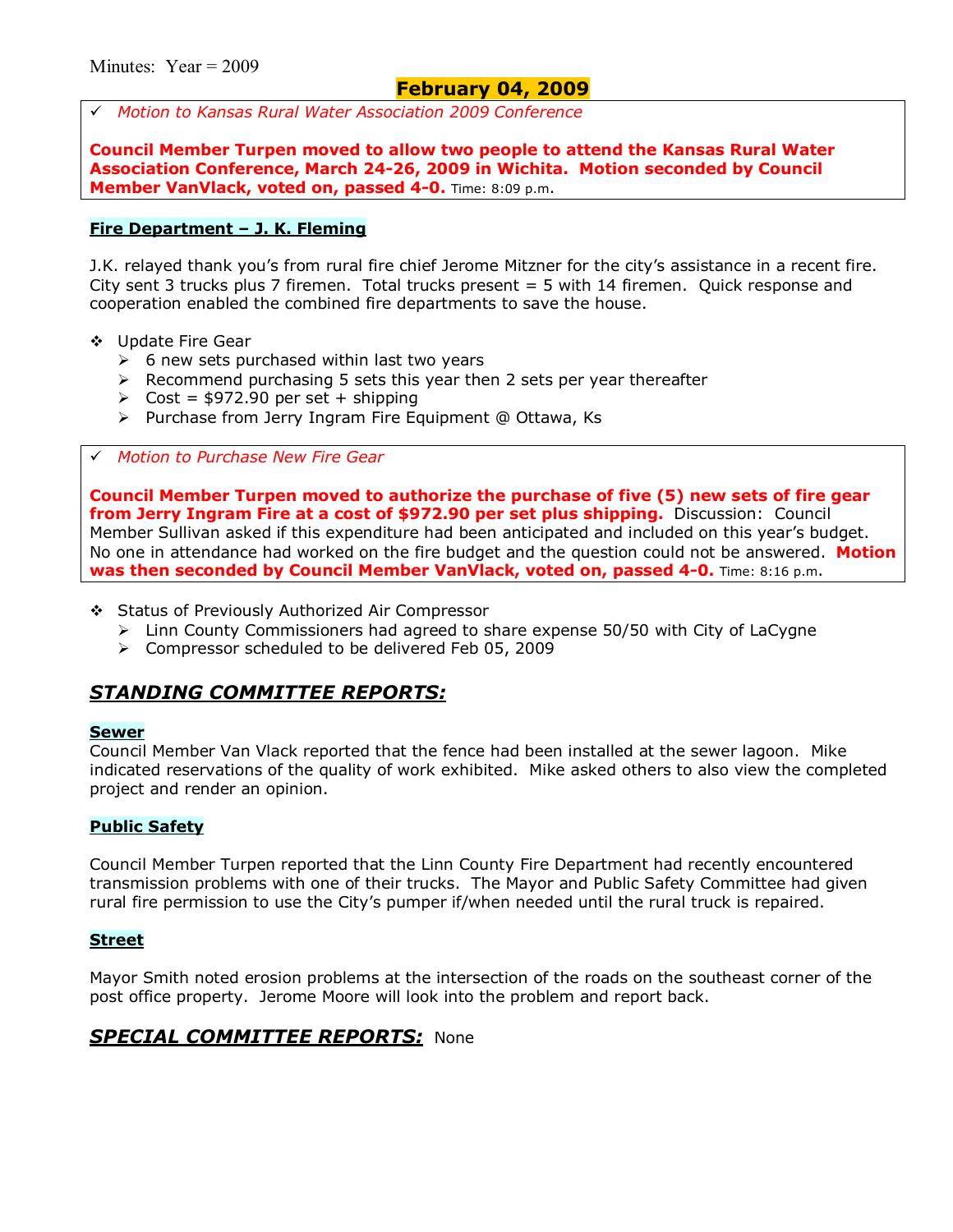Minutes: Year = 2009

## February 04, 2009

✓ *Motion to Kansas Rural Water Association 2009 Conference*

**Council Member Turpen moved to allow two people to attend the Kansas Rural Water Association Conference, March 24-26, 2009 in Wichita. Motion seconded by Council Member VanVlack, voted on, passed 4-0.** Time: 8:09 p.m.

### Fire Department – J. K. Fleming

J.K. relayed thank you's from rural fire chief Jerome Mitzner for the city's assistance in a recent fire. City sent 3 trucks plus 7 firemen. Total trucks present = 5 with 14 firemen. Quick response and cooperation enabled the combined fire departments to save the house.

- Update Fire Gear
  - 6 new sets purchased within last two years
  - Recommend purchasing 5 sets this year then 2 sets per year thereafter
  - Cost = $972.90 per set + shipping
  - Purchase from Jerry Ingram Fire Equipment @ Ottawa, Ks

✓ *Motion to Purchase New Fire Gear*

**Council Member Turpen moved to authorize the purchase of five (5) new sets of fire gear from Jerry Ingram Fire at a cost of $972.90 per set plus shipping.** Discussion: Council Member Sullivan asked if this expenditure had been anticipated and included on this year's budget. No one in attendance had worked on the fire budget and the question could not be answered. **Motion was then seconded by Council Member VanVlack, voted on, passed 4-0.** Time: 8:16 p.m.

- Status of Previously Authorized Air Compressor
  - Linn County Commissioners had agreed to share expense 50/50 with City of LaCygne
  - Compressor scheduled to be delivered Feb 05, 2009

## *STANDING COMMITTEE REPORTS:*

### Sewer

Council Member Van Vlack reported that the fence had been installed at the sewer lagoon. Mike indicated reservations of the quality of work exhibited. Mike asked others to also view the completed project and render an opinion.

### Public Safety

Council Member Turpen reported that the Linn County Fire Department had recently encountered transmission problems with one of their trucks. The Mayor and Public Safety Committee had given rural fire permission to use the City's pumper if/when needed until the rural truck is repaired.

### Street

Mayor Smith noted erosion problems at the intersection of the roads on the southeast corner of the post office property. Jerome Moore will look into the problem and report back.

## *SPECIAL COMMITTEE REPORTS:* None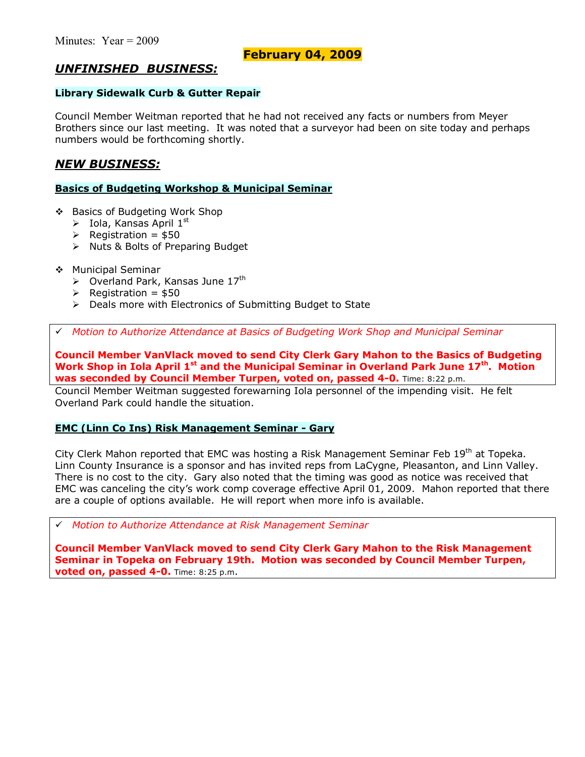Minutes: Year = 2009

**February 04, 2009**

## ***UNFINISHED BUSINESS:***

**Library Sidewalk Curb & Gutter Repair**

Council Member Weitman reported that he had not received any facts or numbers from Meyer Brothers since our last meeting. It was noted that a surveyor had been on site today and perhaps numbers would be forthcoming shortly.

## ***NEW BUSINESS:***

**Basics of Budgeting Workshop & Municipal Seminar**

- Basics of Budgeting Work Shop
  - Iola, Kansas April 1st
  - Registration = $50
  - Nuts & Bolts of Preparing Budget
- Municipal Seminar
  - Overland Park, Kansas June 17th
  - Registration = $50
  - Deals more with Electronics of Submitting Budget to State

✓ *Motion to Authorize Attendance at Basics of Budgeting Work Shop and Municipal Seminar*

**Council Member VanVlack moved to send City Clerk Gary Mahon to the Basics of Budgeting Work Shop in Iola April 1st and the Municipal Seminar in Overland Park June 17th. Motion was seconded by Council Member Turpen, voted on, passed 4-0.** Time: 8:22 p.m.

Council Member Weitman suggested forewarning Iola personnel of the impending visit. He felt Overland Park could handle the situation.

**EMC (Linn Co Ins) Risk Management Seminar - Gary**

City Clerk Mahon reported that EMC was hosting a Risk Management Seminar Feb 19th at Topeka. Linn County Insurance is a sponsor and has invited reps from LaCygne, Pleasanton, and Linn Valley. There is no cost to the city. Gary also noted that the timing was good as notice was received that EMC was canceling the city's work comp coverage effective April 01, 2009. Mahon reported that there are a couple of options available. He will report when more info is available.

✓ *Motion to Authorize Attendance at Risk Management Seminar*

**Council Member VanVlack moved to send City Clerk Gary Mahon to the Risk Management Seminar in Topeka on February 19th. Motion was seconded by Council Member Turpen, voted on, passed 4-0.** Time: 8:25 p.m.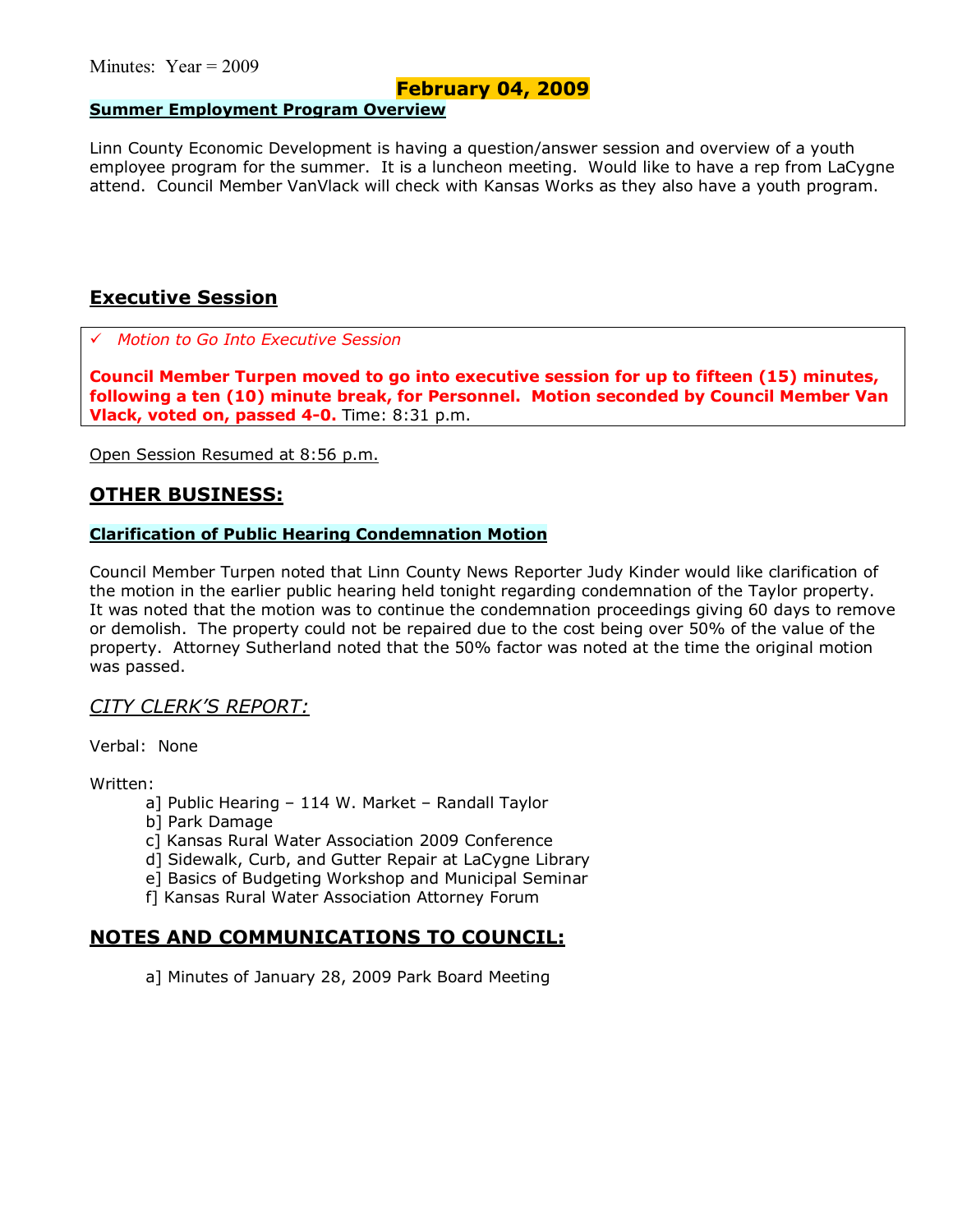Minutes: Year = 2009

## February 04, 2009

### Summer Employment Program Overview

Linn County Economic Development is having a question/answer session and overview of a youth employee program for the summer. It is a luncheon meeting. Would like to have a rep from LaCygne attend. Council Member VanVlack will check with Kansas Works as they also have a youth program.

## Executive Session

✓ *Motion to Go Into Executive Session*

**Council Member Turpen moved to go into executive session for up to fifteen (15) minutes, following a ten (10) minute break, for Personnel. Motion seconded by Council Member Van Vlack, voted on, passed 4-0.** Time: 8:31 p.m.

Open Session Resumed at 8:56 p.m.

## OTHER BUSINESS:

### Clarification of Public Hearing Condemnation Motion

Council Member Turpen noted that Linn County News Reporter Judy Kinder would like clarification of the motion in the earlier public hearing held tonight regarding condemnation of the Taylor property. It was noted that the motion was to continue the condemnation proceedings giving 60 days to remove or demolish. The property could not be repaired due to the cost being over 50% of the value of the property. Attorney Sutherland noted that the 50% factor was noted at the time the original motion was passed.

## *CITY CLERK'S REPORT:*

Verbal: None

Written:

- a] Public Hearing – 114 W. Market – Randall Taylor
- b] Park Damage
- c] Kansas Rural Water Association 2009 Conference
- d] Sidewalk, Curb, and Gutter Repair at LaCygne Library
- e] Basics of Budgeting Workshop and Municipal Seminar
- f] Kansas Rural Water Association Attorney Forum

## NOTES AND COMMUNICATIONS TO COUNCIL:

- a] Minutes of January 28, 2009 Park Board Meeting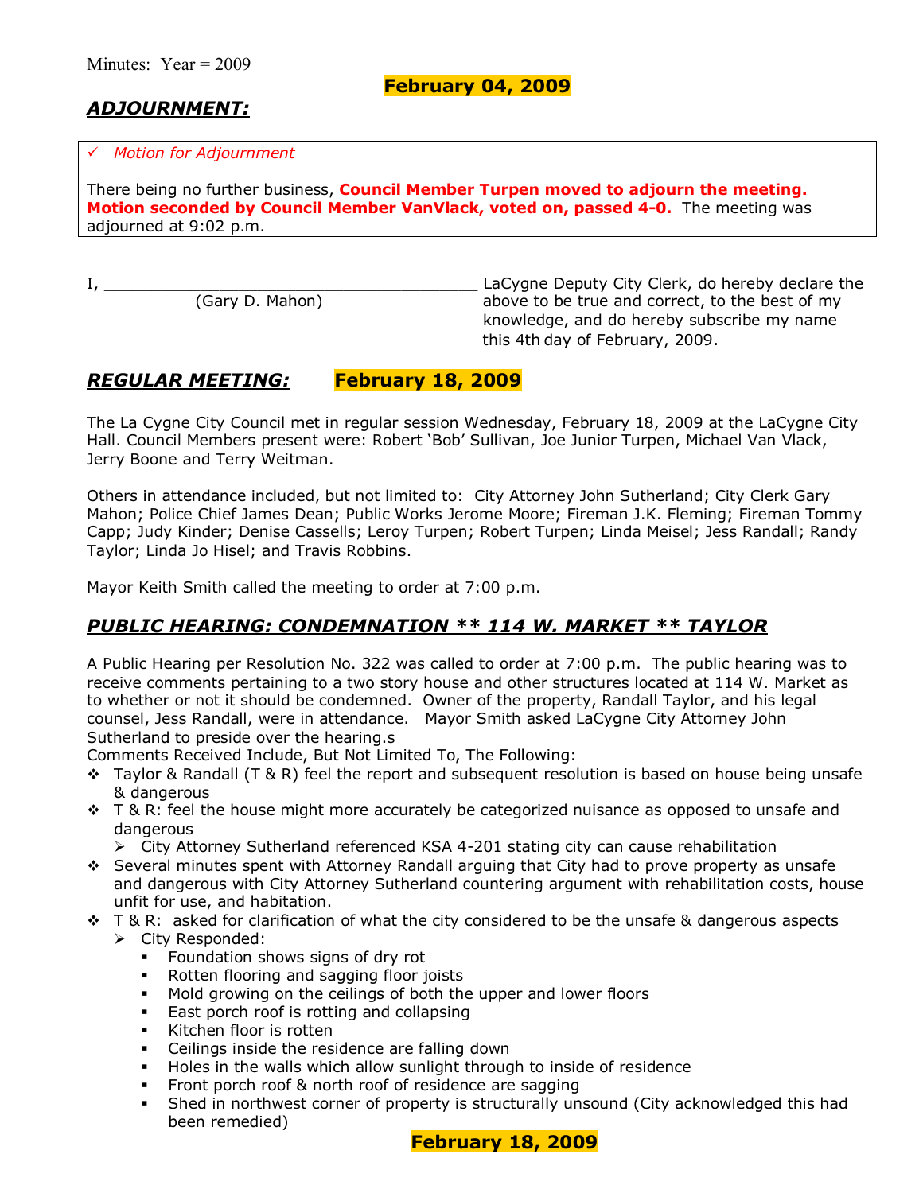Minutes: Year = 2009

**February 04, 2009**

## ***ADJOURNMENT:***

✓ *Motion for Adjournment*

There being no further business, **Council Member Turpen moved to adjourn the meeting. Motion seconded by Council Member VanVlack, voted on, passed 4-0.** The meeting was adjourned at 9:02 p.m.

I, ________________________________________ LaCygne Deputy City Clerk, do hereby declare the above to be true and correct, to the best of my knowledge, and do hereby subscribe my name this 4th day of February, 2009.

(Gary D. Mahon)

## ***REGULAR MEETING:*** **February 18, 2009**

The La Cygne City Council met in regular session Wednesday, February 18, 2009 at the LaCygne City Hall. Council Members present were: Robert 'Bob' Sullivan, Joe Junior Turpen, Michael Van Vlack, Jerry Boone and Terry Weitman.

Others in attendance included, but not limited to: City Attorney John Sutherland; City Clerk Gary Mahon; Police Chief James Dean; Public Works Jerome Moore; Fireman J.K. Fleming; Fireman Tommy Capp; Judy Kinder; Denise Cassells; Leroy Turpen; Robert Turpen; Linda Meisel; Jess Randall; Randy Taylor; Linda Jo Hisel; and Travis Robbins.

Mayor Keith Smith called the meeting to order at 7:00 p.m.

## ***PUBLIC HEARING: CONDEMNATION ** 114 W. MARKET ** TAYLOR***

A Public Hearing per Resolution No. 322 was called to order at 7:00 p.m. The public hearing was to receive comments pertaining to a two story house and other structures located at 114 W. Market as to whether or not it should be condemned. Owner of the property, Randall Taylor, and his legal counsel, Jess Randall, were in attendance. Mayor Smith asked LaCygne City Attorney John Sutherland to preside over the hearing.s

Comments Received Include, But Not Limited To, The Following:

- Taylor & Randall (T & R) feel the report and subsequent resolution is based on house being unsafe & dangerous
- T & R: feel the house might more accurately be categorized nuisance as opposed to unsafe and dangerous
  - City Attorney Sutherland referenced KSA 4-201 stating city can cause rehabilitation
- Several minutes spent with Attorney Randall arguing that City had to prove property as unsafe and dangerous with City Attorney Sutherland countering argument with rehabilitation costs, house unfit for use, and habitation.
- T & R: asked for clarification of what the city considered to be the unsafe & dangerous aspects
  - City Responded:
    - Foundation shows signs of dry rot
    - Rotten flooring and sagging floor joists
    - Mold growing on the ceilings of both the upper and lower floors
    - East porch roof is rotting and collapsing
    - Kitchen floor is rotten
    - Ceilings inside the residence are falling down
    - Holes in the walls which allow sunlight through to inside of residence
    - Front porch roof & north roof of residence are sagging
    - Shed in northwest corner of property is structurally unsound (City acknowledged this had been remedied)

**February 18, 2009**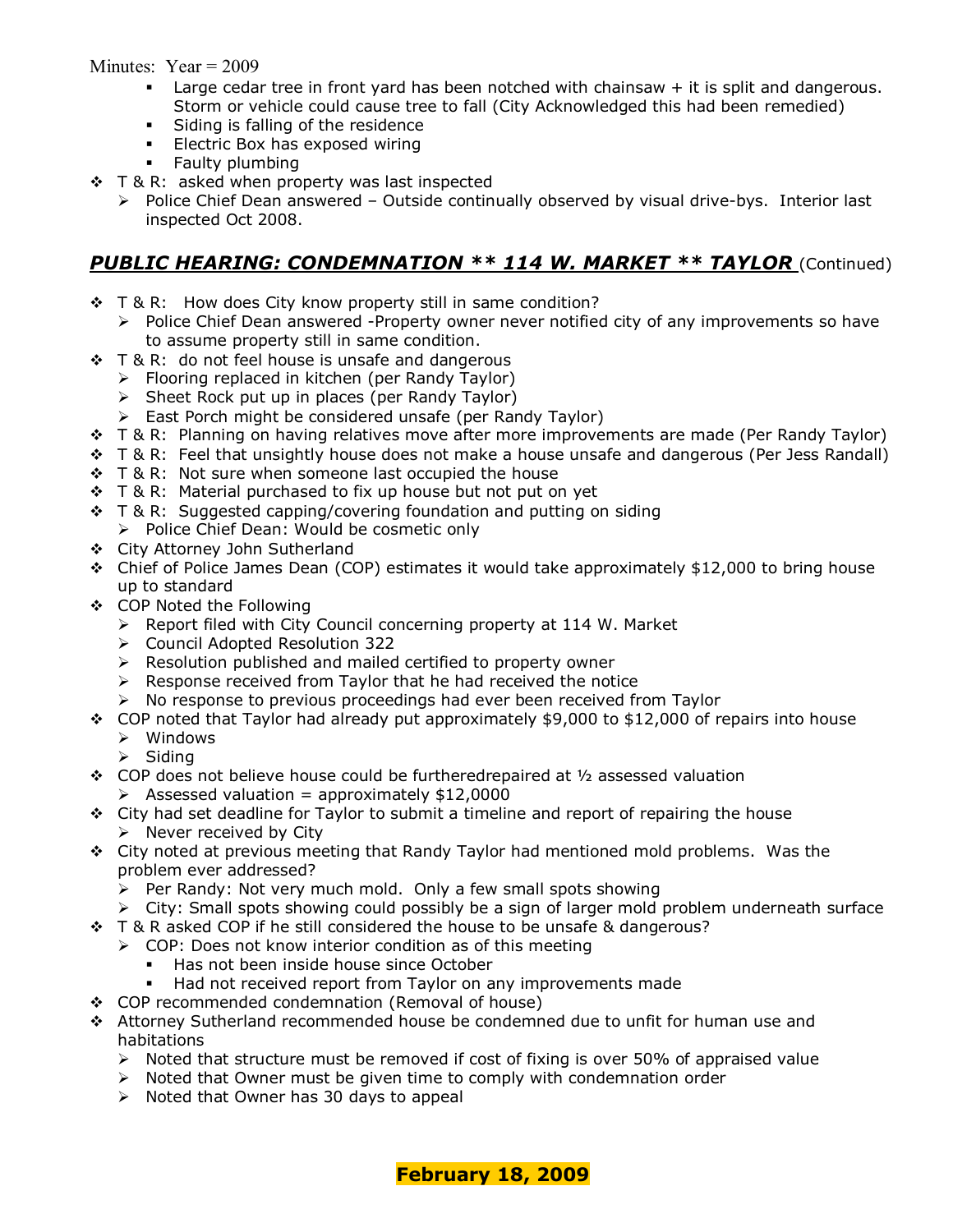- Large cedar tree in front yard has been notched with chainsaw + it is split and dangerous. Storm or vehicle could cause tree to fall (City Acknowledged this had been remedied)
- Siding is falling of the residence
- Electric Box has exposed wiring
- Faulty plumbing

- T & R: asked when property was last inspected
  - Police Chief Dean answered – Outside continually observed by visual drive-bys. Interior last inspected Oct 2008.

## ***PUBLIC HEARING: CONDEMNATION \*\* 114 W. MARKET \*\* TAYLOR*** (Continued)

- T & R: How does City know property still in same condition?
  - Police Chief Dean answered -Property owner never notified city of any improvements so have to assume property still in same condition.
- T & R: do not feel house is unsafe and dangerous
  - Flooring replaced in kitchen (per Randy Taylor)
  - Sheet Rock put up in places (per Randy Taylor)
  - East Porch might be considered unsafe (per Randy Taylor)
- T & R: Planning on having relatives move after more improvements are made (Per Randy Taylor)
- T & R: Feel that unsightly house does not make a house unsafe and dangerous (Per Jess Randall)
- T & R: Not sure when someone last occupied the house
- T & R: Material purchased to fix up house but not put on yet
- T & R: Suggested capping/covering foundation and putting on siding
  - Police Chief Dean: Would be cosmetic only
- City Attorney John Sutherland
- Chief of Police James Dean (COP) estimates it would take approximately $12,000 to bring house up to standard
- COP Noted the Following
  - Report filed with City Council concerning property at 114 W. Market
  - Council Adopted Resolution 322
  - Resolution published and mailed certified to property owner
  - Response received from Taylor that he had received the notice
  - No response to previous proceedings had ever been received from Taylor
- COP noted that Taylor had already put approximately $9,000 to $12,000 of repairs into house
  - Windows
  - Siding
- COP does not believe house could be furtheredrepaired at ½ assessed valuation
  - Assessed valuation = approximately $12,0000
- City had set deadline for Taylor to submit a timeline and report of repairing the house
  - Never received by City
- City noted at previous meeting that Randy Taylor had mentioned mold problems. Was the problem ever addressed?
  - Per Randy: Not very much mold. Only a few small spots showing
  - City: Small spots showing could possibly be a sign of larger mold problem underneath surface
- T & R asked COP if he still considered the house to be unsafe & dangerous?
  - COP: Does not know interior condition as of this meeting
    - Has not been inside house since October
    - Had not received report from Taylor on any improvements made
- COP recommended condemnation (Removal of house)
- Attorney Sutherland recommended house be condemned due to unfit for human use and habitations
  - Noted that structure must be removed if cost of fixing is over 50% of appraised value
  - Noted that Owner must be given time to comply with condemnation order
  - Noted that Owner has 30 days to appeal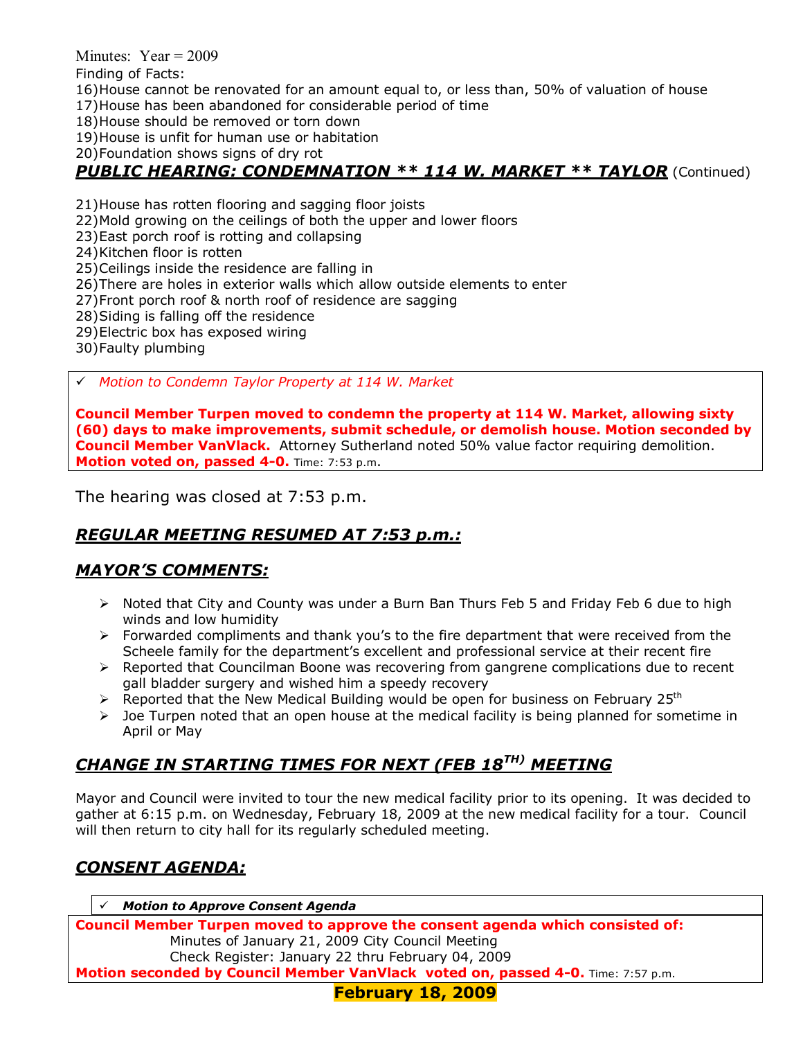Minutes: Year = 2009

Finding of Facts:

16) House cannot be renovated for an amount equal to, or less than, 50% of valuation of house
17) House has been abandoned for considerable period of time
18) House should be removed or torn down
19) House is unfit for human use or habitation
20) Foundation shows signs of dry rot

## *PUBLIC HEARING: CONDEMNATION ** 114 W. MARKET ** TAYLOR* (Continued)

21) House has rotten flooring and sagging floor joists
22) Mold growing on the ceilings of both the upper and lower floors
23) East porch roof is rotting and collapsing
24) Kitchen floor is rotten
25) Ceilings inside the residence are falling in
26) There are holes in exterior walls which allow outside elements to enter
27) Front porch roof & north roof of residence are sagging
28) Siding is falling off the residence
29) Electric box has exposed wiring
30) Faulty plumbing

✓ *Motion to Condemn Taylor Property at 114 W. Market*

**Council Member Turpen moved to condemn the property at 114 W. Market, allowing sixty (60) days to make improvements, submit schedule, or demolish house. Motion seconded by Council Member VanVlack.** Attorney Sutherland noted 50% value factor requiring demolition. **Motion voted on, passed 4-0.** Time: 7:53 p.m.

The hearing was closed at 7:53 p.m.

## *REGULAR MEETING RESUMED AT 7:53 p.m.:*

## *MAYOR'S COMMENTS:*

- Noted that City and County was under a Burn Ban Thurs Feb 5 and Friday Feb 6 due to high winds and low humidity
- Forwarded compliments and thank you's to the fire department that were received from the Scheele family for the department's excellent and professional service at their recent fire
- Reported that Councilman Boone was recovering from gangrene complications due to recent gall bladder surgery and wished him a speedy recovery
- Reported that the New Medical Building would be open for business on February 25th
- Joe Turpen noted that an open house at the medical facility is being planned for sometime in April or May

## *CHANGE IN STARTING TIMES FOR NEXT (FEB 18TH) MEETING*

Mayor and Council were invited to tour the new medical facility prior to its opening. It was decided to gather at 6:15 p.m. on Wednesday, February 18, 2009 at the new medical facility for a tour. Council will then return to city hall for its regularly scheduled meeting.

## *CONSENT AGENDA:*

✓ ***Motion to Approve Consent Agenda***

**Council Member Turpen moved to approve the consent agenda which consisted of:**

Minutes of January 21, 2009 City Council Meeting
Check Register: January 22 thru February 04, 2009

**Motion seconded by Council Member VanVlack voted on, passed 4-0.** Time: 7:57 p.m.

**February 18, 2009**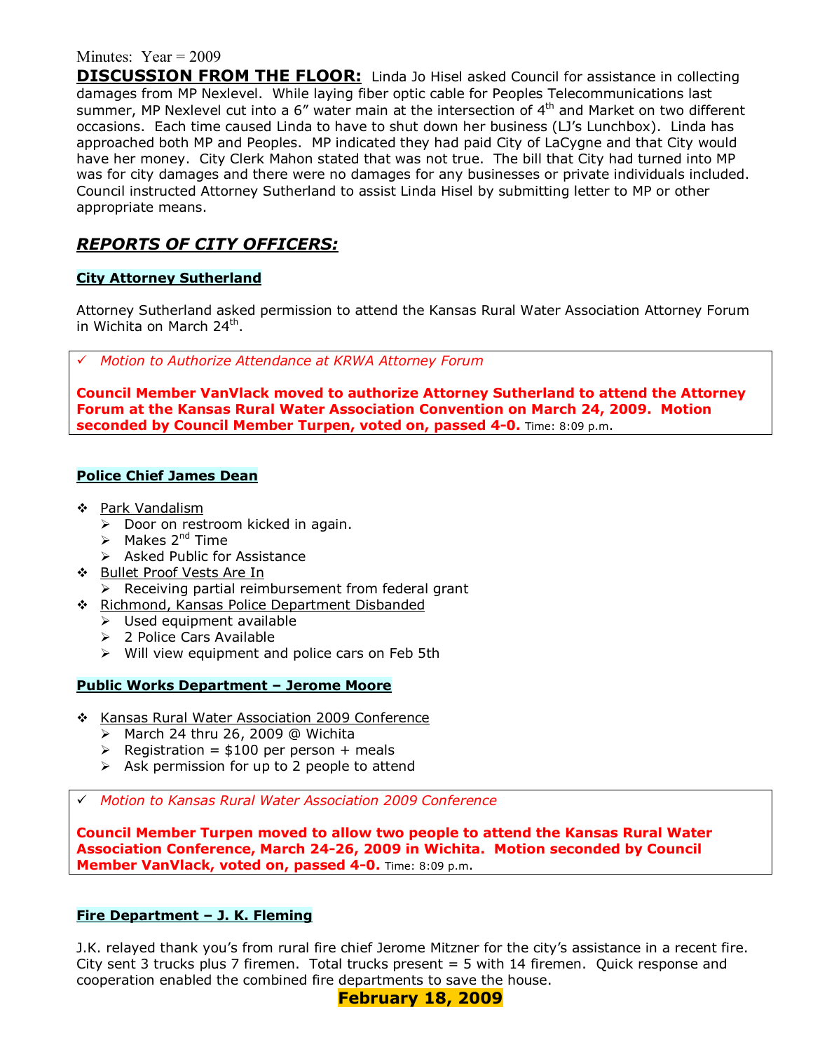Minutes: Year = 2009

**DISCUSSION FROM THE FLOOR:** Linda Jo Hisel asked Council for assistance in collecting damages from MP Nexlevel. While laying fiber optic cable for Peoples Telecommunications last summer, MP Nexlevel cut into a 6" water main at the intersection of 4th and Market on two different occasions. Each time caused Linda to have to shut down her business (LJ's Lunchbox). Linda has approached both MP and Peoples. MP indicated they had paid City of LaCygne and that City would have her money. City Clerk Mahon stated that was not true. The bill that City had turned into MP was for city damages and there were no damages for any businesses or private individuals included. Council instructed Attorney Sutherland to assist Linda Hisel by submitting letter to MP or other appropriate means.

## *REPORTS OF CITY OFFICERS:*

### City Attorney Sutherland

Attorney Sutherland asked permission to attend the Kansas Rural Water Association Attorney Forum in Wichita on March 24th.

✓ *Motion to Authorize Attendance at KRWA Attorney Forum*

**Council Member VanVlack moved to authorize Attorney Sutherland to attend the Attorney Forum at the Kansas Rural Water Association Convention on March 24, 2009. Motion seconded by Council Member Turpen, voted on, passed 4-0.** Time: 8:09 p.m.

### Police Chief James Dean

- Park Vandalism
  - Door on restroom kicked in again.
  - Makes 2nd Time
  - Asked Public for Assistance
- Bullet Proof Vests Are In
  - Receiving partial reimbursement from federal grant
- Richmond, Kansas Police Department Disbanded
  - Used equipment available
  - 2 Police Cars Available
  - Will view equipment and police cars on Feb 5th

### Public Works Department – Jerome Moore

- Kansas Rural Water Association 2009 Conference
  - March 24 thru 26, 2009 @ Wichita
  - Registration = $100 per person + meals
  - Ask permission for up to 2 people to attend

✓ *Motion to Kansas Rural Water Association 2009 Conference*

**Council Member Turpen moved to allow two people to attend the Kansas Rural Water Association Conference, March 24-26, 2009 in Wichita. Motion seconded by Council Member VanVlack, voted on, passed 4-0.** Time: 8:09 p.m.

### Fire Department – J. K. Fleming

J.K. relayed thank you's from rural fire chief Jerome Mitzner for the city's assistance in a recent fire. City sent 3 trucks plus 7 firemen. Total trucks present = 5 with 14 firemen. Quick response and cooperation enabled the combined fire departments to save the house.

**February 18, 2009**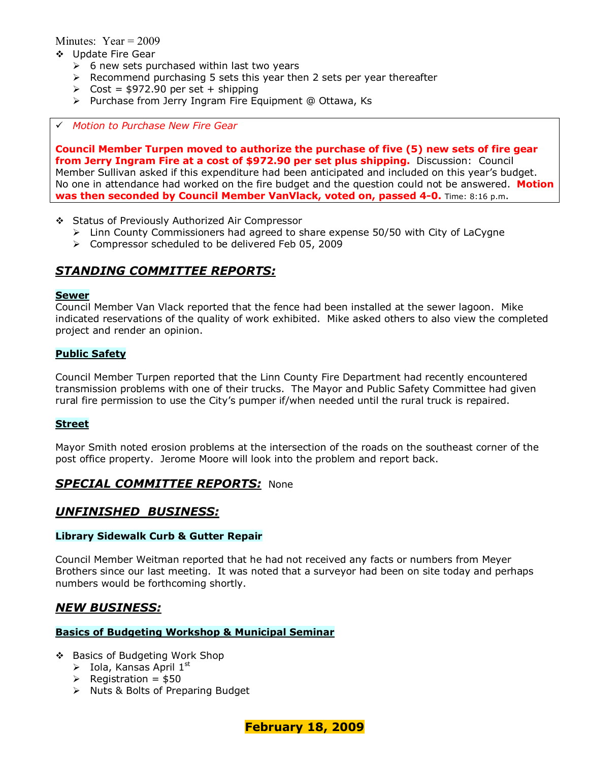Minutes: Year = 2009

- Update Fire Gear
  - 6 new sets purchased within last two years
  - Recommend purchasing 5 sets this year then 2 sets per year thereafter
  - Cost = $972.90 per set + shipping
  - Purchase from Jerry Ingram Fire Equipment @ Ottawa, Ks

✓ *Motion to Purchase New Fire Gear*

**Council Member Turpen moved to authorize the purchase of five (5) new sets of fire gear from Jerry Ingram Fire at a cost of $972.90 per set plus shipping.** Discussion: Council Member Sullivan asked if this expenditure had been anticipated and included on this year's budget. No one in attendance had worked on the fire budget and the question could not be answered. **Motion was then seconded by Council Member VanVlack, voted on, passed 4-0.** Time: 8:16 p.m.

- Status of Previously Authorized Air Compressor
  - Linn County Commissioners had agreed to share expense 50/50 with City of LaCygne
  - Compressor scheduled to be delivered Feb 05, 2009

## *STANDING COMMITTEE REPORTS:*

### Sewer

Council Member Van Vlack reported that the fence had been installed at the sewer lagoon. Mike indicated reservations of the quality of work exhibited. Mike asked others to also view the completed project and render an opinion.

### Public Safety

Council Member Turpen reported that the Linn County Fire Department had recently encountered transmission problems with one of their trucks. The Mayor and Public Safety Committee had given rural fire permission to use the City's pumper if/when needed until the rural truck is repaired.

### Street

Mayor Smith noted erosion problems at the intersection of the roads on the southeast corner of the post office property. Jerome Moore will look into the problem and report back.

## *SPECIAL COMMITTEE REPORTS:* None

## *UNFINISHED BUSINESS:*

### Library Sidewalk Curb & Gutter Repair

Council Member Weitman reported that he had not received any facts or numbers from Meyer Brothers since our last meeting. It was noted that a surveyor had been on site today and perhaps numbers would be forthcoming shortly.

## *NEW BUSINESS:*

### Basics of Budgeting Workshop & Municipal Seminar

- Basics of Budgeting Work Shop
  - Iola, Kansas April 1st
  - Registration = $50
  - Nuts & Bolts of Preparing Budget

**February 18, 2009**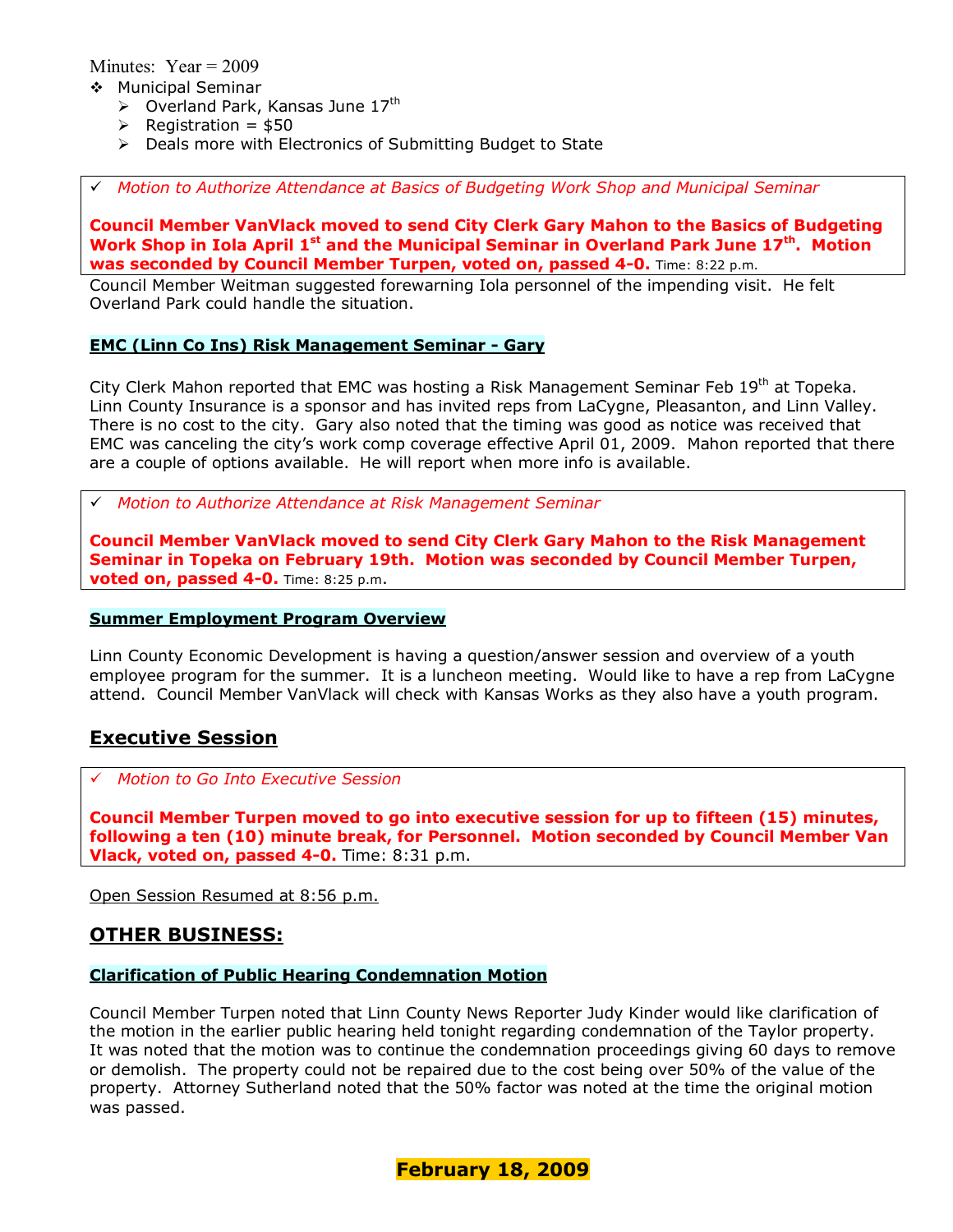Minutes: Year = 2009

- Municipal Seminar
  - Overland Park, Kansas June 17th
  - Registration = $50
  - Deals more with Electronics of Submitting Budget to State

✓ *Motion to Authorize Attendance at Basics of Budgeting Work Shop and Municipal Seminar*

**Council Member VanVlack moved to send City Clerk Gary Mahon to the Basics of Budgeting Work Shop in Iola April 1st and the Municipal Seminar in Overland Park June 17th. Motion was seconded by Council Member Turpen, voted on, passed 4-0.** Time: 8:22 p.m.

Council Member Weitman suggested forewarning Iola personnel of the impending visit. He felt Overland Park could handle the situation.

**EMC (Linn Co Ins) Risk Management Seminar - Gary**

City Clerk Mahon reported that EMC was hosting a Risk Management Seminar Feb 19th at Topeka. Linn County Insurance is a sponsor and has invited reps from LaCygne, Pleasanton, and Linn Valley. There is no cost to the city. Gary also noted that the timing was good as notice was received that EMC was canceling the city's work comp coverage effective April 01, 2009. Mahon reported that there are a couple of options available. He will report when more info is available.

✓ *Motion to Authorize Attendance at Risk Management Seminar*

**Council Member VanVlack moved to send City Clerk Gary Mahon to the Risk Management Seminar in Topeka on February 19th. Motion was seconded by Council Member Turpen, voted on, passed 4-0.** Time: 8:25 p.m.

**Summer Employment Program Overview**

Linn County Economic Development is having a question/answer session and overview of a youth employee program for the summer. It is a luncheon meeting. Would like to have a rep from LaCygne attend. Council Member VanVlack will check with Kansas Works as they also have a youth program.

## Executive Session

✓ *Motion to Go Into Executive Session*

**Council Member Turpen moved to go into executive session for up to fifteen (15) minutes, following a ten (10) minute break, for Personnel. Motion seconded by Council Member Van Vlack, voted on, passed 4-0.** Time: 8:31 p.m.

Open Session Resumed at 8:56 p.m.

## OTHER BUSINESS:

**Clarification of Public Hearing Condemnation Motion**

Council Member Turpen noted that Linn County News Reporter Judy Kinder would like clarification of the motion in the earlier public hearing held tonight regarding condemnation of the Taylor property. It was noted that the motion was to continue the condemnation proceedings giving 60 days to remove or demolish. The property could not be repaired due to the cost being over 50% of the value of the property. Attorney Sutherland noted that the 50% factor was noted at the time the original motion was passed.

**February 18, 2009**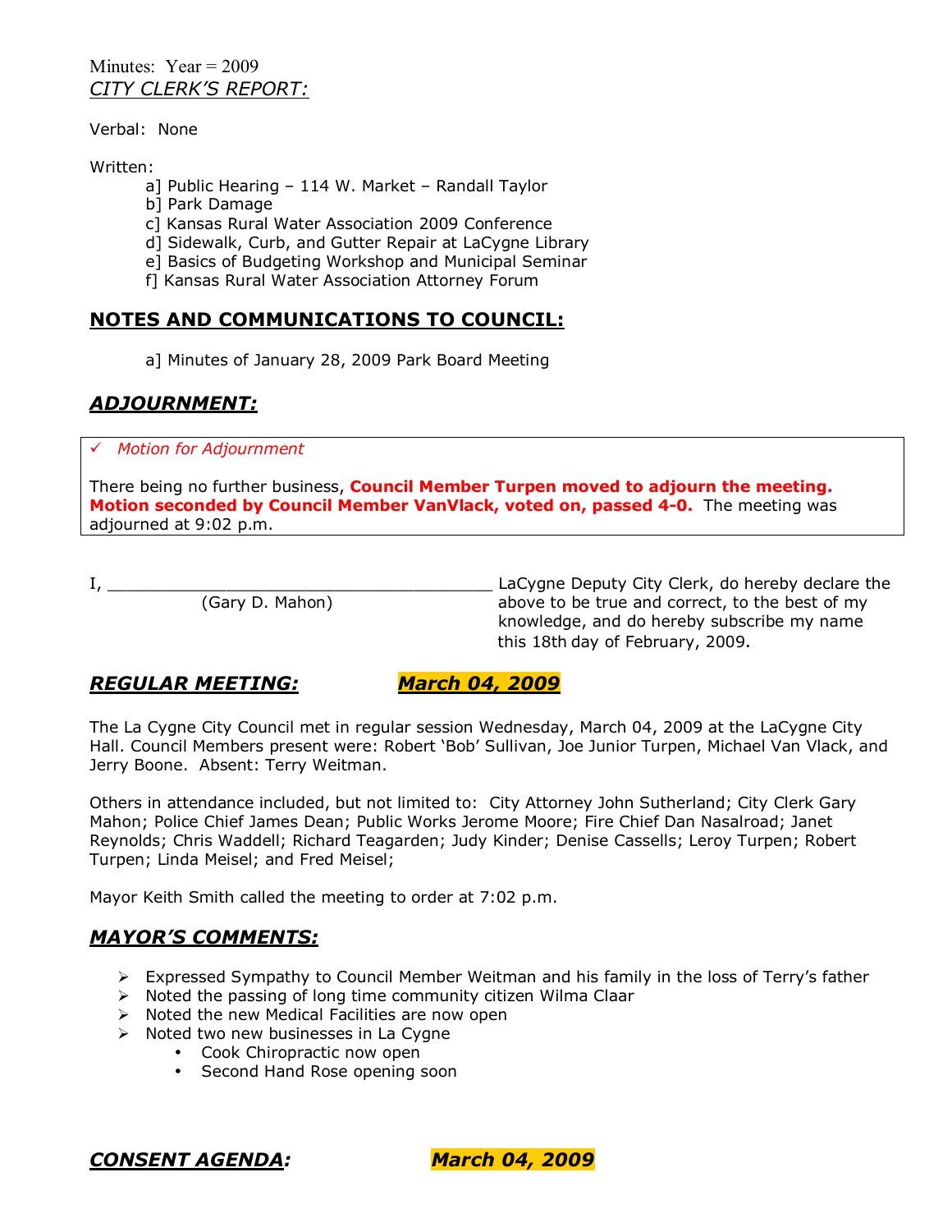Minutes: Year = 2009

*CITY CLERK'S REPORT:*

Verbal: None

Written:

a] Public Hearing – 114 W. Market – Randall Taylor
b] Park Damage
c] Kansas Rural Water Association 2009 Conference
d] Sidewalk, Curb, and Gutter Repair at LaCygne Library
e] Basics of Budgeting Workshop and Municipal Seminar
f] Kansas Rural Water Association Attorney Forum

## NOTES AND COMMUNICATIONS TO COUNCIL:

a] Minutes of January 28, 2009 Park Board Meeting

## *ADJOURNMENT:*

✓ *Motion for Adjournment*

There being no further business, **Council Member Turpen moved to adjourn the meeting. Motion seconded by Council Member VanVlack, voted on, passed 4-0.** The meeting was adjourned at 9:02 p.m.

I, _________________________________________ LaCygne Deputy City Clerk, do hereby declare the above to be true and correct, to the best of my knowledge, and do hereby subscribe my name this 18th day of February, 2009.
(Gary D. Mahon)

## *REGULAR MEETING:* ***March 04, 2009***

The La Cygne City Council met in regular session Wednesday, March 04, 2009 at the LaCygne City Hall. Council Members present were: Robert 'Bob' Sullivan, Joe Junior Turpen, Michael Van Vlack, and Jerry Boone. Absent: Terry Weitman.

Others in attendance included, but not limited to: City Attorney John Sutherland; City Clerk Gary Mahon; Police Chief James Dean; Public Works Jerome Moore; Fire Chief Dan Nasalroad; Janet Reynolds; Chris Waddell; Richard Teagarden; Judy Kinder; Denise Cassells; Leroy Turpen; Robert Turpen; Linda Meisel; and Fred Meisel;

Mayor Keith Smith called the meeting to order at 7:02 p.m.

## *MAYOR'S COMMENTS:*

- Expressed Sympathy to Council Member Weitman and his family in the loss of Terry's father
- Noted the passing of long time community citizen Wilma Claar
- Noted the new Medical Facilities are now open
- Noted two new businesses in La Cygne
  - Cook Chiropractic now open
  - Second Hand Rose opening soon

## *CONSENT AGENDA:* ***March 04, 2009***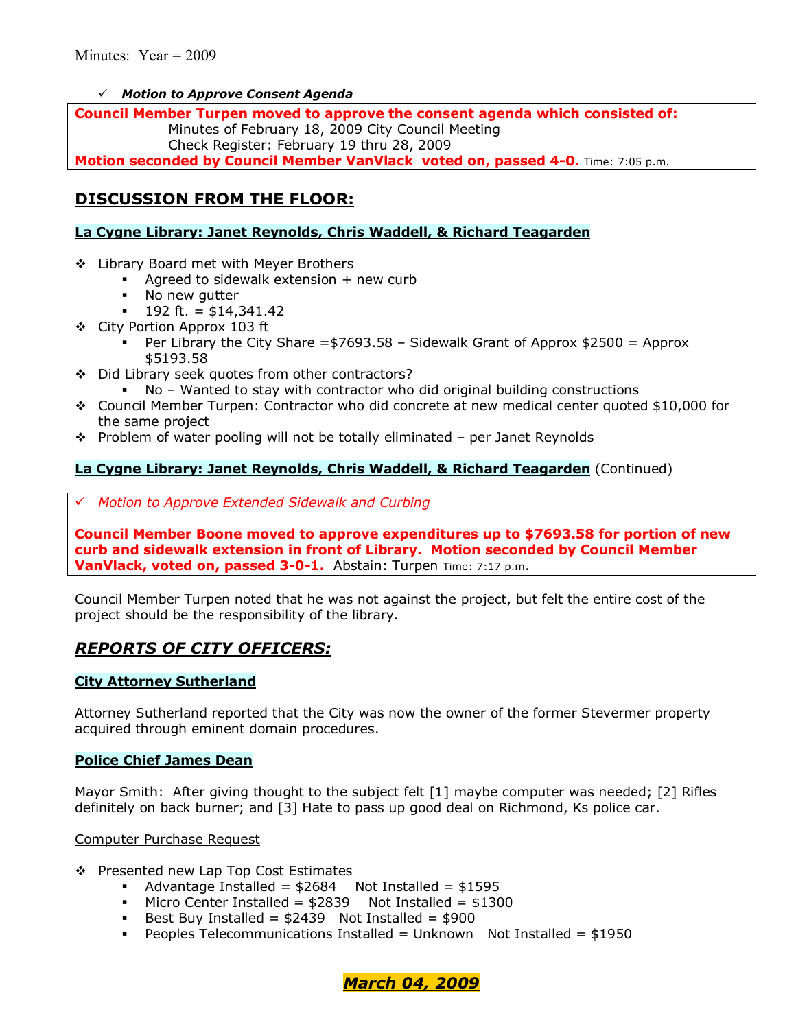Minutes: Year = 2009

✓ ***Motion to Approve Consent Agenda***

**Council Member Turpen moved to approve the consent agenda which consisted of:**
Minutes of February 18, 2009 City Council Meeting
Check Register: February 19 thru 28, 2009
**Motion seconded by Council Member VanVlack voted on, passed 4-0.** Time: 7:05 p.m.

## DISCUSSION FROM THE FLOOR:

### La Cygne Library: Janet Reynolds, Chris Waddell, & Richard Teagarden

- Library Board met with Meyer Brothers
  - Agreed to sidewalk extension + new curb
  - No new gutter
  - 192 ft. = $14,341.42
- City Portion Approx 103 ft
  - Per Library the City Share =$7693.58 – Sidewalk Grant of Approx $2500 = Approx $5193.58
- Did Library seek quotes from other contractors?
  - No – Wanted to stay with contractor who did original building constructions
- Council Member Turpen: Contractor who did concrete at new medical center quoted $10,000 for the same project
- Problem of water pooling will not be totally eliminated – per Janet Reynolds

### La Cygne Library: Janet Reynolds, Chris Waddell, & Richard Teagarden (Continued)

✓ *Motion to Approve Extended Sidewalk and Curbing*

**Council Member Boone moved to approve expenditures up to $7693.58 for portion of new curb and sidewalk extension in front of Library. Motion seconded by Council Member VanVlack, voted on, passed 3-0-1.** Abstain: Turpen Time: 7:17 p.m.

Council Member Turpen noted that he was not against the project, but felt the entire cost of the project should be the responsibility of the library.

## *REPORTS OF CITY OFFICERS:*

### City Attorney Sutherland

Attorney Sutherland reported that the City was now the owner of the former Stevermer property acquired through eminent domain procedures.

### Police Chief James Dean

Mayor Smith: After giving thought to the subject felt [1] maybe computer was needed; [2] Rifles definitely on back burner; and [3] Hate to pass up good deal on Richmond, Ks police car.

Computer Purchase Request

- Presented new Lap Top Cost Estimates
  - Advantage Installed = $2684 Not Installed = $1595
  - Micro Center Installed = $2839 Not Installed = $1300
  - Best Buy Installed = $2439 Not Installed = $900
  - Peoples Telecommunications Installed = Unknown Not Installed = $1950

***March 04, 2009***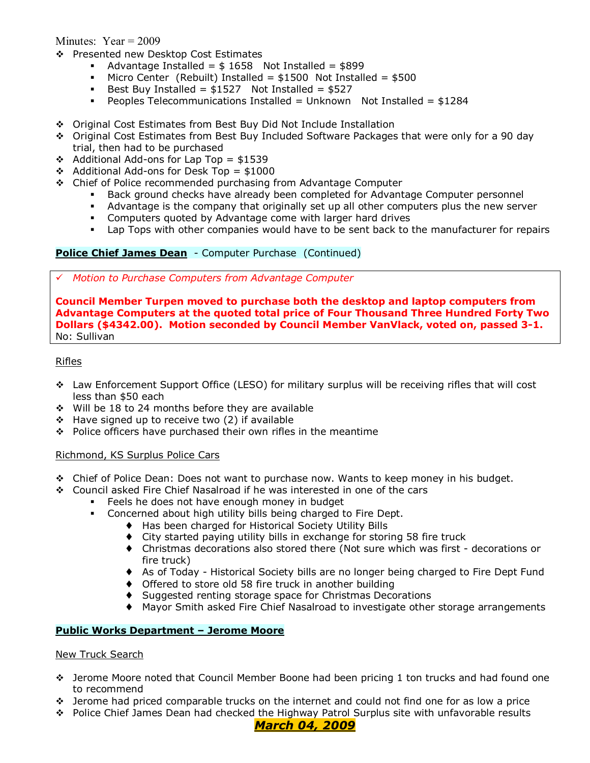Minutes: Year = 2009

- Presented new Desktop Cost Estimates
  - Advantage Installed = $ 1658   Not Installed = $899
  - Micro Center (Rebuilt) Installed = $1500   Not Installed = $500
  - Best Buy Installed = $1527   Not Installed = $527
  - Peoples Telecommunications Installed = Unknown   Not Installed = $1284

- Original Cost Estimates from Best Buy Did Not Include Installation
- Original Cost Estimates from Best Buy Included Software Packages that were only for a 90 day trial, then had to be purchased
- Additional Add-ons for Lap Top = $1539
- Additional Add-ons for Desk Top = $1000
- Chief of Police recommended purchasing from Advantage Computer
  - Back ground checks have already been completed for Advantage Computer personnel
  - Advantage is the company that originally set up all other computers plus the new server
  - Computers quoted by Advantage come with larger hard drives
  - Lap Tops with other companies would have to be sent back to the manufacturer for repairs

**Police Chief James Dean** - Computer Purchase (Continued)

✓ *Motion to Purchase Computers from Advantage Computer*

**Council Member Turpen moved to purchase both the desktop and laptop computers from Advantage Computers at the quoted total price of Four Thousand Three Hundred Forty Two Dollars ($4342.00). Motion seconded by Council Member VanVlack, voted on, passed 3-1.**
No: Sullivan

Rifles

- Law Enforcement Support Office (LESO) for military surplus will be receiving rifles that will cost less than $50 each
- Will be 18 to 24 months before they are available
- Have signed up to receive two (2) if available
- Police officers have purchased their own rifles in the meantime

Richmond, KS Surplus Police Cars

- Chief of Police Dean: Does not want to purchase now. Wants to keep money in his budget.
- Council asked Fire Chief Nasalroad if he was interested in one of the cars
  - Feels he does not have enough money in budget
  - Concerned about high utility bills being charged to Fire Dept.
    - Has been charged for Historical Society Utility Bills
    - City started paying utility bills in exchange for storing 58 fire truck
    - Christmas decorations also stored there (Not sure which was first - decorations or fire truck)
    - As of Today - Historical Society bills are no longer being charged to Fire Dept Fund
    - Offered to store old 58 fire truck in another building
    - Suggested renting storage space for Christmas Decorations
    - Mayor Smith asked Fire Chief Nasalroad to investigate other storage arrangements

**Public Works Department – Jerome Moore**

New Truck Search

- Jerome Moore noted that Council Member Boone had been pricing 1 ton trucks and had found one to recommend
- Jerome had priced comparable trucks on the internet and could not find one for as low a price
- Police Chief James Dean had checked the Highway Patrol Surplus site with unfavorable results

***March 04, 2009***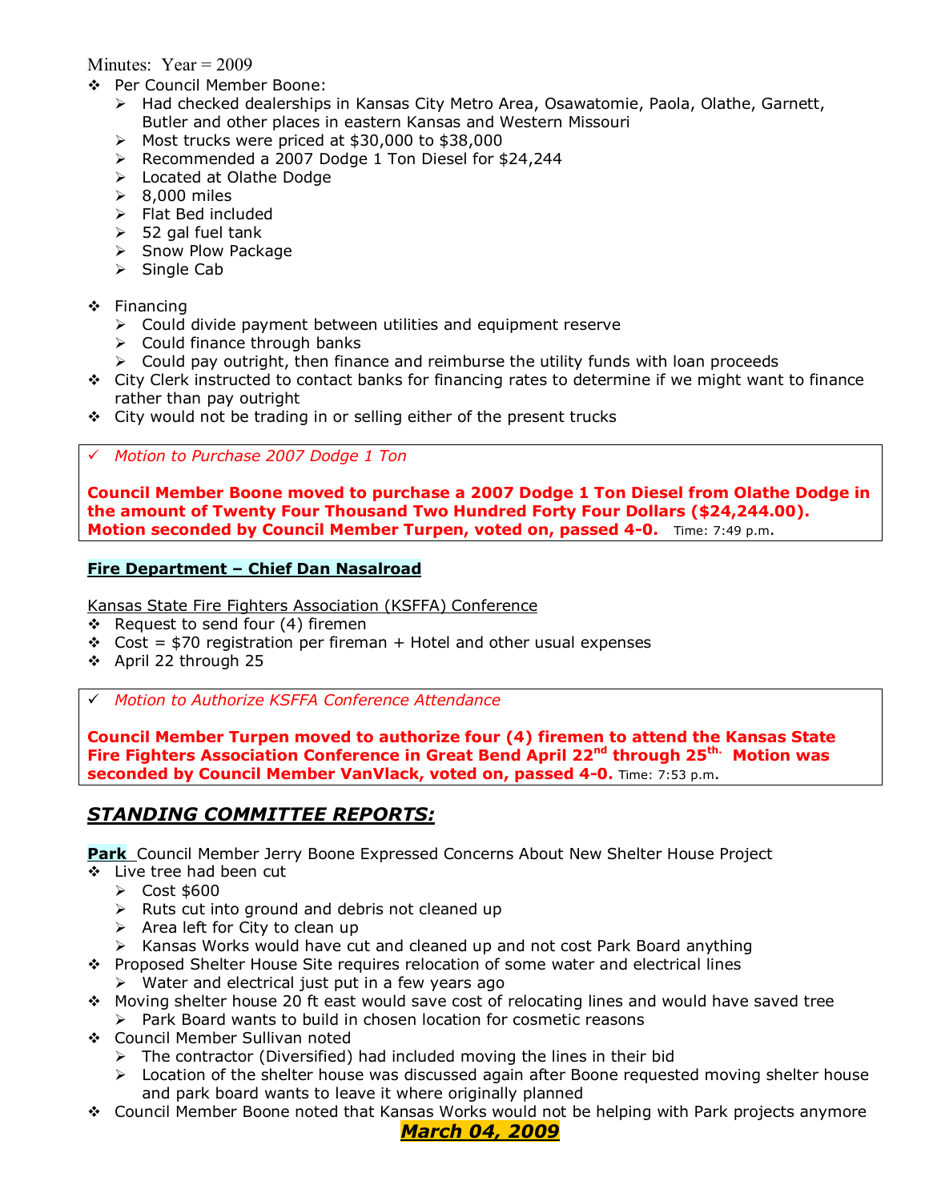Minutes: Year = 2009

- Per Council Member Boone:
  - Had checked dealerships in Kansas City Metro Area, Osawatomie, Paola, Olathe, Garnett, Butler and other places in eastern Kansas and Western Missouri
  - Most trucks were priced at $30,000 to $38,000
  - Recommended a 2007 Dodge 1 Ton Diesel for $24,244
  - Located at Olathe Dodge
  - 8,000 miles
  - Flat Bed included
  - 52 gal fuel tank
  - Snow Plow Package
  - Single Cab

- Financing
  - Could divide payment between utilities and equipment reserve
  - Could finance through banks
  - Could pay outright, then finance and reimburse the utility funds with loan proceeds
- City Clerk instructed to contact banks for financing rates to determine if we might want to finance rather than pay outright
- City would not be trading in or selling either of the present trucks

✓ *Motion to Purchase 2007 Dodge 1 Ton*

**Council Member Boone moved to purchase a 2007 Dodge 1 Ton Diesel from Olathe Dodge in the amount of Twenty Four Thousand Two Hundred Forty Four Dollars ($24,244.00). Motion seconded by Council Member Turpen, voted on, passed 4-0.** Time: 7:49 p.m.

**Fire Department – Chief Dan Nasalroad**

Kansas State Fire Fighters Association (KSFFA) Conference

- Request to send four (4) firemen
- Cost = $70 registration per fireman + Hotel and other usual expenses
- April 22 through 25

✓ *Motion to Authorize KSFFA Conference Attendance*

**Council Member Turpen moved to authorize four (4) firemen to attend the Kansas State Fire Fighters Association Conference in Great Bend April 22nd through 25th. Motion was seconded by Council Member VanVlack, voted on, passed 4-0.** Time: 7:53 p.m.

## *STANDING COMMITTEE REPORTS:*

**Park** Council Member Jerry Boone Expressed Concerns About New Shelter House Project

- Live tree had been cut
  - Cost $600
  - Ruts cut into ground and debris not cleaned up
  - Area left for City to clean up
  - Kansas Works would have cut and cleaned up and not cost Park Board anything
- Proposed Shelter House Site requires relocation of some water and electrical lines
  - Water and electrical just put in a few years ago
- Moving shelter house 20 ft east would save cost of relocating lines and would have saved tree
  - Park Board wants to build in chosen location for cosmetic reasons
- Council Member Sullivan noted
  - The contractor (Diversified) had included moving the lines in their bid
  - Location of the shelter house was discussed again after Boone requested moving shelter house and park board wants to leave it where originally planned
- Council Member Boone noted that Kansas Works would not be helping with Park projects anymore

***March 04, 2009***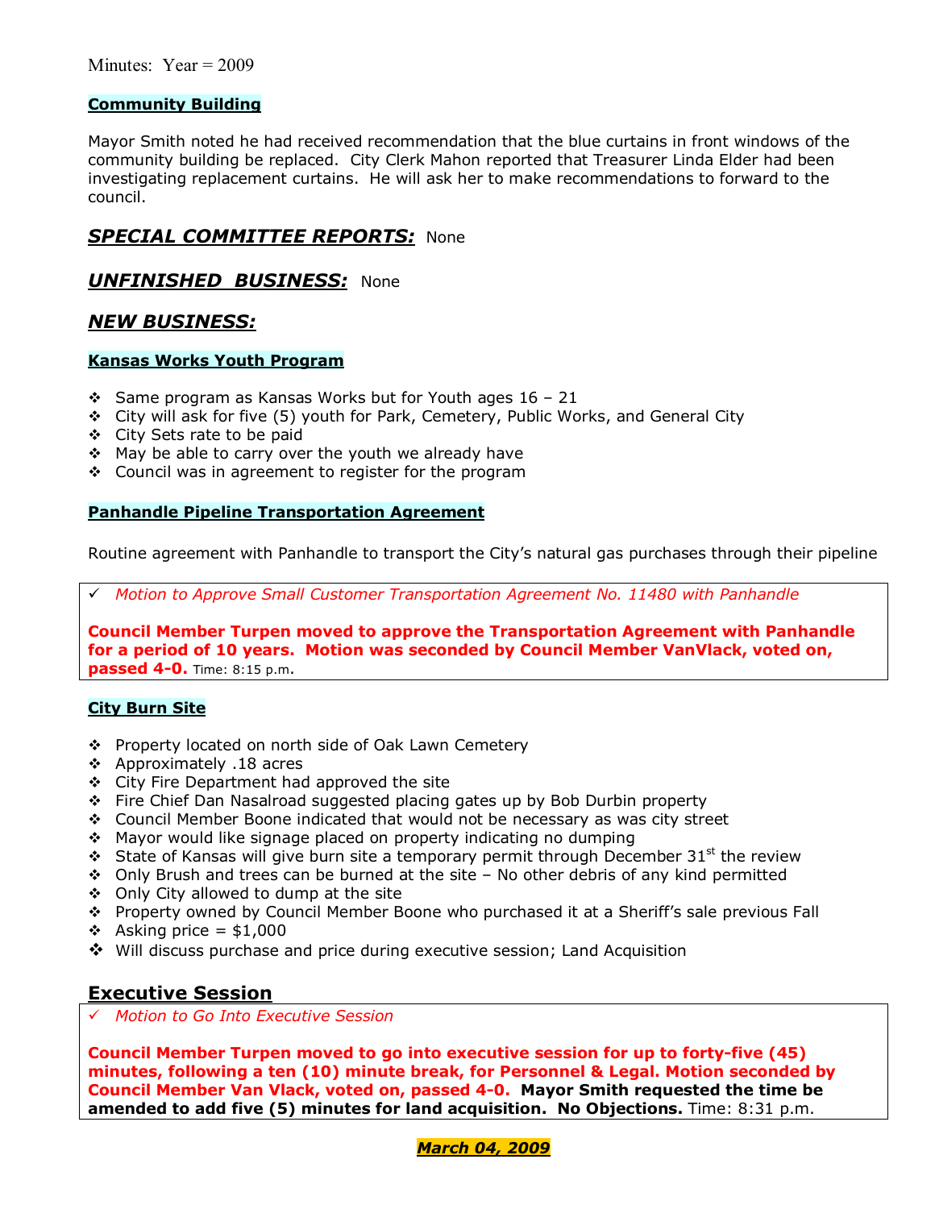Minutes: Year = 2009

**Community Building**

Mayor Smith noted he had received recommendation that the blue curtains in front windows of the community building be replaced. City Clerk Mahon reported that Treasurer Linda Elder had been investigating replacement curtains. He will ask her to make recommendations to forward to the council.

## ***SPECIAL COMMITTEE REPORTS:*** None

## ***UNFINISHED BUSINESS:*** None

## ***NEW BUSINESS:***

**Kansas Works Youth Program**

- Same program as Kansas Works but for Youth ages 16 – 21
- City will ask for five (5) youth for Park, Cemetery, Public Works, and General City
- City Sets rate to be paid
- May be able to carry over the youth we already have
- Council was in agreement to register for the program

**Panhandle Pipeline Transportation Agreement**

Routine agreement with Panhandle to transport the City's natural gas purchases through their pipeline

✓ *Motion to Approve Small Customer Transportation Agreement No. 11480 with Panhandle*

**Council Member Turpen moved to approve the Transportation Agreement with Panhandle for a period of 10 years. Motion was seconded by Council Member VanVlack, voted on, passed 4-0.** Time: 8:15 p.m.

**City Burn Site**

- Property located on north side of Oak Lawn Cemetery
- Approximately .18 acres
- City Fire Department had approved the site
- Fire Chief Dan Nasalroad suggested placing gates up by Bob Durbin property
- Council Member Boone indicated that would not be necessary as was city street
- Mayor would like signage placed on property indicating no dumping
- State of Kansas will give burn site a temporary permit through December 31st the review
- Only Brush and trees can be burned at the site – No other debris of any kind permitted
- Only City allowed to dump at the site
- Property owned by Council Member Boone who purchased it at a Sheriff's sale previous Fall
- Asking price = $1,000
- Will discuss purchase and price during executive session; Land Acquisition

## Executive Session

✓ *Motion to Go Into Executive Session*

**Council Member Turpen moved to go into executive session for up to forty-five (45) minutes, following a ten (10) minute break, for Personnel & Legal. Motion seconded by Council Member Van Vlack, voted on, passed 4-0. Mayor Smith requested the time be amended to add five (5) minutes for land acquisition. No Objections.** Time: 8:31 p.m.

***March 04, 2009***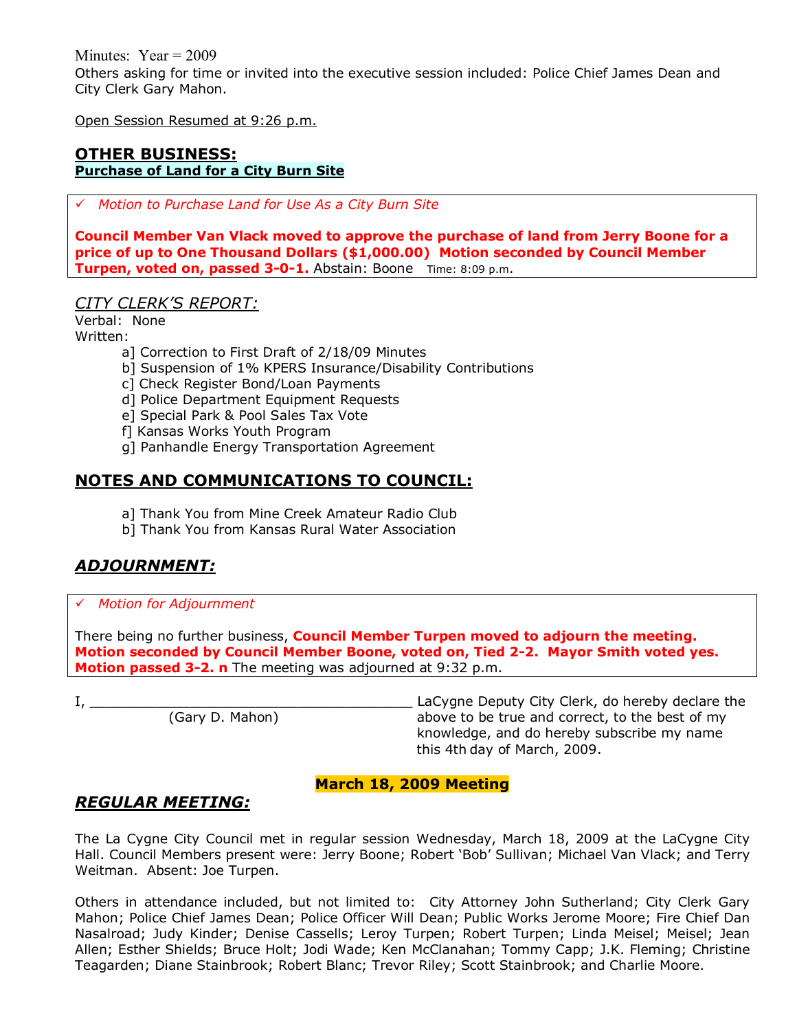Minutes: Year = 2009

Others asking for time or invited into the executive session included: Police Chief James Dean and City Clerk Gary Mahon.

Open Session Resumed at 9:26 p.m.

## OTHER BUSINESS:

**Purchase of Land for a City Burn Site**

✓ *Motion to Purchase Land for Use As a City Burn Site*

**Council Member Van Vlack moved to approve the purchase of land from Jerry Boone for a price of up to One Thousand Dollars ($1,000.00) Motion seconded by Council Member Turpen, voted on, passed 3-0-1.** Abstain: Boone Time: 8:09 p.m.

### *CITY CLERK'S REPORT:*

Verbal: None

Written:

a] Correction to First Draft of 2/18/09 Minutes
b] Suspension of 1% KPERS Insurance/Disability Contributions
c] Check Register Bond/Loan Payments
d] Police Department Equipment Requests
e] Special Park & Pool Sales Tax Vote
f] Kansas Works Youth Program
g] Panhandle Energy Transportation Agreement

## NOTES AND COMMUNICATIONS TO COUNCIL:

a] Thank You from Mine Creek Amateur Radio Club
b] Thank You from Kansas Rural Water Association

## *ADJOURNMENT:*

✓ *Motion for Adjournment*

There being no further business, **Council Member Turpen moved to adjourn the meeting. Motion seconded by Council Member Boone, voted on, Tied 2-2. Mayor Smith voted yes. Motion passed 3-2. n** The meeting was adjourned at 9:32 p.m.

I, ________________________________________ LaCygne Deputy City Clerk, do hereby declare the above to be true and correct, to the best of my knowledge, and do hereby subscribe my name this 4th day of March, 2009.

(Gary D. Mahon)

**March 18, 2009 Meeting**

## *REGULAR MEETING:*

The La Cygne City Council met in regular session Wednesday, March 18, 2009 at the LaCygne City Hall. Council Members present were: Jerry Boone; Robert 'Bob' Sullivan; Michael Van Vlack; and Terry Weitman. Absent: Joe Turpen.

Others in attendance included, but not limited to: City Attorney John Sutherland; City Clerk Gary Mahon; Police Chief James Dean; Police Officer Will Dean; Public Works Jerome Moore; Fire Chief Dan Nasalroad; Judy Kinder; Denise Cassells; Leroy Turpen; Robert Turpen; Linda Meisel; Meisel; Jean Allen; Esther Shields; Bruce Holt; Jodi Wade; Ken McClanahan; Tommy Capp; J.K. Fleming; Christine Teagarden; Diane Stainbrook; Robert Blanc; Trevor Riley; Scott Stainbrook; and Charlie Moore.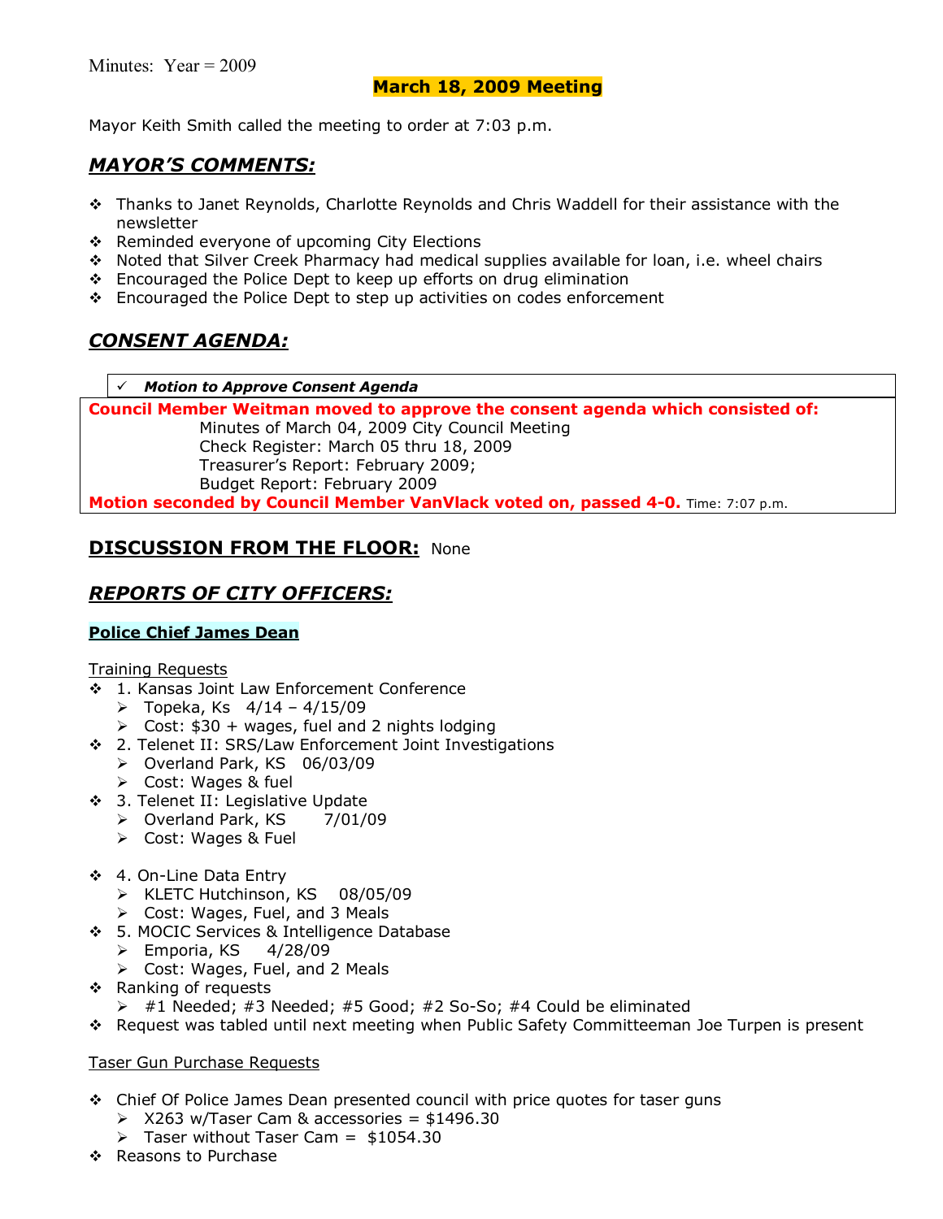Minutes: Year = 2009

## March 18, 2009 Meeting

Mayor Keith Smith called the meeting to order at 7:03 p.m.

## *MAYOR'S COMMENTS:*

- Thanks to Janet Reynolds, Charlotte Reynolds and Chris Waddell for their assistance with the newsletter
- Reminded everyone of upcoming City Elections
- Noted that Silver Creek Pharmacy had medical supplies available for loan, i.e. wheel chairs
- Encouraged the Police Dept to keep up efforts on drug elimination
- Encouraged the Police Dept to step up activities on codes enforcement

## *CONSENT AGENDA:*

✓ ***Motion to Approve Consent Agenda***

**Council Member Weitman moved to approve the consent agenda which consisted of:**

Minutes of March 04, 2009 City Council Meeting
Check Register: March 05 thru 18, 2009
Treasurer's Report: February 2009;
Budget Report: February 2009

**Motion seconded by Council Member VanVlack voted on, passed 4-0.** Time: 7:07 p.m.

## DISCUSSION FROM THE FLOOR: None

## *REPORTS OF CITY OFFICERS:*

### Police Chief James Dean

Training Requests

- 1. Kansas Joint Law Enforcement Conference
  - Topeka, Ks 4/14 – 4/15/09
  - Cost: $30 + wages, fuel and 2 nights lodging
- 2. Telenet II: SRS/Law Enforcement Joint Investigations
  - Overland Park, KS 06/03/09
  - Cost: Wages & fuel
- 3. Telenet II: Legislative Update
  - Overland Park, KS 7/01/09
  - Cost: Wages & Fuel
- 4. On-Line Data Entry
  - KLETC Hutchinson, KS 08/05/09
  - Cost: Wages, Fuel, and 3 Meals
- 5. MOCIC Services & Intelligence Database
  - Emporia, KS 4/28/09
  - Cost: Wages, Fuel, and 2 Meals
- Ranking of requests
  - #1 Needed; #3 Needed; #5 Good; #2 So-So; #4 Could be eliminated
- Request was tabled until next meeting when Public Safety Committeeman Joe Turpen is present

Taser Gun Purchase Requests

- Chief Of Police James Dean presented council with price quotes for taser guns
  - X263 w/Taser Cam & accessories = $1496.30
  - Taser without Taser Cam = $1054.30
- Reasons to Purchase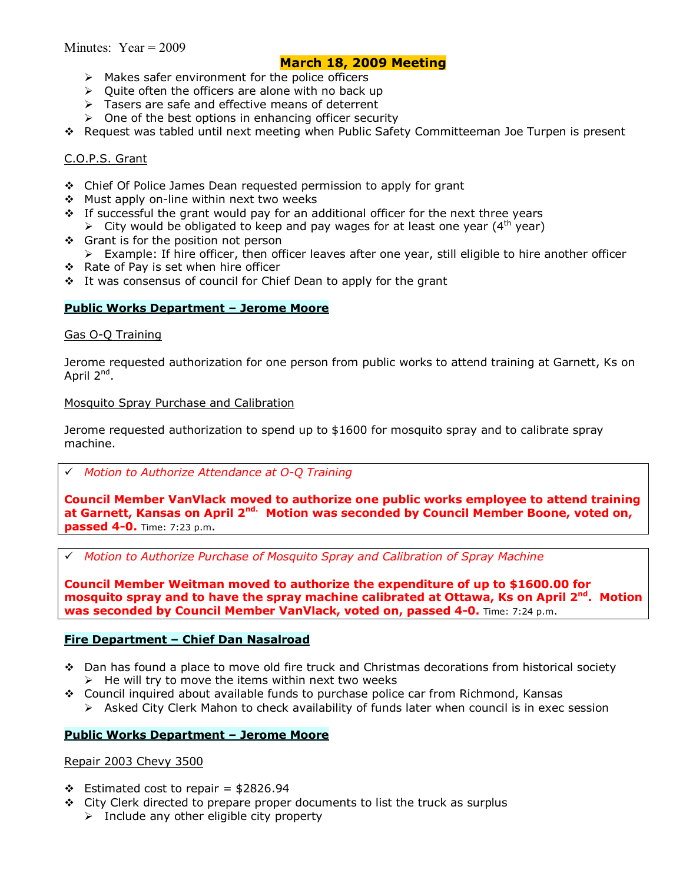Minutes: Year = 2009

## March 18, 2009 Meeting

- Makes safer environment for the police officers
- Quite often the officers are alone with no back up
- Tasers are safe and effective means of deterrent
- One of the best options in enhancing officer security

- Request was tabled until next meeting when Public Safety Committeeman Joe Turpen is present

C.O.P.S. Grant

- Chief Of Police James Dean requested permission to apply for grant
- Must apply on-line within next two weeks
- If successful the grant would pay for an additional officer for the next three years
  - City would be obligated to keep and pay wages for at least one year (4th year)
- Grant is for the position not person
  - Example: If hire officer, then officer leaves after one year, still eligible to hire another officer
- Rate of Pay is set when hire officer
- It was consensus of council for Chief Dean to apply for the grant

### Public Works Department – Jerome Moore

Gas O-Q Training

Jerome requested authorization for one person from public works to attend training at Garnett, Ks on April 2nd.

Mosquito Spray Purchase and Calibration

Jerome requested authorization to spend up to $1600 for mosquito spray and to calibrate spray machine.

✓ *Motion to Authorize Attendance at O-Q Training*

**Council Member VanVlack moved to authorize one public works employee to attend training at Garnett, Kansas on April 2nd. Motion was seconded by Council Member Boone, voted on, passed 4-0.** Time: 7:23 p.m.

✓ *Motion to Authorize Purchase of Mosquito Spray and Calibration of Spray Machine*

**Council Member Weitman moved to authorize the expenditure of up to $1600.00 for mosquito spray and to have the spray machine calibrated at Ottawa, Ks on April 2nd. Motion was seconded by Council Member VanVlack, voted on, passed 4-0.** Time: 7:24 p.m.

### Fire Department – Chief Dan Nasalroad

- Dan has found a place to move old fire truck and Christmas decorations from historical society
  - He will try to move the items within next two weeks
- Council inquired about available funds to purchase police car from Richmond, Kansas
  - Asked City Clerk Mahon to check availability of funds later when council is in exec session

### Public Works Department – Jerome Moore

Repair 2003 Chevy 3500

- Estimated cost to repair = $2826.94
- City Clerk directed to prepare proper documents to list the truck as surplus
  - Include any other eligible city property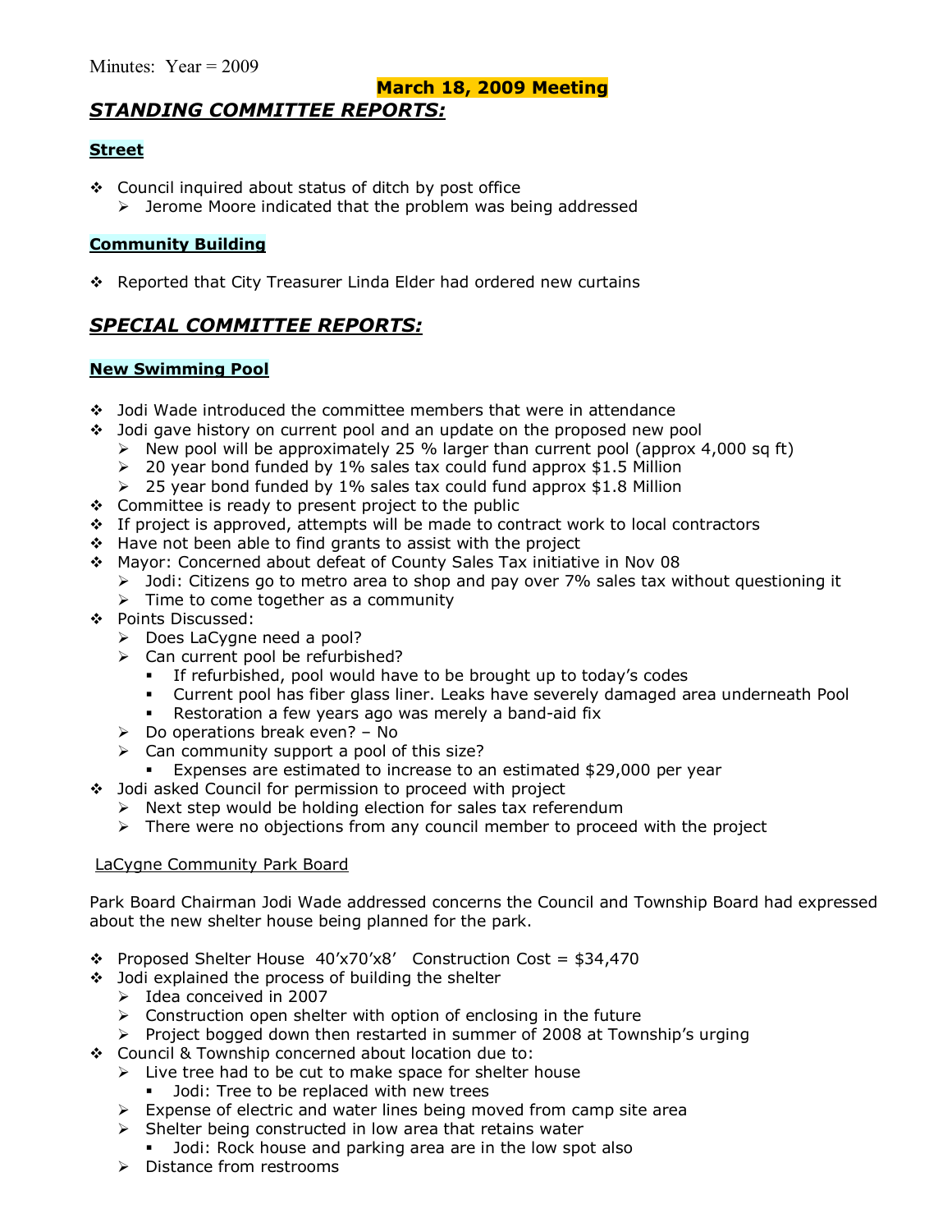Minutes: Year = 2009

**March 18, 2009 Meeting**

## ***STANDING COMMITTEE REPORTS:***

### **Street**

- Council inquired about status of ditch by post office
  - Jerome Moore indicated that the problem was being addressed

### **Community Building**

- Reported that City Treasurer Linda Elder had ordered new curtains

## ***SPECIAL COMMITTEE REPORTS:***

### **New Swimming Pool**

- Jodi Wade introduced the committee members that were in attendance
- Jodi gave history on current pool and an update on the proposed new pool
  - New pool will be approximately 25 % larger than current pool (approx 4,000 sq ft)
  - 20 year bond funded by 1% sales tax could fund approx $1.5 Million
  - 25 year bond funded by 1% sales tax could fund approx $1.8 Million
- Committee is ready to present project to the public
- If project is approved, attempts will be made to contract work to local contractors
- Have not been able to find grants to assist with the project
- Mayor: Concerned about defeat of County Sales Tax initiative in Nov 08
  - Jodi: Citizens go to metro area to shop and pay over 7% sales tax without questioning it
  - Time to come together as a community
- Points Discussed:
  - Does LaCygne need a pool?
  - Can current pool be refurbished?
    - If refurbished, pool would have to be brought up to today's codes
    - Current pool has fiber glass liner. Leaks have severely damaged area underneath Pool
    - Restoration a few years ago was merely a band-aid fix
  - Do operations break even? – No
  - Can community support a pool of this size?
    - Expenses are estimated to increase to an estimated $29,000 per year
- Jodi asked Council for permission to proceed with project
  - Next step would be holding election for sales tax referendum
  - There were no objections from any council member to proceed with the project

LaCygne Community Park Board

Park Board Chairman Jodi Wade addressed concerns the Council and Township Board had expressed about the new shelter house being planned for the park.

- Proposed Shelter House 40'x70'x8' Construction Cost = $34,470
- Jodi explained the process of building the shelter
  - Idea conceived in 2007
  - Construction open shelter with option of enclosing in the future
  - Project bogged down then restarted in summer of 2008 at Township's urging
- Council & Township concerned about location due to:
  - Live tree had to be cut to make space for shelter house
    - Jodi: Tree to be replaced with new trees
  - Expense of electric and water lines being moved from camp site area
  - Shelter being constructed in low area that retains water
    - Jodi: Rock house and parking area are in the low spot also
  - Distance from restrooms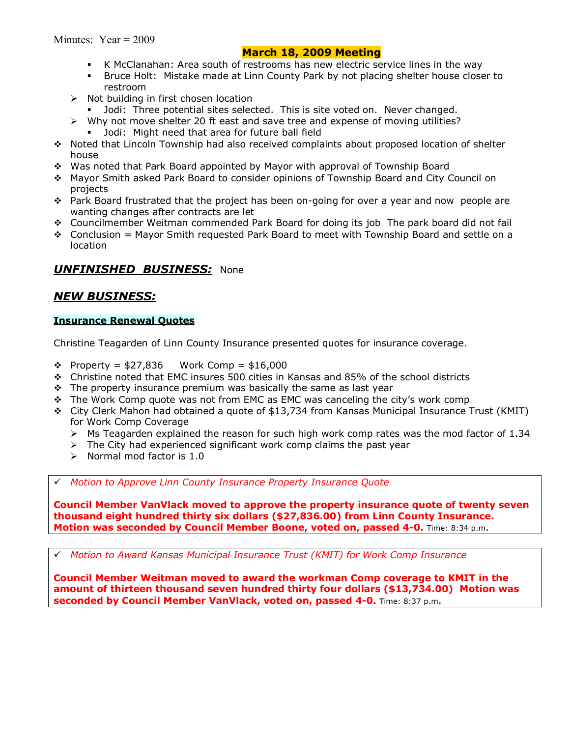## March 18, 2009 Meeting

- K McClanahan: Area south of restrooms has new electric service lines in the way
- Bruce Holt: Mistake made at Linn County Park by not placing shelter house closer to restroom

- Not building in first chosen location
  - Jodi: Three potential sites selected. This is site voted on. Never changed.
- Why not move shelter 20 ft east and save tree and expense of moving utilities?
  - Jodi: Might need that area for future ball field

- Noted that Lincoln Township had also received complaints about proposed location of shelter house
- Was noted that Park Board appointed by Mayor with approval of Township Board
- Mayor Smith asked Park Board to consider opinions of Township Board and City Council on projects
- Park Board frustrated that the project has been on-going for over a year and now people are wanting changes after contracts are let
- Councilmember Weitman commended Park Board for doing its job The park board did not fail
- Conclusion = Mayor Smith requested Park Board to meet with Township Board and settle on a location

## ***UNFINISHED BUSINESS:*** None

## ***NEW BUSINESS:***

### **Insurance Renewal Quotes**

Christine Teagarden of Linn County Insurance presented quotes for insurance coverage.

- Property = $27,836 Work Comp = $16,000
- Christine noted that EMC insures 500 cities in Kansas and 85% of the school districts
- The property insurance premium was basically the same as last year
- The Work Comp quote was not from EMC as EMC was canceling the city's work comp
- City Clerk Mahon had obtained a quote of $13,734 from Kansas Municipal Insurance Trust (KMIT) for Work Comp Coverage
  - Ms Teagarden explained the reason for such high work comp rates was the mod factor of 1.34
  - The City had experienced significant work comp claims the past year
  - Normal mod factor is 1.0

✓ *Motion to Approve Linn County Insurance Property Insurance Quote*

**Council Member VanVlack moved to approve the property insurance quote of twenty seven thousand eight hundred thirty six dollars ($27,836.00) from Linn County Insurance. Motion was seconded by Council Member Boone, voted on, passed 4-0.** Time: 8:34 p.m.

✓ *Motion to Award Kansas Municipal Insurance Trust (KMIT) for Work Comp Insurance*

**Council Member Weitman moved to award the workman Comp coverage to KMIT in the amount of thirteen thousand seven hundred thirty four dollars ($13,734.00) Motion was seconded by Council Member VanVlack, voted on, passed 4-0.** Time: 8:37 p.m.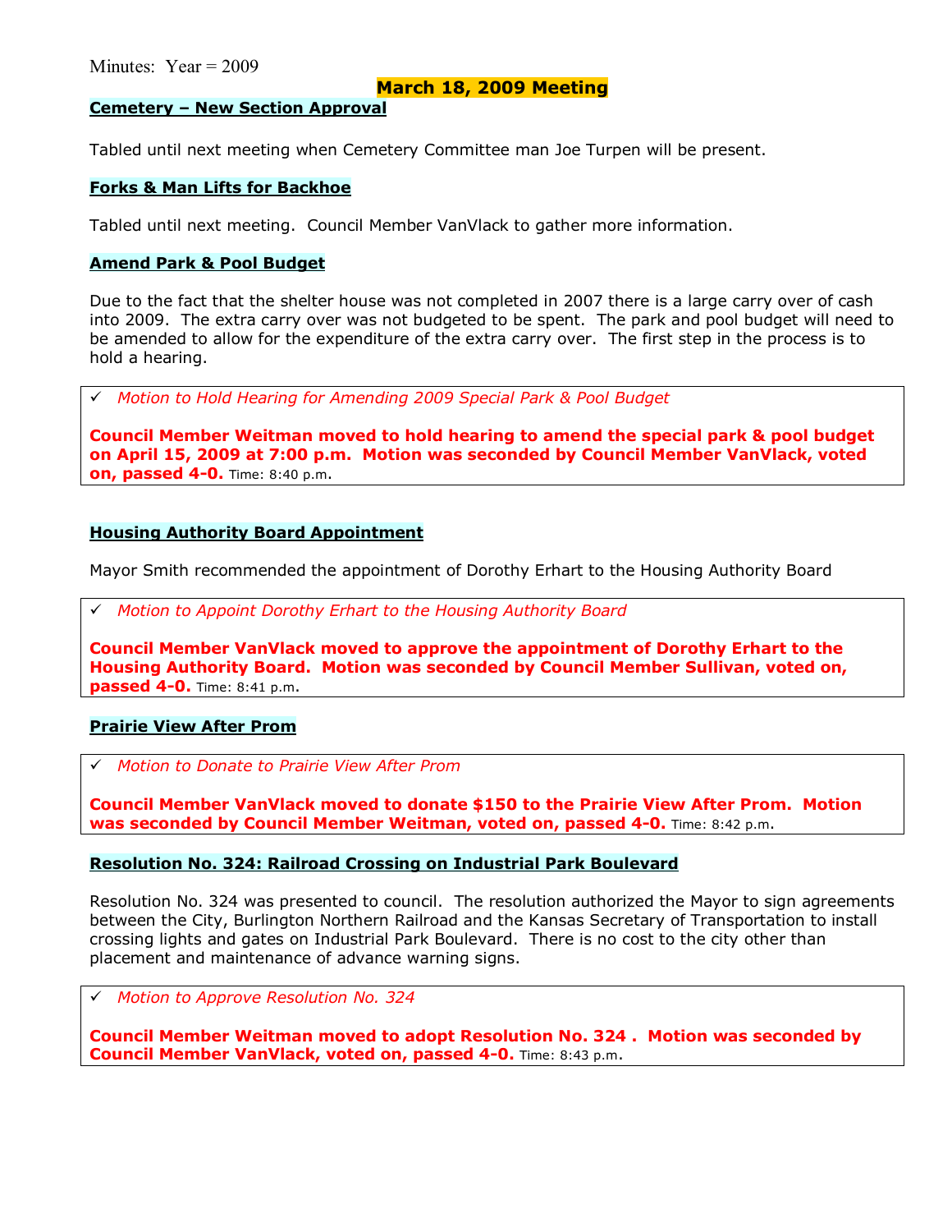Minutes: Year = 2009

## March 18, 2009 Meeting

### Cemetery – New Section Approval

Tabled until next meeting when Cemetery Committee man Joe Turpen will be present.

### Forks & Man Lifts for Backhoe

Tabled until next meeting. Council Member VanVlack to gather more information.

### Amend Park & Pool Budget

Due to the fact that the shelter house was not completed in 2007 there is a large carry over of cash into 2009. The extra carry over was not budgeted to be spent. The park and pool budget will need to be amended to allow for the expenditure of the extra carry over. The first step in the process is to hold a hearing.

- ✓ *Motion to Hold Hearing for Amending 2009 Special Park & Pool Budget*

**Council Member Weitman moved to hold hearing to amend the special park & pool budget on April 15, 2009 at 7:00 p.m. Motion was seconded by Council Member VanVlack, voted on, passed 4-0.** Time: 8:40 p.m.

### Housing Authority Board Appointment

Mayor Smith recommended the appointment of Dorothy Erhart to the Housing Authority Board

- ✓ *Motion to Appoint Dorothy Erhart to the Housing Authority Board*

**Council Member VanVlack moved to approve the appointment of Dorothy Erhart to the Housing Authority Board. Motion was seconded by Council Member Sullivan, voted on, passed 4-0.** Time: 8:41 p.m.

### Prairie View After Prom

- ✓ *Motion to Donate to Prairie View After Prom*

**Council Member VanVlack moved to donate $150 to the Prairie View After Prom. Motion was seconded by Council Member Weitman, voted on, passed 4-0.** Time: 8:42 p.m.

### Resolution No. 324: Railroad Crossing on Industrial Park Boulevard

Resolution No. 324 was presented to council. The resolution authorized the Mayor to sign agreements between the City, Burlington Northern Railroad and the Kansas Secretary of Transportation to install crossing lights and gates on Industrial Park Boulevard. There is no cost to the city other than placement and maintenance of advance warning signs.

- ✓ *Motion to Approve Resolution No. 324*

**Council Member Weitman moved to adopt Resolution No. 324 . Motion was seconded by Council Member VanVlack, voted on, passed 4-0.** Time: 8:43 p.m.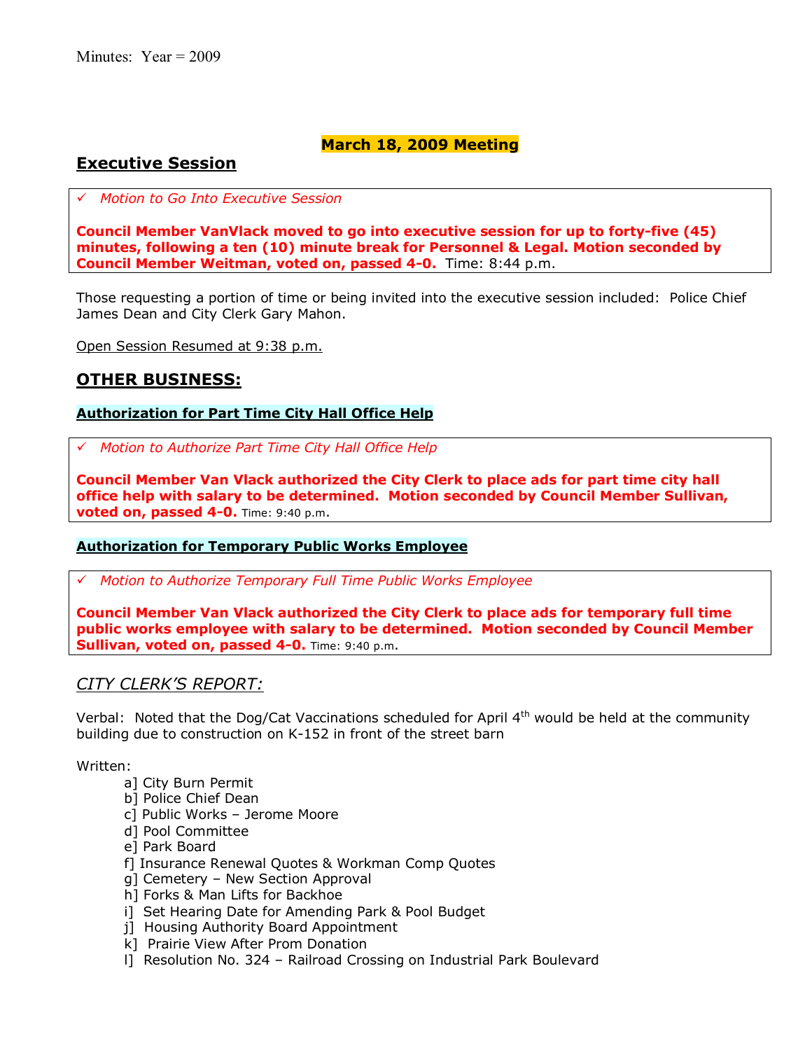Minutes: Year = 2009

**March 18, 2009 Meeting**

## Executive Session

✓ *Motion to Go Into Executive Session*

**Council Member VanVlack moved to go into executive session for up to forty-five (45) minutes, following a ten (10) minute break for Personnel & Legal. Motion seconded by Council Member Weitman, voted on, passed 4-0.** Time: 8:44 p.m.

Those requesting a portion of time or being invited into the executive session included: Police Chief James Dean and City Clerk Gary Mahon.

Open Session Resumed at 9:38 p.m.

## OTHER BUSINESS:

### Authorization for Part Time City Hall Office Help

✓ *Motion to Authorize Part Time City Hall Office Help*

**Council Member Van Vlack authorized the City Clerk to place ads for part time city hall office help with salary to be determined. Motion seconded by Council Member Sullivan, voted on, passed 4-0.** Time: 9:40 p.m.

### Authorization for Temporary Public Works Employee

✓ *Motion to Authorize Temporary Full Time Public Works Employee*

**Council Member Van Vlack authorized the City Clerk to place ads for temporary full time public works employee with salary to be determined. Motion seconded by Council Member Sullivan, voted on, passed 4-0.** Time: 9:40 p.m.

## *CITY CLERK'S REPORT:*

Verbal: Noted that the Dog/Cat Vaccinations scheduled for April 4th would be held at the community building due to construction on K-152 in front of the street barn

Written:

a] City Burn Permit
b] Police Chief Dean
c] Public Works – Jerome Moore
d] Pool Committee
e] Park Board
f] Insurance Renewal Quotes & Workman Comp Quotes
g] Cemetery – New Section Approval
h] Forks & Man Lifts for Backhoe
i] Set Hearing Date for Amending Park & Pool Budget
j] Housing Authority Board Appointment
k] Prairie View After Prom Donation
l] Resolution No. 324 – Railroad Crossing on Industrial Park Boulevard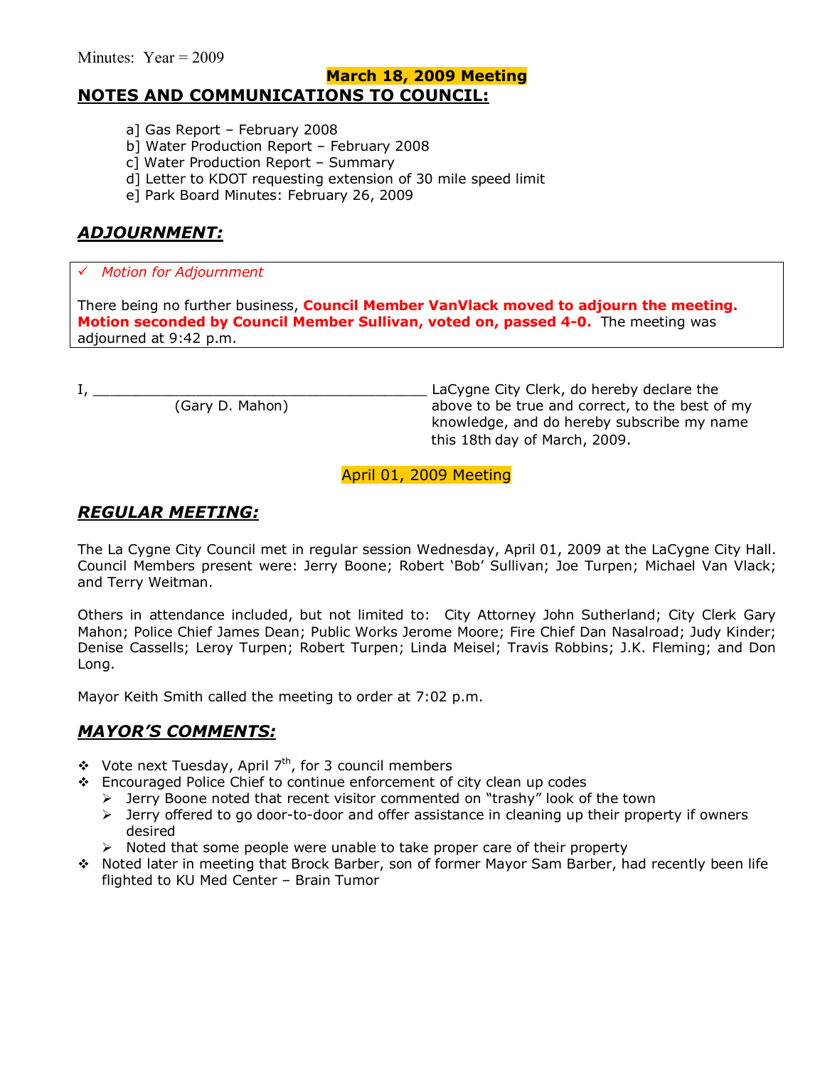Minutes: Year = 2009

**March 18, 2009 Meeting**

## NOTES AND COMMUNICATIONS TO COUNCIL:

a] Gas Report – February 2008
b] Water Production Report – February 2008
c] Water Production Report – Summary
d] Letter to KDOT requesting extension of 30 mile speed limit
e] Park Board Minutes: February 26, 2009

## *ADJOURNMENT:*

✓ *Motion for Adjournment*

There being no further business, **Council Member VanVlack moved to adjourn the meeting. Motion seconded by Council Member Sullivan, voted on, passed 4-0.** The meeting was adjourned at 9:42 p.m.

I, ________________________________________ LaCygne City Clerk, do hereby declare the above to be true and correct, to the best of my knowledge, and do hereby subscribe my name this 18th day of March, 2009.
(Gary D. Mahon)

April 01, 2009 Meeting

## *REGULAR MEETING:*

The La Cygne City Council met in regular session Wednesday, April 01, 2009 at the LaCygne City Hall. Council Members present were: Jerry Boone; Robert 'Bob' Sullivan; Joe Turpen; Michael Van Vlack; and Terry Weitman.

Others in attendance included, but not limited to: City Attorney John Sutherland; City Clerk Gary Mahon; Police Chief James Dean; Public Works Jerome Moore; Fire Chief Dan Nasalroad; Judy Kinder; Denise Cassells; Leroy Turpen; Robert Turpen; Linda Meisel; Travis Robbins; J.K. Fleming; and Don Long.

Mayor Keith Smith called the meeting to order at 7:02 p.m.

## *MAYOR'S COMMENTS:*

- Vote next Tuesday, April 7th, for 3 council members
- Encouraged Police Chief to continue enforcement of city clean up codes
  - Jerry Boone noted that recent visitor commented on "trashy" look of the town
  - Jerry offered to go door-to-door and offer assistance in cleaning up their property if owners desired
  - Noted that some people were unable to take proper care of their property
- Noted later in meeting that Brock Barber, son of former Mayor Sam Barber, had recently been life flighted to KU Med Center – Brain Tumor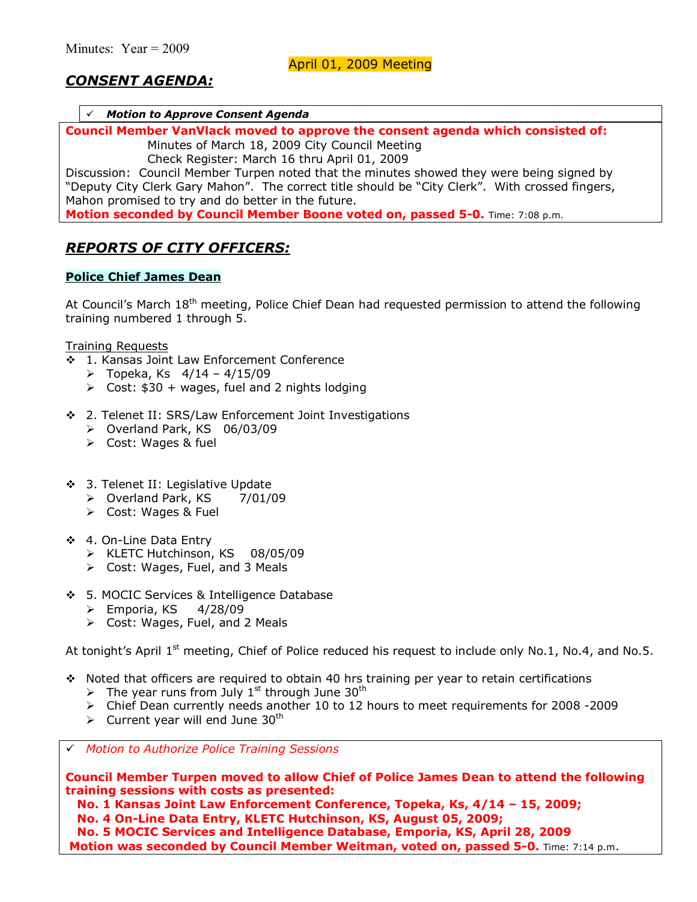Minutes: Year = 2009

April 01, 2009 Meeting

## *CONSENT AGENDA:*

✓ ***Motion to Approve Consent Agenda***

**Council Member VanVlack moved to approve the consent agenda which consisted of:**
Minutes of March 18, 2009 City Council Meeting
Check Register: March 16 thru April 01, 2009
Discussion: Council Member Turpen noted that the minutes showed they were being signed by "Deputy City Clerk Gary Mahon". The correct title should be "City Clerk". With crossed fingers, Mahon promised to try and do better in the future.
**Motion seconded by Council Member Boone voted on, passed 5-0.** Time: 7:08 p.m.

## *REPORTS OF CITY OFFICERS:*

### Police Chief James Dean

At Council's March 18th meeting, Police Chief Dean had requested permission to attend the following training numbered 1 through 5.

Training Requests

- 1. Kansas Joint Law Enforcement Conference
  - Topeka, Ks 4/14 – 4/15/09
  - Cost: $30 + wages, fuel and 2 nights lodging
- 2. Telenet II: SRS/Law Enforcement Joint Investigations
  - Overland Park, KS 06/03/09
  - Cost: Wages & fuel
- 3. Telenet II: Legislative Update
  - Overland Park, KS 7/01/09
  - Cost: Wages & Fuel
- 4. On-Line Data Entry
  - KLETC Hutchinson, KS 08/05/09
  - Cost: Wages, Fuel, and 3 Meals
- 5. MOCIC Services & Intelligence Database
  - Emporia, KS 4/28/09
  - Cost: Wages, Fuel, and 2 Meals

At tonight's April 1st meeting, Chief of Police reduced his request to include only No.1, No.4, and No.5.

- Noted that officers are required to obtain 40 hrs training per year to retain certifications
  - The year runs from July 1st through June 30th
  - Chief Dean currently needs another 10 to 12 hours to meet requirements for 2008 -2009
  - Current year will end June 30th

✓ *Motion to Authorize Police Training Sessions*

**Council Member Turpen moved to allow Chief of Police James Dean to attend the following training sessions with costs as presented:**
**No. 1 Kansas Joint Law Enforcement Conference, Topeka, Ks, 4/14 – 15, 2009;**
**No. 4 On-Line Data Entry, KLETC Hutchinson, KS, August 05, 2009;**
**No. 5 MOCIC Services and Intelligence Database, Emporia, KS, April 28, 2009**
**Motion was seconded by Council Member Weitman, voted on, passed 5-0.** Time: 7:14 p.m.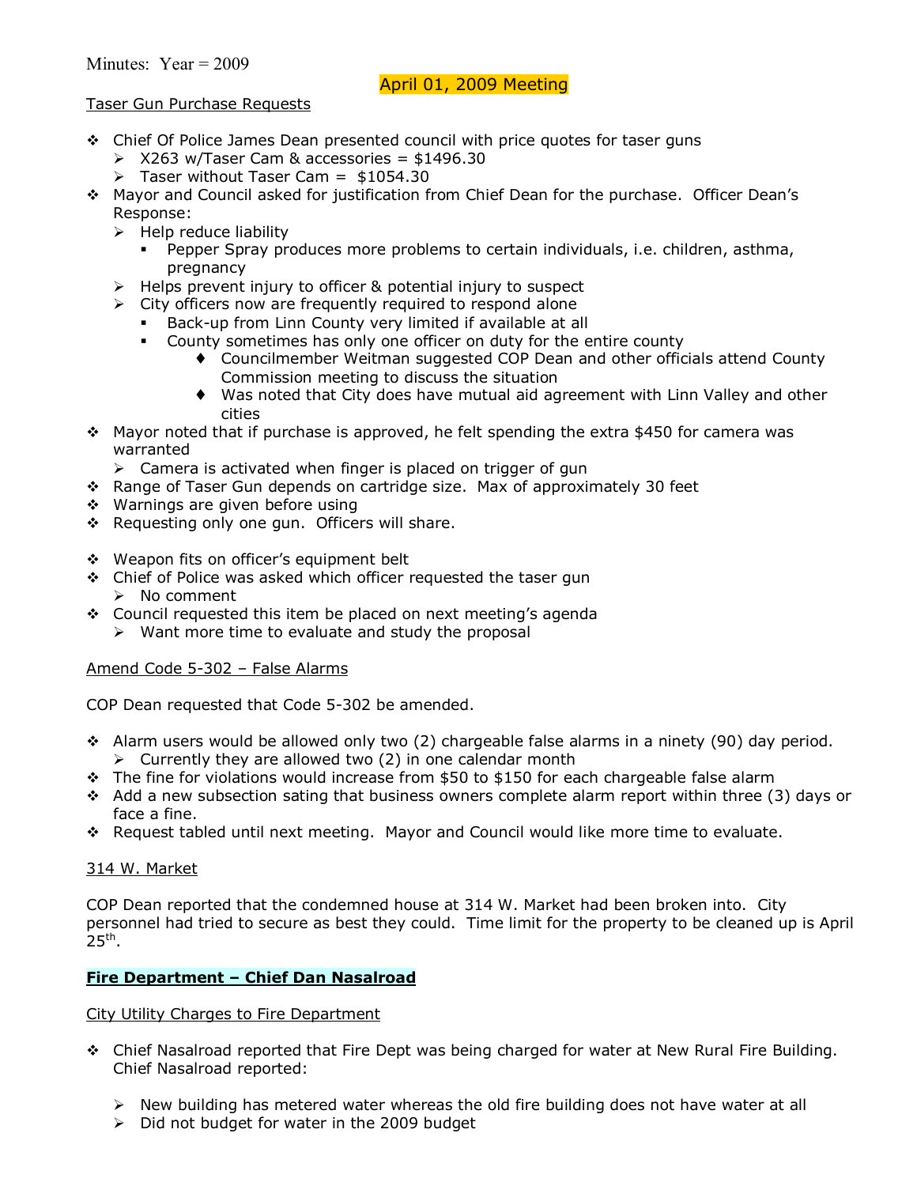Minutes: Year = 2009

## April 01, 2009 Meeting

Taser Gun Purchase Requests

- Chief Of Police James Dean presented council with price quotes for taser guns
  - X263 w/Taser Cam & accessories = $1496.30
  - Taser without Taser Cam = $1054.30
- Mayor and Council asked for justification from Chief Dean for the purchase. Officer Dean's Response:
  - Help reduce liability
    - Pepper Spray produces more problems to certain individuals, i.e. children, asthma, pregnancy
  - Helps prevent injury to officer & potential injury to suspect
  - City officers now are frequently required to respond alone
    - Back-up from Linn County very limited if available at all
    - County sometimes has only one officer on duty for the entire county
      - Councilmember Weitman suggested COP Dean and other officials attend County Commission meeting to discuss the situation
      - Was noted that City does have mutual aid agreement with Linn Valley and other cities
- Mayor noted that if purchase is approved, he felt spending the extra $450 for camera was warranted
  - Camera is activated when finger is placed on trigger of gun
- Range of Taser Gun depends on cartridge size. Max of approximately 30 feet
- Warnings are given before using
- Requesting only one gun. Officers will share.

- Weapon fits on officer's equipment belt
- Chief of Police was asked which officer requested the taser gun
  - No comment
- Council requested this item be placed on next meeting's agenda
  - Want more time to evaluate and study the proposal

Amend Code 5-302 – False Alarms

COP Dean requested that Code 5-302 be amended.

- Alarm users would be allowed only two (2) chargeable false alarms in a ninety (90) day period.
  - Currently they are allowed two (2) in one calendar month
- The fine for violations would increase from $50 to $150 for each chargeable false alarm
- Add a new subsection sating that business owners complete alarm report within three (3) days or face a fine.
- Request tabled until next meeting. Mayor and Council would like more time to evaluate.

314 W. Market

COP Dean reported that the condemned house at 314 W. Market had been broken into. City personnel had tried to secure as best they could. Time limit for the property to be cleaned up is April 25th.

### Fire Department – Chief Dan Nasalroad

City Utility Charges to Fire Department

- Chief Nasalroad reported that Fire Dept was being charged for water at New Rural Fire Building. Chief Nasalroad reported:
  - New building has metered water whereas the old fire building does not have water at all
  - Did not budget for water in the 2009 budget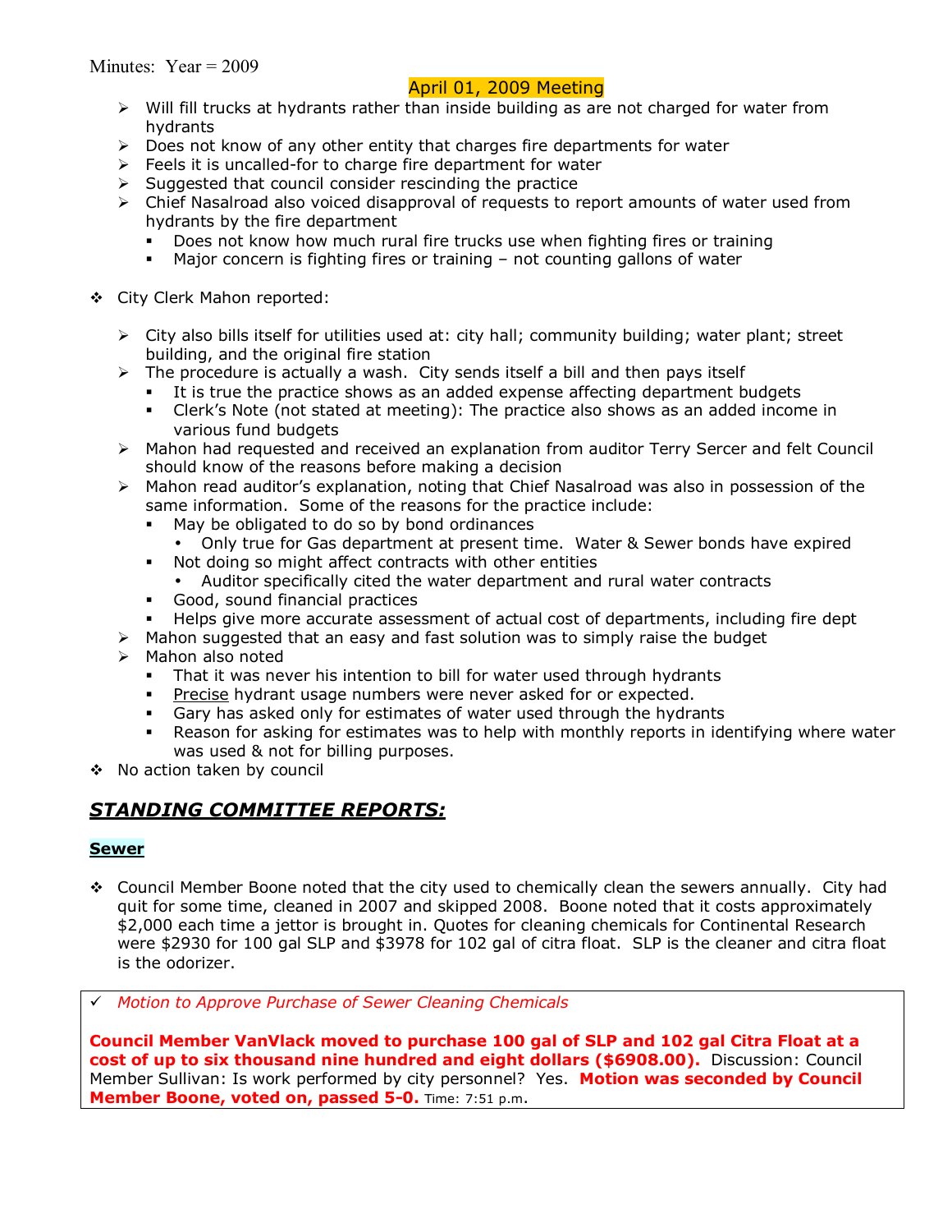Minutes: Year = 2009

April 01, 2009 Meeting

- Will fill trucks at hydrants rather than inside building as are not charged for water from hydrants
- Does not know of any other entity that charges fire departments for water
- Feels it is uncalled-for to charge fire department for water
- Suggested that council consider rescinding the practice
- Chief Nasalroad also voiced disapproval of requests to report amounts of water used from hydrants by the fire department
  - Does not know how much rural fire trucks use when fighting fires or training
  - Major concern is fighting fires or training – not counting gallons of water

- City Clerk Mahon reported:

  - City also bills itself for utilities used at: city hall; community building; water plant; street building, and the original fire station
  - The procedure is actually a wash. City sends itself a bill and then pays itself
    - It is true the practice shows as an added expense affecting department budgets
    - Clerk's Note (not stated at meeting): The practice also shows as an added income in various fund budgets
  - Mahon had requested and received an explanation from auditor Terry Sercer and felt Council should know of the reasons before making a decision
  - Mahon read auditor's explanation, noting that Chief Nasalroad was also in possession of the same information. Some of the reasons for the practice include:
    - May be obligated to do so by bond ordinances
      - Only true for Gas department at present time. Water & Sewer bonds have expired
    - Not doing so might affect contracts with other entities
      - Auditor specifically cited the water department and rural water contracts
    - Good, sound financial practices
    - Helps give more accurate assessment of actual cost of departments, including fire dept
  - Mahon suggested that an easy and fast solution was to simply raise the budget
  - Mahon also noted
    - That it was never his intention to bill for water used through hydrants
    - Precise hydrant usage numbers were never asked for or expected.
    - Gary has asked only for estimates of water used through the hydrants
    - Reason for asking for estimates was to help with monthly reports in identifying where water was used & not for billing purposes.
- No action taken by council

## *STANDING COMMITTEE REPORTS:*

### Sewer

- Council Member Boone noted that the city used to chemically clean the sewers annually. City had quit for some time, cleaned in 2007 and skipped 2008. Boone noted that it costs approximately $2,000 each time a jettor is brought in. Quotes for cleaning chemicals for Continental Research were $2930 for 100 gal SLP and $3978 for 102 gal of citra float. SLP is the cleaner and citra float is the odorizer.

✓ *Motion to Approve Purchase of Sewer Cleaning Chemicals*

**Council Member VanVlack moved to purchase 100 gal of SLP and 102 gal Citra Float at a cost of up to six thousand nine hundred and eight dollars ($6908.00).** Discussion: Council Member Sullivan: Is work performed by city personnel? Yes. **Motion was seconded by Council Member Boone, voted on, passed 5-0.** Time: 7:51 p.m.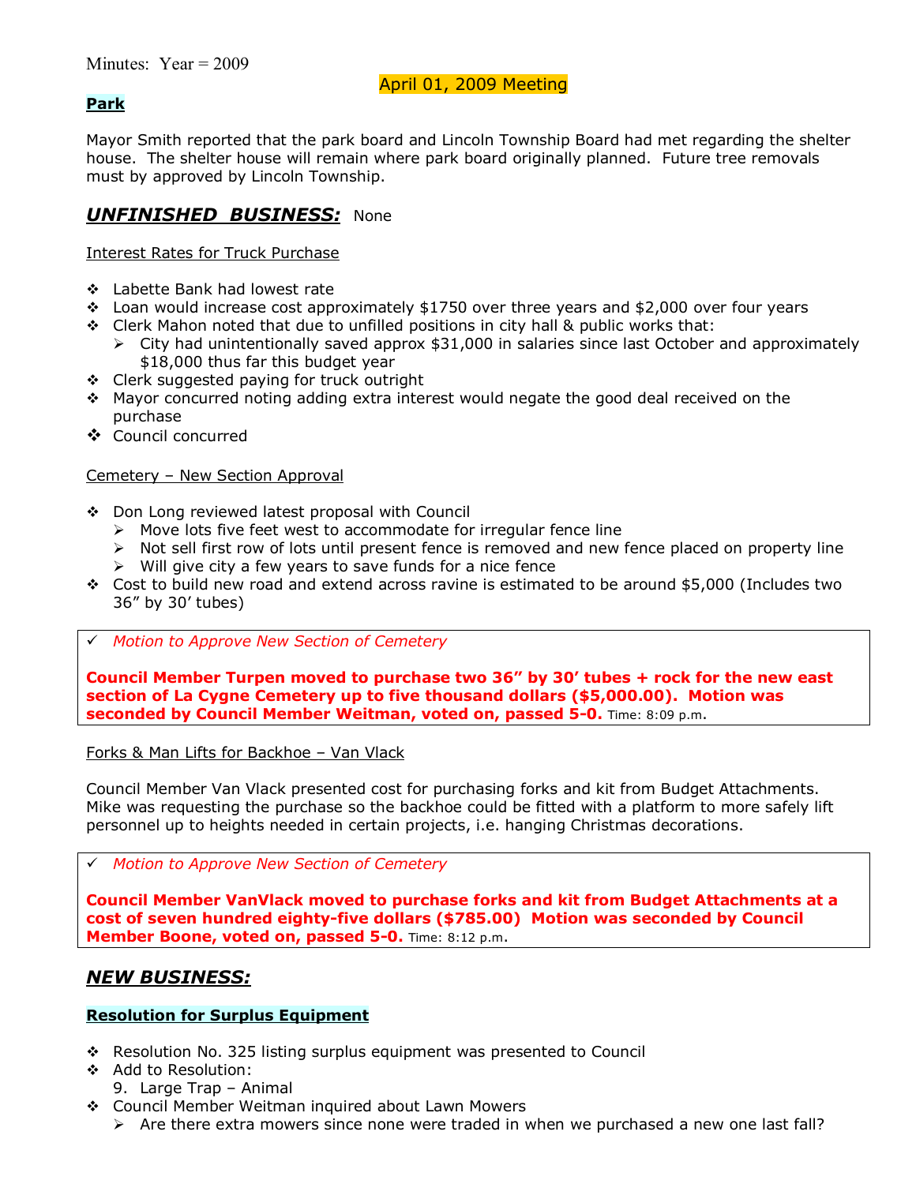Minutes: Year = 2009

April 01, 2009 Meeting

**Park**

Mayor Smith reported that the park board and Lincoln Township Board had met regarding the shelter house. The shelter house will remain where park board originally planned. Future tree removals must by approved by Lincoln Township.

## ***UNFINISHED BUSINESS:*** None

Interest Rates for Truck Purchase

- Labette Bank had lowest rate
- Loan would increase cost approximately $1750 over three years and $2,000 over four years
- Clerk Mahon noted that due to unfilled positions in city hall & public works that:
  - City had unintentionally saved approx $31,000 in salaries since last October and approximately $18,000 thus far this budget year
- Clerk suggested paying for truck outright
- Mayor concurred noting adding extra interest would negate the good deal received on the purchase
- Council concurred

Cemetery – New Section Approval

- Don Long reviewed latest proposal with Council
  - Move lots five feet west to accommodate for irregular fence line
  - Not sell first row of lots until present fence is removed and new fence placed on property line
  - Will give city a few years to save funds for a nice fence
- Cost to build new road and extend across ravine is estimated to be around $5,000 (Includes two 36" by 30' tubes)

✓ *Motion to Approve New Section of Cemetery*

**Council Member Turpen moved to purchase two 36" by 30' tubes + rock for the new east section of La Cygne Cemetery up to five thousand dollars ($5,000.00). Motion was seconded by Council Member Weitman, voted on, passed 5-0.** Time: 8:09 p.m.

Forks & Man Lifts for Backhoe – Van Vlack

Council Member Van Vlack presented cost for purchasing forks and kit from Budget Attachments. Mike was requesting the purchase so the backhoe could be fitted with a platform to more safely lift personnel up to heights needed in certain projects, i.e. hanging Christmas decorations.

✓ *Motion to Approve New Section of Cemetery*

**Council Member VanVlack moved to purchase forks and kit from Budget Attachments at a cost of seven hundred eighty-five dollars ($785.00) Motion was seconded by Council Member Boone, voted on, passed 5-0.** Time: 8:12 p.m.

## ***NEW BUSINESS:***

**Resolution for Surplus Equipment**

- Resolution No. 325 listing surplus equipment was presented to Council
- Add to Resolution:
  9. Large Trap – Animal
- Council Member Weitman inquired about Lawn Mowers
  - Are there extra mowers since none were traded in when we purchased a new one last fall?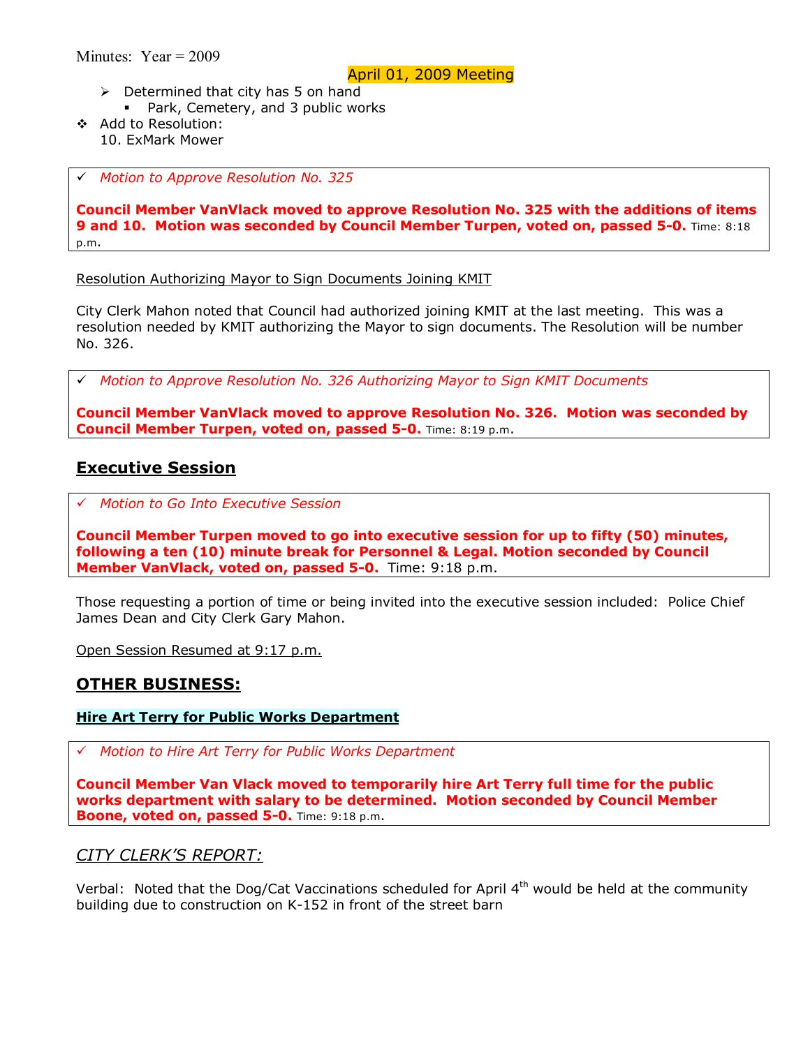Minutes: Year = 2009

April 01, 2009 Meeting

- Determined that city has 5 on hand
  - Park, Cemetery, and 3 public works
- Add to Resolution:
  10. ExMark Mower

✓ *Motion to Approve Resolution No. 325*

**Council Member VanVlack moved to approve Resolution No. 325 with the additions of items 9 and 10. Motion was seconded by Council Member Turpen, voted on, passed 5-0.** Time: 8:18 p.m.

Resolution Authorizing Mayor to Sign Documents Joining KMIT

City Clerk Mahon noted that Council had authorized joining KMIT at the last meeting. This was a resolution needed by KMIT authorizing the Mayor to sign documents. The Resolution will be number No. 326.

✓ *Motion to Approve Resolution No. 326 Authorizing Mayor to Sign KMIT Documents*

**Council Member VanVlack moved to approve Resolution No. 326. Motion was seconded by Council Member Turpen, voted on, passed 5-0.** Time: 8:19 p.m.

## Executive Session

✓ *Motion to Go Into Executive Session*

**Council Member Turpen moved to go into executive session for up to fifty (50) minutes, following a ten (10) minute break for Personnel & Legal. Motion seconded by Council Member VanVlack, voted on, passed 5-0.** Time: 9:18 p.m.

Those requesting a portion of time or being invited into the executive session included: Police Chief James Dean and City Clerk Gary Mahon.

Open Session Resumed at 9:17 p.m.

## OTHER BUSINESS:

**Hire Art Terry for Public Works Department**

✓ *Motion to Hire Art Terry for Public Works Department*

**Council Member Van Vlack moved to temporarily hire Art Terry full time for the public works department with salary to be determined. Motion seconded by Council Member Boone, voted on, passed 5-0.** Time: 9:18 p.m.

## *CITY CLERK'S REPORT:*

Verbal: Noted that the Dog/Cat Vaccinations scheduled for April 4th would be held at the community building due to construction on K-152 in front of the street barn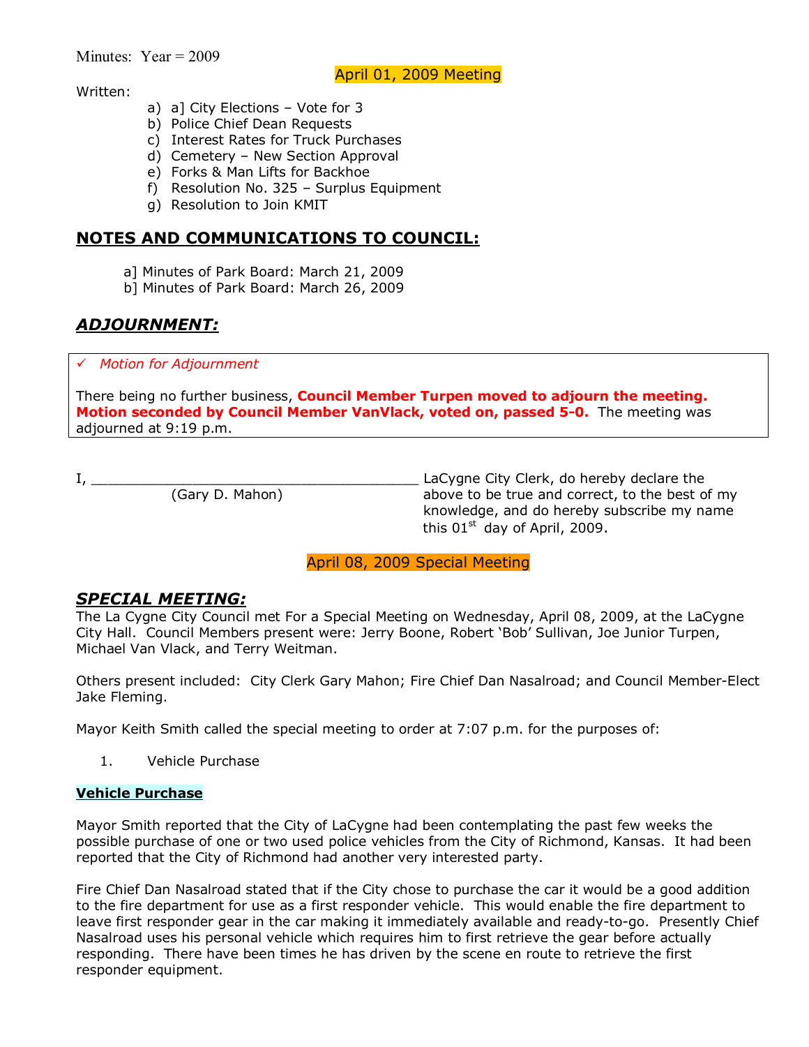Minutes: Year = 2009

April 01, 2009 Meeting

Written:

a) a] City Elections – Vote for 3
b) Police Chief Dean Requests
c) Interest Rates for Truck Purchases
d) Cemetery – New Section Approval
e) Forks & Man Lifts for Backhoe
f) Resolution No. 325 – Surplus Equipment
g) Resolution to Join KMIT

## NOTES AND COMMUNICATIONS TO COUNCIL:

a] Minutes of Park Board: March 21, 2009
b] Minutes of Park Board: March 26, 2009

## *ADJOURNMENT:*

✓ *Motion for Adjournment*

There being no further business, **Council Member Turpen moved to adjourn the meeting. Motion seconded by Council Member VanVlack, voted on, passed 5-0.** The meeting was adjourned at 9:19 p.m.

I, ________________________________________ (Gary D. Mahon) LaCygne City Clerk, do hereby declare the above to be true and correct, to the best of my knowledge, and do hereby subscribe my name this 01st day of April, 2009.

April 08, 2009 Special Meeting

## *SPECIAL MEETING:*

The La Cygne City Council met For a Special Meeting on Wednesday, April 08, 2009, at the LaCygne City Hall. Council Members present were: Jerry Boone, Robert 'Bob' Sullivan, Joe Junior Turpen, Michael Van Vlack, and Terry Weitman.

Others present included: City Clerk Gary Mahon; Fire Chief Dan Nasalroad; and Council Member-Elect Jake Fleming.

Mayor Keith Smith called the special meeting to order at 7:07 p.m. for the purposes of:

1. Vehicle Purchase

**Vehicle Purchase**

Mayor Smith reported that the City of LaCygne had been contemplating the past few weeks the possible purchase of one or two used police vehicles from the City of Richmond, Kansas. It had been reported that the City of Richmond had another very interested party.

Fire Chief Dan Nasalroad stated that if the City chose to purchase the car it would be a good addition to the fire department for use as a first responder vehicle. This would enable the fire department to leave first responder gear in the car making it immediately available and ready-to-go. Presently Chief Nasalroad uses his personal vehicle which requires him to first retrieve the gear before actually responding. There have been times he has driven by the scene en route to retrieve the first responder equipment.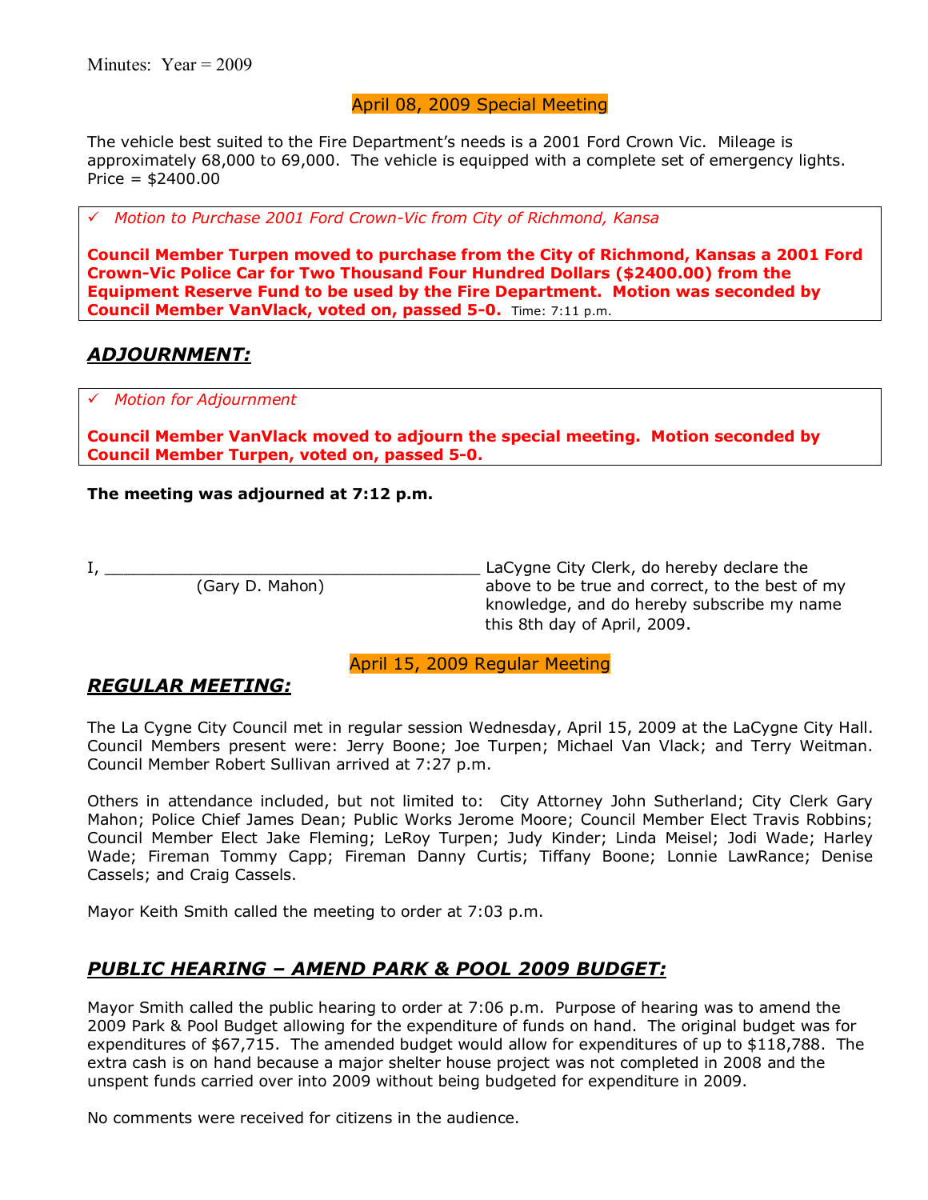Minutes: Year = 2009

April 08, 2009 Special Meeting

The vehicle best suited to the Fire Department's needs is a 2001 Ford Crown Vic. Mileage is approximately 68,000 to 69,000. The vehicle is equipped with a complete set of emergency lights. Price = $2400.00

✓ *Motion to Purchase 2001 Ford Crown-Vic from City of Richmond, Kansa*

**Council Member Turpen moved to purchase from the City of Richmond, Kansas a 2001 Ford Crown-Vic Police Car for Two Thousand Four Hundred Dollars ($2400.00) from the Equipment Reserve Fund to be used by the Fire Department. Motion was seconded by Council Member VanVlack, voted on, passed 5-0.** Time: 7:11 p.m.

## *ADJOURNMENT:*

✓ *Motion for Adjournment*

**Council Member VanVlack moved to adjourn the special meeting. Motion seconded by Council Member Turpen, voted on, passed 5-0.**

**The meeting was adjourned at 7:12 p.m.**

I, ________________________________________ LaCygne City Clerk, do hereby declare the above to be true and correct, to the best of my knowledge, and do hereby subscribe my name this 8th day of April, 2009.
(Gary D. Mahon)

April 15, 2009 Regular Meeting

## *REGULAR MEETING:*

The La Cygne City Council met in regular session Wednesday, April 15, 2009 at the LaCygne City Hall. Council Members present were: Jerry Boone; Joe Turpen; Michael Van Vlack; and Terry Weitman. Council Member Robert Sullivan arrived at 7:27 p.m.

Others in attendance included, but not limited to: City Attorney John Sutherland; City Clerk Gary Mahon; Police Chief James Dean; Public Works Jerome Moore; Council Member Elect Travis Robbins; Council Member Elect Jake Fleming; LeRoy Turpen; Judy Kinder; Linda Meisel; Jodi Wade; Harley Wade; Fireman Tommy Capp; Fireman Danny Curtis; Tiffany Boone; Lonnie LawRance; Denise Cassels; and Craig Cassels.

Mayor Keith Smith called the meeting to order at 7:03 p.m.

## *PUBLIC HEARING – AMEND PARK & POOL 2009 BUDGET:*

Mayor Smith called the public hearing to order at 7:06 p.m. Purpose of hearing was to amend the 2009 Park & Pool Budget allowing for the expenditure of funds on hand. The original budget was for expenditures of $67,715. The amended budget would allow for expenditures of up to $118,788. The extra cash is on hand because a major shelter house project was not completed in 2008 and the unspent funds carried over into 2009 without being budgeted for expenditure in 2009.

No comments were received for citizens in the audience.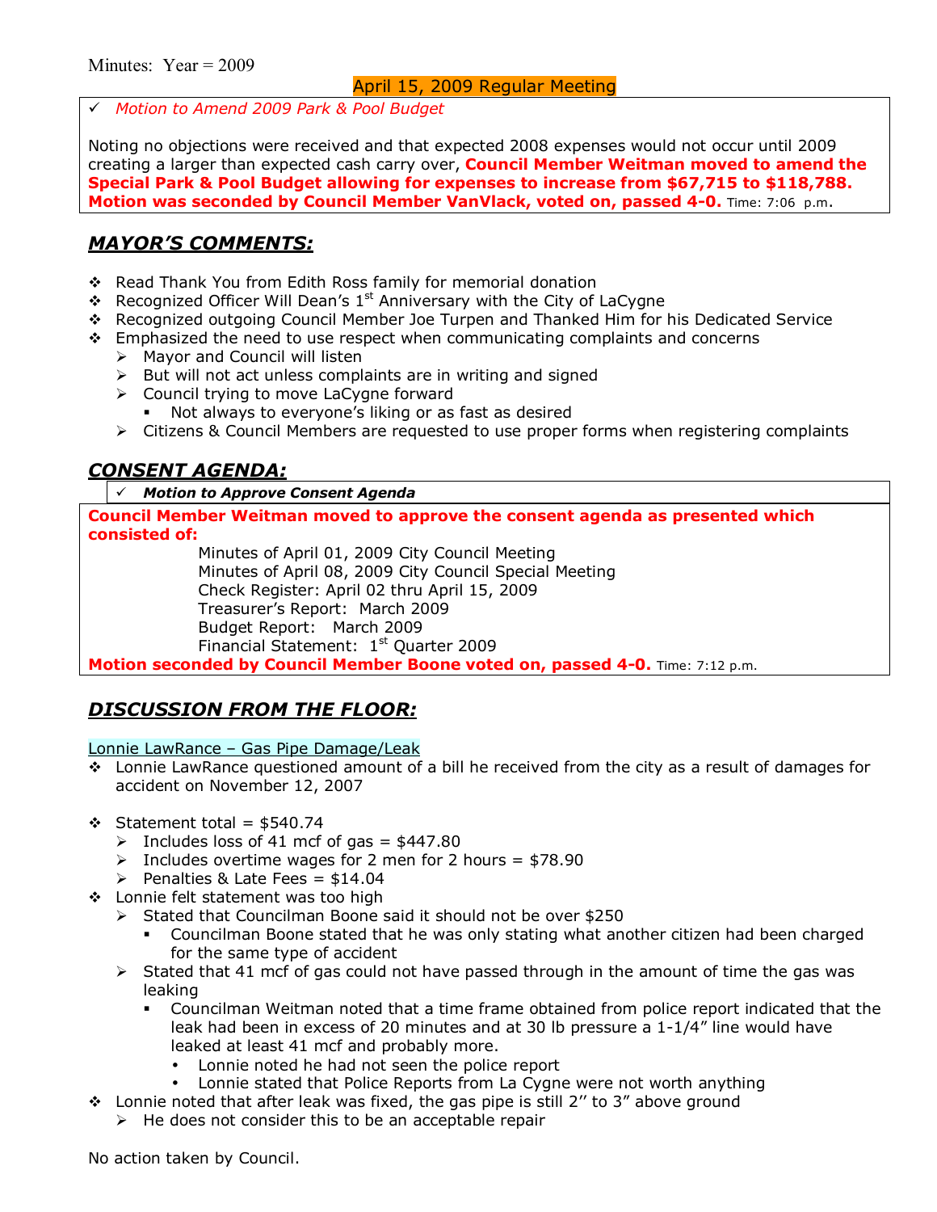Minutes: Year = 2009

## April 15, 2009 Regular Meeting

✓ *Motion to Amend 2009 Park & Pool Budget*

Noting no objections were received and that expected 2008 expenses would not occur until 2009 creating a larger than expected cash carry over, **Council Member Weitman moved to amend the Special Park & Pool Budget allowing for expenses to increase from $67,715 to $118,788. Motion was seconded by Council Member VanVlack, voted on, passed 4-0.** Time: 7:06 p.m.

## *MAYOR'S COMMENTS:*

- Read Thank You from Edith Ross family for memorial donation
- Recognized Officer Will Dean's 1st Anniversary with the City of LaCygne
- Recognized outgoing Council Member Joe Turpen and Thanked Him for his Dedicated Service
- Emphasized the need to use respect when communicating complaints and concerns
  - Mayor and Council will listen
  - But will not act unless complaints are in writing and signed
  - Council trying to move LaCygne forward
    - Not always to everyone's liking or as fast as desired
  - Citizens & Council Members are requested to use proper forms when registering complaints

## *CONSENT AGENDA:*

✓ ***Motion to Approve Consent Agenda***

**Council Member Weitman moved to approve the consent agenda as presented which consisted of:**

Minutes of April 01, 2009 City Council Meeting
Minutes of April 08, 2009 City Council Special Meeting
Check Register: April 02 thru April 15, 2009
Treasurer's Report: March 2009
Budget Report: March 2009
Financial Statement: 1st Quarter 2009

**Motion seconded by Council Member Boone voted on, passed 4-0.** Time: 7:12 p.m.

## *DISCUSSION FROM THE FLOOR:*

Lonnie LawRance – Gas Pipe Damage/Leak

- Lonnie LawRance questioned amount of a bill he received from the city as a result of damages for accident on November 12, 2007
- Statement total = $540.74
  - Includes loss of 41 mcf of gas = $447.80
  - Includes overtime wages for 2 men for 2 hours = $78.90
  - Penalties & Late Fees = $14.04
- Lonnie felt statement was too high
  - Stated that Councilman Boone said it should not be over $250
    - Councilman Boone stated that he was only stating what another citizen had been charged for the same type of accident
  - Stated that 41 mcf of gas could not have passed through in the amount of time the gas was leaking
    - Councilman Weitman noted that a time frame obtained from police report indicated that the leak had been in excess of 20 minutes and at 30 lb pressure a 1-1/4" line would have leaked at least 41 mcf and probably more.
      - Lonnie noted he had not seen the police report
      - Lonnie stated that Police Reports from La Cygne were not worth anything
- Lonnie noted that after leak was fixed, the gas pipe is still 2'' to 3" above ground
  - He does not consider this to be an acceptable repair

No action taken by Council.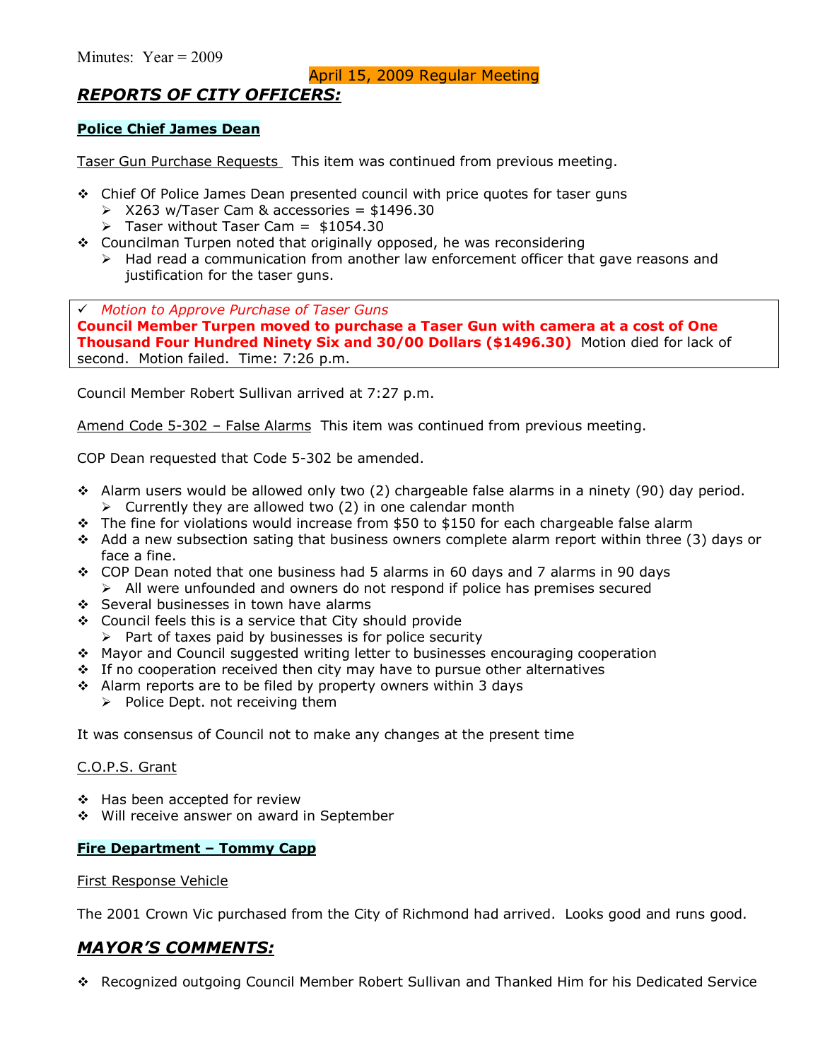Minutes: Year = 2009

April 15, 2009 Regular Meeting

## ***REPORTS OF CITY OFFICERS:***

**Police Chief James Dean**

Taser Gun Purchase Requests This item was continued from previous meeting.

- Chief Of Police James Dean presented council with price quotes for taser guns
  - X263 w/Taser Cam & accessories = $1496.30
  - Taser without Taser Cam = $1054.30
- Councilman Turpen noted that originally opposed, he was reconsidering
  - Had read a communication from another law enforcement officer that gave reasons and justification for the taser guns.

✓ *Motion to Approve Purchase of Taser Guns*
**Council Member Turpen moved to purchase a Taser Gun with camera at a cost of One Thousand Four Hundred Ninety Six and 30/00 Dollars ($1496.30)** Motion died for lack of second. Motion failed. Time: 7:26 p.m.

Council Member Robert Sullivan arrived at 7:27 p.m.

Amend Code 5-302 – False Alarms This item was continued from previous meeting.

COP Dean requested that Code 5-302 be amended.

- Alarm users would be allowed only two (2) chargeable false alarms in a ninety (90) day period.
  - Currently they are allowed two (2) in one calendar month
- The fine for violations would increase from $50 to $150 for each chargeable false alarm
- Add a new subsection sating that business owners complete alarm report within three (3) days or face a fine.
- COP Dean noted that one business had 5 alarms in 60 days and 7 alarms in 90 days
  - All were unfounded and owners do not respond if police has premises secured
- Several businesses in town have alarms
- Council feels this is a service that City should provide
  - Part of taxes paid by businesses is for police security
- Mayor and Council suggested writing letter to businesses encouraging cooperation
- If no cooperation received then city may have to pursue other alternatives
- Alarm reports are to be filed by property owners within 3 days
  - Police Dept. not receiving them

It was consensus of Council not to make any changes at the present time

C.O.P.S. Grant

- Has been accepted for review
- Will receive answer on award in September

**Fire Department – Tommy Capp**

First Response Vehicle

The 2001 Crown Vic purchased from the City of Richmond had arrived. Looks good and runs good.

## ***MAYOR'S COMMENTS:***

- Recognized outgoing Council Member Robert Sullivan and Thanked Him for his Dedicated Service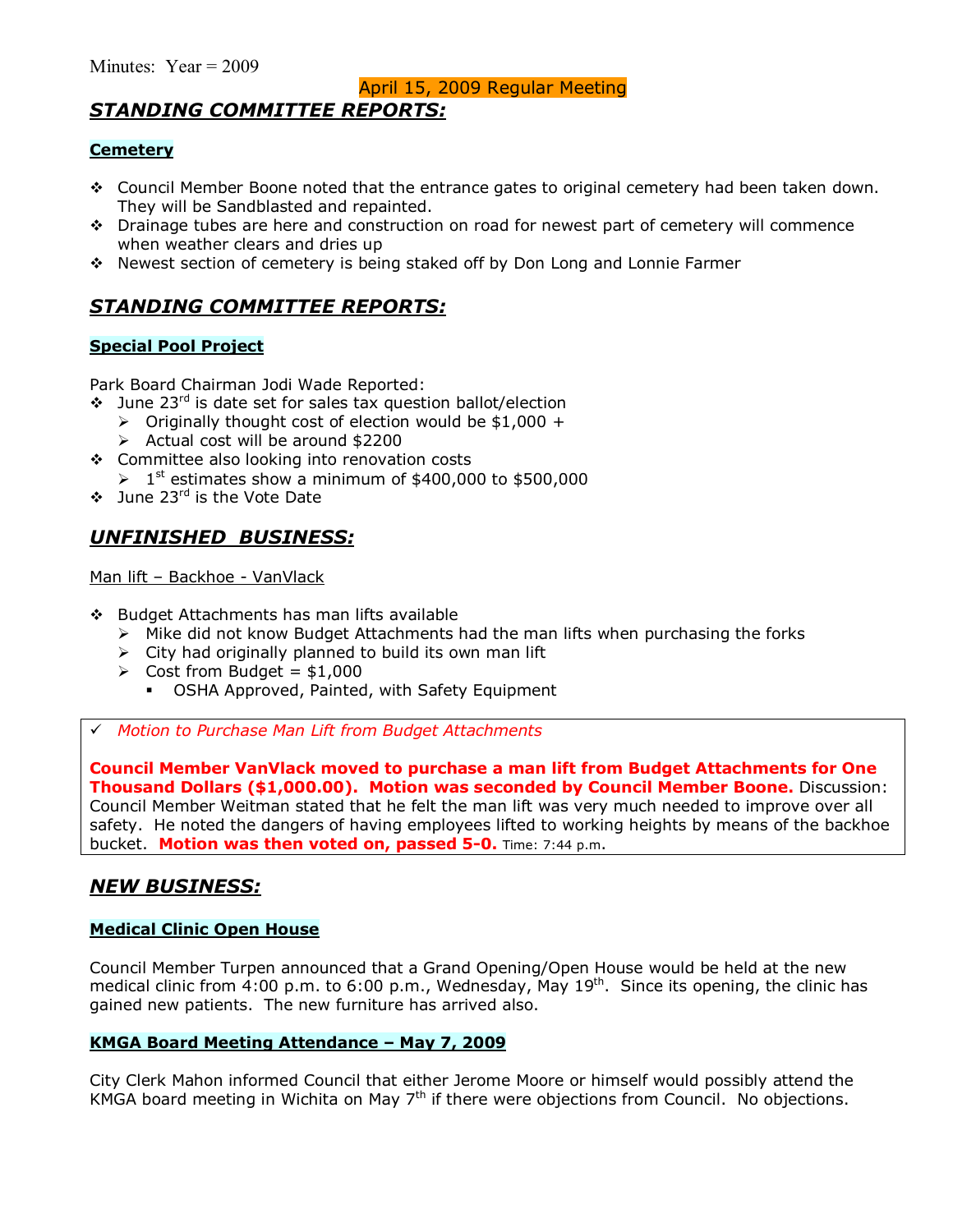Minutes: Year = 2009

April 15, 2009 Regular Meeting

## ***STANDING COMMITTEE REPORTS:***

### **Cemetery**

- Council Member Boone noted that the entrance gates to original cemetery had been taken down. They will be Sandblasted and repainted.
- Drainage tubes are here and construction on road for newest part of cemetery will commence when weather clears and dries up
- Newest section of cemetery is being staked off by Don Long and Lonnie Farmer

## ***STANDING COMMITTEE REPORTS:***

### **Special Pool Project**

Park Board Chairman Jodi Wade Reported:

- June 23rd is date set for sales tax question ballot/election
  - Originally thought cost of election would be $1,000 +
  - Actual cost will be around $2200
- Committee also looking into renovation costs
  - 1st estimates show a minimum of $400,000 to $500,000
- June 23rd is the Vote Date

## ***UNFINISHED BUSINESS:***

Man lift – Backhoe - VanVlack

- Budget Attachments has man lifts available
  - Mike did not know Budget Attachments had the man lifts when purchasing the forks
  - City had originally planned to build its own man lift
  - Cost from Budget = $1,000
    - OSHA Approved, Painted, with Safety Equipment

✓ *Motion to Purchase Man Lift from Budget Attachments*

**Council Member VanVlack moved to purchase a man lift from Budget Attachments for One Thousand Dollars ($1,000.00). Motion was seconded by Council Member Boone.** Discussion: Council Member Weitman stated that he felt the man lift was very much needed to improve over all safety. He noted the dangers of having employees lifted to working heights by means of the backhoe bucket. **Motion was then voted on, passed 5-0.** Time: 7:44 p.m.

## ***NEW BUSINESS:***

### **Medical Clinic Open House**

Council Member Turpen announced that a Grand Opening/Open House would be held at the new medical clinic from 4:00 p.m. to 6:00 p.m., Wednesday, May 19th. Since its opening, the clinic has gained new patients. The new furniture has arrived also.

### **KMGA Board Meeting Attendance – May 7, 2009**

City Clerk Mahon informed Council that either Jerome Moore or himself would possibly attend the KMGA board meeting in Wichita on May 7th if there were objections from Council. No objections.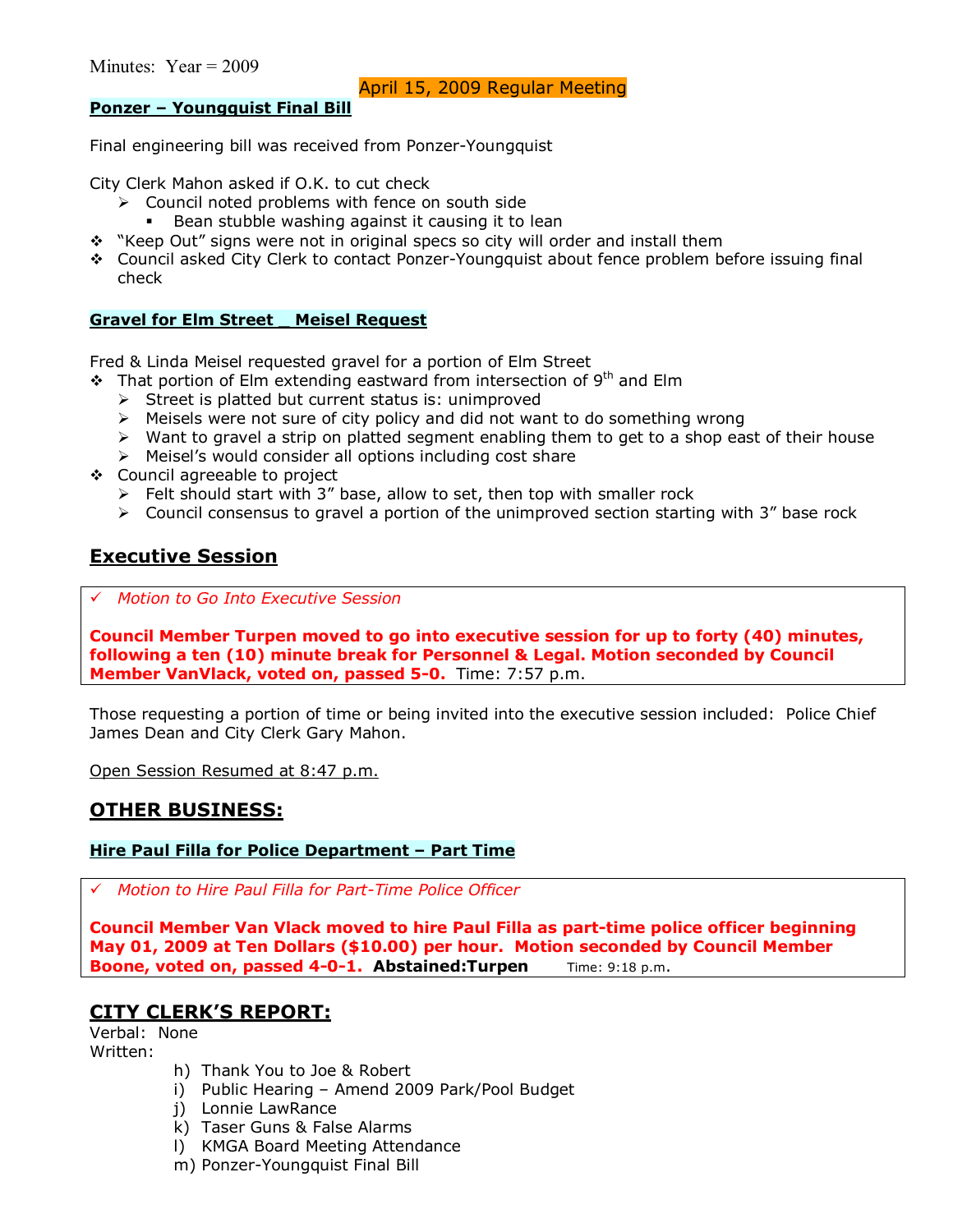Minutes: Year = 2009

April 15, 2009 Regular Meeting

**Ponzer – Youngquist Final Bill**

Final engineering bill was received from Ponzer-Youngquist

City Clerk Mahon asked if O.K. to cut check

- Council noted problems with fence on south side
  - Bean stubble washing against it causing it to lean
- "Keep Out" signs were not in original specs so city will order and install them
- Council asked City Clerk to contact Ponzer-Youngquist about fence problem before issuing final check

**Gravel for Elm Street _ Meisel Request**

Fred & Linda Meisel requested gravel for a portion of Elm Street

- That portion of Elm extending eastward from intersection of 9th and Elm
  - Street is platted but current status is: unimproved
  - Meisels were not sure of city policy and did not want to do something wrong
  - Want to gravel a strip on platted segment enabling them to get to a shop east of their house
  - Meisel's would consider all options including cost share
- Council agreeable to project
  - Felt should start with 3" base, allow to set, then top with smaller rock
  - Council consensus to gravel a portion of the unimproved section starting with 3" base rock

## Executive Session

✓ *Motion to Go Into Executive Session*

**Council Member Turpen moved to go into executive session for up to forty (40) minutes, following a ten (10) minute break for Personnel & Legal. Motion seconded by Council Member VanVlack, voted on, passed 5-0.** Time: 7:57 p.m.

Those requesting a portion of time or being invited into the executive session included: Police Chief James Dean and City Clerk Gary Mahon.

Open Session Resumed at 8:47 p.m.

## OTHER BUSINESS:

**Hire Paul Filla for Police Department – Part Time**

✓ *Motion to Hire Paul Filla for Part-Time Police Officer*

**Council Member Van Vlack moved to hire Paul Filla as part-time police officer beginning May 01, 2009 at Ten Dollars ($10.00) per hour. Motion seconded by Council Member Boone, voted on, passed 4-0-1. Abstained:Turpen** Time: 9:18 p.m.

## CITY CLERK'S REPORT:

Verbal: None
Written:

h) Thank You to Joe & Robert
i) Public Hearing – Amend 2009 Park/Pool Budget
j) Lonnie LawRance
k) Taser Guns & False Alarms
l) KMGA Board Meeting Attendance
m) Ponzer-Youngquist Final Bill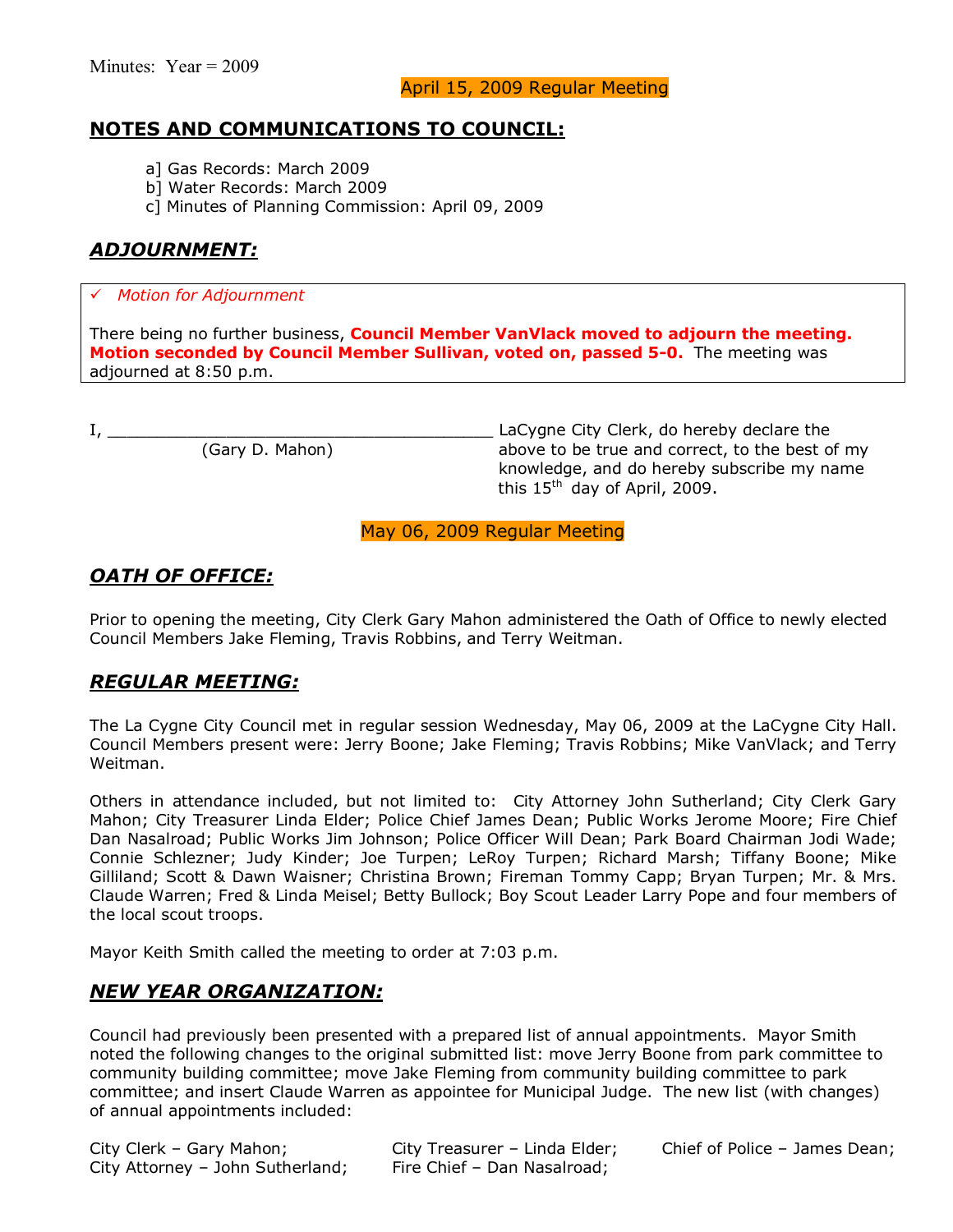Minutes: Year = 2009

April 15, 2009 Regular Meeting

## NOTES AND COMMUNICATIONS TO COUNCIL:

a] Gas Records: March 2009
b] Water Records: March 2009
c] Minutes of Planning Commission: April 09, 2009

## *ADJOURNMENT:*

✓ *Motion for Adjournment*

There being no further business, **Council Member VanVlack moved to adjourn the meeting. Motion seconded by Council Member Sullivan, voted on, passed 5-0.** The meeting was adjourned at 8:50 p.m.

I, ________________________________________ LaCygne City Clerk, do hereby declare the above to be true and correct, to the best of my knowledge, and do hereby subscribe my name this 15th day of April, 2009.

(Gary D. Mahon)

May 06, 2009 Regular Meeting

## *OATH OF OFFICE:*

Prior to opening the meeting, City Clerk Gary Mahon administered the Oath of Office to newly elected Council Members Jake Fleming, Travis Robbins, and Terry Weitman.

## *REGULAR MEETING:*

The La Cygne City Council met in regular session Wednesday, May 06, 2009 at the LaCygne City Hall. Council Members present were: Jerry Boone; Jake Fleming; Travis Robbins; Mike VanVlack; and Terry Weitman.

Others in attendance included, but not limited to: City Attorney John Sutherland; City Clerk Gary Mahon; City Treasurer Linda Elder; Police Chief James Dean; Public Works Jerome Moore; Fire Chief Dan Nasalroad; Public Works Jim Johnson; Police Officer Will Dean; Park Board Chairman Jodi Wade; Connie Schlezner; Judy Kinder; Joe Turpen; LeRoy Turpen; Richard Marsh; Tiffany Boone; Mike Gilliland; Scott & Dawn Waisner; Christina Brown; Fireman Tommy Capp; Bryan Turpen; Mr. & Mrs. Claude Warren; Fred & Linda Meisel; Betty Bullock; Boy Scout Leader Larry Pope and four members of the local scout troops.

Mayor Keith Smith called the meeting to order at 7:03 p.m.

## *NEW YEAR ORGANIZATION:*

Council had previously been presented with a prepared list of annual appointments. Mayor Smith noted the following changes to the original submitted list: move Jerry Boone from park committee to community building committee; move Jake Fleming from community building committee to park committee; and insert Claude Warren as appointee for Municipal Judge. The new list (with changes) of annual appointments included:

City Clerk – Gary Mahon;
City Treasurer – Linda Elder;
Chief of Police – James Dean;
City Attorney – John Sutherland;
Fire Chief – Dan Nasalroad;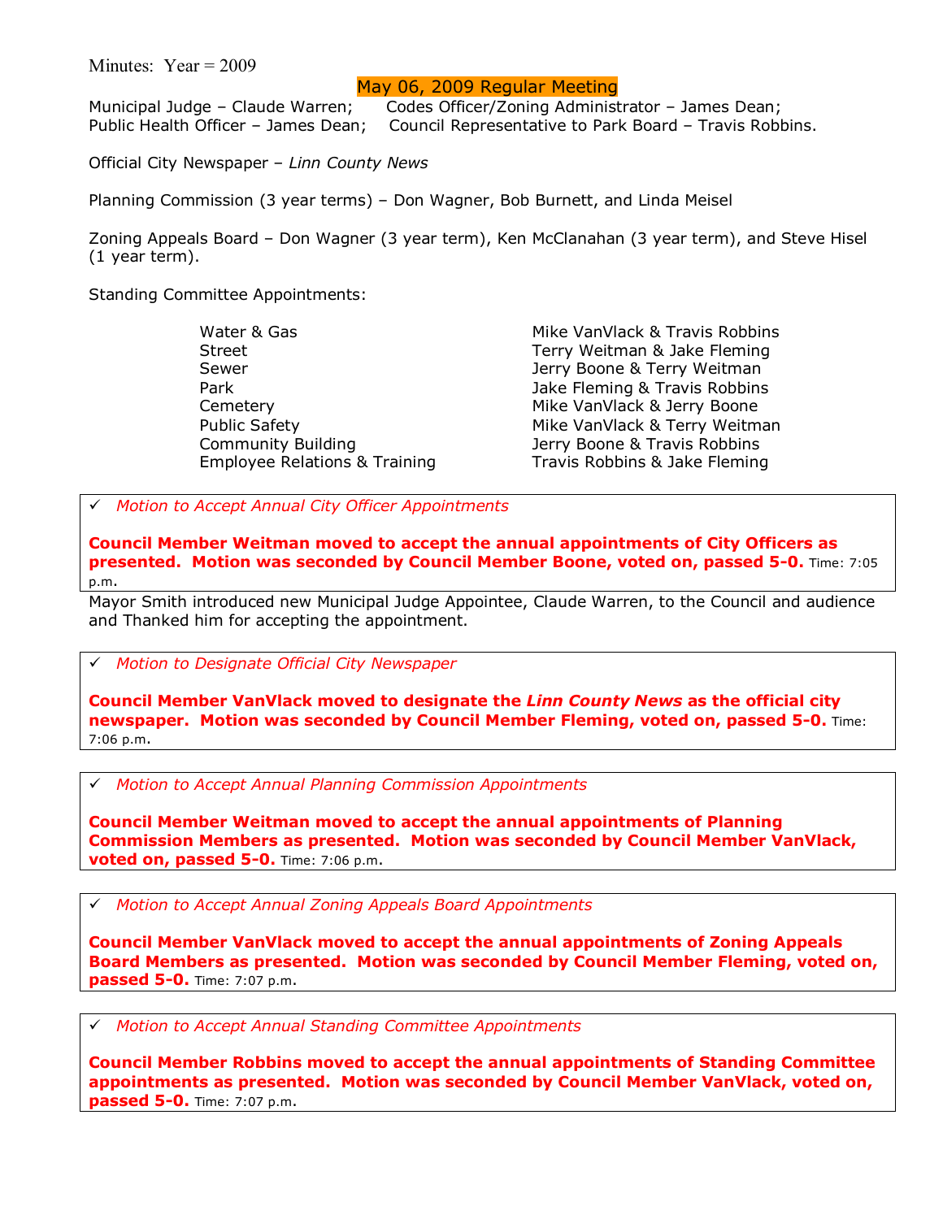Minutes: Year = 2009

## May 06, 2009 Regular Meeting

Municipal Judge – Claude Warren; Codes Officer/Zoning Administrator – James Dean;
Public Health Officer – James Dean; Council Representative to Park Board – Travis Robbins.

Official City Newspaper – *Linn County News*

Planning Commission (3 year terms) – Don Wagner, Bob Burnett, and Linda Meisel

Zoning Appeals Board – Don Wagner (3 year term), Ken McClanahan (3 year term), and Steve Hisel (1 year term).

Standing Committee Appointments:

| | |
|---|---|
| Water & Gas | Mike VanVlack & Travis Robbins |
| Street | Terry Weitman & Jake Fleming |
| Sewer | Jerry Boone & Terry Weitman |
| Park | Jake Fleming & Travis Robbins |
| Cemetery | Mike VanVlack & Jerry Boone |
| Public Safety | Mike VanVlack & Terry Weitman |
| Community Building | Jerry Boone & Travis Robbins |
| Employee Relations & Training | Travis Robbins & Jake Fleming |

✓ *Motion to Accept Annual City Officer Appointments*

**Council Member Weitman moved to accept the annual appointments of City Officers as presented. Motion was seconded by Council Member Boone, voted on, passed 5-0.** Time: 7:05 p.m.

Mayor Smith introduced new Municipal Judge Appointee, Claude Warren, to the Council and audience and Thanked him for accepting the appointment.

✓ *Motion to Designate Official City Newspaper*

**Council Member VanVlack moved to designate the *Linn County News* as the official city newspaper. Motion was seconded by Council Member Fleming, voted on, passed 5-0.** Time: 7:06 p.m.

✓ *Motion to Accept Annual Planning Commission Appointments*

**Council Member Weitman moved to accept the annual appointments of Planning Commission Members as presented. Motion was seconded by Council Member VanVlack, voted on, passed 5-0.** Time: 7:06 p.m.

✓ *Motion to Accept Annual Zoning Appeals Board Appointments*

**Council Member VanVlack moved to accept the annual appointments of Zoning Appeals Board Members as presented. Motion was seconded by Council Member Fleming, voted on, passed 5-0.** Time: 7:07 p.m.

✓ *Motion to Accept Annual Standing Committee Appointments*

**Council Member Robbins moved to accept the annual appointments of Standing Committee appointments as presented. Motion was seconded by Council Member VanVlack, voted on, passed 5-0.** Time: 7:07 p.m.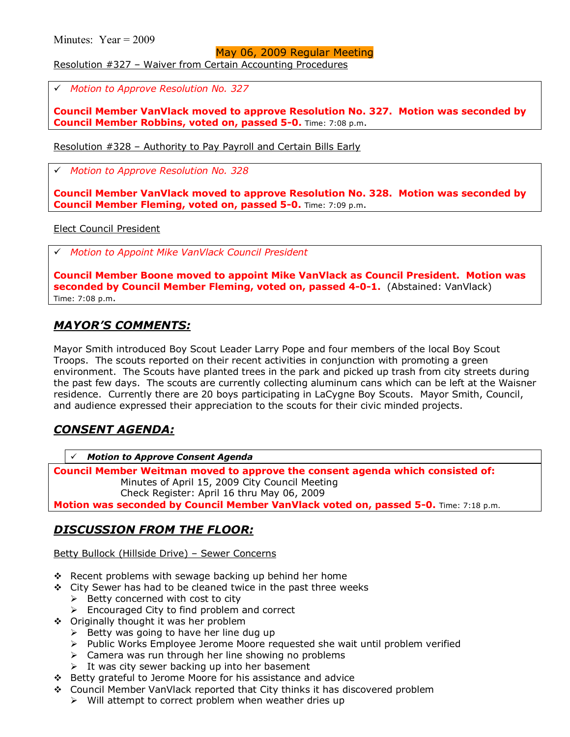Minutes: Year = 2009

May 06, 2009 Regular Meeting

Resolution #327 – Waiver from Certain Accounting Procedures

✓ *Motion to Approve Resolution No. 327*

**Council Member VanVlack moved to approve Resolution No. 327. Motion was seconded by Council Member Robbins, voted on, passed 5-0.** Time: 7:08 p.m.

Resolution #328 – Authority to Pay Payroll and Certain Bills Early

✓ *Motion to Approve Resolution No. 328*

**Council Member VanVlack moved to approve Resolution No. 328. Motion was seconded by Council Member Fleming, voted on, passed 5-0.** Time: 7:09 p.m.

Elect Council President

✓ *Motion to Appoint Mike VanVlack Council President*

**Council Member Boone moved to appoint Mike VanVlack as Council President. Motion was seconded by Council Member Fleming, voted on, passed 4-0-1.** (Abstained: VanVlack)
Time: 7:08 p.m.

## *MAYOR'S COMMENTS:*

Mayor Smith introduced Boy Scout Leader Larry Pope and four members of the local Boy Scout Troops. The scouts reported on their recent activities in conjunction with promoting a green environment. The Scouts have planted trees in the park and picked up trash from city streets during the past few days. The scouts are currently collecting aluminum cans which can be left at the Waisner residence. Currently there are 20 boys participating in LaCygne Boy Scouts. Mayor Smith, Council, and audience expressed their appreciation to the scouts for their civic minded projects.

## *CONSENT AGENDA:*

✓ ***Motion to Approve Consent Agenda***

**Council Member Weitman moved to approve the consent agenda which consisted of:**
Minutes of April 15, 2009 City Council Meeting
Check Register: April 16 thru May 06, 2009
**Motion was seconded by Council Member VanVlack voted on, passed 5-0.** Time: 7:18 p.m.

## *DISCUSSION FROM THE FLOOR:*

Betty Bullock (Hillside Drive) – Sewer Concerns

- Recent problems with sewage backing up behind her home
- City Sewer has had to be cleaned twice in the past three weeks
  - Betty concerned with cost to city
  - Encouraged City to find problem and correct
- Originally thought it was her problem
  - Betty was going to have her line dug up
  - Public Works Employee Jerome Moore requested she wait until problem verified
  - Camera was run through her line showing no problems
  - It was city sewer backing up into her basement
- Betty grateful to Jerome Moore for his assistance and advice
- Council Member VanVlack reported that City thinks it has discovered problem
  - Will attempt to correct problem when weather dries up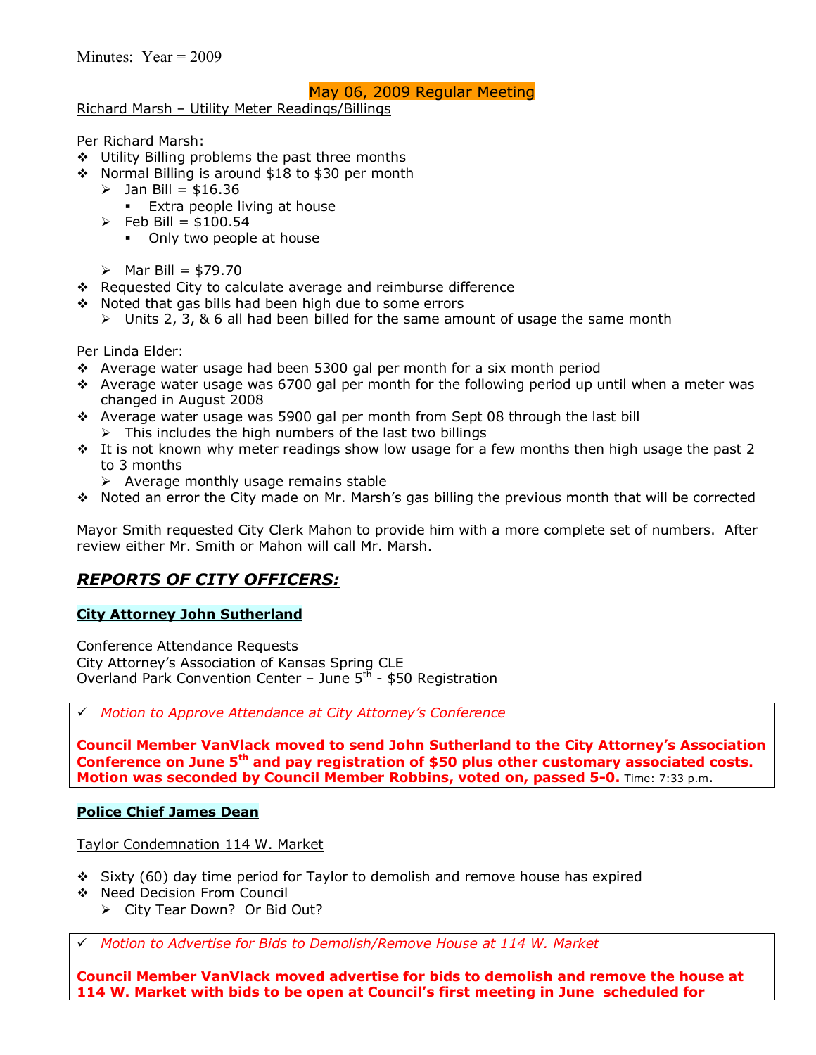Minutes: Year = 2009

## May 06, 2009 Regular Meeting

Richard Marsh – Utility Meter Readings/Billings

Per Richard Marsh:

- Utility Billing problems the past three months
- Normal Billing is around $18 to $30 per month
  - Jan Bill = $16.36
    - Extra people living at house
  - Feb Bill = $100.54
    - Only two people at house
  - Mar Bill = $79.70
- Requested City to calculate average and reimburse difference
- Noted that gas bills had been high due to some errors
  - Units 2, 3, & 6 all had been billed for the same amount of usage the same month

Per Linda Elder:

- Average water usage had been 5300 gal per month for a six month period
- Average water usage was 6700 gal per month for the following period up until when a meter was changed in August 2008
- Average water usage was 5900 gal per month from Sept 08 through the last bill
  - This includes the high numbers of the last two billings
- It is not known why meter readings show low usage for a few months then high usage the past 2 to 3 months
  - Average monthly usage remains stable
- Noted an error the City made on Mr. Marsh's gas billing the previous month that will be corrected

Mayor Smith requested City Clerk Mahon to provide him with a more complete set of numbers. After review either Mr. Smith or Mahon will call Mr. Marsh.

## *REPORTS OF CITY OFFICERS:*

### City Attorney John Sutherland

Conference Attendance Requests
City Attorney's Association of Kansas Spring CLE
Overland Park Convention Center – June 5th - $50 Registration

✓ *Motion to Approve Attendance at City Attorney's Conference*

**Council Member VanVlack moved to send John Sutherland to the City Attorney's Association Conference on June 5th and pay registration of $50 plus other customary associated costs. Motion was seconded by Council Member Robbins, voted on, passed 5-0.** Time: 7:33 p.m.

### Police Chief James Dean

Taylor Condemnation 114 W. Market

- Sixty (60) day time period for Taylor to demolish and remove house has expired
- Need Decision From Council
  - City Tear Down? Or Bid Out?

✓ *Motion to Advertise for Bids to Demolish/Remove House at 114 W. Market*

**Council Member VanVlack moved advertise for bids to demolish and remove the house at 114 W. Market with bids to be open at Council's first meeting in June scheduled for**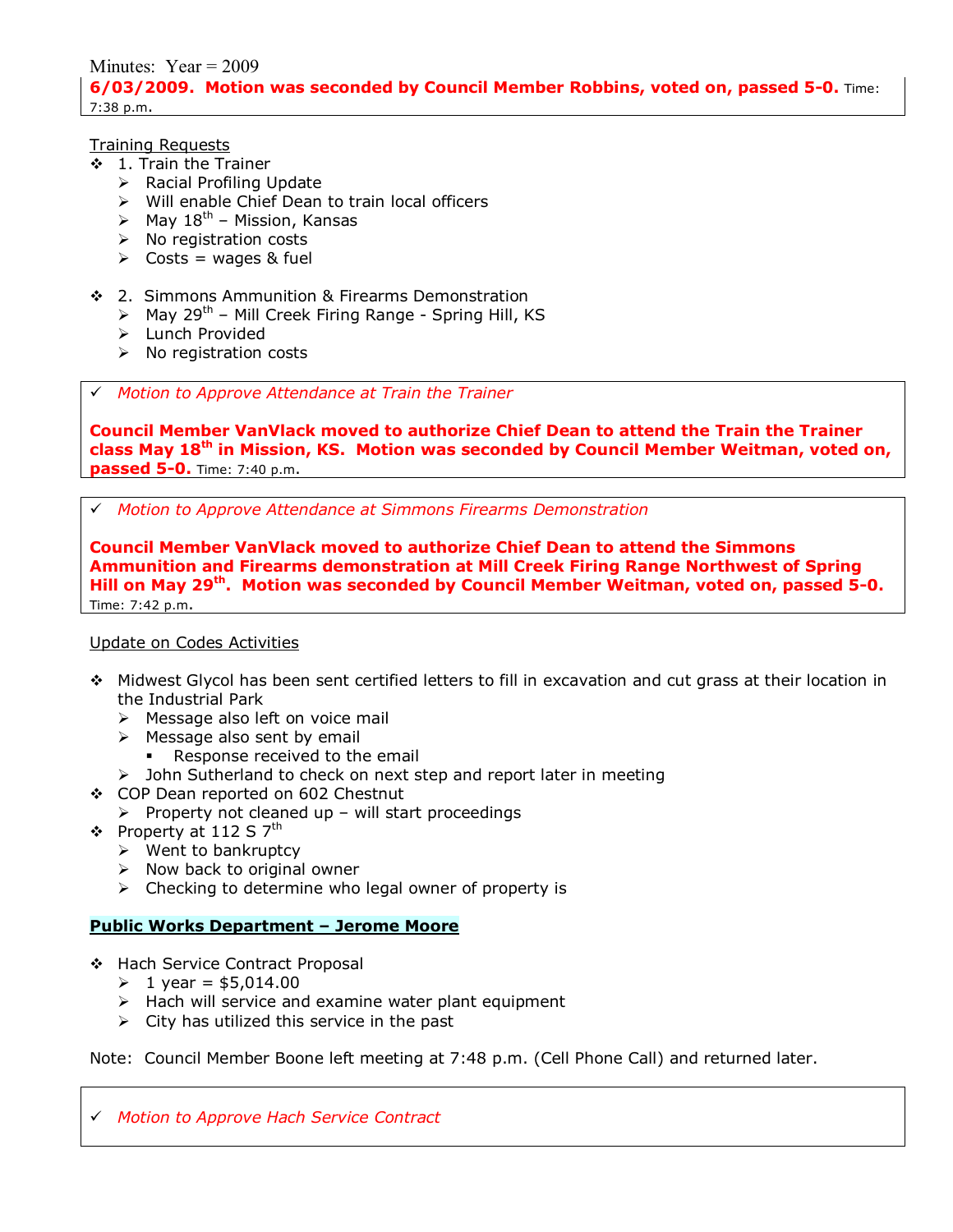Minutes: Year = 2009

**6/03/2009. Motion was seconded by Council Member Robbins, voted on, passed 5-0.** Time: 7:38 p.m.

Training Requests

- 1. Train the Trainer
  - Racial Profiling Update
  - Will enable Chief Dean to train local officers
  - May 18th – Mission, Kansas
  - No registration costs
  - Costs = wages & fuel

- 2. Simmons Ammunition & Firearms Demonstration
  - May 29th – Mill Creek Firing Range - Spring Hill, KS
  - Lunch Provided
  - No registration costs

✓ *Motion to Approve Attendance at Train the Trainer*

**Council Member VanVlack moved to authorize Chief Dean to attend the Train the Trainer class May 18th in Mission, KS. Motion was seconded by Council Member Weitman, voted on, passed 5-0.** Time: 7:40 p.m.

✓ *Motion to Approve Attendance at Simmons Firearms Demonstration*

**Council Member VanVlack moved to authorize Chief Dean to attend the Simmons Ammunition and Firearms demonstration at Mill Creek Firing Range Northwest of Spring Hill on May 29th. Motion was seconded by Council Member Weitman, voted on, passed 5-0.** Time: 7:42 p.m.

Update on Codes Activities

- Midwest Glycol has been sent certified letters to fill in excavation and cut grass at their location in the Industrial Park
  - Message also left on voice mail
  - Message also sent by email
    - Response received to the email
  - John Sutherland to check on next step and report later in meeting
- COP Dean reported on 602 Chestnut
  - Property not cleaned up – will start proceedings
- Property at 112 S 7th
  - Went to bankruptcy
  - Now back to original owner
  - Checking to determine who legal owner of property is

**Public Works Department – Jerome Moore**

- Hach Service Contract Proposal
  - 1 year = $5,014.00
  - Hach will service and examine water plant equipment
  - City has utilized this service in the past

Note: Council Member Boone left meeting at 7:48 p.m. (Cell Phone Call) and returned later.

✓ *Motion to Approve Hach Service Contract*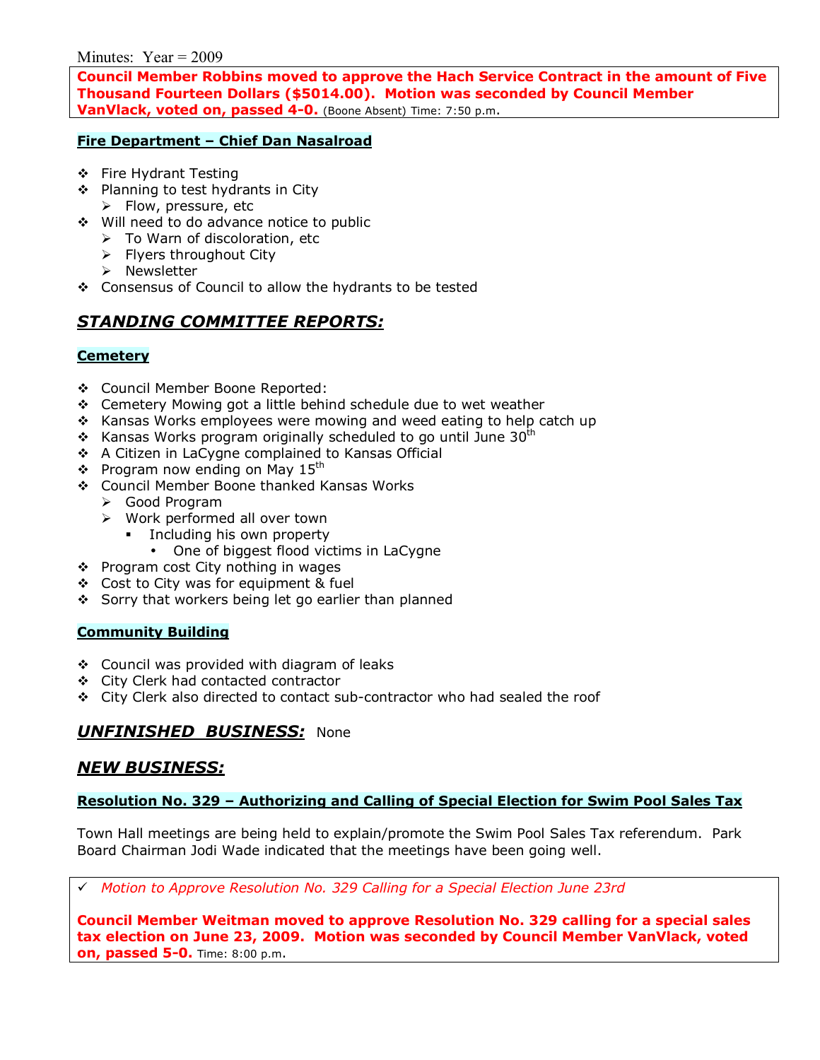Minutes: Year = 2009

**Council Member Robbins moved to approve the Hach Service Contract in the amount of Five Thousand Fourteen Dollars ($5014.00). Motion was seconded by Council Member VanVlack, voted on, passed 4-0.** (Boone Absent) Time: 7:50 p.m.

**Fire Department – Chief Dan Nasalroad**

- Fire Hydrant Testing
- Planning to test hydrants in City
  - Flow, pressure, etc
- Will need to do advance notice to public
  - To Warn of discoloration, etc
  - Flyers throughout City
  - Newsletter
- Consensus of Council to allow the hydrants to be tested

## *STANDING COMMITTEE REPORTS:*

**Cemetery**

- Council Member Boone Reported:
- Cemetery Mowing got a little behind schedule due to wet weather
- Kansas Works employees were mowing and weed eating to help catch up
- Kansas Works program originally scheduled to go until June 30th
- A Citizen in LaCygne complained to Kansas Official
- Program now ending on May 15th
- Council Member Boone thanked Kansas Works
  - Good Program
  - Work performed all over town
    - Including his own property
      - One of biggest flood victims in LaCygne
- Program cost City nothing in wages
- Cost to City was for equipment & fuel
- Sorry that workers being let go earlier than planned

**Community Building**

- Council was provided with diagram of leaks
- City Clerk had contacted contractor
- City Clerk also directed to contact sub-contractor who had sealed the roof

## *UNFINISHED BUSINESS:* None

## *NEW BUSINESS:*

**Resolution No. 329 – Authorizing and Calling of Special Election for Swim Pool Sales Tax**

Town Hall meetings are being held to explain/promote the Swim Pool Sales Tax referendum. Park Board Chairman Jodi Wade indicated that the meetings have been going well.

✓ *Motion to Approve Resolution No. 329 Calling for a Special Election June 23rd*

**Council Member Weitman moved to approve Resolution No. 329 calling for a special sales tax election on June 23, 2009. Motion was seconded by Council Member VanVlack, voted on, passed 5-0.** Time: 8:00 p.m.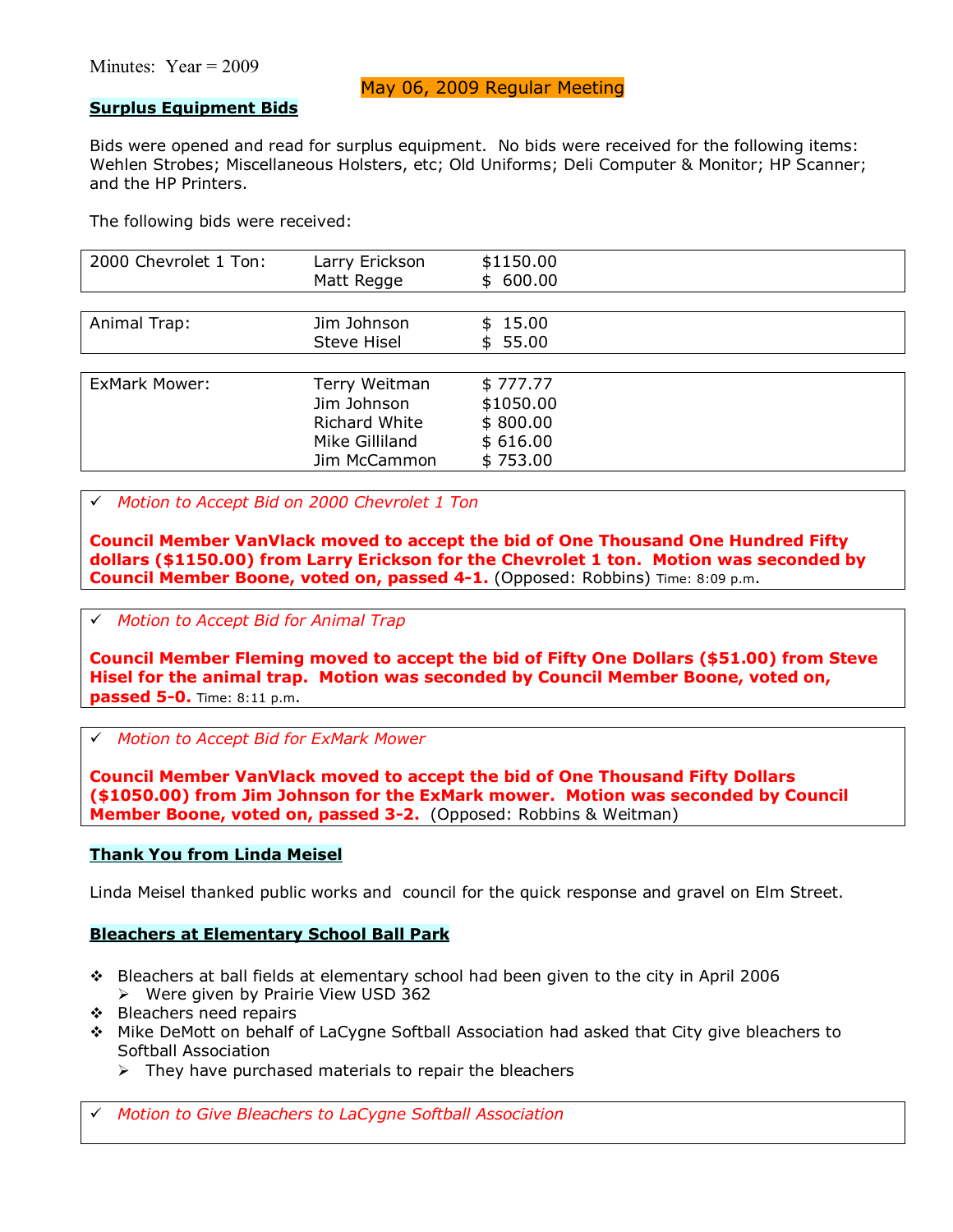Minutes: Year = 2009

## May 06, 2009 Regular Meeting

### Surplus Equipment Bids

Bids were opened and read for surplus equipment. No bids were received for the following items: Wehlen Strobes; Miscellaneous Holsters, etc; Old Uniforms; Deli Computer & Monitor; HP Scanner; and the HP Printers.

The following bids were received:

| Item | Bidder | Amount |
|---|---|---|
| 2000 Chevrolet 1 Ton: | Larry Erickson | $1150.00 |
| | Matt Regge | $ 600.00 |
| Animal Trap: | Jim Johnson | $ 15.00 |
| | Steve Hisel | $ 55.00 |
| ExMark Mower: | Terry Weitman | $ 777.77 |
| | Jim Johnson | $1050.00 |
| | Richard White | $ 800.00 |
| | Mike Gilliland | $ 616.00 |
| | Jim McCammon | $ 753.00 |

✓ *Motion to Accept Bid on 2000 Chevrolet 1 Ton*

**Council Member VanVlack moved to accept the bid of One Thousand One Hundred Fifty dollars ($1150.00) from Larry Erickson for the Chevrolet 1 ton. Motion was seconded by Council Member Boone, voted on, passed 4-1.** (Opposed: Robbins) Time: 8:09 p.m.

✓ *Motion to Accept Bid for Animal Trap*

**Council Member Fleming moved to accept the bid of Fifty One Dollars ($51.00) from Steve Hisel for the animal trap. Motion was seconded by Council Member Boone, voted on, passed 5-0.** Time: 8:11 p.m.

✓ *Motion to Accept Bid for ExMark Mower*

**Council Member VanVlack moved to accept the bid of One Thousand Fifty Dollars ($1050.00) from Jim Johnson for the ExMark mower. Motion was seconded by Council Member Boone, voted on, passed 3-2.** (Opposed: Robbins & Weitman)

### Thank You from Linda Meisel

Linda Meisel thanked public works and council for the quick response and gravel on Elm Street.

### Bleachers at Elementary School Ball Park

- Bleachers at ball fields at elementary school had been given to the city in April 2006
  - Were given by Prairie View USD 362
- Bleachers need repairs
- Mike DeMott on behalf of LaCygne Softball Association had asked that City give bleachers to Softball Association
  - They have purchased materials to repair the bleachers

✓ *Motion to Give Bleachers to LaCygne Softball Association*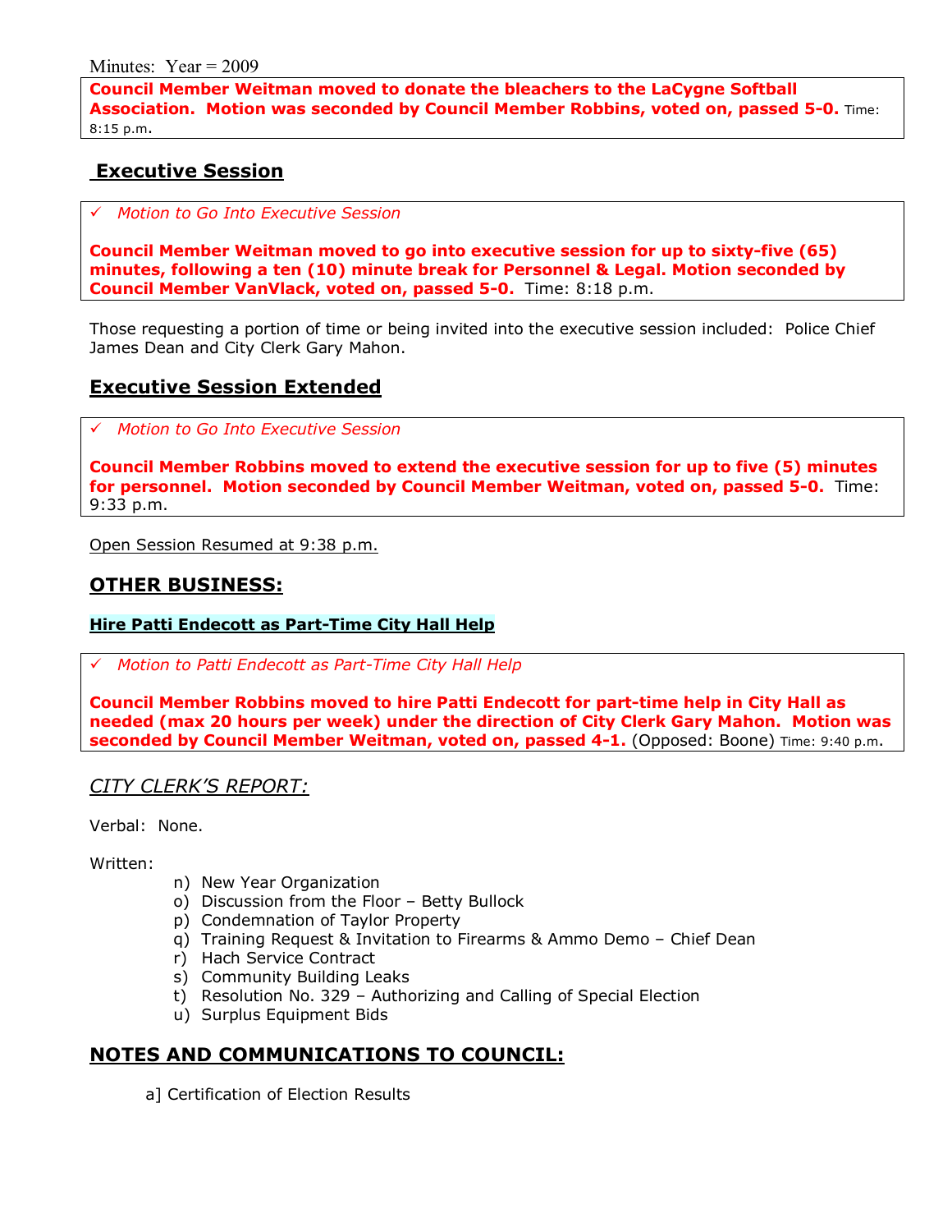Minutes: Year = 2009

**Council Member Weitman moved to donate the bleachers to the LaCygne Softball Association. Motion was seconded by Council Member Robbins, voted on, passed 5-0.** Time: 8:15 p.m.

## Executive Session

✓ *Motion to Go Into Executive Session*

**Council Member Weitman moved to go into executive session for up to sixty-five (65) minutes, following a ten (10) minute break for Personnel & Legal. Motion seconded by Council Member VanVlack, voted on, passed 5-0.** Time: 8:18 p.m.

Those requesting a portion of time or being invited into the executive session included: Police Chief James Dean and City Clerk Gary Mahon.

## Executive Session Extended

✓ *Motion to Go Into Executive Session*

**Council Member Robbins moved to extend the executive session for up to five (5) minutes for personnel. Motion seconded by Council Member Weitman, voted on, passed 5-0.** Time: 9:33 p.m.

Open Session Resumed at 9:38 p.m.

## OTHER BUSINESS:

**Hire Patti Endecott as Part-Time City Hall Help**

✓ *Motion to Patti Endecott as Part-Time City Hall Help*

**Council Member Robbins moved to hire Patti Endecott for part-time help in City Hall as needed (max 20 hours per week) under the direction of City Clerk Gary Mahon. Motion was seconded by Council Member Weitman, voted on, passed 4-1.** (Opposed: Boone) Time: 9:40 p.m.

### *CITY CLERK'S REPORT:*

Verbal: None.

Written:

n) New Year Organization
o) Discussion from the Floor – Betty Bullock
p) Condemnation of Taylor Property
q) Training Request & Invitation to Firearms & Ammo Demo – Chief Dean
r) Hach Service Contract
s) Community Building Leaks
t) Resolution No. 329 – Authorizing and Calling of Special Election
u) Surplus Equipment Bids

## NOTES AND COMMUNICATIONS TO COUNCIL:

a] Certification of Election Results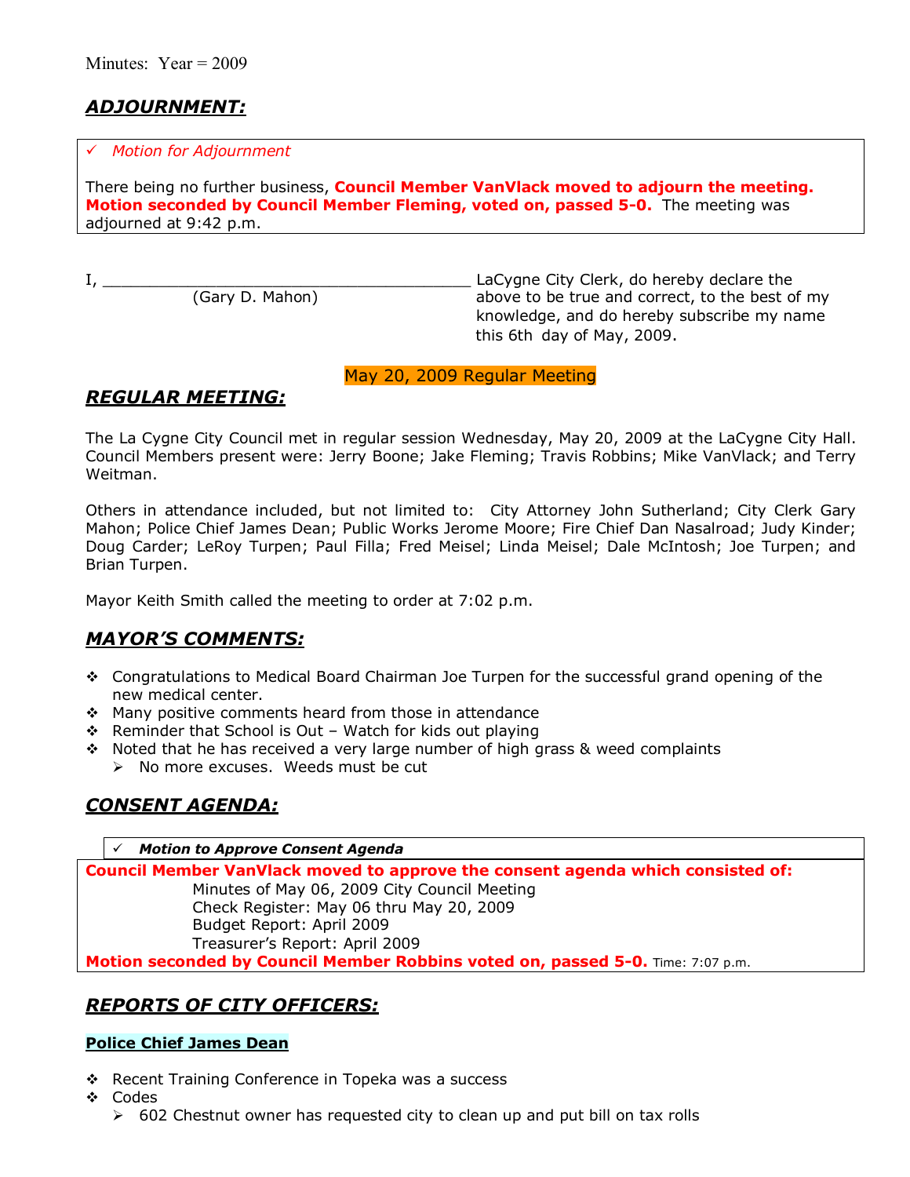Minutes: Year = 2009

## *ADJOURNMENT:*

✓ *Motion for Adjournment*

There being no further business, **Council Member VanVlack moved to adjourn the meeting. Motion seconded by Council Member Fleming, voted on, passed 5-0.** The meeting was adjourned at 9:42 p.m.

I, ________________________________________ LaCygne City Clerk, do hereby declare the above to be true and correct, to the best of my knowledge, and do hereby subscribe my name this 6th day of May, 2009.

(Gary D. Mahon)

May 20, 2009 Regular Meeting

## *REGULAR MEETING:*

The La Cygne City Council met in regular session Wednesday, May 20, 2009 at the LaCygne City Hall. Council Members present were: Jerry Boone; Jake Fleming; Travis Robbins; Mike VanVlack; and Terry Weitman.

Others in attendance included, but not limited to: City Attorney John Sutherland; City Clerk Gary Mahon; Police Chief James Dean; Public Works Jerome Moore; Fire Chief Dan Nasalroad; Judy Kinder; Doug Carder; LeRoy Turpen; Paul Filla; Fred Meisel; Linda Meisel; Dale McIntosh; Joe Turpen; and Brian Turpen.

Mayor Keith Smith called the meeting to order at 7:02 p.m.

## *MAYOR'S COMMENTS:*

- Congratulations to Medical Board Chairman Joe Turpen for the successful grand opening of the new medical center.
- Many positive comments heard from those in attendance
- Reminder that School is Out – Watch for kids out playing
- Noted that he has received a very large number of high grass & weed complaints
  - No more excuses. Weeds must be cut

## *CONSENT AGENDA:*

✓ ***Motion to Approve Consent Agenda***

**Council Member VanVlack moved to approve the consent agenda which consisted of:**

Minutes of May 06, 2009 City Council Meeting
Check Register: May 06 thru May 20, 2009
Budget Report: April 2009
Treasurer's Report: April 2009

**Motion seconded by Council Member Robbins voted on, passed 5-0.** Time: 7:07 p.m.

## *REPORTS OF CITY OFFICERS:*

### Police Chief James Dean

- Recent Training Conference in Topeka was a success
- Codes
  - 602 Chestnut owner has requested city to clean up and put bill on tax rolls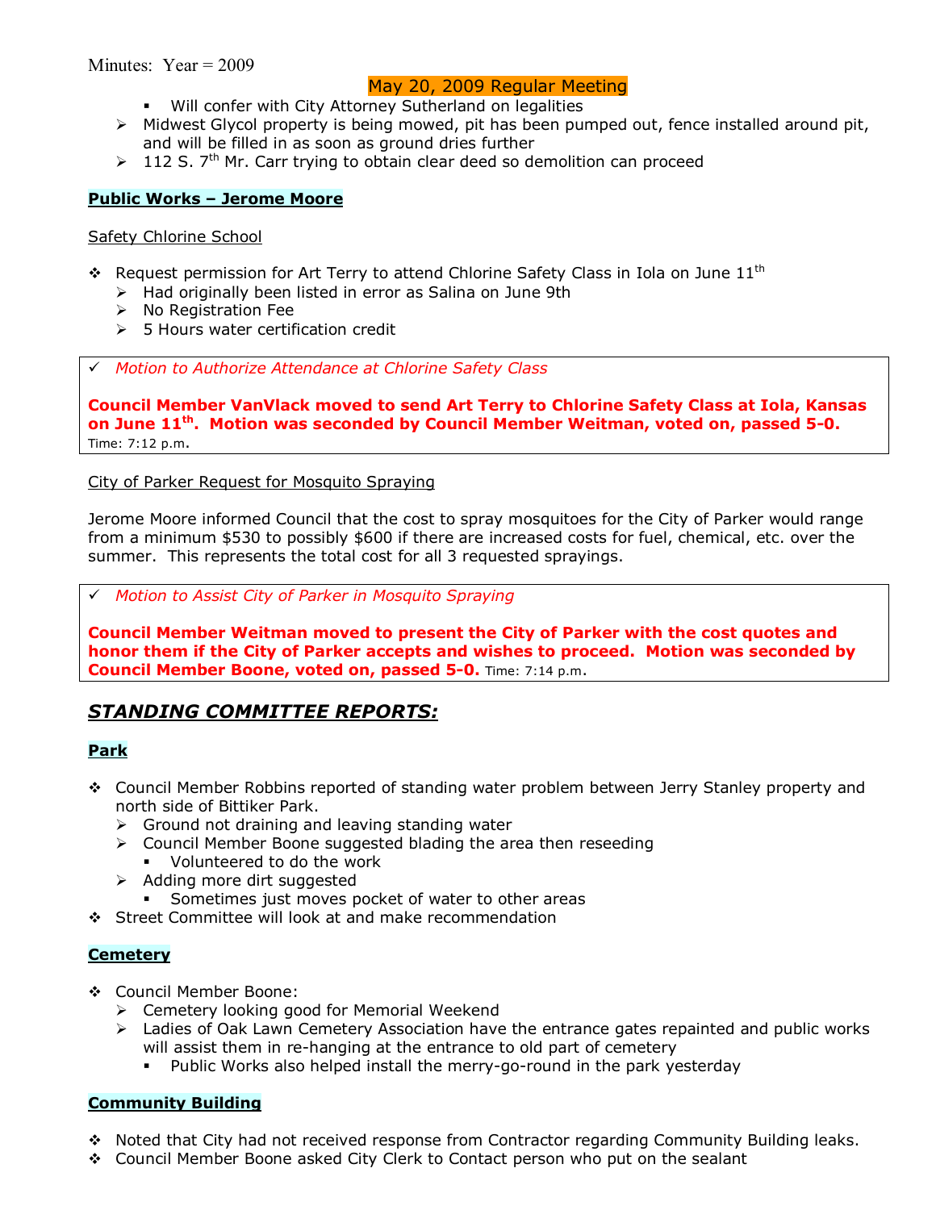Minutes: Year = 2009

May 20, 2009 Regular Meeting

    - Will confer with City Attorney Sutherland on legalities
  - Midwest Glycol property is being mowed, pit has been pumped out, fence installed around pit, and will be filled in as soon as ground dries further
  - 112 S. 7th Mr. Carr trying to obtain clear deed so demolition can proceed

**Public Works – Jerome Moore**

Safety Chlorine School

- Request permission for Art Terry to attend Chlorine Safety Class in Iola on June 11th
  - Had originally been listed in error as Salina on June 9th
  - No Registration Fee
  - 5 Hours water certification credit

✓ *Motion to Authorize Attendance at Chlorine Safety Class*

**Council Member VanVlack moved to send Art Terry to Chlorine Safety Class at Iola, Kansas on June 11th. Motion was seconded by Council Member Weitman, voted on, passed 5-0.** Time: 7:12 p.m.

City of Parker Request for Mosquito Spraying

Jerome Moore informed Council that the cost to spray mosquitoes for the City of Parker would range from a minimum $530 to possibly $600 if there are increased costs for fuel, chemical, etc. over the summer. This represents the total cost for all 3 requested sprayings.

✓ *Motion to Assist City of Parker in Mosquito Spraying*

**Council Member Weitman moved to present the City of Parker with the cost quotes and honor them if the City of Parker accepts and wishes to proceed. Motion was seconded by Council Member Boone, voted on, passed 5-0.** Time: 7:14 p.m.

## *STANDING COMMITTEE REPORTS:*

**Park**

- Council Member Robbins reported of standing water problem between Jerry Stanley property and north side of Bittiker Park.
  - Ground not draining and leaving standing water
  - Council Member Boone suggested blading the area then reseeding
    - Volunteered to do the work
  - Adding more dirt suggested
    - Sometimes just moves pocket of water to other areas
- Street Committee will look at and make recommendation

**Cemetery**

- Council Member Boone:
  - Cemetery looking good for Memorial Weekend
  - Ladies of Oak Lawn Cemetery Association have the entrance gates repainted and public works will assist them in re-hanging at the entrance to old part of cemetery
    - Public Works also helped install the merry-go-round in the park yesterday

**Community Building**

- Noted that City had not received response from Contractor regarding Community Building leaks.
- Council Member Boone asked City Clerk to Contact person who put on the sealant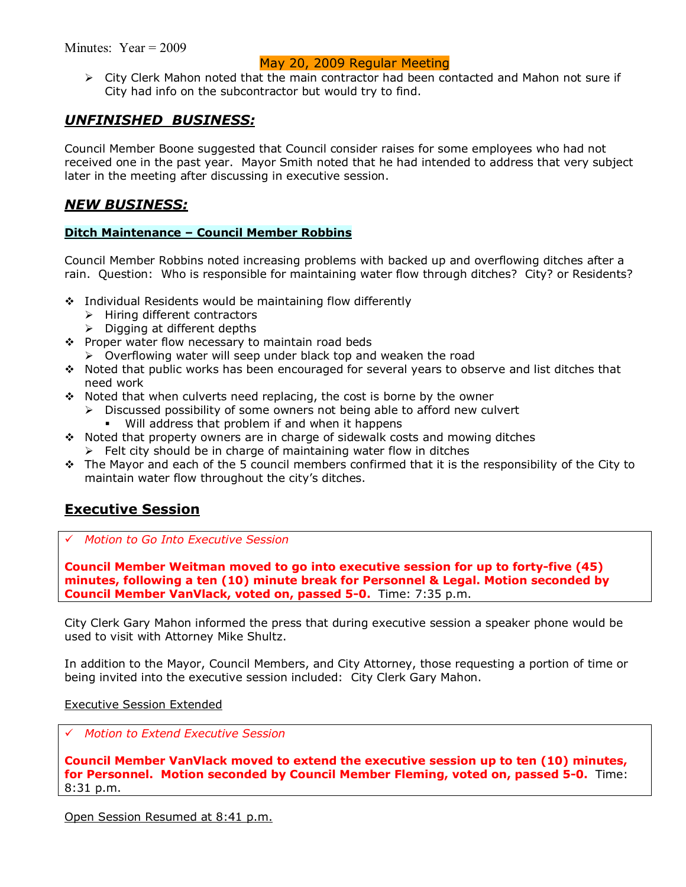Minutes: Year = 2009

May 20, 2009 Regular Meeting

- City Clerk Mahon noted that the main contractor had been contacted and Mahon not sure if City had info on the subcontractor but would try to find.

## ***UNFINISHED BUSINESS:***

Council Member Boone suggested that Council consider raises for some employees who had not received one in the past year. Mayor Smith noted that he had intended to address that very subject later in the meeting after discussing in executive session.

## ***NEW BUSINESS:***

### Ditch Maintenance – Council Member Robbins

Council Member Robbins noted increasing problems with backed up and overflowing ditches after a rain. Question: Who is responsible for maintaining water flow through ditches? City? or Residents?

- Individual Residents would be maintaining flow differently
  - Hiring different contractors
  - Digging at different depths
- Proper water flow necessary to maintain road beds
  - Overflowing water will seep under black top and weaken the road
- Noted that public works has been encouraged for several years to observe and list ditches that need work
- Noted that when culverts need replacing, the cost is borne by the owner
  - Discussed possibility of some owners not being able to afford new culvert
    - Will address that problem if and when it happens
- Noted that property owners are in charge of sidewalk costs and mowing ditches
  - Felt city should be in charge of maintaining water flow in ditches
- The Mayor and each of the 5 council members confirmed that it is the responsibility of the City to maintain water flow throughout the city's ditches.

## Executive Session

✓ *Motion to Go Into Executive Session*

**Council Member Weitman moved to go into executive session for up to forty-five (45) minutes, following a ten (10) minute break for Personnel & Legal. Motion seconded by Council Member VanVlack, voted on, passed 5-0.** Time: 7:35 p.m.

City Clerk Gary Mahon informed the press that during executive session a speaker phone would be used to visit with Attorney Mike Shultz.

In addition to the Mayor, Council Members, and City Attorney, those requesting a portion of time or being invited into the executive session included: City Clerk Gary Mahon.

Executive Session Extended

✓ *Motion to Extend Executive Session*

**Council Member VanVlack moved to extend the executive session up to ten (10) minutes, for Personnel. Motion seconded by Council Member Fleming, voted on, passed 5-0.** Time: 8:31 p.m.

Open Session Resumed at 8:41 p.m.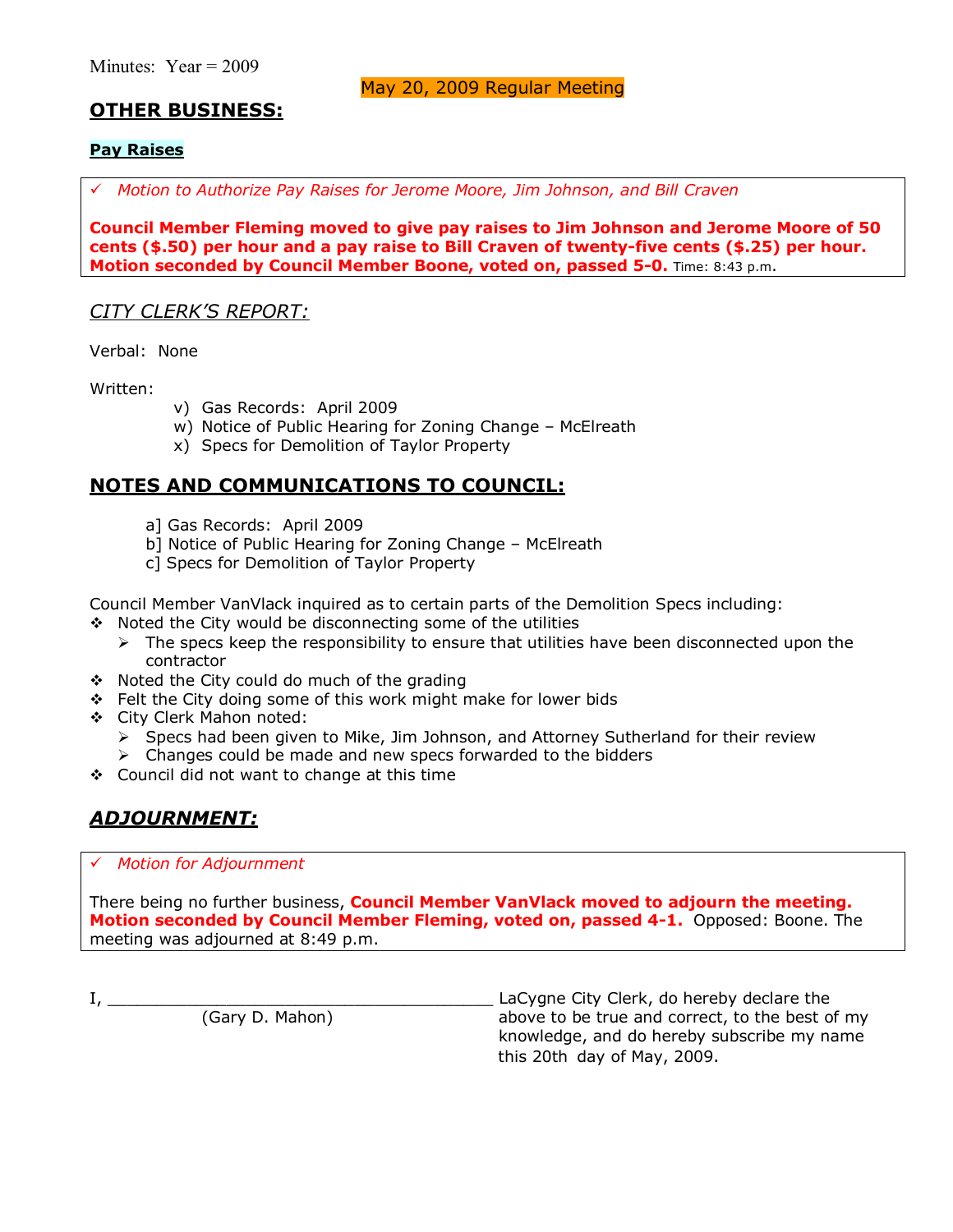Minutes: Year = 2009

May 20, 2009 Regular Meeting

## OTHER BUSINESS:

### Pay Raises

✓ *Motion to Authorize Pay Raises for Jerome Moore, Jim Johnson, and Bill Craven*

**Council Member Fleming moved to give pay raises to Jim Johnson and Jerome Moore of 50 cents ($.50) per hour and a pay raise to Bill Craven of twenty-five cents ($.25) per hour. Motion seconded by Council Member Boone, voted on, passed 5-0.** Time: 8:43 p.m.

## *CITY CLERK'S REPORT:*

Verbal: None

Written:

- v) Gas Records: April 2009
- w) Notice of Public Hearing for Zoning Change – McElreath
- x) Specs for Demolition of Taylor Property

## NOTES AND COMMUNICATIONS TO COUNCIL:

- a] Gas Records: April 2009
- b] Notice of Public Hearing for Zoning Change – McElreath
- c] Specs for Demolition of Taylor Property

Council Member VanVlack inquired as to certain parts of the Demolition Specs including:

- Noted the City would be disconnecting some of the utilities
  - The specs keep the responsibility to ensure that utilities have been disconnected upon the contractor
- Noted the City could do much of the grading
- Felt the City doing some of this work might make for lower bids
- City Clerk Mahon noted:
  - Specs had been given to Mike, Jim Johnson, and Attorney Sutherland for their review
  - Changes could be made and new specs forwarded to the bidders
- Council did not want to change at this time

## *ADJOURNMENT:*

✓ *Motion for Adjournment*

There being no further business, **Council Member VanVlack moved to adjourn the meeting. Motion seconded by Council Member Fleming, voted on, passed 4-1.** Opposed: Boone. The meeting was adjourned at 8:49 p.m.

I, ________________________________________ LaCygne City Clerk, do hereby declare the
(Gary D. Mahon)
above to be true and correct, to the best of my knowledge, and do hereby subscribe my name this 20th day of May, 2009.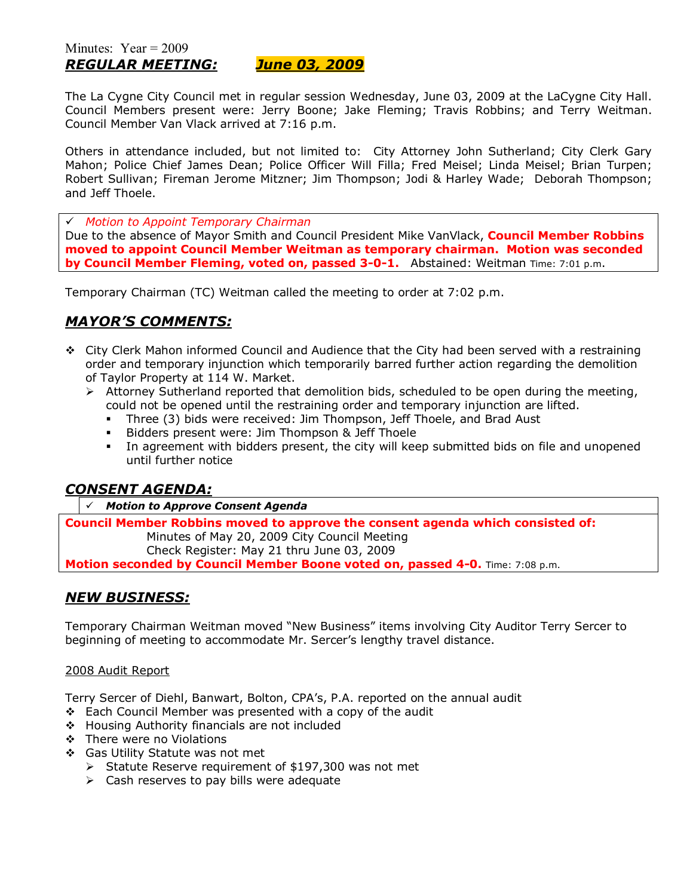Minutes: Year = 2009

## ***REGULAR MEETING:*** ***June 03, 2009***

The La Cygne City Council met in regular session Wednesday, June 03, 2009 at the LaCygne City Hall. Council Members present were: Jerry Boone; Jake Fleming; Travis Robbins; and Terry Weitman. Council Member Van Vlack arrived at 7:16 p.m.

Others in attendance included, but not limited to: City Attorney John Sutherland; City Clerk Gary Mahon; Police Chief James Dean; Police Officer Will Filla; Fred Meisel; Linda Meisel; Brian Turpen; Robert Sullivan; Fireman Jerome Mitzner; Jim Thompson; Jodi & Harley Wade; Deborah Thompson; and Jeff Thoele.

✓ *Motion to Appoint Temporary Chairman*

Due to the absence of Mayor Smith and Council President Mike VanVlack, **Council Member Robbins moved to appoint Council Member Weitman as temporary chairman. Motion was seconded by Council Member Fleming, voted on, passed 3-0-1.** Abstained: Weitman Time: 7:01 p.m.

Temporary Chairman (TC) Weitman called the meeting to order at 7:02 p.m.

## ***MAYOR'S COMMENTS:***

- City Clerk Mahon informed Council and Audience that the City had been served with a restraining order and temporary injunction which temporarily barred further action regarding the demolition of Taylor Property at 114 W. Market.
  - Attorney Sutherland reported that demolition bids, scheduled to be open during the meeting, could not be opened until the restraining order and temporary injunction are lifted.
    - Three (3) bids were received: Jim Thompson, Jeff Thoele, and Brad Aust
    - Bidders present were: Jim Thompson & Jeff Thoele
    - In agreement with bidders present, the city will keep submitted bids on file and unopened until further notice

## ***CONSENT AGENDA:***

✓ ***Motion to Approve Consent Agenda***

**Council Member Robbins moved to approve the consent agenda which consisted of:**

Minutes of May 20, 2009 City Council Meeting
Check Register: May 21 thru June 03, 2009

**Motion seconded by Council Member Boone voted on, passed 4-0.** Time: 7:08 p.m.

## ***NEW BUSINESS:***

Temporary Chairman Weitman moved "New Business" items involving City Auditor Terry Sercer to beginning of meeting to accommodate Mr. Sercer's lengthy travel distance.

2008 Audit Report

Terry Sercer of Diehl, Banwart, Bolton, CPA's, P.A. reported on the annual audit

- Each Council Member was presented with a copy of the audit
- Housing Authority financials are not included
- There were no Violations
- Gas Utility Statute was not met
  - Statute Reserve requirement of $197,300 was not met
  - Cash reserves to pay bills were adequate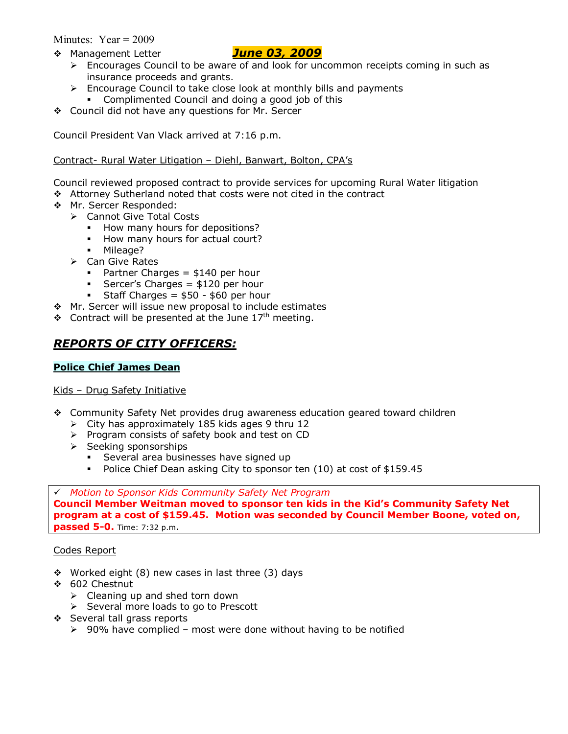Minutes: Year = 2009

- Management Letter **_June 03, 2009_**
  - Encourages Council to be aware of and look for uncommon receipts coming in such as insurance proceeds and grants.
  - Encourage Council to take close look at monthly bills and payments
    - Complimented Council and doing a good job of this
- Council did not have any questions for Mr. Sercer

Council President Van Vlack arrived at 7:16 p.m.

Contract- Rural Water Litigation – Diehl, Banwart, Bolton, CPA's

Council reviewed proposed contract to provide services for upcoming Rural Water litigation

- Attorney Sutherland noted that costs were not cited in the contract
- Mr. Sercer Responded:
  - Cannot Give Total Costs
    - How many hours for depositions?
    - How many hours for actual court?
    - Mileage?
  - Can Give Rates
    - Partner Charges = $140 per hour
    - Sercer's Charges = $120 per hour
    - Staff Charges = $50 - $60 per hour
- Mr. Sercer will issue new proposal to include estimates
- Contract will be presented at the June 17th meeting.

## _REPORTS OF CITY OFFICERS:_

### Police Chief James Dean

Kids – Drug Safety Initiative

- Community Safety Net provides drug awareness education geared toward children
  - City has approximately 185 kids ages 9 thru 12
  - Program consists of safety book and test on CD
  - Seeking sponsorships
    - Several area businesses have signed up
    - Police Chief Dean asking City to sponsor ten (10) at cost of $159.45

✓ _Motion to Sponsor Kids Community Safety Net Program_
**Council Member Weitman moved to sponsor ten kids in the Kid's Community Safety Net program at a cost of $159.45. Motion was seconded by Council Member Boone, voted on, passed 5-0.** Time: 7:32 p.m.

Codes Report

- Worked eight (8) new cases in last three (3) days
- 602 Chestnut
  - Cleaning up and shed torn down
  - Several more loads to go to Prescott
- Several tall grass reports
  - 90% have complied – most were done without having to be notified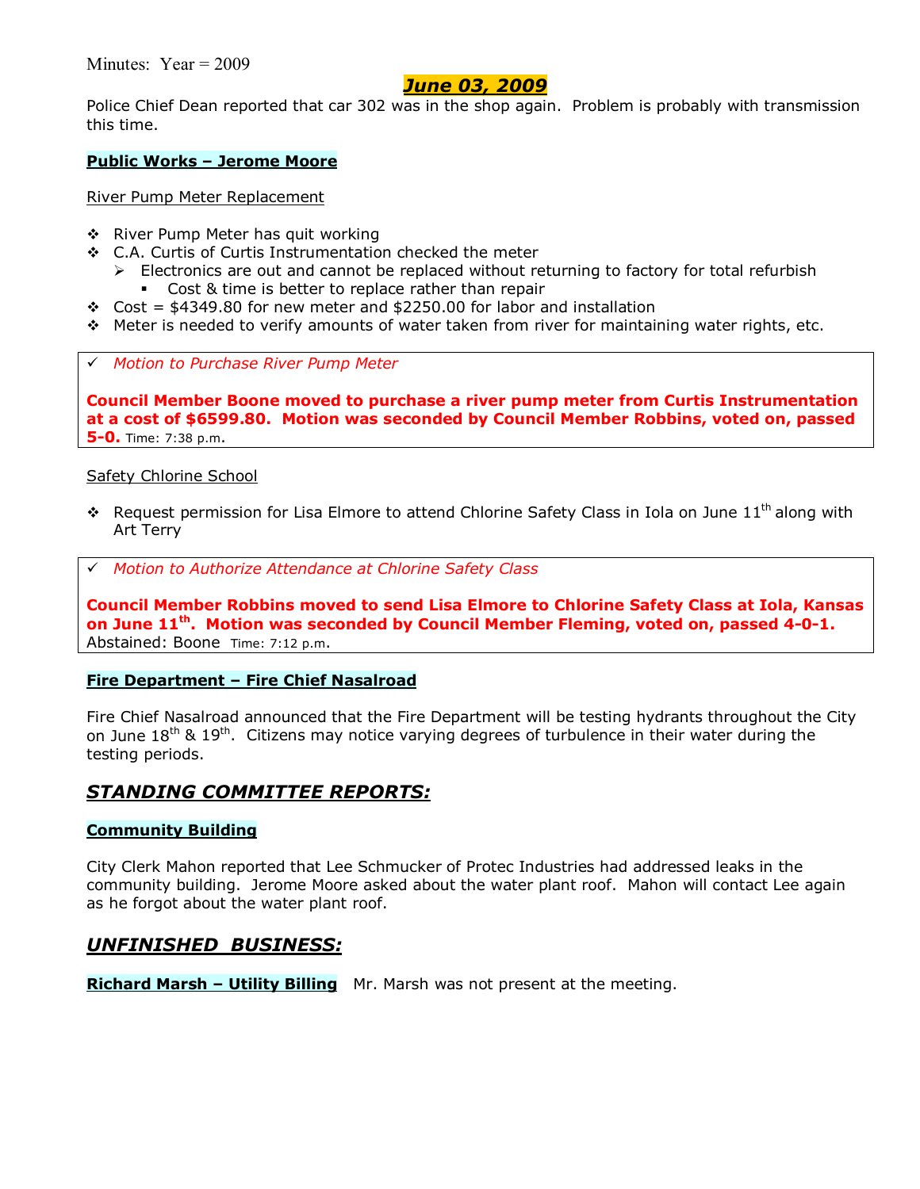Minutes: Year = 2009

## *June 03, 2009*

Police Chief Dean reported that car 302 was in the shop again. Problem is probably with transmission this time.

**Public Works – Jerome Moore**

River Pump Meter Replacement

- River Pump Meter has quit working
- C.A. Curtis of Curtis Instrumentation checked the meter
  - Electronics are out and cannot be replaced without returning to factory for total refurbish
    - Cost & time is better to replace rather than repair
- Cost = $4349.80 for new meter and $2250.00 for labor and installation
- Meter is needed to verify amounts of water taken from river for maintaining water rights, etc.

✓ *Motion to Purchase River Pump Meter*

**Council Member Boone moved to purchase a river pump meter from Curtis Instrumentation at a cost of $6599.80. Motion was seconded by Council Member Robbins, voted on, passed 5-0.** Time: 7:38 p.m.

Safety Chlorine School

- Request permission for Lisa Elmore to attend Chlorine Safety Class in Iola on June 11th along with Art Terry

✓ *Motion to Authorize Attendance at Chlorine Safety Class*

**Council Member Robbins moved to send Lisa Elmore to Chlorine Safety Class at Iola, Kansas on June 11th. Motion was seconded by Council Member Fleming, voted on, passed 4-0-1.** Abstained: Boone Time: 7:12 p.m.

**Fire Department – Fire Chief Nasalroad**

Fire Chief Nasalroad announced that the Fire Department will be testing hydrants throughout the City on June 18th & 19th. Citizens may notice varying degrees of turbulence in their water during the testing periods.

## *STANDING COMMITTEE REPORTS:*

**Community Building**

City Clerk Mahon reported that Lee Schmucker of Protec Industries had addressed leaks in the community building. Jerome Moore asked about the water plant roof. Mahon will contact Lee again as he forgot about the water plant roof.

## *UNFINISHED BUSINESS:*

**Richard Marsh – Utility Billing** Mr. Marsh was not present at the meeting.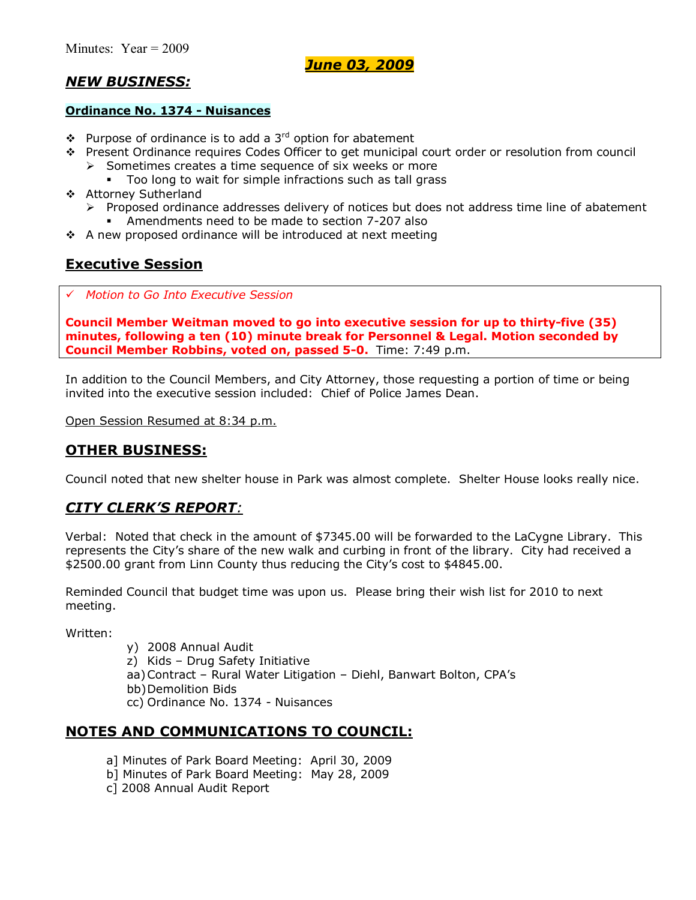Minutes: Year = 2009

***June 03, 2009***

## *NEW BUSINESS:*

**Ordinance No. 1374 - Nuisances**

- Purpose of ordinance is to add a 3rd option for abatement
- Present Ordinance requires Codes Officer to get municipal court order or resolution from council
  - Sometimes creates a time sequence of six weeks or more
    - Too long to wait for simple infractions such as tall grass
- Attorney Sutherland
  - Proposed ordinance addresses delivery of notices but does not address time line of abatement
    - Amendments need to be made to section 7-207 also
- A new proposed ordinance will be introduced at next meeting

## Executive Session

✓ *Motion to Go Into Executive Session*

**Council Member Weitman moved to go into executive session for up to thirty-five (35) minutes, following a ten (10) minute break for Personnel & Legal. Motion seconded by Council Member Robbins, voted on, passed 5-0.** Time: 7:49 p.m.

In addition to the Council Members, and City Attorney, those requesting a portion of time or being invited into the executive session included: Chief of Police James Dean.

Open Session Resumed at 8:34 p.m.

## OTHER BUSINESS:

Council noted that new shelter house in Park was almost complete. Shelter House looks really nice.

## *CITY CLERK'S REPORT:*

Verbal: Noted that check in the amount of $7345.00 will be forwarded to the LaCygne Library. This represents the City's share of the new walk and curbing in front of the library. City had received a $2500.00 grant from Linn County thus reducing the City's cost to $4845.00.

Reminded Council that budget time was upon us. Please bring their wish list for 2010 to next meeting.

Written:

y) 2008 Annual Audit
z) Kids – Drug Safety Initiative
aa) Contract – Rural Water Litigation – Diehl, Banwart Bolton, CPA's
bb) Demolition Bids
cc) Ordinance No. 1374 - Nuisances

## NOTES AND COMMUNICATIONS TO COUNCIL:

a] Minutes of Park Board Meeting: April 30, 2009
b] Minutes of Park Board Meeting: May 28, 2009
c] 2008 Annual Audit Report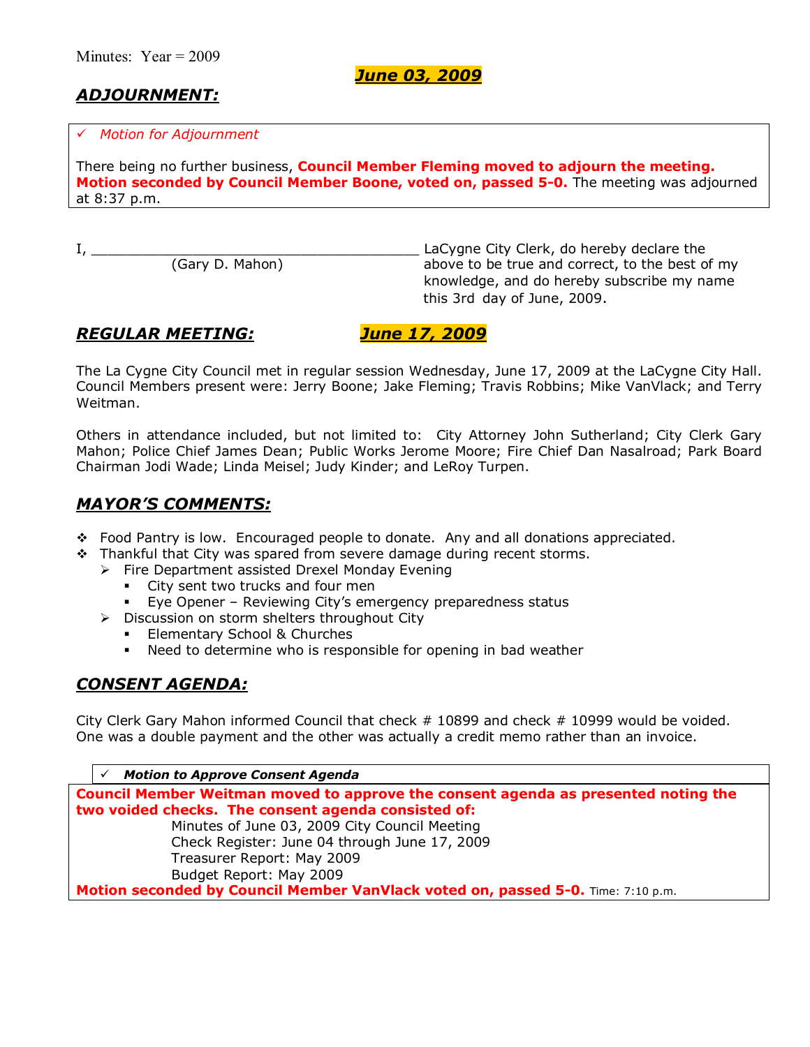Minutes: Year = 2009

**June 03, 2009**

## ***ADJOURNMENT:***

✓ *Motion for Adjournment*

There being no further business, **Council Member Fleming moved to adjourn the meeting. Motion seconded by Council Member Boone, voted on, passed 5-0.** The meeting was adjourned at 8:37 p.m.

I, ________________________________________ LaCygne City Clerk, do hereby declare the above to be true and correct, to the best of my knowledge, and do hereby subscribe my name this 3rd day of June, 2009.

(Gary D. Mahon)

## ***REGULAR MEETING:*** **June 17, 2009**

The La Cygne City Council met in regular session Wednesday, June 17, 2009 at the LaCygne City Hall. Council Members present were: Jerry Boone; Jake Fleming; Travis Robbins; Mike VanVlack; and Terry Weitman.

Others in attendance included, but not limited to: City Attorney John Sutherland; City Clerk Gary Mahon; Police Chief James Dean; Public Works Jerome Moore; Fire Chief Dan Nasalroad; Park Board Chairman Jodi Wade; Linda Meisel; Judy Kinder; and LeRoy Turpen.

## ***MAYOR'S COMMENTS:***

- Food Pantry is low. Encouraged people to donate. Any and all donations appreciated.
- Thankful that City was spared from severe damage during recent storms.
  - Fire Department assisted Drexel Monday Evening
    - City sent two trucks and four men
    - Eye Opener – Reviewing City's emergency preparedness status
  - Discussion on storm shelters throughout City
    - Elementary School & Churches
    - Need to determine who is responsible for opening in bad weather

## ***CONSENT AGENDA:***

City Clerk Gary Mahon informed Council that check # 10899 and check # 10999 would be voided. One was a double payment and the other was actually a credit memo rather than an invoice.

✓ ***Motion to Approve Consent Agenda***

**Council Member Weitman moved to approve the consent agenda as presented noting the two voided checks. The consent agenda consisted of:**

Minutes of June 03, 2009 City Council Meeting
Check Register: June 04 through June 17, 2009
Treasurer Report: May 2009
Budget Report: May 2009

**Motion seconded by Council Member VanVlack voted on, passed 5-0.** Time: 7:10 p.m.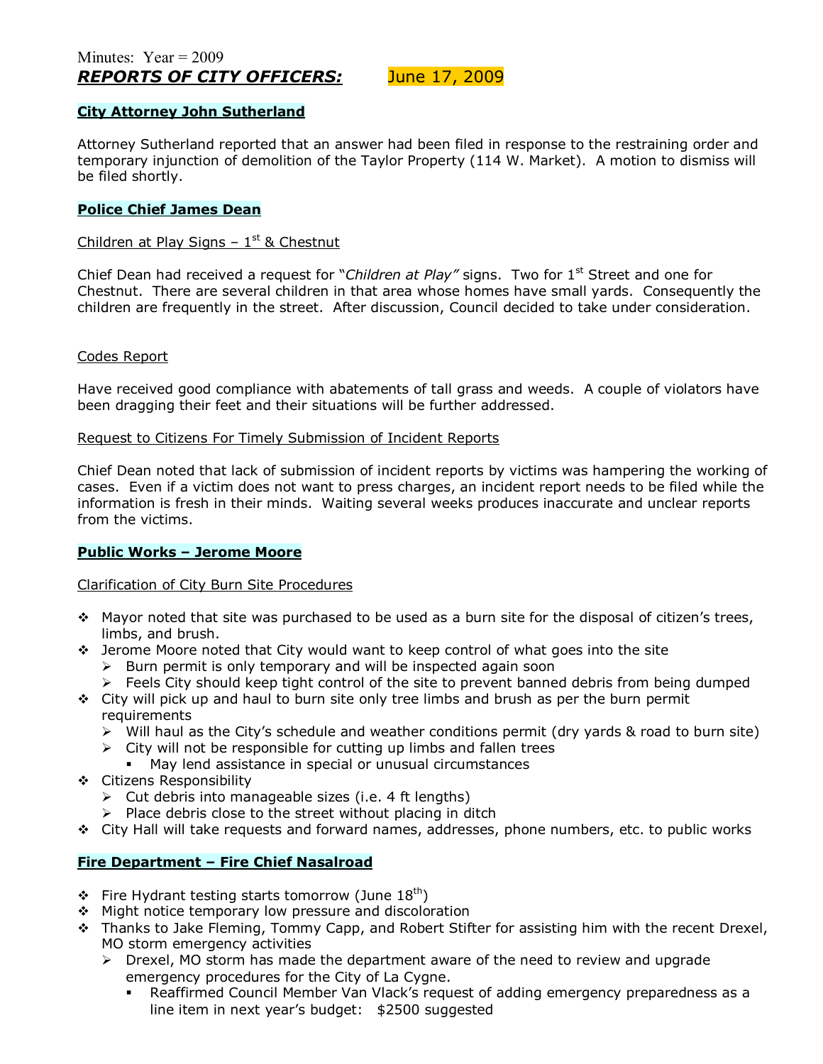Minutes: Year = 2009

## ***REPORTS OF CITY OFFICERS:*** June 17, 2009

### **City Attorney John Sutherland**

Attorney Sutherland reported that an answer had been filed in response to the restraining order and temporary injunction of demolition of the Taylor Property (114 W. Market). A motion to dismiss will be filed shortly.

### **Police Chief James Dean**

Children at Play Signs – 1st & Chestnut

Chief Dean had received a request for "*Children at Play"* signs. Two for 1st Street and one for Chestnut. There are several children in that area whose homes have small yards. Consequently the children are frequently in the street. After discussion, Council decided to take under consideration.

Codes Report

Have received good compliance with abatements of tall grass and weeds. A couple of violators have been dragging their feet and their situations will be further addressed.

Request to Citizens For Timely Submission of Incident Reports

Chief Dean noted that lack of submission of incident reports by victims was hampering the working of cases. Even if a victim does not want to press charges, an incident report needs to be filed while the information is fresh in their minds. Waiting several weeks produces inaccurate and unclear reports from the victims.

### **Public Works – Jerome Moore**

Clarification of City Burn Site Procedures

- Mayor noted that site was purchased to be used as a burn site for the disposal of citizen's trees, limbs, and brush.
- Jerome Moore noted that City would want to keep control of what goes into the site
  - Burn permit is only temporary and will be inspected again soon
  - Feels City should keep tight control of the site to prevent banned debris from being dumped
- City will pick up and haul to burn site only tree limbs and brush as per the burn permit requirements
  - Will haul as the City's schedule and weather conditions permit (dry yards & road to burn site)
  - City will not be responsible for cutting up limbs and fallen trees
    - May lend assistance in special or unusual circumstances
- Citizens Responsibility
  - Cut debris into manageable sizes (i.e. 4 ft lengths)
  - Place debris close to the street without placing in ditch
- City Hall will take requests and forward names, addresses, phone numbers, etc. to public works

### **Fire Department – Fire Chief Nasalroad**

- Fire Hydrant testing starts tomorrow (June 18th)
- Might notice temporary low pressure and discoloration
- Thanks to Jake Fleming, Tommy Capp, and Robert Stifter for assisting him with the recent Drexel, MO storm emergency activities
  - Drexel, MO storm has made the department aware of the need to review and upgrade emergency procedures for the City of La Cygne.
    - Reaffirmed Council Member Van Vlack's request of adding emergency preparedness as a line item in next year's budget: $2500 suggested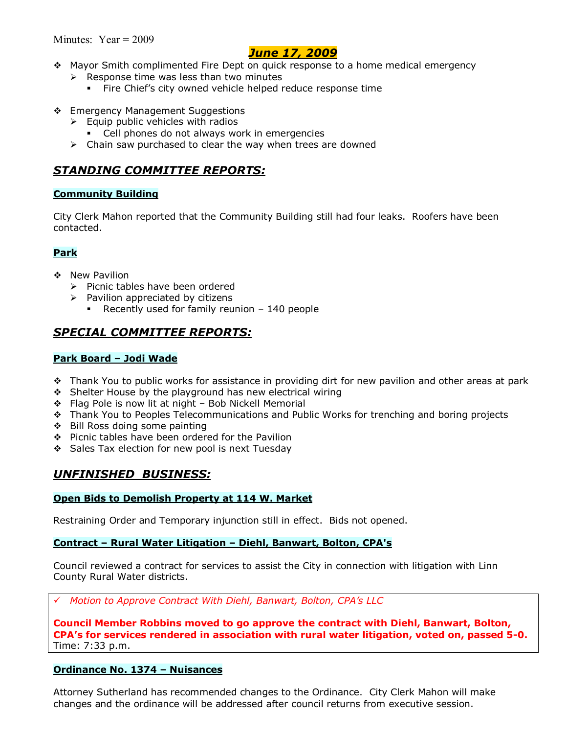Minutes: Year = 2009

## *June 17, 2009*

- Mayor Smith complimented Fire Dept on quick response to a home medical emergency
  - Response time was less than two minutes
    - Fire Chief's city owned vehicle helped reduce response time

- Emergency Management Suggestions
  - Equip public vehicles with radios
    - Cell phones do not always work in emergencies
  - Chain saw purchased to clear the way when trees are downed

## *STANDING COMMITTEE REPORTS:*

### Community Building

City Clerk Mahon reported that the Community Building still had four leaks. Roofers have been contacted.

### Park

- New Pavilion
  - Picnic tables have been ordered
  - Pavilion appreciated by citizens
    - Recently used for family reunion – 140 people

## *SPECIAL COMMITTEE REPORTS:*

### Park Board – Jodi Wade

- Thank You to public works for assistance in providing dirt for new pavilion and other areas at park
- Shelter House by the playground has new electrical wiring
- Flag Pole is now lit at night – Bob Nickell Memorial
- Thank You to Peoples Telecommunications and Public Works for trenching and boring projects
- Bill Ross doing some painting
- Picnic tables have been ordered for the Pavilion
- Sales Tax election for new pool is next Tuesday

## *UNFINISHED BUSINESS:*

### Open Bids to Demolish Property at 114 W. Market

Restraining Order and Temporary injunction still in effect. Bids not opened.

### Contract – Rural Water Litigation – Diehl, Banwart, Bolton, CPA's

Council reviewed a contract for services to assist the City in connection with litigation with Linn County Rural Water districts.

✓ *Motion to Approve Contract With Diehl, Banwart, Bolton, CPA's LLC*

**Council Member Robbins moved to go approve the contract with Diehl, Banwart, Bolton, CPA's for services rendered in association with rural water litigation, voted on, passed 5-0.**
Time: 7:33 p.m.

### Ordinance No. 1374 – Nuisances

Attorney Sutherland has recommended changes to the Ordinance. City Clerk Mahon will make changes and the ordinance will be addressed after council returns from executive session.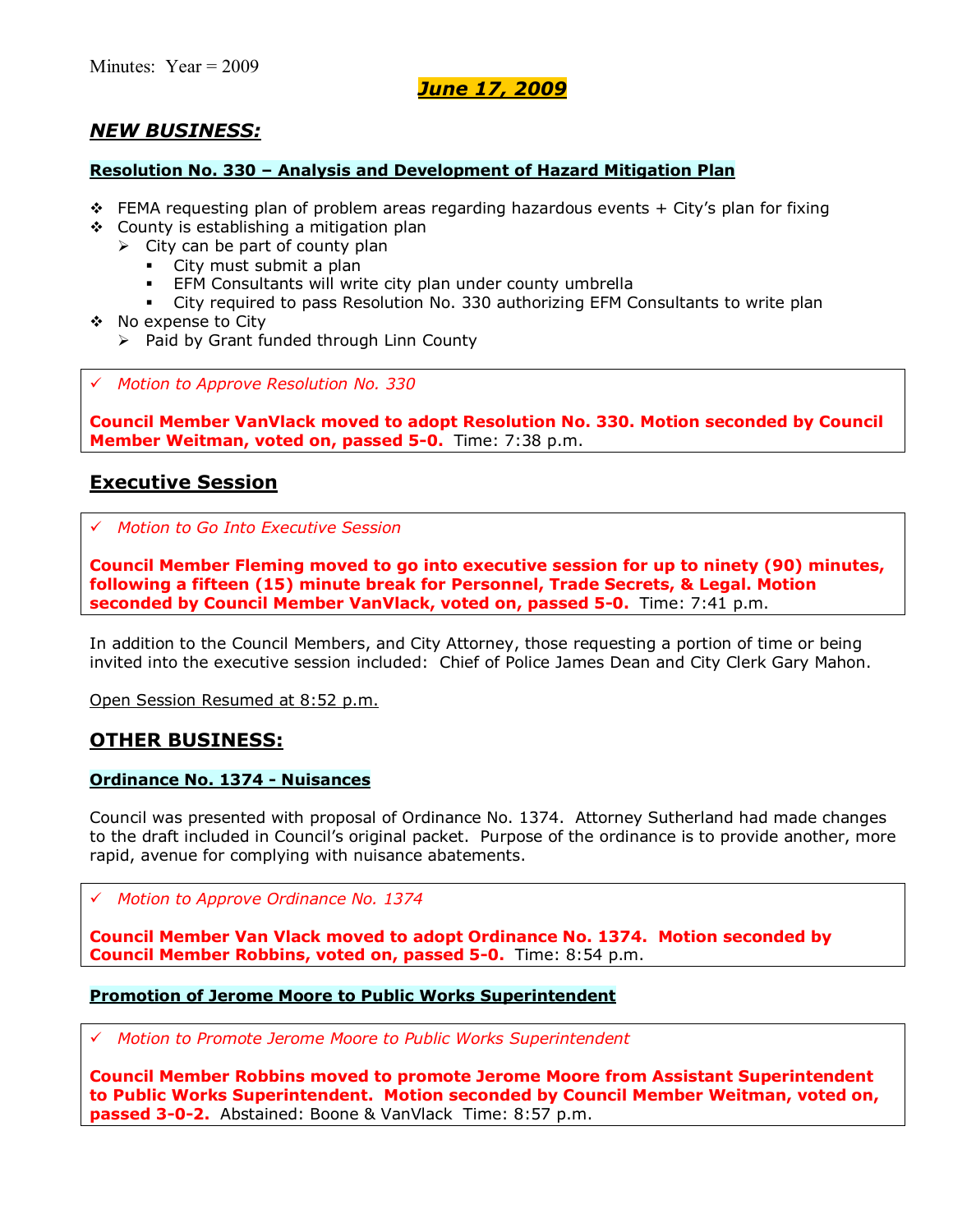Minutes: Year = 2009

## *June 17, 2009*

## *NEW BUSINESS:*

**Resolution No. 330 – Analysis and Development of Hazard Mitigation Plan**

- FEMA requesting plan of problem areas regarding hazardous events + City's plan for fixing
- County is establishing a mitigation plan
  - City can be part of county plan
    - City must submit a plan
    - EFM Consultants will write city plan under county umbrella
    - City required to pass Resolution No. 330 authorizing EFM Consultants to write plan
- No expense to City
  - Paid by Grant funded through Linn County

✓ *Motion to Approve Resolution No. 330*

**Council Member VanVlack moved to adopt Resolution No. 330. Motion seconded by Council Member Weitman, voted on, passed 5-0.** Time: 7:38 p.m.

## Executive Session

✓ *Motion to Go Into Executive Session*

**Council Member Fleming moved to go into executive session for up to ninety (90) minutes, following a fifteen (15) minute break for Personnel, Trade Secrets, & Legal. Motion seconded by Council Member VanVlack, voted on, passed 5-0.** Time: 7:41 p.m.

In addition to the Council Members, and City Attorney, those requesting a portion of time or being invited into the executive session included: Chief of Police James Dean and City Clerk Gary Mahon.

Open Session Resumed at 8:52 p.m.

## OTHER BUSINESS:

**Ordinance No. 1374 - Nuisances**

Council was presented with proposal of Ordinance No. 1374. Attorney Sutherland had made changes to the draft included in Council's original packet. Purpose of the ordinance is to provide another, more rapid, avenue for complying with nuisance abatements.

✓ *Motion to Approve Ordinance No. 1374*

**Council Member Van Vlack moved to adopt Ordinance No. 1374. Motion seconded by Council Member Robbins, voted on, passed 5-0.** Time: 8:54 p.m.

**Promotion of Jerome Moore to Public Works Superintendent**

✓ *Motion to Promote Jerome Moore to Public Works Superintendent*

**Council Member Robbins moved to promote Jerome Moore from Assistant Superintendent to Public Works Superintendent. Motion seconded by Council Member Weitman, voted on, passed 3-0-2.** Abstained: Boone & VanVlack Time: 8:57 p.m.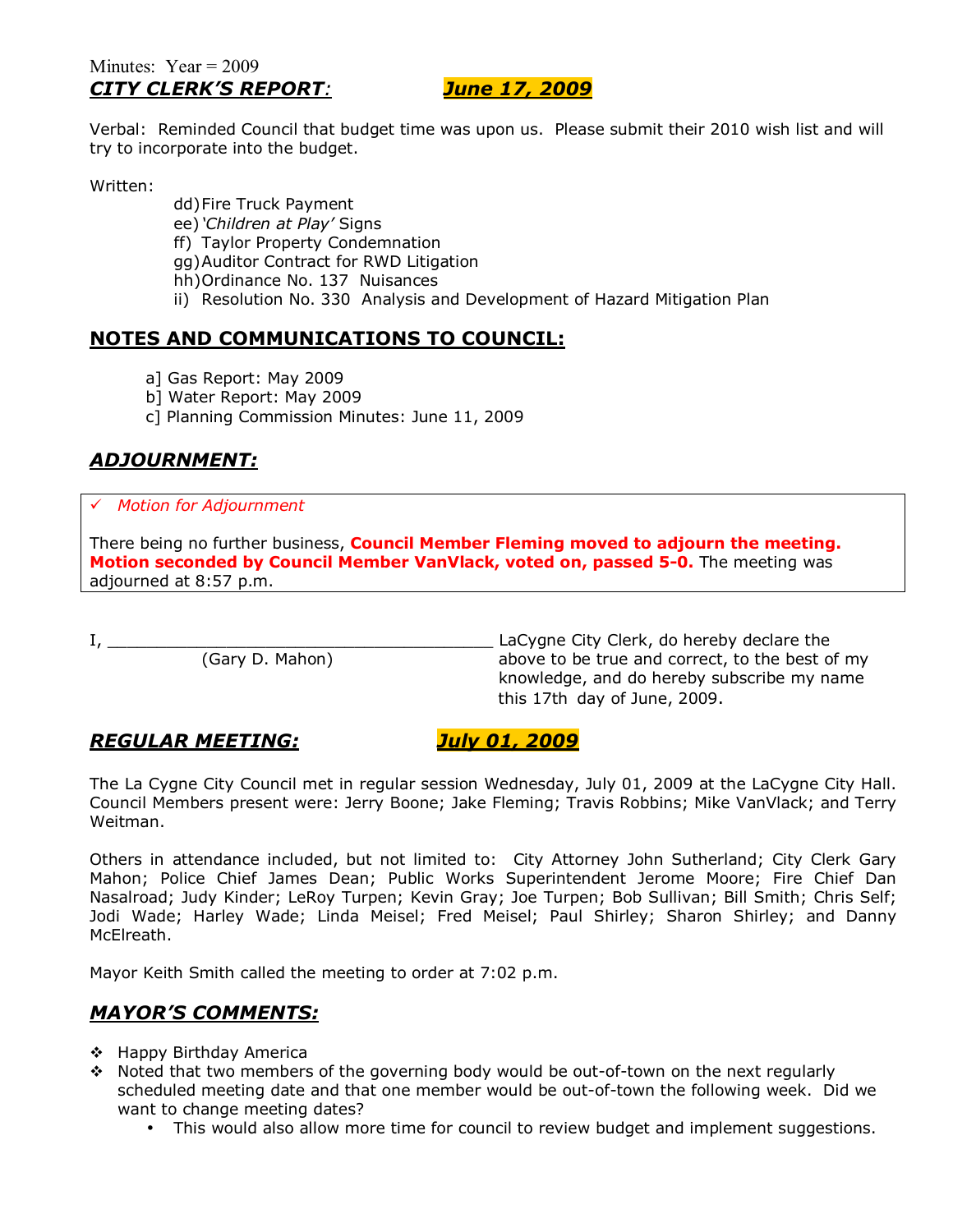Minutes: Year = 2009

## ***CITY CLERK'S REPORT:*** ***June 17, 2009***

Verbal: Reminded Council that budget time was upon us. Please submit their 2010 wish list and will try to incorporate into the budget.

Written:

- dd) Fire Truck Payment
- ee) *'Children at Play'* Signs
- ff) Taylor Property Condemnation
- gg) Auditor Contract for RWD Litigation
- hh) Ordinance No. 137 Nuisances
- ii) Resolution No. 330 Analysis and Development of Hazard Mitigation Plan

## **NOTES AND COMMUNICATIONS TO COUNCIL:**

- a] Gas Report: May 2009
- b] Water Report: May 2009
- c] Planning Commission Minutes: June 11, 2009

## ***ADJOURNMENT:***

✓ *Motion for Adjournment*

There being no further business, **Council Member Fleming moved to adjourn the meeting. Motion seconded by Council Member VanVlack, voted on, passed 5-0.** The meeting was adjourned at 8:57 p.m.

I, ________________________________________ LaCygne City Clerk, do hereby declare the above to be true and correct, to the best of my knowledge, and do hereby subscribe my name this 17th day of June, 2009.
(Gary D. Mahon)

## ***REGULAR MEETING:*** ***July 01, 2009***

The La Cygne City Council met in regular session Wednesday, July 01, 2009 at the LaCygne City Hall. Council Members present were: Jerry Boone; Jake Fleming; Travis Robbins; Mike VanVlack; and Terry Weitman.

Others in attendance included, but not limited to: City Attorney John Sutherland; City Clerk Gary Mahon; Police Chief James Dean; Public Works Superintendent Jerome Moore; Fire Chief Dan Nasalroad; Judy Kinder; LeRoy Turpen; Kevin Gray; Joe Turpen; Bob Sullivan; Bill Smith; Chris Self; Jodi Wade; Harley Wade; Linda Meisel; Fred Meisel; Paul Shirley; Sharon Shirley; and Danny McElreath.

Mayor Keith Smith called the meeting to order at 7:02 p.m.

## ***MAYOR'S COMMENTS:***

- Happy Birthday America
- Noted that two members of the governing body would be out-of-town on the next regularly scheduled meeting date and that one member would be out-of-town the following week. Did we want to change meeting dates?
  - This would also allow more time for council to review budget and implement suggestions.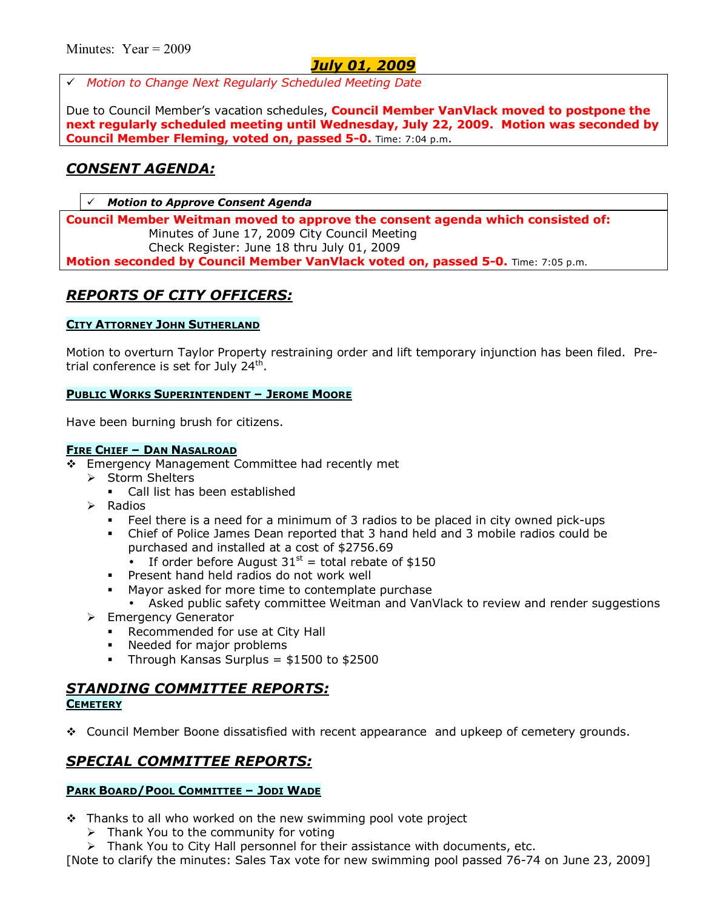Minutes: Year = 2009

# ***July 01, 2009***

✓ *Motion to Change Next Regularly Scheduled Meeting Date*

Due to Council Member's vacation schedules, **Council Member VanVlack moved to postpone the next regularly scheduled meeting until Wednesday, July 22, 2009. Motion was seconded by Council Member Fleming, voted on, passed 5-0.** Time: 7:04 p.m.

## ***CONSENT AGENDA:***

✓ ***Motion to Approve Consent Agenda***

**Council Member Weitman moved to approve the consent agenda which consisted of:**

Minutes of June 17, 2009 City Council Meeting
Check Register: June 18 thru July 01, 2009

**Motion seconded by Council Member VanVlack voted on, passed 5-0.** Time: 7:05 p.m.

## ***REPORTS OF CITY OFFICERS:***

### CITY ATTORNEY JOHN SUTHERLAND

Motion to overturn Taylor Property restraining order and lift temporary injunction has been filed. Pre-trial conference is set for July 24th.

### PUBLIC WORKS SUPERINTENDENT – JEROME MOORE

Have been burning brush for citizens.

### FIRE CHIEF – DAN NASALROAD

- Emergency Management Committee had recently met
  - Storm Shelters
    - Call list has been established
  - Radios
    - Feel there is a need for a minimum of 3 radios to be placed in city owned pick-ups
    - Chief of Police James Dean reported that 3 hand held and 3 mobile radios could be purchased and installed at a cost of $2756.69
      - If order before August 31st = total rebate of $150
    - Present hand held radios do not work well
    - Mayor asked for more time to contemplate purchase
      - Asked public safety committee Weitman and VanVlack to review and render suggestions
  - Emergency Generator
    - Recommended for use at City Hall
    - Needed for major problems
    - Through Kansas Surplus = $1500 to $2500

## ***STANDING COMMITTEE REPORTS:***

### CEMETERY

- Council Member Boone dissatisfied with recent appearance and upkeep of cemetery grounds.

## ***SPECIAL COMMITTEE REPORTS:***

### PARK BOARD/POOL COMMITTEE – JODI WADE

- Thanks to all who worked on the new swimming pool vote project
  - Thank You to the community for voting
  - Thank You to City Hall personnel for their assistance with documents, etc.

[Note to clarify the minutes: Sales Tax vote for new swimming pool passed 76-74 on June 23, 2009]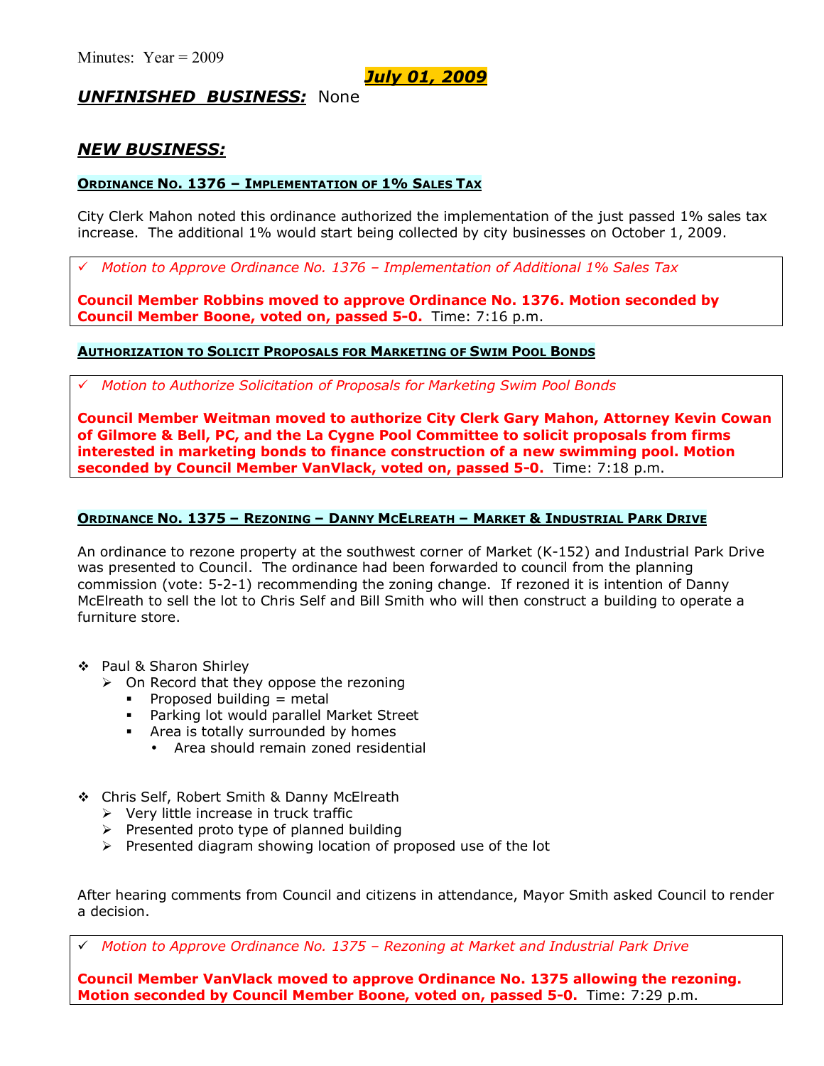Minutes: Year = 2009

**July 01, 2009**

## UNFINISHED BUSINESS: None

## NEW BUSINESS:

### ORDINANCE NO. 1376 – IMPLEMENTATION OF 1% SALES TAX

City Clerk Mahon noted this ordinance authorized the implementation of the just passed 1% sales tax increase. The additional 1% would start being collected by city businesses on October 1, 2009.

✓ *Motion to Approve Ordinance No. 1376 – Implementation of Additional 1% Sales Tax*

**Council Member Robbins moved to approve Ordinance No. 1376. Motion seconded by Council Member Boone, voted on, passed 5-0.** Time: 7:16 p.m.

### AUTHORIZATION TO SOLICIT PROPOSALS FOR MARKETING OF SWIM POOL BONDS

✓ *Motion to Authorize Solicitation of Proposals for Marketing Swim Pool Bonds*

**Council Member Weitman moved to authorize City Clerk Gary Mahon, Attorney Kevin Cowan of Gilmore & Bell, PC, and the La Cygne Pool Committee to solicit proposals from firms interested in marketing bonds to finance construction of a new swimming pool. Motion seconded by Council Member VanVlack, voted on, passed 5-0.** Time: 7:18 p.m.

### ORDINANCE NO. 1375 – REZONING – DANNY MCELREATH – MARKET & INDUSTRIAL PARK DRIVE

An ordinance to rezone property at the southwest corner of Market (K-152) and Industrial Park Drive was presented to Council. The ordinance had been forwarded to council from the planning commission (vote: 5-2-1) recommending the zoning change. If rezoned it is intention of Danny McElreath to sell the lot to Chris Self and Bill Smith who will then construct a building to operate a furniture store.

- Paul & Sharon Shirley
  - On Record that they oppose the rezoning
    - Proposed building = metal
    - Parking lot would parallel Market Street
    - Area is totally surrounded by homes
      - Area should remain zoned residential

- Chris Self, Robert Smith & Danny McElreath
  - Very little increase in truck traffic
  - Presented proto type of planned building
  - Presented diagram showing location of proposed use of the lot

After hearing comments from Council and citizens in attendance, Mayor Smith asked Council to render a decision.

✓ *Motion to Approve Ordinance No. 1375 – Rezoning at Market and Industrial Park Drive*

**Council Member VanVlack moved to approve Ordinance No. 1375 allowing the rezoning. Motion seconded by Council Member Boone, voted on, passed 5-0.** Time: 7:29 p.m.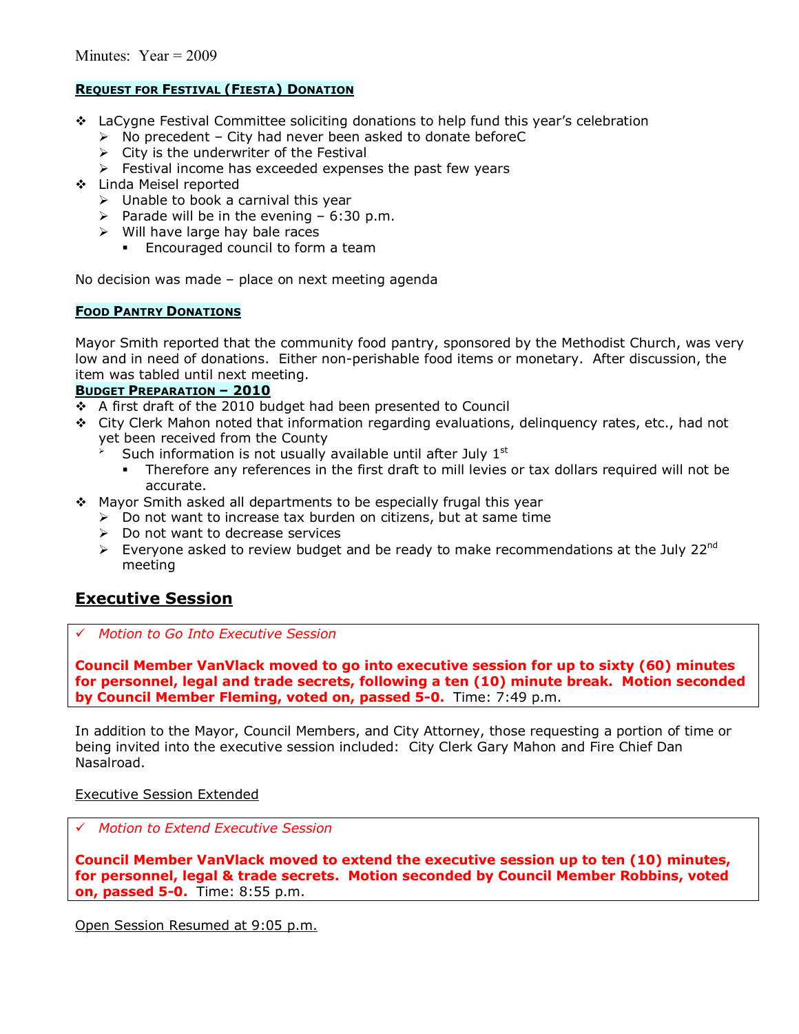Minutes: Year = 2009

**REQUEST FOR FESTIVAL (FIESTA) DONATION**

- LaCygne Festival Committee soliciting donations to help fund this year's celebration
  - No precedent – City had never been asked to donate beforeC
  - City is the underwriter of the Festival
  - Festival income has exceeded expenses the past few years
- Linda Meisel reported
  - Unable to book a carnival this year
  - Parade will be in the evening – 6:30 p.m.
  - Will have large hay bale races
    - Encouraged council to form a team

No decision was made – place on next meeting agenda

**FOOD PANTRY DONATIONS**

Mayor Smith reported that the community food pantry, sponsored by the Methodist Church, was very low and in need of donations. Either non-perishable food items or monetary. After discussion, the item was tabled until next meeting.

**BUDGET PREPARATION – 2010**

- A first draft of the 2010 budget had been presented to Council
- City Clerk Mahon noted that information regarding evaluations, delinquency rates, etc., had not yet been received from the County
  - Such information is not usually available until after July 1st
    - Therefore any references in the first draft to mill levies or tax dollars required will not be accurate.
- Mayor Smith asked all departments to be especially frugal this year
  - Do not want to increase tax burden on citizens, but at same time
  - Do not want to decrease services
  - Everyone asked to review budget and be ready to make recommendations at the July 22nd meeting

## Executive Session

✓ *Motion to Go Into Executive Session*

**Council Member VanVlack moved to go into executive session for up to sixty (60) minutes for personnel, legal and trade secrets, following a ten (10) minute break. Motion seconded by Council Member Fleming, voted on, passed 5-0.** Time: 7:49 p.m.

In addition to the Mayor, Council Members, and City Attorney, those requesting a portion of time or being invited into the executive session included: City Clerk Gary Mahon and Fire Chief Dan Nasalroad.

Executive Session Extended

✓ *Motion to Extend Executive Session*

**Council Member VanVlack moved to extend the executive session up to ten (10) minutes, for personnel, legal & trade secrets. Motion seconded by Council Member Robbins, voted on, passed 5-0.** Time: 8:55 p.m.

Open Session Resumed at 9:05 p.m.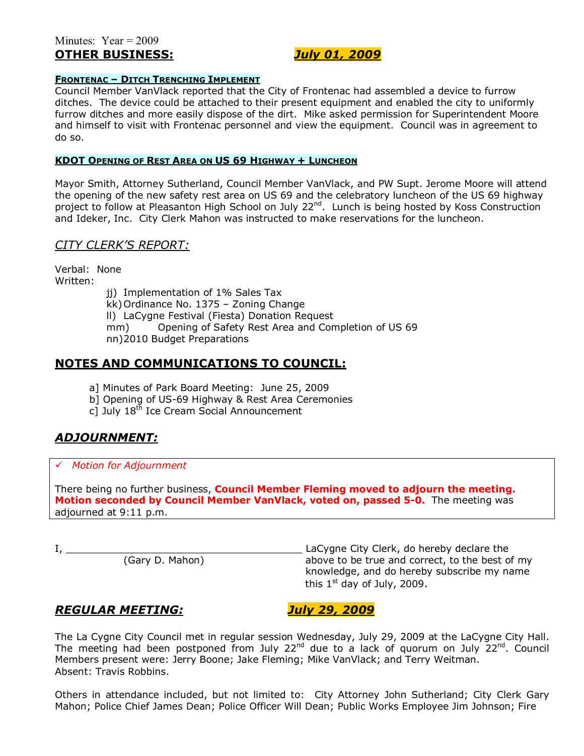Minutes: Year = 2009

**OTHER BUSINESS:** ***July 01, 2009***

**FRONTENAC – DITCH TRENCHING IMPLEMENT**

Council Member VanVlack reported that the City of Frontenac had assembled a device to furrow ditches. The device could be attached to their present equipment and enabled the city to uniformly furrow ditches and more easily dispose of the dirt. Mike asked permission for Superintendent Moore and himself to visit with Frontenac personnel and view the equipment. Council was in agreement to do so.

**KDOT OPENING OF REST AREA ON US 69 HIGHWAY + LUNCHEON**

Mayor Smith, Attorney Sutherland, Council Member VanVlack, and PW Supt. Jerome Moore will attend the opening of the new safety rest area on US 69 and the celebratory luncheon of the US 69 highway project to follow at Pleasanton High School on July 22nd. Lunch is being hosted by Koss Construction and Ideker, Inc. City Clerk Mahon was instructed to make reservations for the luncheon.

## *CITY CLERK'S REPORT:*

Verbal: None

Written:

jj) Implementation of 1% Sales Tax
kk) Ordinance No. 1375 – Zoning Change
ll) LaCygne Festival (Fiesta) Donation Request
mm) Opening of Safety Rest Area and Completion of US 69
nn) 2010 Budget Preparations

## NOTES AND COMMUNICATIONS TO COUNCIL:

a] Minutes of Park Board Meeting: June 25, 2009
b] Opening of US-69 Highway & Rest Area Ceremonies
c] July 18th Ice Cream Social Announcement

## *ADJOURNMENT:*

✓ *Motion for Adjournment*

There being no further business, **Council Member Fleming moved to adjourn the meeting. Motion seconded by Council Member VanVlack, voted on, passed 5-0.** The meeting was adjourned at 9:11 p.m.

I, ________________________________________ LaCygne City Clerk, do hereby declare the above to be true and correct, to the best of my knowledge, and do hereby subscribe my name this 1st day of July, 2009.
(Gary D. Mahon)

## *REGULAR MEETING:* ***July 29, 2009***

The La Cygne City Council met in regular session Wednesday, July 29, 2009 at the LaCygne City Hall. The meeting had been postponed from July 22nd due to a lack of quorum on July 22nd. Council Members present were: Jerry Boone; Jake Fleming; Mike VanVlack; and Terry Weitman. Absent: Travis Robbins.

Others in attendance included, but not limited to: City Attorney John Sutherland; City Clerk Gary Mahon; Police Chief James Dean; Police Officer Will Dean; Public Works Employee Jim Johnson; Fire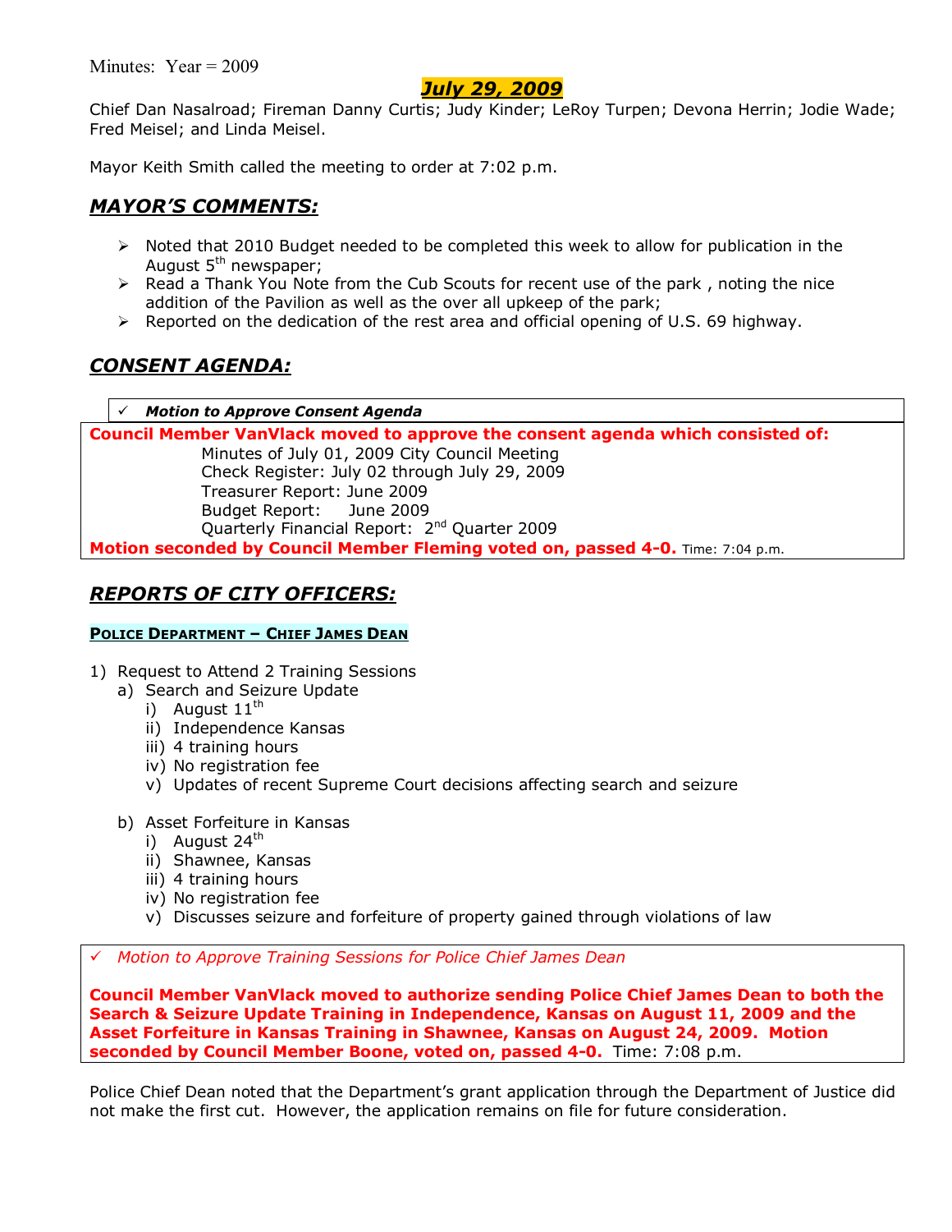Minutes: Year = 2009

## *July 29, 2009*

Chief Dan Nasalroad; Fireman Danny Curtis; Judy Kinder; LeRoy Turpen; Devona Herrin; Jodie Wade; Fred Meisel; and Linda Meisel.

Mayor Keith Smith called the meeting to order at 7:02 p.m.

## *MAYOR'S COMMENTS:*

- Noted that 2010 Budget needed to be completed this week to allow for publication in the August 5th newspaper;
- Read a Thank You Note from the Cub Scouts for recent use of the park , noting the nice addition of the Pavilion as well as the over all upkeep of the park;
- Reported on the dedication of the rest area and official opening of U.S. 69 highway.

## *CONSENT AGENDA:*

✓ ***Motion to Approve Consent Agenda***

**Council Member VanVlack moved to approve the consent agenda which consisted of:**

Minutes of July 01, 2009 City Council Meeting
Check Register: July 02 through July 29, 2009
Treasurer Report: June 2009
Budget Report: June 2009
Quarterly Financial Report: 2nd Quarter 2009

**Motion seconded by Council Member Fleming voted on, passed 4-0.** Time: 7:04 p.m.

## *REPORTS OF CITY OFFICERS:*

### POLICE DEPARTMENT – CHIEF JAMES DEAN

1) Request to Attend 2 Training Sessions
   a) Search and Seizure Update
      i) August 11th
      ii) Independence Kansas
      iii) 4 training hours
      iv) No registration fee
      v) Updates of recent Supreme Court decisions affecting search and seizure
   b) Asset Forfeiture in Kansas
      i) August 24th
      ii) Shawnee, Kansas
      iii) 4 training hours
      iv) No registration fee
      v) Discusses seizure and forfeiture of property gained through violations of law

✓ *Motion to Approve Training Sessions for Police Chief James Dean*

**Council Member VanVlack moved to authorize sending Police Chief James Dean to both the Search & Seizure Update Training in Independence, Kansas on August 11, 2009 and the Asset Forfeiture in Kansas Training in Shawnee, Kansas on August 24, 2009. Motion seconded by Council Member Boone, voted on, passed 4-0.** Time: 7:08 p.m.

Police Chief Dean noted that the Department's grant application through the Department of Justice did not make the first cut. However, the application remains on file for future consideration.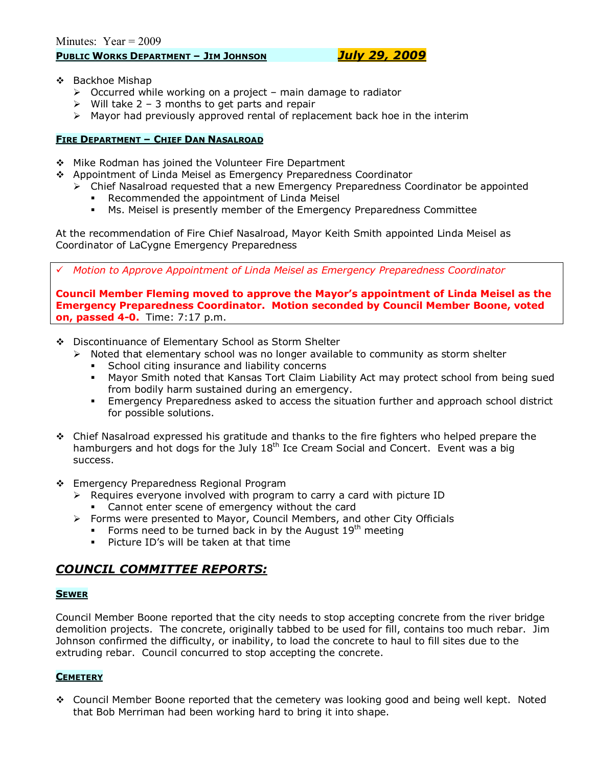Minutes: Year = 2009

**PUBLIC WORKS DEPARTMENT – JIM JOHNSON** ***July 29, 2009***

- Backhoe Mishap
  - Occurred while working on a project – main damage to radiator
  - Will take 2 – 3 months to get parts and repair
  - Mayor had previously approved rental of replacement back hoe in the interim

**FIRE DEPARTMENT – CHIEF DAN NASALROAD**

- Mike Rodman has joined the Volunteer Fire Department
- Appointment of Linda Meisel as Emergency Preparedness Coordinator
  - Chief Nasalroad requested that a new Emergency Preparedness Coordinator be appointed
    - Recommended the appointment of Linda Meisel
    - Ms. Meisel is presently member of the Emergency Preparedness Committee

At the recommendation of Fire Chief Nasalroad, Mayor Keith Smith appointed Linda Meisel as Coordinator of LaCygne Emergency Preparedness

✓ *Motion to Approve Appointment of Linda Meisel as Emergency Preparedness Coordinator*

**Council Member Fleming moved to approve the Mayor's appointment of Linda Meisel as the Emergency Preparedness Coordinator. Motion seconded by Council Member Boone, voted on, passed 4-0.** Time: 7:17 p.m.

- Discontinuance of Elementary School as Storm Shelter
  - Noted that elementary school was no longer available to community as storm shelter
    - School citing insurance and liability concerns
    - Mayor Smith noted that Kansas Tort Claim Liability Act may protect school from being sued from bodily harm sustained during an emergency.
    - Emergency Preparedness asked to access the situation further and approach school district for possible solutions.

- Chief Nasalroad expressed his gratitude and thanks to the fire fighters who helped prepare the hamburgers and hot dogs for the July 18th Ice Cream Social and Concert. Event was a big success.

- Emergency Preparedness Regional Program
  - Requires everyone involved with program to carry a card with picture ID
    - Cannot enter scene of emergency without the card
  - Forms were presented to Mayor, Council Members, and other City Officials
    - Forms need to be turned back in by the August 19th meeting
    - Picture ID's will be taken at that time

## *COUNCIL COMMITTEE REPORTS:*

**SEWER**

Council Member Boone reported that the city needs to stop accepting concrete from the river bridge demolition projects. The concrete, originally tabbed to be used for fill, contains too much rebar. Jim Johnson confirmed the difficulty, or inability, to load the concrete to haul to fill sites due to the extruding rebar. Council concurred to stop accepting the concrete.

**CEMETERY**

- Council Member Boone reported that the cemetery was looking good and being well kept. Noted that Bob Merriman had been working hard to bring it into shape.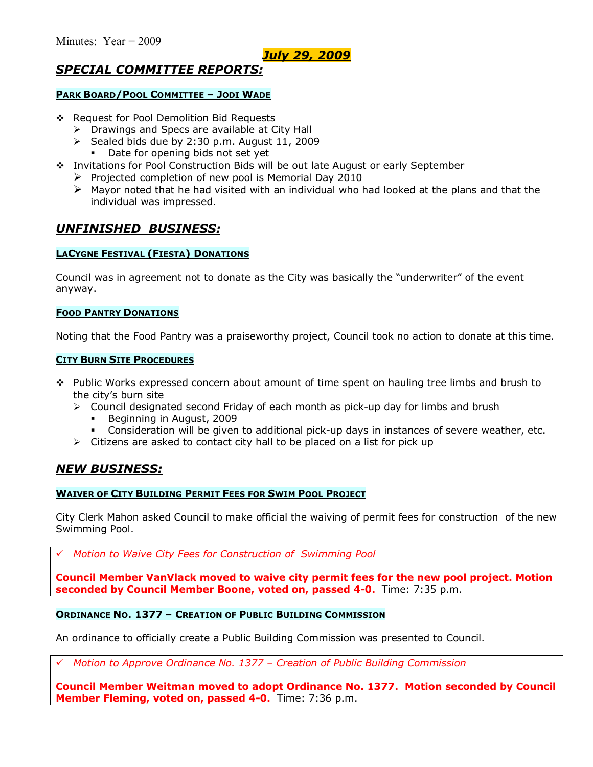Minutes: Year = 2009

***July 29, 2009***

## *SPECIAL COMMITTEE REPORTS:*

### PARK BOARD/POOL COMMITTEE – JODI WADE

- Request for Pool Demolition Bid Requests
  - Drawings and Specs are available at City Hall
  - Sealed bids due by 2:30 p.m. August 11, 2009
    - Date for opening bids not set yet
- Invitations for Pool Construction Bids will be out late August or early September
  - Projected completion of new pool is Memorial Day 2010
  - Mayor noted that he had visited with an individual who had looked at the plans and that the individual was impressed.

## *UNFINISHED BUSINESS:*

### LACYGNE FESTIVAL (FIESTA) DONATIONS

Council was in agreement not to donate as the City was basically the "underwriter" of the event anyway.

### FOOD PANTRY DONATIONS

Noting that the Food Pantry was a praiseworthy project, Council took no action to donate at this time.

### CITY BURN SITE PROCEDURES

- Public Works expressed concern about amount of time spent on hauling tree limbs and brush to the city's burn site
  - Council designated second Friday of each month as pick-up day for limbs and brush
    - Beginning in August, 2009
    - Consideration will be given to additional pick-up days in instances of severe weather, etc.
  - Citizens are asked to contact city hall to be placed on a list for pick up

## *NEW BUSINESS:*

### WAIVER OF CITY BUILDING PERMIT FEES FOR SWIM POOL PROJECT

City Clerk Mahon asked Council to make official the waiving of permit fees for construction of the new Swimming Pool.

✓ *Motion to Waive City Fees for Construction of Swimming Pool*

**Council Member VanVlack moved to waive city permit fees for the new pool project. Motion seconded by Council Member Boone, voted on, passed 4-0.** Time: 7:35 p.m.

### ORDINANCE NO. 1377 – CREATION OF PUBLIC BUILDING COMMISSION

An ordinance to officially create a Public Building Commission was presented to Council.

✓ *Motion to Approve Ordinance No. 1377 – Creation of Public Building Commission*

**Council Member Weitman moved to adopt Ordinance No. 1377. Motion seconded by Council Member Fleming, voted on, passed 4-0.** Time: 7:36 p.m.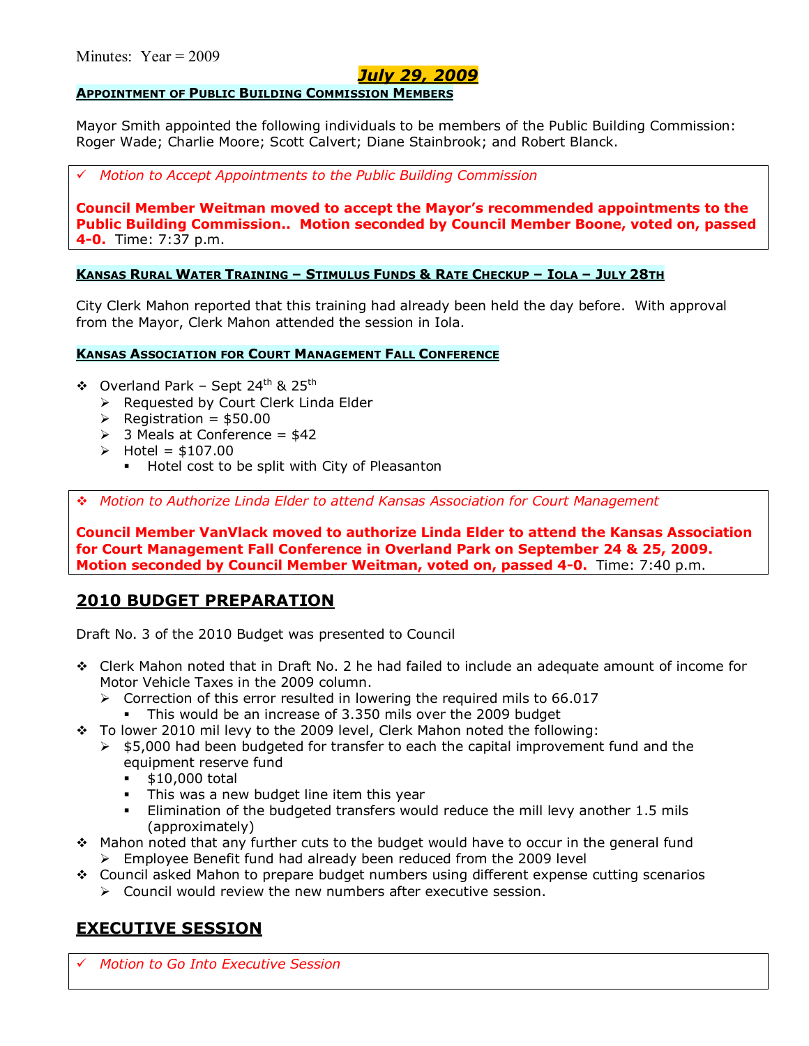Minutes: Year = 2009

## *July 29, 2009*

**APPOINTMENT OF PUBLIC BUILDING COMMISSION MEMBERS**

Mayor Smith appointed the following individuals to be members of the Public Building Commission: Roger Wade; Charlie Moore; Scott Calvert; Diane Stainbrook; and Robert Blanck.

✓ *Motion to Accept Appointments to the Public Building Commission*

**Council Member Weitman moved to accept the Mayor's recommended appointments to the Public Building Commission.. Motion seconded by Council Member Boone, voted on, passed 4-0.** Time: 7:37 p.m.

**KANSAS RURAL WATER TRAINING – STIMULUS FUNDS & RATE CHECKUP – IOLA – JULY 28TH**

City Clerk Mahon reported that this training had already been held the day before. With approval from the Mayor, Clerk Mahon attended the session in Iola.

**KANSAS ASSOCIATION FOR COURT MANAGEMENT FALL CONFERENCE**

- Overland Park – Sept 24th & 25th
  - Requested by Court Clerk Linda Elder
  - Registration = $50.00
  - 3 Meals at Conference = $42
  - Hotel = $107.00
    - Hotel cost to be split with City of Pleasanton

❖ *Motion to Authorize Linda Elder to attend Kansas Association for Court Management*

**Council Member VanVlack moved to authorize Linda Elder to attend the Kansas Association for Court Management Fall Conference in Overland Park on September 24 & 25, 2009. Motion seconded by Council Member Weitman, voted on, passed 4-0.** Time: 7:40 p.m.

## 2010 BUDGET PREPARATION

Draft No. 3 of the 2010 Budget was presented to Council

- Clerk Mahon noted that in Draft No. 2 he had failed to include an adequate amount of income for Motor Vehicle Taxes in the 2009 column.
  - Correction of this error resulted in lowering the required mils to 66.017
    - This would be an increase of 3.350 mils over the 2009 budget
- To lower 2010 mil levy to the 2009 level, Clerk Mahon noted the following:
  - $5,000 had been budgeted for transfer to each the capital improvement fund and the equipment reserve fund
    - $10,000 total
    - This was a new budget line item this year
    - Elimination of the budgeted transfers would reduce the mill levy another 1.5 mils (approximately)
- Mahon noted that any further cuts to the budget would have to occur in the general fund
  - Employee Benefit fund had already been reduced from the 2009 level
- Council asked Mahon to prepare budget numbers using different expense cutting scenarios
  - Council would review the new numbers after executive session.

## EXECUTIVE SESSION

✓ *Motion to Go Into Executive Session*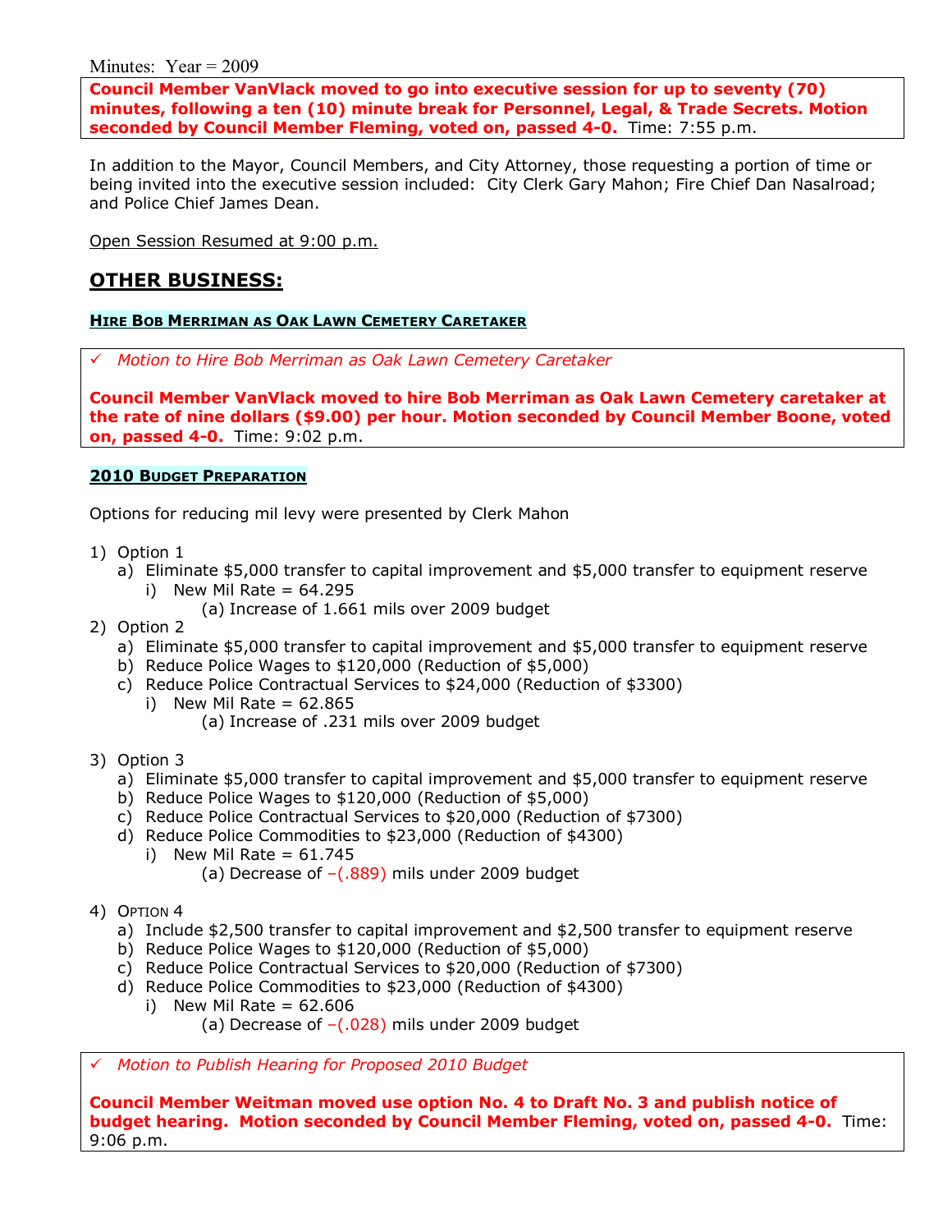Minutes: Year = 2009

**Council Member VanVlack moved to go into executive session for up to seventy (70) minutes, following a ten (10) minute break for Personnel, Legal, & Trade Secrets. Motion seconded by Council Member Fleming, voted on, passed 4-0.** Time: 7:55 p.m.

In addition to the Mayor, Council Members, and City Attorney, those requesting a portion of time or being invited into the executive session included: City Clerk Gary Mahon; Fire Chief Dan Nasalroad; and Police Chief James Dean.

Open Session Resumed at 9:00 p.m.

## OTHER BUSINESS:

### HIRE BOB MERRIMAN AS OAK LAWN CEMETERY CARETAKER

✓ *Motion to Hire Bob Merriman as Oak Lawn Cemetery Caretaker*

**Council Member VanVlack moved to hire Bob Merriman as Oak Lawn Cemetery caretaker at the rate of nine dollars ($9.00) per hour. Motion seconded by Council Member Boone, voted on, passed 4-0.** Time: 9:02 p.m.

### 2010 BUDGET PREPARATION

Options for reducing mil levy were presented by Clerk Mahon

1) Option 1
   a) Eliminate $5,000 transfer to capital improvement and $5,000 transfer to equipment reserve
      i) New Mil Rate = 64.295
         (a) Increase of 1.661 mils over 2009 budget
2) Option 2
   a) Eliminate $5,000 transfer to capital improvement and $5,000 transfer to equipment reserve
   b) Reduce Police Wages to $120,000 (Reduction of $5,000)
   c) Reduce Police Contractual Services to $24,000 (Reduction of $3300)
      i) New Mil Rate = 62.865
         (a) Increase of .231 mils over 2009 budget
3) Option 3
   a) Eliminate $5,000 transfer to capital improvement and $5,000 transfer to equipment reserve
   b) Reduce Police Wages to $120,000 (Reduction of $5,000)
   c) Reduce Police Contractual Services to $20,000 (Reduction of $7300)
   d) Reduce Police Commodities to $23,000 (Reduction of $4300)
      i) New Mil Rate = 61.745
         (a) Decrease of –(.889) mils under 2009 budget
4) OPTION 4
   a) Include $2,500 transfer to capital improvement and $2,500 transfer to equipment reserve
   b) Reduce Police Wages to $120,000 (Reduction of $5,000)
   c) Reduce Police Contractual Services to $20,000 (Reduction of $7300)
   d) Reduce Police Commodities to $23,000 (Reduction of $4300)
      i) New Mil Rate = 62.606
         (a) Decrease of –(.028) mils under 2009 budget

✓ *Motion to Publish Hearing for Proposed 2010 Budget*

**Council Member Weitman moved use option No. 4 to Draft No. 3 and publish notice of budget hearing. Motion seconded by Council Member Fleming, voted on, passed 4-0.** Time: 9:06 p.m.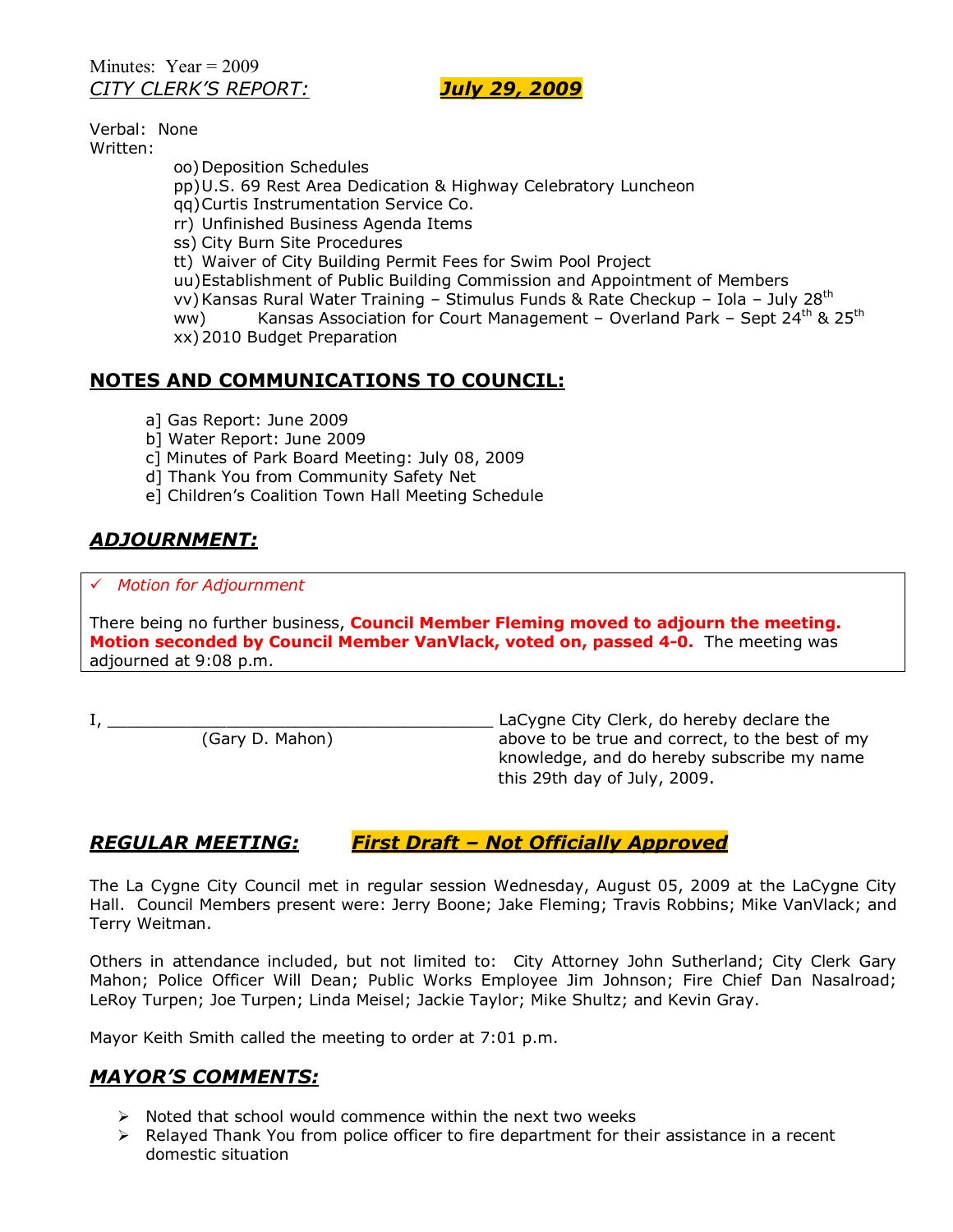Minutes: Year = 2009

*CITY CLERK'S REPORT:* ***July 29, 2009***

Verbal: None

Written:

- oo) Deposition Schedules
- pp) U.S. 69 Rest Area Dedication & Highway Celebratory Luncheon
- qq) Curtis Instrumentation Service Co.
- rr) Unfinished Business Agenda Items
- ss) City Burn Site Procedures
- tt) Waiver of City Building Permit Fees for Swim Pool Project
- uu) Establishment of Public Building Commission and Appointment of Members
- vv) Kansas Rural Water Training – Stimulus Funds & Rate Checkup – Iola – July 28th
- ww) Kansas Association for Court Management – Overland Park – Sept 24th & 25th
- xx) 2010 Budget Preparation

## NOTES AND COMMUNICATIONS TO COUNCIL:

- a] Gas Report: June 2009
- b] Water Report: June 2009
- c] Minutes of Park Board Meeting: July 08, 2009
- d] Thank You from Community Safety Net
- e] Children's Coalition Town Hall Meeting Schedule

## *ADJOURNMENT:*

✓ *Motion for Adjournment*

There being no further business, **Council Member Fleming moved to adjourn the meeting. Motion seconded by Council Member VanVlack, voted on, passed 4-0.** The meeting was adjourned at 9:08 p.m.

I, ________________________________ LaCygne City Clerk, do hereby declare the above to be true and correct, to the best of my knowledge, and do hereby subscribe my name this 29th day of July, 2009.

(Gary D. Mahon)

## *REGULAR MEETING:* ***First Draft – Not Officially Approved***

The La Cygne City Council met in regular session Wednesday, August 05, 2009 at the LaCygne City Hall. Council Members present were: Jerry Boone; Jake Fleming; Travis Robbins; Mike VanVlack; and Terry Weitman.

Others in attendance included, but not limited to: City Attorney John Sutherland; City Clerk Gary Mahon; Police Officer Will Dean; Public Works Employee Jim Johnson; Fire Chief Dan Nasalroad; LeRoy Turpen; Joe Turpen; Linda Meisel; Jackie Taylor; Mike Shultz; and Kevin Gray.

Mayor Keith Smith called the meeting to order at 7:01 p.m.

## *MAYOR'S COMMENTS:*

- Noted that school would commence within the next two weeks
- Relayed Thank You from police officer to fire department for their assistance in a recent domestic situation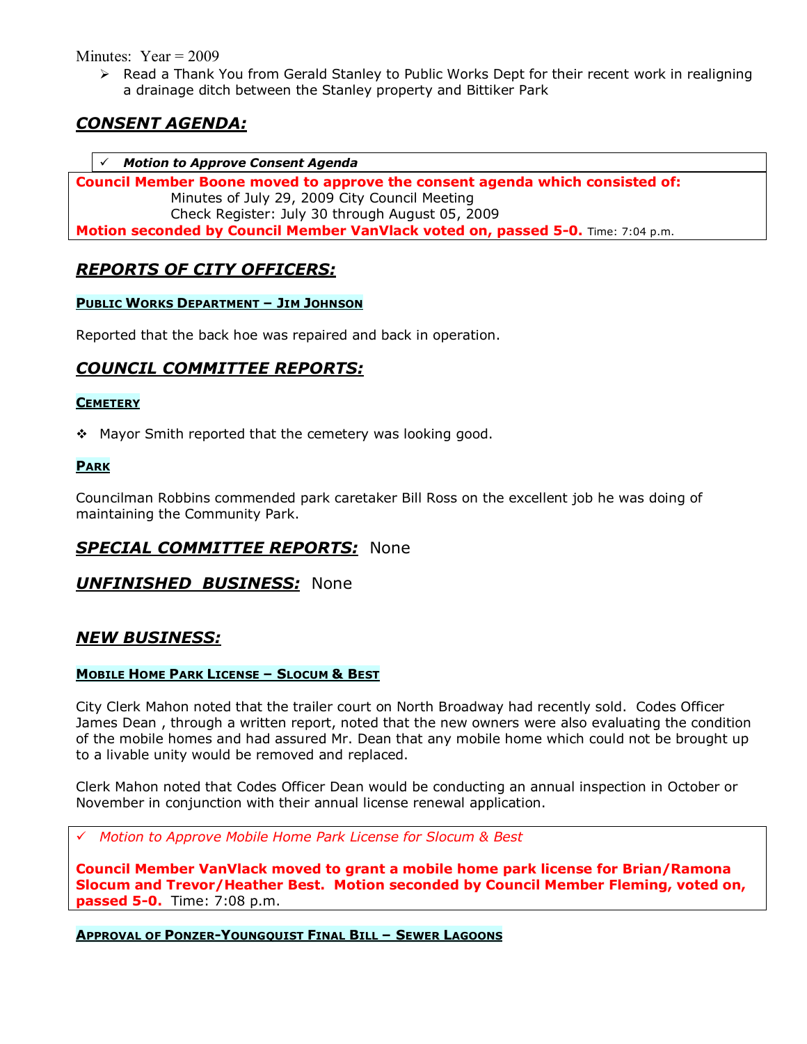Minutes: Year = 2009

- Read a Thank You from Gerald Stanley to Public Works Dept for their recent work in realigning a drainage ditch between the Stanley property and Bittiker Park

## *CONSENT AGENDA:*

✓ ***Motion to Approve Consent Agenda***

**Council Member Boone moved to approve the consent agenda which consisted of:**
Minutes of July 29, 2009 City Council Meeting
Check Register: July 30 through August 05, 2009
**Motion seconded by Council Member VanVlack voted on, passed 5-0.** Time: 7:04 p.m.

## *REPORTS OF CITY OFFICERS:*

#### PUBLIC WORKS DEPARTMENT – JIM JOHNSON

Reported that the back hoe was repaired and back in operation.

## *COUNCIL COMMITTEE REPORTS:*

#### CEMETERY

- Mayor Smith reported that the cemetery was looking good.

#### PARK

Councilman Robbins commended park caretaker Bill Ross on the excellent job he was doing of maintaining the Community Park.

## *SPECIAL COMMITTEE REPORTS:* None

## *UNFINISHED BUSINESS:* None

## *NEW BUSINESS:*

#### MOBILE HOME PARK LICENSE – SLOCUM & BEST

City Clerk Mahon noted that the trailer court on North Broadway had recently sold. Codes Officer James Dean , through a written report, noted that the new owners were also evaluating the condition of the mobile homes and had assured Mr. Dean that any mobile home which could not be brought up to a livable unity would be removed and replaced.

Clerk Mahon noted that Codes Officer Dean would be conducting an annual inspection in October or November in conjunction with their annual license renewal application.

✓ *Motion to Approve Mobile Home Park License for Slocum & Best*

**Council Member VanVlack moved to grant a mobile home park license for Brian/Ramona Slocum and Trevor/Heather Best. Motion seconded by Council Member Fleming, voted on, passed 5-0.** Time: 7:08 p.m.

#### APPROVAL OF PONZER-YOUNGQUIST FINAL BILL – SEWER LAGOONS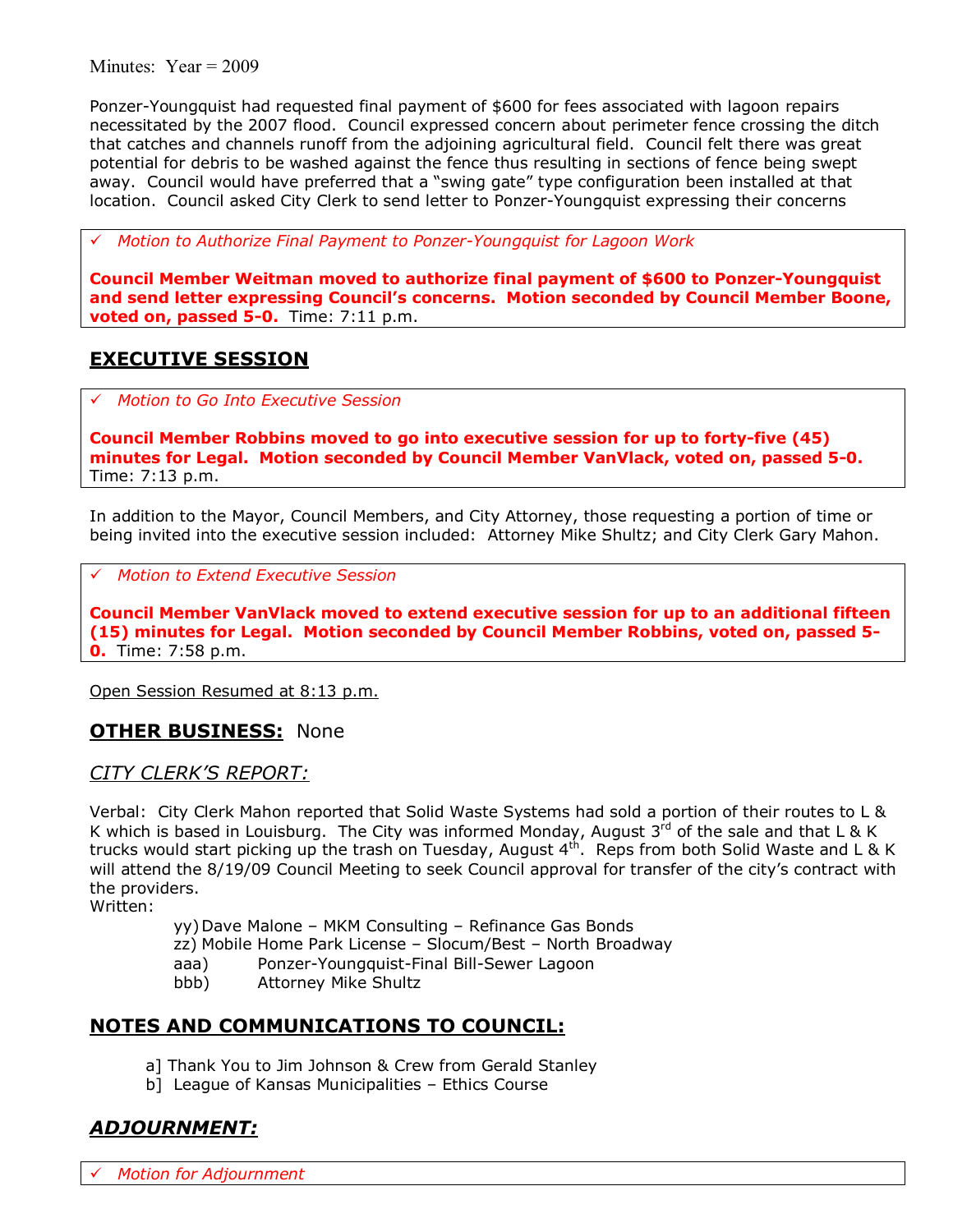Minutes: Year = 2009

Ponzer-Youngquist had requested final payment of $600 for fees associated with lagoon repairs necessitated by the 2007 flood. Council expressed concern about perimeter fence crossing the ditch that catches and channels runoff from the adjoining agricultural field. Council felt there was great potential for debris to be washed against the fence thus resulting in sections of fence being swept away. Council would have preferred that a "swing gate" type configuration been installed at that location. Council asked City Clerk to send letter to Ponzer-Youngquist expressing their concerns

✓ *Motion to Authorize Final Payment to Ponzer-Youngquist for Lagoon Work*

**Council Member Weitman moved to authorize final payment of $600 to Ponzer-Youngquist and send letter expressing Council's concerns. Motion seconded by Council Member Boone, voted on, passed 5-0.** Time: 7:11 p.m.

## EXECUTIVE SESSION

✓ *Motion to Go Into Executive Session*

**Council Member Robbins moved to go into executive session for up to forty-five (45) minutes for Legal. Motion seconded by Council Member VanVlack, voted on, passed 5-0.** Time: 7:13 p.m.

In addition to the Mayor, Council Members, and City Attorney, those requesting a portion of time or being invited into the executive session included: Attorney Mike Shultz; and City Clerk Gary Mahon.

✓ *Motion to Extend Executive Session*

**Council Member VanVlack moved to extend executive session for up to an additional fifteen (15) minutes for Legal. Motion seconded by Council Member Robbins, voted on, passed 5-0.** Time: 7:58 p.m.

Open Session Resumed at 8:13 p.m.

## OTHER BUSINESS: None

### *CITY CLERK'S REPORT:*

Verbal: City Clerk Mahon reported that Solid Waste Systems had sold a portion of their routes to L & K which is based in Louisburg. The City was informed Monday, August 3rd of the sale and that L & K trucks would start picking up the trash on Tuesday, August 4th. Reps from both Solid Waste and L & K will attend the 8/19/09 Council Meeting to seek Council approval for transfer of the city's contract with the providers.

Written:

yy) Dave Malone – MKM Consulting – Refinance Gas Bonds
zz) Mobile Home Park License – Slocum/Best – North Broadway
aaa) Ponzer-Youngquist-Final Bill-Sewer Lagoon
bbb) Attorney Mike Shultz

## NOTES AND COMMUNICATIONS TO COUNCIL:

a] Thank You to Jim Johnson & Crew from Gerald Stanley
b] League of Kansas Municipalities – Ethics Course

## *ADJOURNMENT:*

✓ *Motion for Adjournment*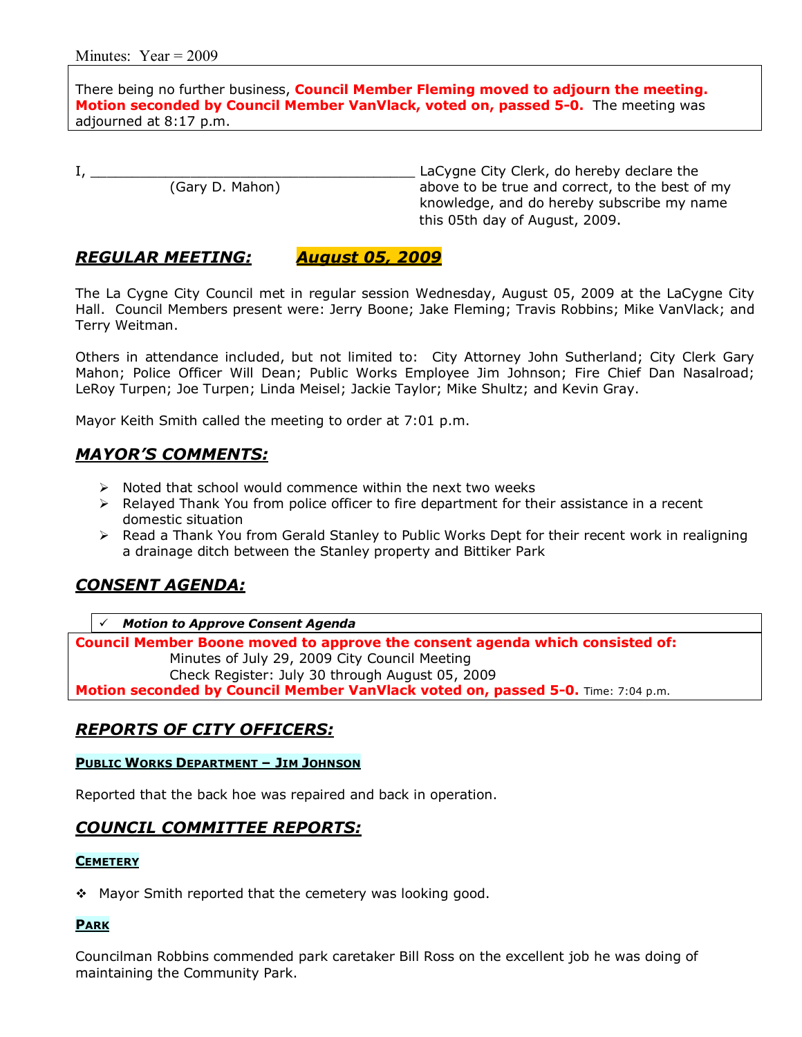There being no further business, **Council Member Fleming moved to adjourn the meeting. Motion seconded by Council Member VanVlack, voted on, passed 5-0.** The meeting was adjourned at 8:17 p.m.

I, ________________________________________ LaCygne City Clerk, do hereby declare the above to be true and correct, to the best of my knowledge, and do hereby subscribe my name this 05th day of August, 2009.
(Gary D. Mahon)

## *REGULAR MEETING: August 05, 2009*

The La Cygne City Council met in regular session Wednesday, August 05, 2009 at the LaCygne City Hall. Council Members present were: Jerry Boone; Jake Fleming; Travis Robbins; Mike VanVlack; and Terry Weitman.

Others in attendance included, but not limited to: City Attorney John Sutherland; City Clerk Gary Mahon; Police Officer Will Dean; Public Works Employee Jim Johnson; Fire Chief Dan Nasalroad; LeRoy Turpen; Joe Turpen; Linda Meisel; Jackie Taylor; Mike Shultz; and Kevin Gray.

Mayor Keith Smith called the meeting to order at 7:01 p.m.

## *MAYOR'S COMMENTS:*

- Noted that school would commence within the next two weeks
- Relayed Thank You from police officer to fire department for their assistance in a recent domestic situation
- Read a Thank You from Gerald Stanley to Public Works Dept for their recent work in realigning a drainage ditch between the Stanley property and Bittiker Park

## *CONSENT AGENDA:*

✓ ***Motion to Approve Consent Agenda***

**Council Member Boone moved to approve the consent agenda which consisted of:**
Minutes of July 29, 2009 City Council Meeting
Check Register: July 30 through August 05, 2009
**Motion seconded by Council Member VanVlack voted on, passed 5-0.** Time: 7:04 p.m.

## *REPORTS OF CITY OFFICERS:*

### PUBLIC WORKS DEPARTMENT – JIM JOHNSON

Reported that the back hoe was repaired and back in operation.

## *COUNCIL COMMITTEE REPORTS:*

### CEMETERY

- Mayor Smith reported that the cemetery was looking good.

### PARK

Councilman Robbins commended park caretaker Bill Ross on the excellent job he was doing of maintaining the Community Park.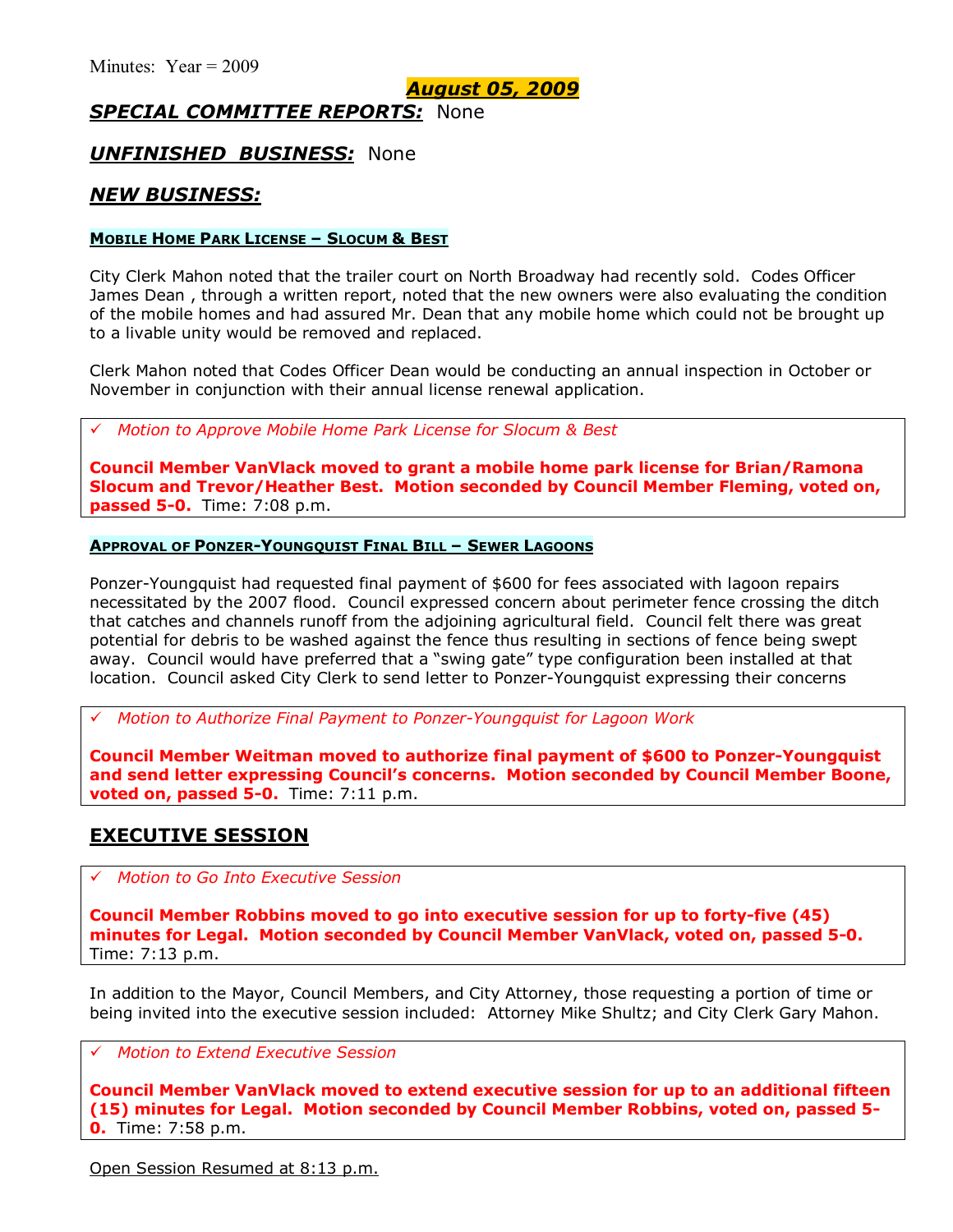Minutes: Year = 2009

**August 05, 2009**

## ***SPECIAL COMMITTEE REPORTS:*** None

## ***UNFINISHED BUSINESS:*** None

## ***NEW BUSINESS:***

**MOBILE HOME PARK LICENSE – SLOCUM & BEST**

City Clerk Mahon noted that the trailer court on North Broadway had recently sold. Codes Officer James Dean , through a written report, noted that the new owners were also evaluating the condition of the mobile homes and had assured Mr. Dean that any mobile home which could not be brought up to a livable unity would be removed and replaced.

Clerk Mahon noted that Codes Officer Dean would be conducting an annual inspection in October or November in conjunction with their annual license renewal application.

✓ *Motion to Approve Mobile Home Park License for Slocum & Best*

**Council Member VanVlack moved to grant a mobile home park license for Brian/Ramona Slocum and Trevor/Heather Best. Motion seconded by Council Member Fleming, voted on, passed 5-0.** Time: 7:08 p.m.

**APPROVAL OF PONZER-YOUNGQUIST FINAL BILL – SEWER LAGOONS**

Ponzer-Youngquist had requested final payment of $600 for fees associated with lagoon repairs necessitated by the 2007 flood. Council expressed concern about perimeter fence crossing the ditch that catches and channels runoff from the adjoining agricultural field. Council felt there was great potential for debris to be washed against the fence thus resulting in sections of fence being swept away. Council would have preferred that a "swing gate" type configuration been installed at that location. Council asked City Clerk to send letter to Ponzer-Youngquist expressing their concerns

✓ *Motion to Authorize Final Payment to Ponzer-Youngquist for Lagoon Work*

**Council Member Weitman moved to authorize final payment of $600 to Ponzer-Youngquist and send letter expressing Council's concerns. Motion seconded by Council Member Boone, voted on, passed 5-0.** Time: 7:11 p.m.

## EXECUTIVE SESSION

✓ *Motion to Go Into Executive Session*

**Council Member Robbins moved to go into executive session for up to forty-five (45) minutes for Legal. Motion seconded by Council Member VanVlack, voted on, passed 5-0.** Time: 7:13 p.m.

In addition to the Mayor, Council Members, and City Attorney, those requesting a portion of time or being invited into the executive session included: Attorney Mike Shultz; and City Clerk Gary Mahon.

✓ *Motion to Extend Executive Session*

**Council Member VanVlack moved to extend executive session for up to an additional fifteen (15) minutes for Legal. Motion seconded by Council Member Robbins, voted on, passed 5-0.** Time: 7:58 p.m.

Open Session Resumed at 8:13 p.m.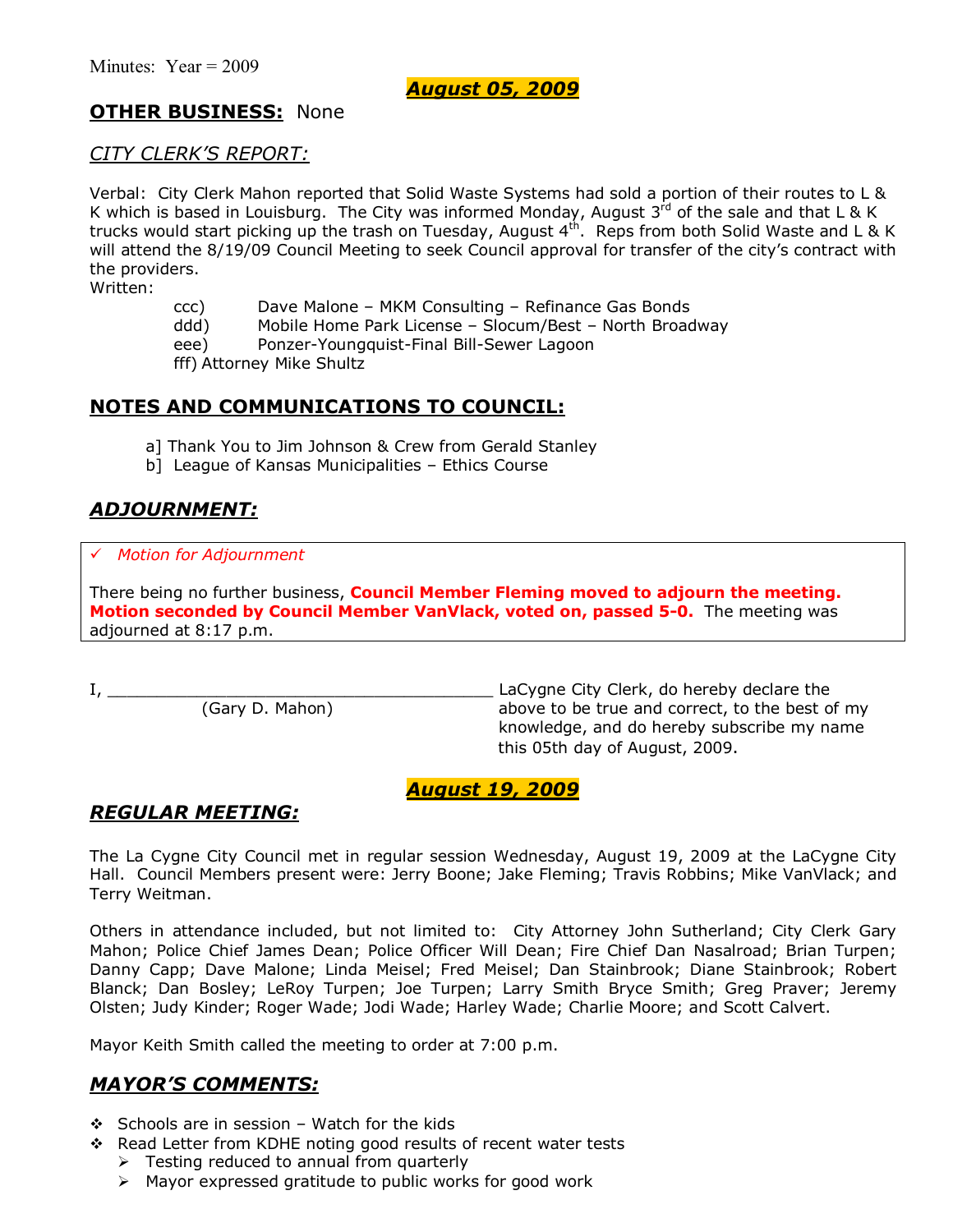Minutes: Year = 2009

**August 05, 2009**

## OTHER BUSINESS: None

## *CITY CLERK'S REPORT:*

Verbal: City Clerk Mahon reported that Solid Waste Systems had sold a portion of their routes to L & K which is based in Louisburg. The City was informed Monday, August 3rd of the sale and that L & K trucks would start picking up the trash on Tuesday, August 4th. Reps from both Solid Waste and L & K will attend the 8/19/09 Council Meeting to seek Council approval for transfer of the city's contract with the providers.

Written:

ccc) Dave Malone – MKM Consulting – Refinance Gas Bonds
ddd) Mobile Home Park License – Slocum/Best – North Broadway
eee) Ponzer-Youngquist-Final Bill-Sewer Lagoon
fff) Attorney Mike Shultz

## NOTES AND COMMUNICATIONS TO COUNCIL:

a] Thank You to Jim Johnson & Crew from Gerald Stanley
b] League of Kansas Municipalities – Ethics Course

## *ADJOURNMENT:*

✓ *Motion for Adjournment*

There being no further business, **Council Member Fleming moved to adjourn the meeting. Motion seconded by Council Member VanVlack, voted on, passed 5-0.** The meeting was adjourned at 8:17 p.m.

I, ________________________________________ LaCygne City Clerk, do hereby declare the above to be true and correct, to the best of my knowledge, and do hereby subscribe my name this 05th day of August, 2009.
(Gary D. Mahon)

**August 19, 2009**

## *REGULAR MEETING:*

The La Cygne City Council met in regular session Wednesday, August 19, 2009 at the LaCygne City Hall. Council Members present were: Jerry Boone; Jake Fleming; Travis Robbins; Mike VanVlack; and Terry Weitman.

Others in attendance included, but not limited to: City Attorney John Sutherland; City Clerk Gary Mahon; Police Chief James Dean; Police Officer Will Dean; Fire Chief Dan Nasalroad; Brian Turpen; Danny Capp; Dave Malone; Linda Meisel; Fred Meisel; Dan Stainbrook; Diane Stainbrook; Robert Blanck; Dan Bosley; LeRoy Turpen; Joe Turpen; Larry Smith Bryce Smith; Greg Praver; Jeremy Olsten; Judy Kinder; Roger Wade; Jodi Wade; Harley Wade; Charlie Moore; and Scott Calvert.

Mayor Keith Smith called the meeting to order at 7:00 p.m.

## *MAYOR'S COMMENTS:*

- Schools are in session – Watch for the kids
- Read Letter from KDHE noting good results of recent water tests
  - Testing reduced to annual from quarterly
  - Mayor expressed gratitude to public works for good work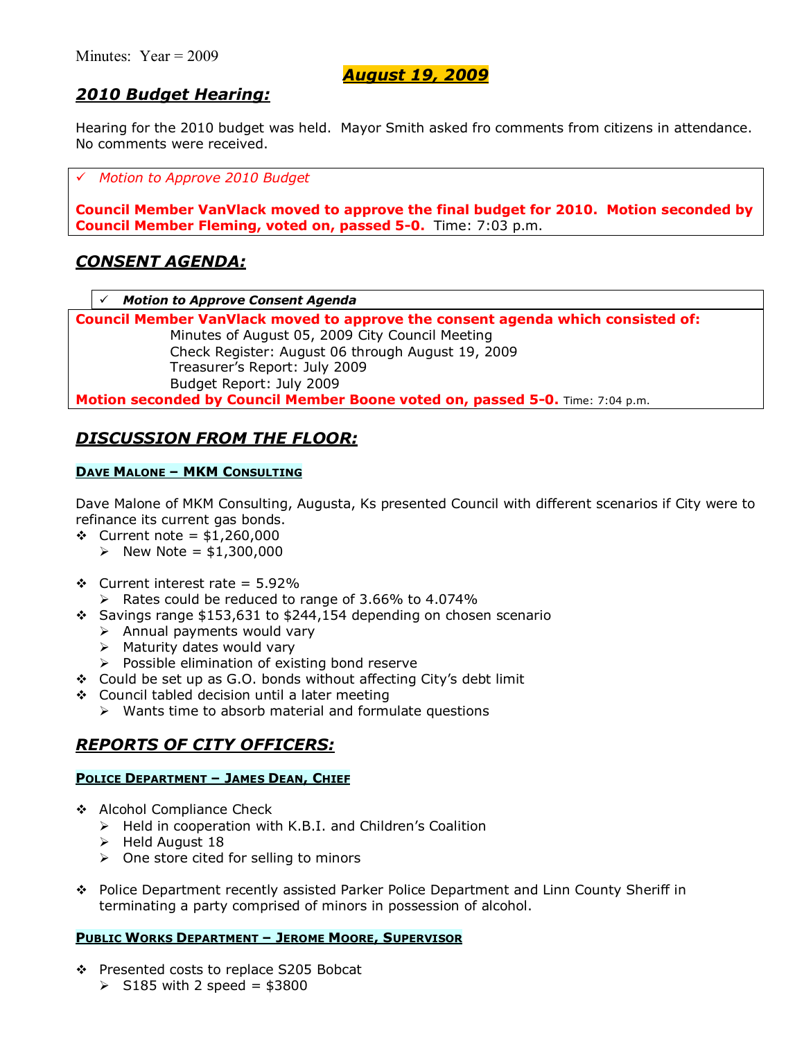Minutes: Year = 2009

***August 19, 2009***

## ***2010 Budget Hearing:***

Hearing for the 2010 budget was held. Mayor Smith asked fro comments from citizens in attendance. No comments were received.

✓ *Motion to Approve 2010 Budget*

**Council Member VanVlack moved to approve the final budget for 2010. Motion seconded by Council Member Fleming, voted on, passed 5-0.** Time: 7:03 p.m.

## ***CONSENT AGENDA:***

✓ ***Motion to Approve Consent Agenda***

**Council Member VanVlack moved to approve the consent agenda which consisted of:**

Minutes of August 05, 2009 City Council Meeting
Check Register: August 06 through August 19, 2009
Treasurer's Report: July 2009
Budget Report: July 2009

**Motion seconded by Council Member Boone voted on, passed 5-0.** Time: 7:04 p.m.

## ***DISCUSSION FROM THE FLOOR:***

**DAVE MALONE – MKM CONSULTING**

Dave Malone of MKM Consulting, Augusta, Ks presented Council with different scenarios if City were to refinance its current gas bonds.

- Current note = $1,260,000
  - New Note = $1,300,000
- Current interest rate = 5.92%
  - Rates could be reduced to range of 3.66% to 4.074%
- Savings range $153,631 to $244,154 depending on chosen scenario
  - Annual payments would vary
  - Maturity dates would vary
  - Possible elimination of existing bond reserve
- Could be set up as G.O. bonds without affecting City's debt limit
- Council tabled decision until a later meeting
  - Wants time to absorb material and formulate questions

## ***REPORTS OF CITY OFFICERS:***

**POLICE DEPARTMENT – JAMES DEAN, CHIEF**

- Alcohol Compliance Check
  - Held in cooperation with K.B.I. and Children's Coalition
  - Held August 18
  - One store cited for selling to minors
- Police Department recently assisted Parker Police Department and Linn County Sheriff in terminating a party comprised of minors in possession of alcohol.

**PUBLIC WORKS DEPARTMENT – JEROME MOORE, SUPERVISOR**

- Presented costs to replace S205 Bobcat
  - S185 with 2 speed = $3800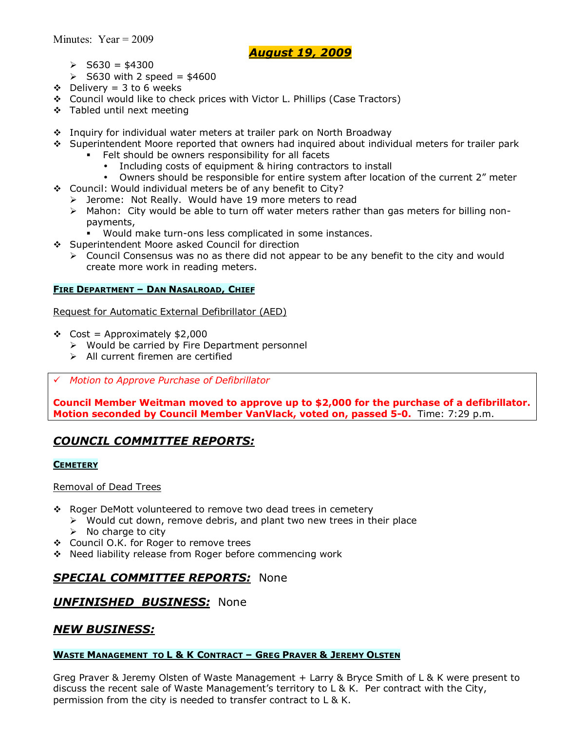Minutes: Year = 2009

**_August 19, 2009_**

- S630 = $4300
- S630 with 2 speed = $4600

- Delivery = 3 to 6 weeks
- Council would like to check prices with Victor L. Phillips (Case Tractors)
- Tabled until next meeting

- Inquiry for individual water meters at trailer park on North Broadway
- Superintendent Moore reported that owners had inquired about individual meters for trailer park
  - Felt should be owners responsibility for all facets
    - Including costs of equipment & hiring contractors to install
    - Owners should be responsible for entire system after location of the current 2" meter
- Council: Would individual meters be of any benefit to City?
  - Jerome: Not Really. Would have 19 more meters to read
  - Mahon: City would be able to turn off water meters rather than gas meters for billing non-payments,
    - Would make turn-ons less complicated in some instances.
- Superintendent Moore asked Council for direction
  - Council Consensus was no as there did not appear to be any benefit to the city and would create more work in reading meters.

### FIRE DEPARTMENT – DAN NASALROAD, CHIEF

Request for Automatic External Defibrillator (AED)

- Cost = Approximately $2,000
  - Would be carried by Fire Department personnel
  - All current firemen are certified

✓ *Motion to Approve Purchase of Defibrillator*

**Council Member Weitman moved to approve up to $2,000 for the purchase of a defibrillator. Motion seconded by Council Member VanVlack, voted on, passed 5-0.** Time: 7:29 p.m.

## *COUNCIL COMMITTEE REPORTS:*

### CEMETERY

Removal of Dead Trees

- Roger DeMott volunteered to remove two dead trees in cemetery
  - Would cut down, remove debris, and plant two new trees in their place
  - No charge to city
- Council O.K. for Roger to remove trees
- Need liability release from Roger before commencing work

## *SPECIAL COMMITTEE REPORTS:* None

## *UNFINISHED BUSINESS:* None

## *NEW BUSINESS:*

### WASTE MANAGEMENT TO L & K CONTRACT – GREG PRAVER & JEREMY OLSTEN

Greg Praver & Jeremy Olsten of Waste Management + Larry & Bryce Smith of L & K were present to discuss the recent sale of Waste Management's territory to L & K. Per contract with the City, permission from the city is needed to transfer contract to L & K.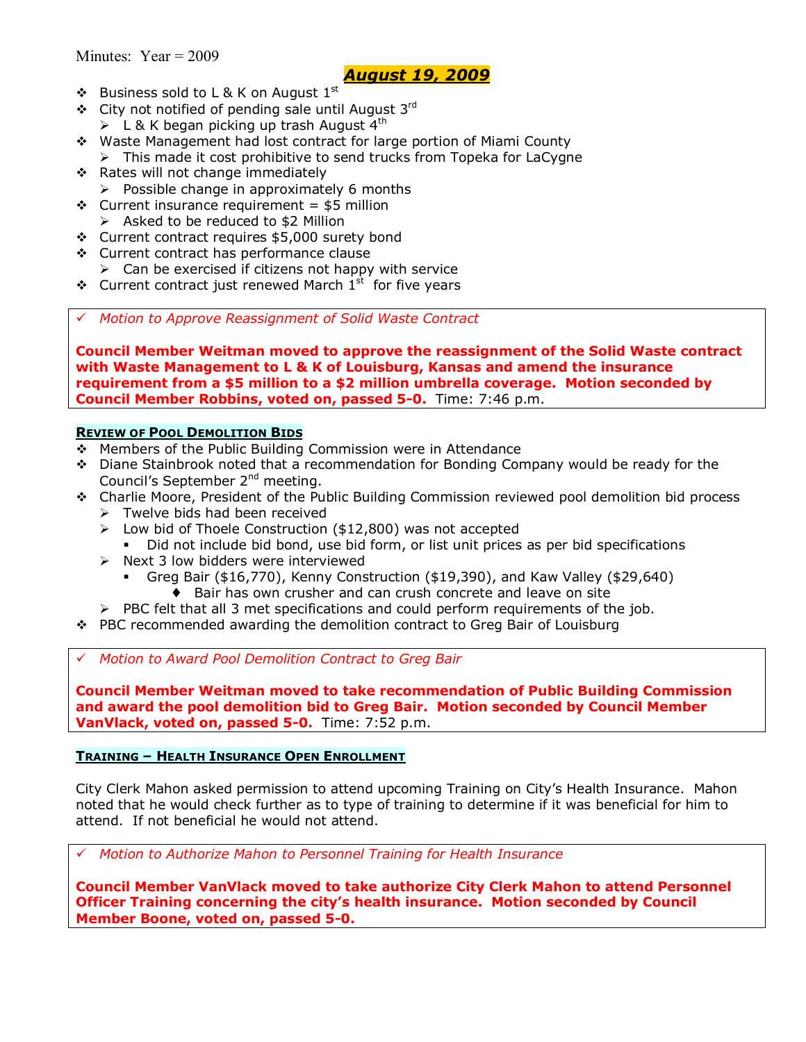Minutes: Year = 2009

## *August 19, 2009*

- Business sold to L & K on August 1st
- City not notified of pending sale until August 3rd
  - L & K began picking up trash August 4th
- Waste Management had lost contract for large portion of Miami County
  - This made it cost prohibitive to send trucks from Topeka for LaCygne
- Rates will not change immediately
  - Possible change in approximately 6 months
- Current insurance requirement = $5 million
  - Asked to be reduced to $2 Million
- Current contract requires $5,000 surety bond
- Current contract has performance clause
  - Can be exercised if citizens not happy with service
- Current contract just renewed March 1st for five years

✓ *Motion to Approve Reassignment of Solid Waste Contract*

**Council Member Weitman moved to approve the reassignment of the Solid Waste contract with Waste Management to L & K of Louisburg, Kansas and amend the insurance requirement from a $5 million to a $2 million umbrella coverage. Motion seconded by Council Member Robbins, voted on, passed 5-0.** Time: 7:46 p.m.

**REVIEW OF POOL DEMOLITION BIDS**

- Members of the Public Building Commission were in Attendance
- Diane Stainbrook noted that a recommendation for Bonding Company would be ready for the Council's September 2nd meeting.
- Charlie Moore, President of the Public Building Commission reviewed pool demolition bid process
  - Twelve bids had been received
  - Low bid of Thoele Construction ($12,800) was not accepted
    - Did not include bid bond, use bid form, or list unit prices as per bid specifications
  - Next 3 low bidders were interviewed
    - Greg Bair ($16,770), Kenny Construction ($19,390), and Kaw Valley ($29,640)
      - Bair has own crusher and can crush concrete and leave on site
  - PBC felt that all 3 met specifications and could perform requirements of the job.
- PBC recommended awarding the demolition contract to Greg Bair of Louisburg

✓ *Motion to Award Pool Demolition Contract to Greg Bair*

**Council Member Weitman moved to take recommendation of Public Building Commission and award the pool demolition bid to Greg Bair. Motion seconded by Council Member VanVlack, voted on, passed 5-0.** Time: 7:52 p.m.

**TRAINING – HEALTH INSURANCE OPEN ENROLLMENT**

City Clerk Mahon asked permission to attend upcoming Training on City's Health Insurance. Mahon noted that he would check further as to type of training to determine if it was beneficial for him to attend. If not beneficial he would not attend.

✓ *Motion to Authorize Mahon to Personnel Training for Health Insurance*

**Council Member VanVlack moved to take authorize City Clerk Mahon to attend Personnel Officer Training concerning the city's health insurance. Motion seconded by Council Member Boone, voted on, passed 5-0.**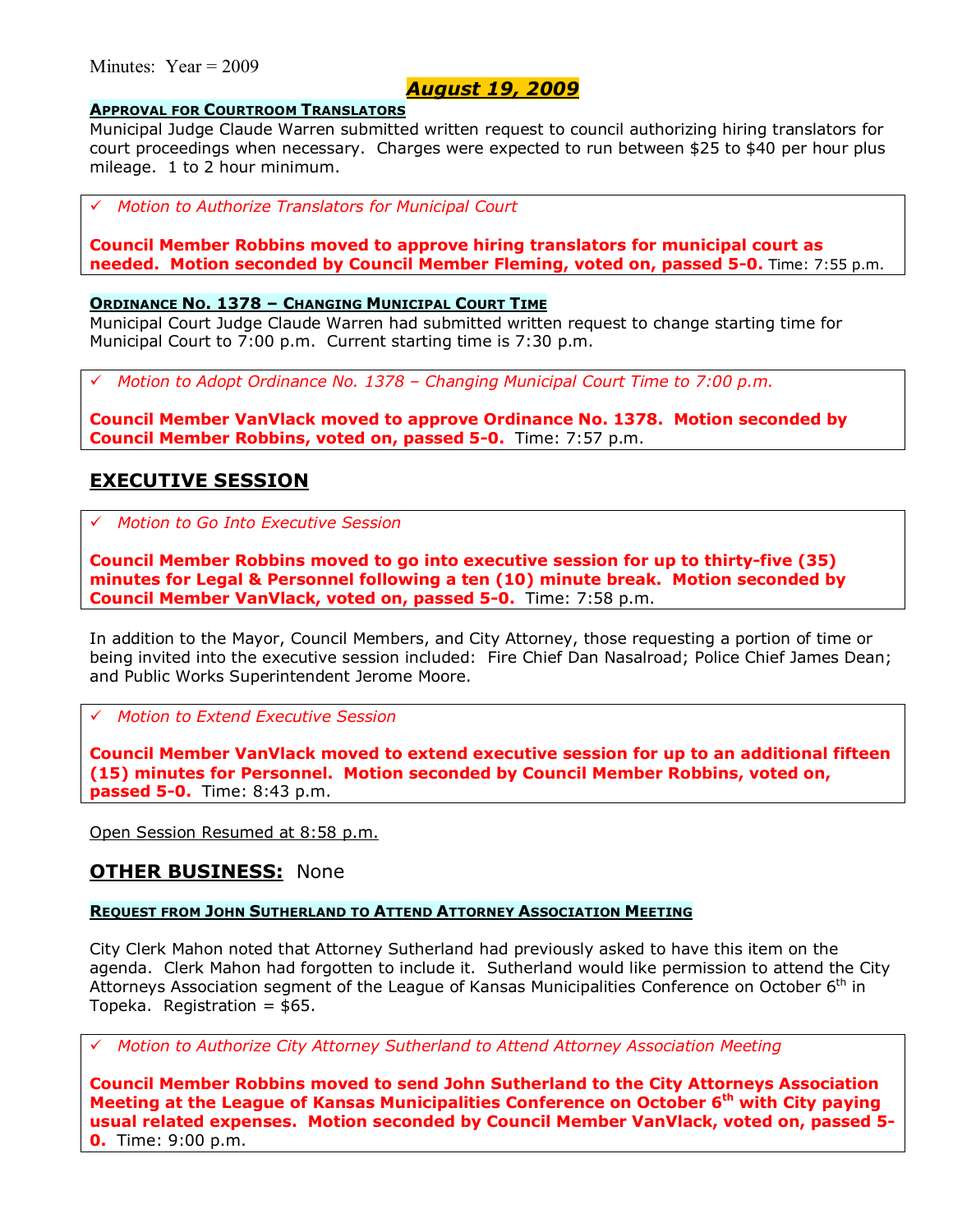Minutes: Year = 2009

# *August 19, 2009*

### APPROVAL FOR COURTROOM TRANSLATORS

Municipal Judge Claude Warren submitted written request to council authorizing hiring translators for court proceedings when necessary. Charges were expected to run between $25 to $40 per hour plus mileage. 1 to 2 hour minimum.

✓ *Motion to Authorize Translators for Municipal Court*

**Council Member Robbins moved to approve hiring translators for municipal court as needed. Motion seconded by Council Member Fleming, voted on, passed 5-0.** Time: 7:55 p.m.

### ORDINANCE NO. 1378 – CHANGING MUNICIPAL COURT TIME

Municipal Court Judge Claude Warren had submitted written request to change starting time for Municipal Court to 7:00 p.m. Current starting time is 7:30 p.m.

✓ *Motion to Adopt Ordinance No. 1378 – Changing Municipal Court Time to 7:00 p.m.*

**Council Member VanVlack moved to approve Ordinance No. 1378. Motion seconded by Council Member Robbins, voted on, passed 5-0.** Time: 7:57 p.m.

## EXECUTIVE SESSION

✓ *Motion to Go Into Executive Session*

**Council Member Robbins moved to go into executive session for up to thirty-five (35) minutes for Legal & Personnel following a ten (10) minute break. Motion seconded by Council Member VanVlack, voted on, passed 5-0.** Time: 7:58 p.m.

In addition to the Mayor, Council Members, and City Attorney, those requesting a portion of time or being invited into the executive session included: Fire Chief Dan Nasalroad; Police Chief James Dean; and Public Works Superintendent Jerome Moore.

✓ *Motion to Extend Executive Session*

**Council Member VanVlack moved to extend executive session for up to an additional fifteen (15) minutes for Personnel. Motion seconded by Council Member Robbins, voted on, passed 5-0.** Time: 8:43 p.m.

Open Session Resumed at 8:58 p.m.

## OTHER BUSINESS: None

### REQUEST FROM JOHN SUTHERLAND TO ATTEND ATTORNEY ASSOCIATION MEETING

City Clerk Mahon noted that Attorney Sutherland had previously asked to have this item on the agenda. Clerk Mahon had forgotten to include it. Sutherland would like permission to attend the City Attorneys Association segment of the League of Kansas Municipalities Conference on October 6th in Topeka. Registration = $65.

✓ *Motion to Authorize City Attorney Sutherland to Attend Attorney Association Meeting*

**Council Member Robbins moved to send John Sutherland to the City Attorneys Association Meeting at the League of Kansas Municipalities Conference on October 6th with City paying usual related expenses. Motion seconded by Council Member VanVlack, voted on, passed 5-0.** Time: 9:00 p.m.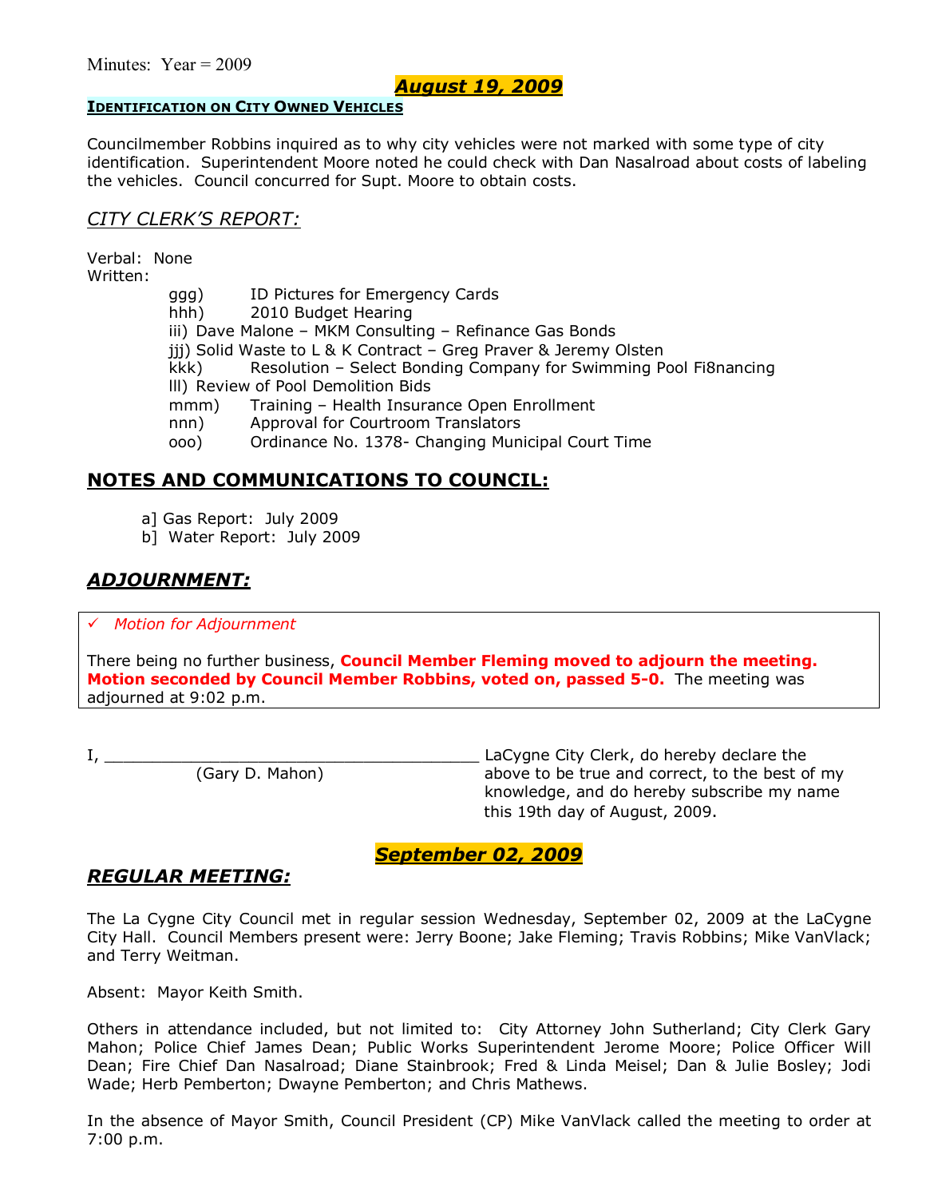Minutes: Year = 2009

## ***August 19, 2009***

**IDENTIFICATION ON CITY OWNED VEHICLES**

Councilmember Robbins inquired as to why city vehicles were not marked with some type of city identification. Superintendent Moore noted he could check with Dan Nasalroad about costs of labeling the vehicles. Council concurred for Supt. Moore to obtain costs.

## *CITY CLERK'S REPORT:*

Verbal: None
Written:

- ggg) ID Pictures for Emergency Cards
- hhh) 2010 Budget Hearing
- iii) Dave Malone – MKM Consulting – Refinance Gas Bonds
- jjj) Solid Waste to L & K Contract – Greg Praver & Jeremy Olsten
- kkk) Resolution – Select Bonding Company for Swimming Pool Fi8nancing
- lll) Review of Pool Demolition Bids
- mmm) Training – Health Insurance Open Enrollment
- nnn) Approval for Courtroom Translators
- ooo) Ordinance No. 1378- Changing Municipal Court Time

## NOTES AND COMMUNICATIONS TO COUNCIL:

a] Gas Report: July 2009
b] Water Report: July 2009

## *ADJOURNMENT:*

✓ *Motion for Adjournment*

There being no further business, **Council Member Fleming moved to adjourn the meeting. Motion seconded by Council Member Robbins, voted on, passed 5-0.** The meeting was adjourned at 9:02 p.m.

I, \_\_\_\_\_\_\_\_\_\_\_\_\_\_\_\_\_\_\_\_\_\_\_\_\_\_\_\_\_\_\_\_\_\_\_\_\_\_ LaCygne City Clerk, do hereby declare the above to be true and correct, to the best of my knowledge, and do hereby subscribe my name this 19th day of August, 2009.

(Gary D. Mahon)

## ***September 02, 2009***

## *REGULAR MEETING:*

The La Cygne City Council met in regular session Wednesday, September 02, 2009 at the LaCygne City Hall. Council Members present were: Jerry Boone; Jake Fleming; Travis Robbins; Mike VanVlack; and Terry Weitman.

Absent: Mayor Keith Smith.

Others in attendance included, but not limited to: City Attorney John Sutherland; City Clerk Gary Mahon; Police Chief James Dean; Public Works Superintendent Jerome Moore; Police Officer Will Dean; Fire Chief Dan Nasalroad; Diane Stainbrook; Fred & Linda Meisel; Dan & Julie Bosley; Jodi Wade; Herb Pemberton; Dwayne Pemberton; and Chris Mathews.

In the absence of Mayor Smith, Council President (CP) Mike VanVlack called the meeting to order at 7:00 p.m.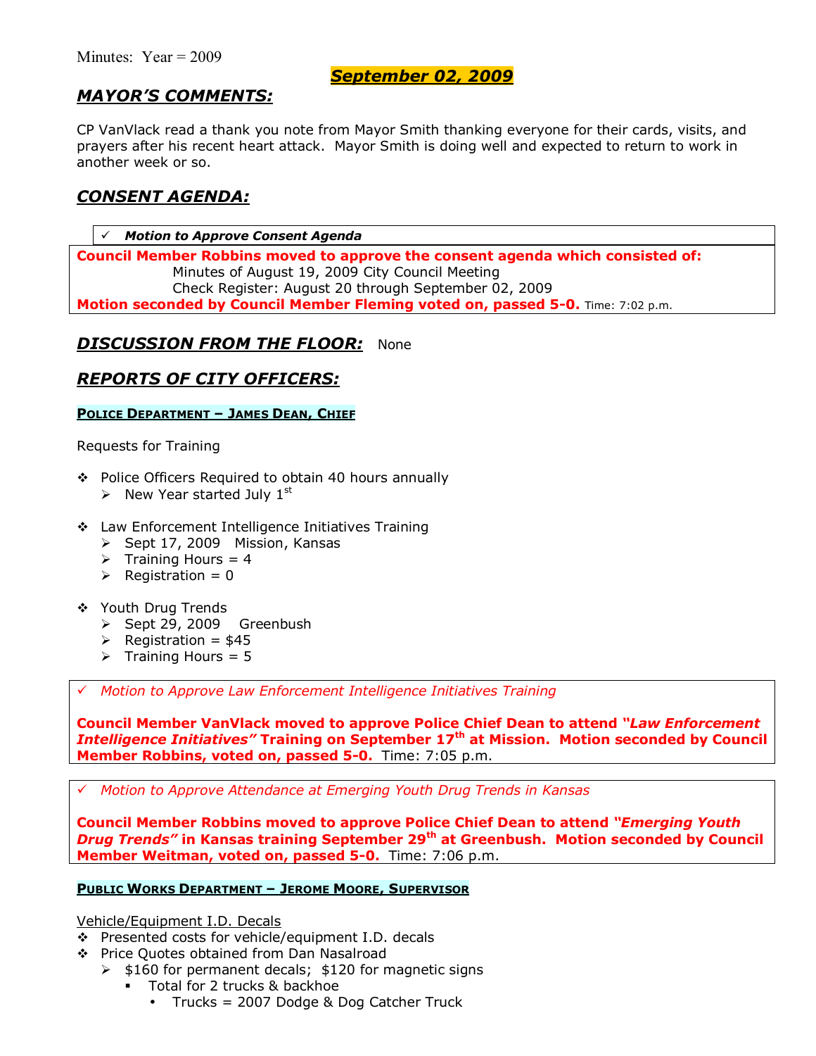Minutes: Year = 2009

**September 02, 2009**

## MAYOR'S COMMENTS:

CP VanVlack read a thank you note from Mayor Smith thanking everyone for their cards, visits, and prayers after his recent heart attack. Mayor Smith is doing well and expected to return to work in another week or so.

## CONSENT AGENDA:

✓ ***Motion to Approve Consent Agenda***

**Council Member Robbins moved to approve the consent agenda which consisted of:**
Minutes of August 19, 2009 City Council Meeting
Check Register: August 20 through September 02, 2009
**Motion seconded by Council Member Fleming voted on, passed 5-0.** Time: 7:02 p.m.

## DISCUSSION FROM THE FLOOR: None

## REPORTS OF CITY OFFICERS:

### POLICE DEPARTMENT – JAMES DEAN, CHIEF

Requests for Training

- Police Officers Required to obtain 40 hours annually
  - New Year started July 1st
- Law Enforcement Intelligence Initiatives Training
  - Sept 17, 2009 Mission, Kansas
  - Training Hours = 4
  - Registration = 0
- Youth Drug Trends
  - Sept 29, 2009 Greenbush
  - Registration = $45
  - Training Hours = 5

✓ *Motion to Approve Law Enforcement Intelligence Initiatives Training*

**Council Member VanVlack moved to approve Police Chief Dean to attend *"Law Enforcement Intelligence Initiatives"* Training on September 17th at Mission. Motion seconded by Council Member Robbins, voted on, passed 5-0.** Time: 7:05 p.m.

✓ *Motion to Approve Attendance at Emerging Youth Drug Trends in Kansas*

**Council Member Robbins moved to approve Police Chief Dean to attend *"Emerging Youth Drug Trends"* in Kansas training September 29th at Greenbush. Motion seconded by Council Member Weitman, voted on, passed 5-0.** Time: 7:06 p.m.

### PUBLIC WORKS DEPARTMENT – JEROME MOORE, SUPERVISOR

Vehicle/Equipment I.D. Decals

- Presented costs for vehicle/equipment I.D. decals
- Price Quotes obtained from Dan Nasalroad
  - $160 for permanent decals; $120 for magnetic signs
    - Total for 2 trucks & backhoe
      - Trucks = 2007 Dodge & Dog Catcher Truck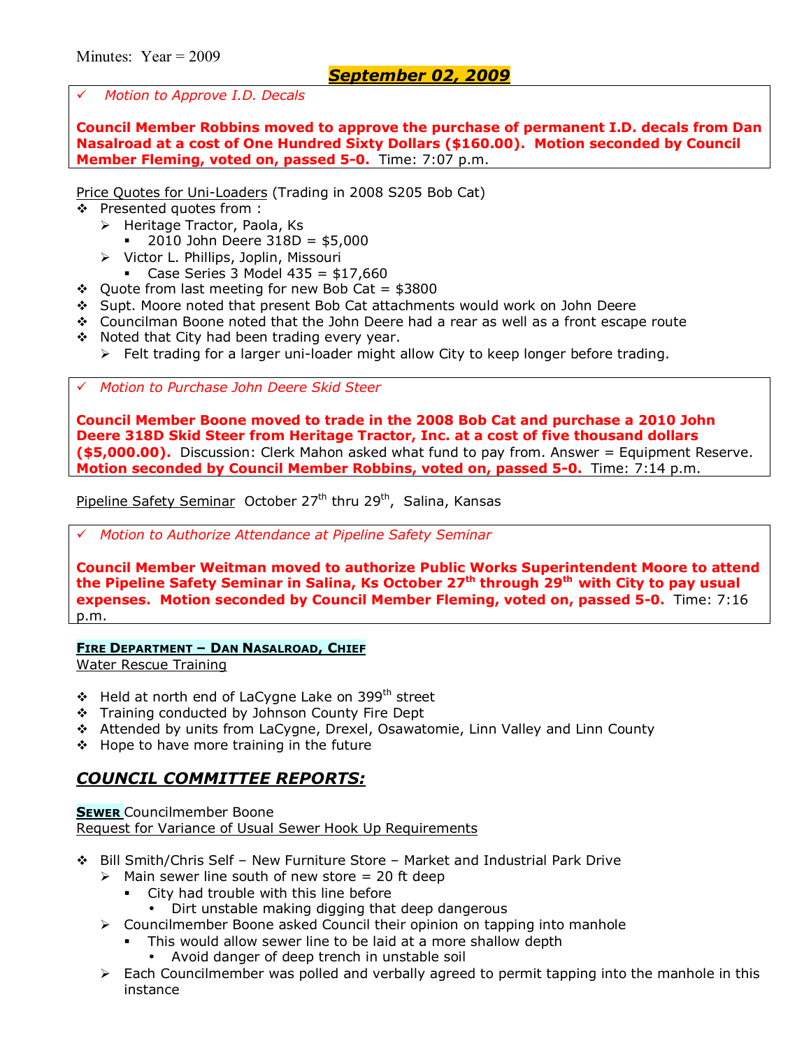Minutes: Year = 2009

## *September 02, 2009*

✓ *Motion to Approve I.D. Decals*

**Council Member Robbins moved to approve the purchase of permanent I.D. decals from Dan Nasalroad at a cost of One Hundred Sixty Dollars ($160.00). Motion seconded by Council Member Fleming, voted on, passed 5-0.** Time: 7:07 p.m.

Price Quotes for Uni-Loaders (Trading in 2008 S205 Bob Cat)

- Presented quotes from :
  - Heritage Tractor, Paola, Ks
    - 2010 John Deere 318D = $5,000
  - Victor L. Phillips, Joplin, Missouri
    - Case Series 3 Model 435 = $17,660
- Quote from last meeting for new Bob Cat = $3800
- Supt. Moore noted that present Bob Cat attachments would work on John Deere
- Councilman Boone noted that the John Deere had a rear as well as a front escape route
- Noted that City had been trading every year.
  - Felt trading for a larger uni-loader might allow City to keep longer before trading.

✓ *Motion to Purchase John Deere Skid Steer*

**Council Member Boone moved to trade in the 2008 Bob Cat and purchase a 2010 John Deere 318D Skid Steer from Heritage Tractor, Inc. at a cost of five thousand dollars ($5,000.00).** Discussion: Clerk Mahon asked what fund to pay from. Answer = Equipment Reserve. **Motion seconded by Council Member Robbins, voted on, passed 5-0.** Time: 7:14 p.m.

Pipeline Safety Seminar October 27th thru 29th, Salina, Kansas

✓ *Motion to Authorize Attendance at Pipeline Safety Seminar*

**Council Member Weitman moved to authorize Public Works Superintendent Moore to attend the Pipeline Safety Seminar in Salina, Ks October 27th through 29th with City to pay usual expenses. Motion seconded by Council Member Fleming, voted on, passed 5-0.** Time: 7:16 p.m.

**FIRE DEPARTMENT – DAN NASALROAD, CHIEF**

Water Rescue Training

- Held at north end of LaCygne Lake on 399th street
- Training conducted by Johnson County Fire Dept
- Attended by units from LaCygne, Drexel, Osawatomie, Linn Valley and Linn County
- Hope to have more training in the future

## *COUNCIL COMMITTEE REPORTS:*

**SEWER** Councilmember Boone

Request for Variance of Usual Sewer Hook Up Requirements

- Bill Smith/Chris Self – New Furniture Store – Market and Industrial Park Drive
  - Main sewer line south of new store = 20 ft deep
    - City had trouble with this line before
      - Dirt unstable making digging that deep dangerous
  - Councilmember Boone asked Council their opinion on tapping into manhole
    - This would allow sewer line to be laid at a more shallow depth
      - Avoid danger of deep trench in unstable soil
  - Each Councilmember was polled and verbally agreed to permit tapping into the manhole in this instance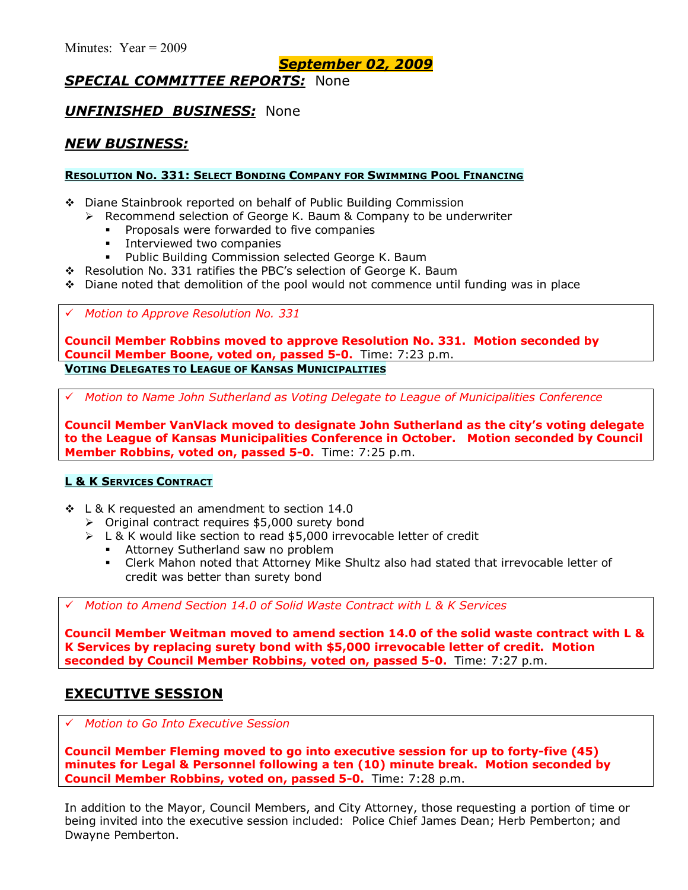Minutes: Year = 2009

**September 02, 2009**

## *SPECIAL COMMITTEE REPORTS:* None

## *UNFINISHED BUSINESS:* None

## *NEW BUSINESS:*

### RESOLUTION NO. 331: SELECT BONDING COMPANY FOR SWIMMING POOL FINANCING

- Diane Stainbrook reported on behalf of Public Building Commission
  - Recommend selection of George K. Baum & Company to be underwriter
    - Proposals were forwarded to five companies
    - Interviewed two companies
    - Public Building Commission selected George K. Baum
- Resolution No. 331 ratifies the PBC's selection of George K. Baum
- Diane noted that demolition of the pool would not commence until funding was in place

✓ *Motion to Approve Resolution No. 331*

**Council Member Robbins moved to approve Resolution No. 331. Motion seconded by Council Member Boone, voted on, passed 5-0.** Time: 7:23 p.m.

### VOTING DELEGATES TO LEAGUE OF KANSAS MUNICIPALITIES

✓ *Motion to Name John Sutherland as Voting Delegate to League of Municipalities Conference*

**Council Member VanVlack moved to designate John Sutherland as the city's voting delegate to the League of Kansas Municipalities Conference in October. Motion seconded by Council Member Robbins, voted on, passed 5-0.** Time: 7:25 p.m.

### L & K SERVICES CONTRACT

- L & K requested an amendment to section 14.0
  - Original contract requires $5,000 surety bond
  - L & K would like section to read $5,000 irrevocable letter of credit
    - Attorney Sutherland saw no problem
    - Clerk Mahon noted that Attorney Mike Shultz also had stated that irrevocable letter of credit was better than surety bond

✓ *Motion to Amend Section 14.0 of Solid Waste Contract with L & K Services*

**Council Member Weitman moved to amend section 14.0 of the solid waste contract with L & K Services by replacing surety bond with $5,000 irrevocable letter of credit. Motion seconded by Council Member Robbins, voted on, passed 5-0.** Time: 7:27 p.m.

## EXECUTIVE SESSION

✓ *Motion to Go Into Executive Session*

**Council Member Fleming moved to go into executive session for up to forty-five (45) minutes for Legal & Personnel following a ten (10) minute break. Motion seconded by Council Member Robbins, voted on, passed 5-0.** Time: 7:28 p.m.

In addition to the Mayor, Council Members, and City Attorney, those requesting a portion of time or being invited into the executive session included: Police Chief James Dean; Herb Pemberton; and Dwayne Pemberton.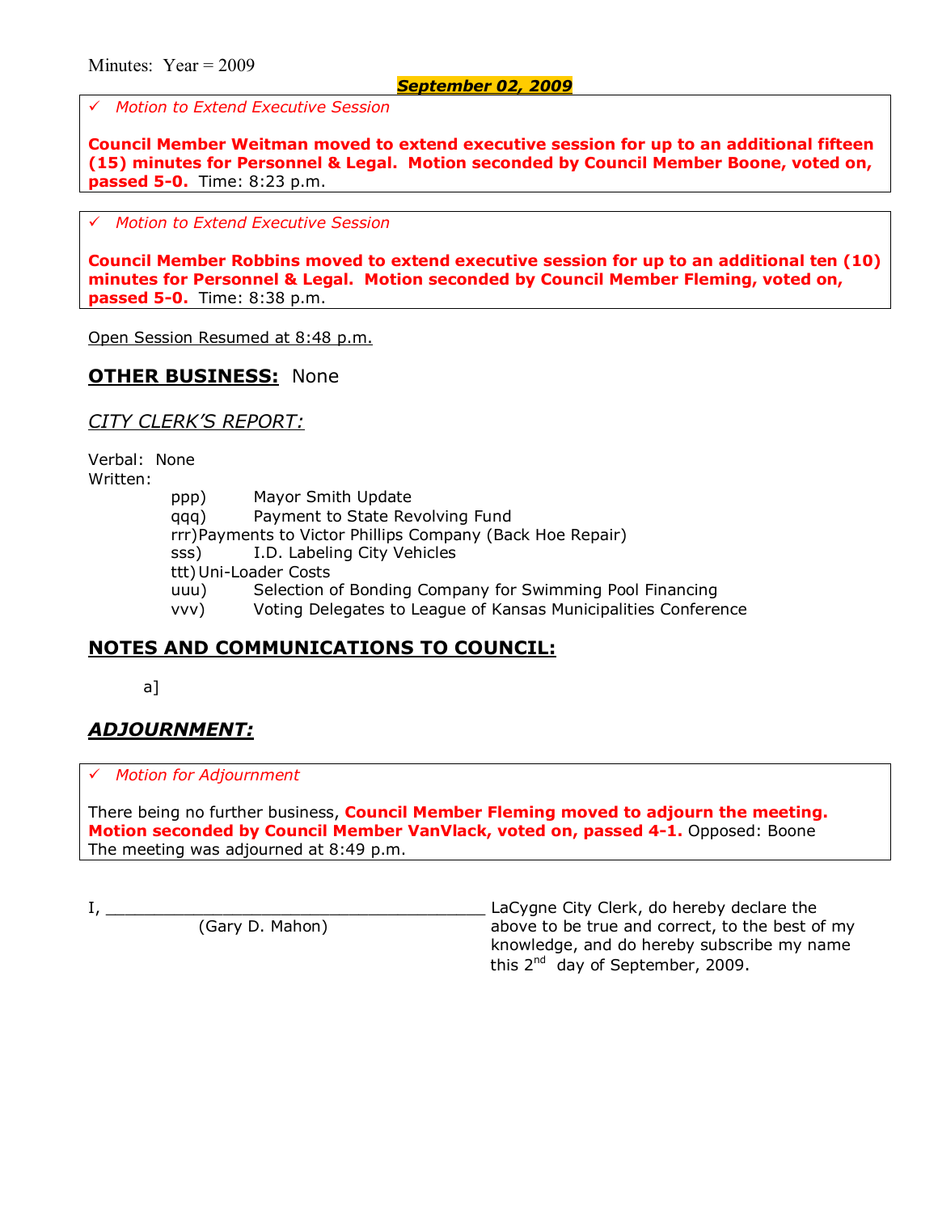Minutes: Year = 2009

**September 02, 2009**

✓ *Motion to Extend Executive Session*

**Council Member Weitman moved to extend executive session for up to an additional fifteen (15) minutes for Personnel & Legal. Motion seconded by Council Member Boone, voted on, passed 5-0.** Time: 8:23 p.m.

✓ *Motion to Extend Executive Session*

**Council Member Robbins moved to extend executive session for up to an additional ten (10) minutes for Personnel & Legal. Motion seconded by Council Member Fleming, voted on, passed 5-0.** Time: 8:38 p.m.

Open Session Resumed at 8:48 p.m.

## OTHER BUSINESS: None

### *CITY CLERK'S REPORT:*

Verbal: None

Written:

- ppp) Mayor Smith Update
- qqq) Payment to State Revolving Fund
- rrr) Payments to Victor Phillips Company (Back Hoe Repair)
- sss) I.D. Labeling City Vehicles
- ttt) Uni-Loader Costs
- uuu) Selection of Bonding Company for Swimming Pool Financing
- vvv) Voting Delegates to League of Kansas Municipalities Conference

## NOTES AND COMMUNICATIONS TO COUNCIL:

a]

## *ADJOURNMENT:*

✓ *Motion for Adjournment*

There being no further business, **Council Member Fleming moved to adjourn the meeting. Motion seconded by Council Member VanVlack, voted on, passed 4-1.** Opposed: Boone

The meeting was adjourned at 8:49 p.m.

I, _________________________________________ LaCygne City Clerk, do hereby declare the above to be true and correct, to the best of my knowledge, and do hereby subscribe my name this 2nd day of September, 2009.

(Gary D. Mahon)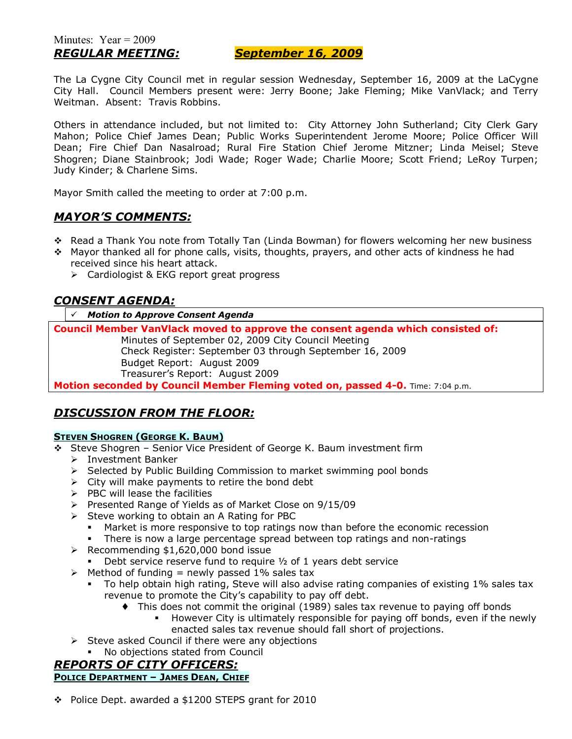Minutes: Year = 2009

***REGULAR MEETING:*** ***September 16, 2009***

The La Cygne City Council met in regular session Wednesday, September 16, 2009 at the LaCygne City Hall. Council Members present were: Jerry Boone; Jake Fleming; Mike VanVlack; and Terry Weitman. Absent: Travis Robbins.

Others in attendance included, but not limited to: City Attorney John Sutherland; City Clerk Gary Mahon; Police Chief James Dean; Public Works Superintendent Jerome Moore; Police Officer Will Dean; Fire Chief Dan Nasalroad; Rural Fire Station Chief Jerome Mitzner; Linda Meisel; Steve Shogren; Diane Stainbrook; Jodi Wade; Roger Wade; Charlie Moore; Scott Friend; LeRoy Turpen; Judy Kinder; & Charlene Sims.

Mayor Smith called the meeting to order at 7:00 p.m.

## ***MAYOR'S COMMENTS:***

- Read a Thank You note from Totally Tan (Linda Bowman) for flowers welcoming her new business
- Mayor thanked all for phone calls, visits, thoughts, prayers, and other acts of kindness he had received since his heart attack.
  - Cardiologist & EKG report great progress

## ***CONSENT AGENDA:***

✓ ***Motion to Approve Consent Agenda***

**Council Member VanVlack moved to approve the consent agenda which consisted of:**

Minutes of September 02, 2009 City Council Meeting
Check Register: September 03 through September 16, 2009
Budget Report: August 2009
Treasurer's Report: August 2009

**Motion seconded by Council Member Fleming voted on, passed 4-0.** Time: 7:04 p.m.

## ***DISCUSSION FROM THE FLOOR:***

### STEVEN SHOGREN (GEORGE K. BAUM)

- Steve Shogren – Senior Vice President of George K. Baum investment firm
  - Investment Banker
  - Selected by Public Building Commission to market swimming pool bonds
  - City will make payments to retire the bond debt
  - PBC will lease the facilities
  - Presented Range of Yields as of Market Close on 9/15/09
  - Steve working to obtain an A Rating for PBC
    - Market is more responsive to top ratings now than before the economic recession
    - There is now a large percentage spread between top ratings and non-ratings
  - Recommending $1,620,000 bond issue
    - Debt service reserve fund to require ½ of 1 years debt service
  - Method of funding = newly passed 1% sales tax
    - To help obtain high rating, Steve will also advise rating companies of existing 1% sales tax revenue to promote the City's capability to pay off debt.
      - This does not commit the original (1989) sales tax revenue to paying off bonds
        - However City is ultimately responsible for paying off bonds, even if the newly enacted sales tax revenue should fall short of projections.
  - Steve asked Council if there were any objections
    - No objections stated from Council

## ***REPORTS OF CITY OFFICERS:***

### POLICE DEPARTMENT – JAMES DEAN, CHIEF

- Police Dept. awarded a $1200 STEPS grant for 2010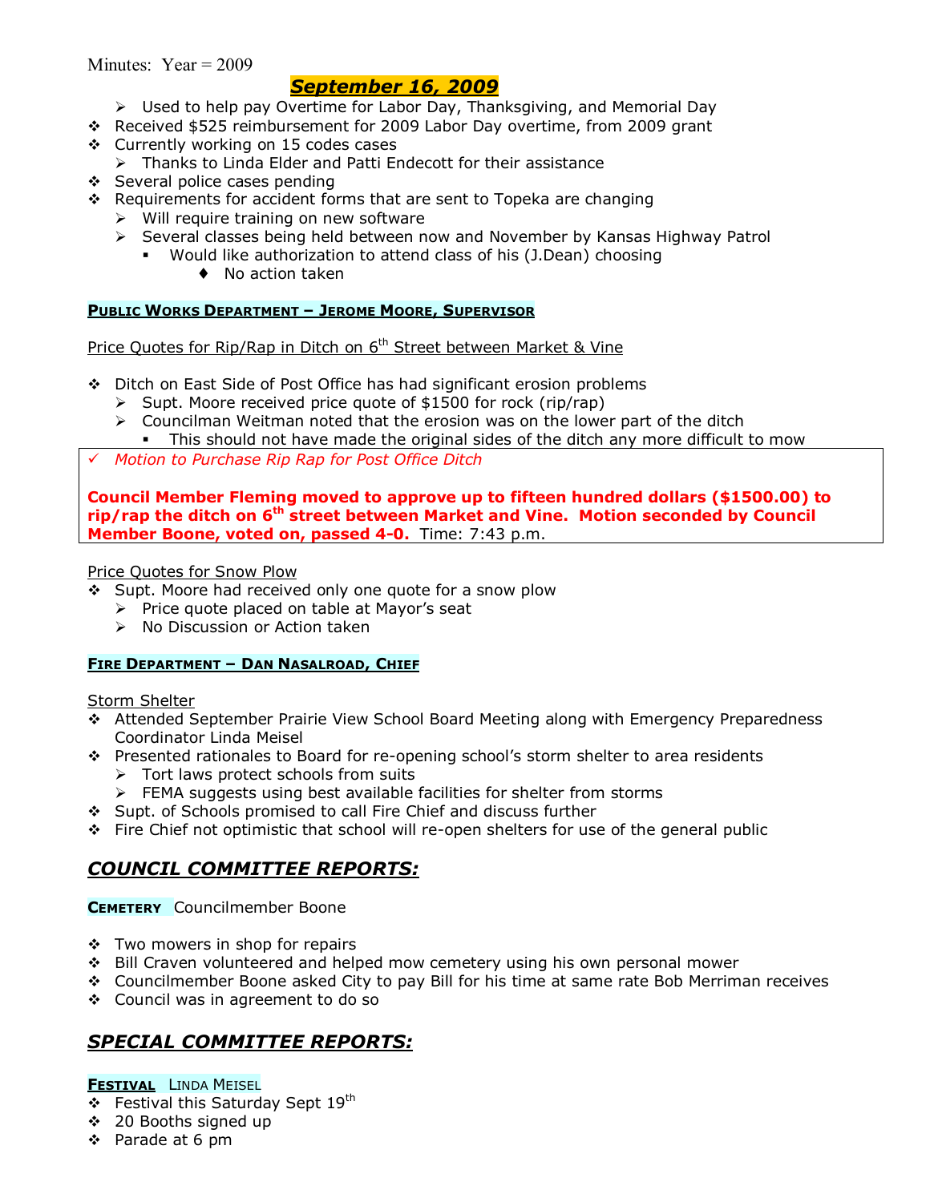Minutes: Year = 2009

## *September 16, 2009*

- Used to help pay Overtime for Labor Day, Thanksgiving, and Memorial Day
- Received $525 reimbursement for 2009 Labor Day overtime, from 2009 grant
- Currently working on 15 codes cases
  - Thanks to Linda Elder and Patti Endecott for their assistance
- Several police cases pending
- Requirements for accident forms that are sent to Topeka are changing
  - Will require training on new software
  - Several classes being held between now and November by Kansas Highway Patrol
    - Would like authorization to attend class of his (J.Dean) choosing
      - No action taken

**PUBLIC WORKS DEPARTMENT – JEROME MOORE, SUPERVISOR**

Price Quotes for Rip/Rap in Ditch on 6th Street between Market & Vine

- Ditch on East Side of Post Office has had significant erosion problems
  - Supt. Moore received price quote of $1500 for rock (rip/rap)
  - Councilman Weitman noted that the erosion was on the lower part of the ditch
    - This should not have made the original sides of the ditch any more difficult to mow

✓ *Motion to Purchase Rip Rap for Post Office Ditch*

**Council Member Fleming moved to approve up to fifteen hundred dollars ($1500.00) to rip/rap the ditch on 6th street between Market and Vine. Motion seconded by Council Member Boone, voted on, passed 4-0.** Time: 7:43 p.m.

Price Quotes for Snow Plow

- Supt. Moore had received only one quote for a snow plow
  - Price quote placed on table at Mayor's seat
  - No Discussion or Action taken

**FIRE DEPARTMENT – DAN NASALROAD, CHIEF**

Storm Shelter

- Attended September Prairie View School Board Meeting along with Emergency Preparedness Coordinator Linda Meisel
- Presented rationales to Board for re-opening school's storm shelter to area residents
  - Tort laws protect schools from suits
  - FEMA suggests using best available facilities for shelter from storms
- Supt. of Schools promised to call Fire Chief and discuss further
- Fire Chief not optimistic that school will re-open shelters for use of the general public

## *COUNCIL COMMITTEE REPORTS:*

**CEMETERY** Councilmember Boone

- Two mowers in shop for repairs
- Bill Craven volunteered and helped mow cemetery using his own personal mower
- Councilmember Boone asked City to pay Bill for his time at same rate Bob Merriman receives
- Council was in agreement to do so

## *SPECIAL COMMITTEE REPORTS:*

**FESTIVAL** LINDA MEISEL

- Festival this Saturday Sept 19th
- 20 Booths signed up
- Parade at 6 pm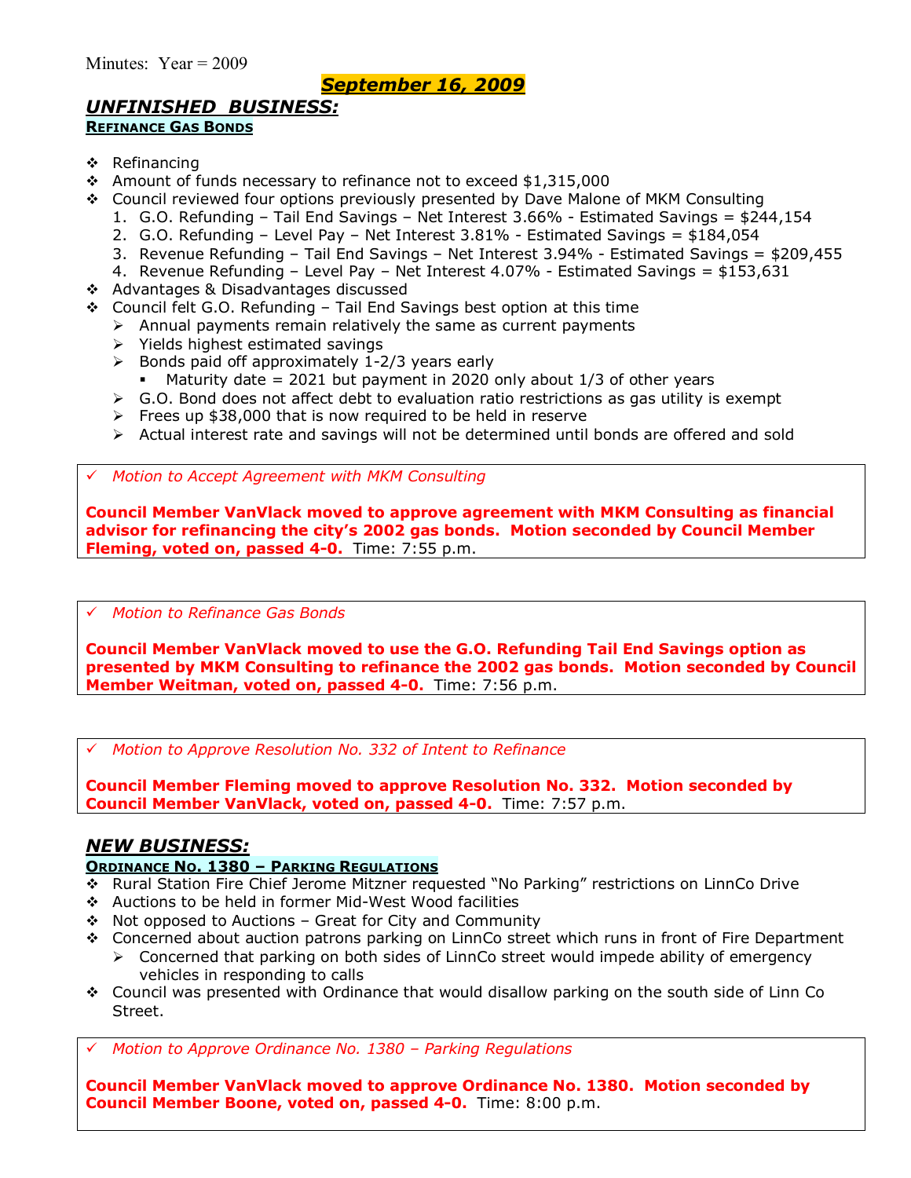Minutes: Year = 2009

## *September 16, 2009*

## *UNFINISHED BUSINESS:*

### REFINANCE GAS BONDS

- Refinancing
- Amount of funds necessary to refinance not to exceed $1,315,000
- Council reviewed four options previously presented by Dave Malone of MKM Consulting
  1. G.O. Refunding – Tail End Savings – Net Interest 3.66% - Estimated Savings = $244,154
  2. G.O. Refunding – Level Pay – Net Interest 3.81% - Estimated Savings = $184,054
  3. Revenue Refunding – Tail End Savings – Net Interest 3.94% - Estimated Savings = $209,455
  4. Revenue Refunding – Level Pay – Net Interest 4.07% - Estimated Savings = $153,631
- Advantages & Disadvantages discussed
- Council felt G.O. Refunding – Tail End Savings best option at this time
  - Annual payments remain relatively the same as current payments
  - Yields highest estimated savings
  - Bonds paid off approximately 1-2/3 years early
    - Maturity date = 2021 but payment in 2020 only about 1/3 of other years
  - G.O. Bond does not affect debt to evaluation ratio restrictions as gas utility is exempt
  - Frees up $38,000 that is now required to be held in reserve
  - Actual interest rate and savings will not be determined until bonds are offered and sold

✓ *Motion to Accept Agreement with MKM Consulting*

**Council Member VanVlack moved to approve agreement with MKM Consulting as financial advisor for refinancing the city's 2002 gas bonds. Motion seconded by Council Member Fleming, voted on, passed 4-0.** Time: 7:55 p.m.

✓ *Motion to Refinance Gas Bonds*

**Council Member VanVlack moved to use the G.O. Refunding Tail End Savings option as presented by MKM Consulting to refinance the 2002 gas bonds. Motion seconded by Council Member Weitman, voted on, passed 4-0.** Time: 7:56 p.m.

✓ *Motion to Approve Resolution No. 332 of Intent to Refinance*

**Council Member Fleming moved to approve Resolution No. 332. Motion seconded by Council Member VanVlack, voted on, passed 4-0.** Time: 7:57 p.m.

## *NEW BUSINESS:*

### ORDINANCE NO. 1380 – PARKING REGULATIONS

- Rural Station Fire Chief Jerome Mitzner requested "No Parking" restrictions on LinnCo Drive
- Auctions to be held in former Mid-West Wood facilities
- Not opposed to Auctions – Great for City and Community
- Concerned about auction patrons parking on LinnCo street which runs in front of Fire Department
  - Concerned that parking on both sides of LinnCo street would impede ability of emergency vehicles in responding to calls
- Council was presented with Ordinance that would disallow parking on the south side of Linn Co Street.

✓ *Motion to Approve Ordinance No. 1380 – Parking Regulations*

**Council Member VanVlack moved to approve Ordinance No. 1380. Motion seconded by Council Member Boone, voted on, passed 4-0.** Time: 8:00 p.m.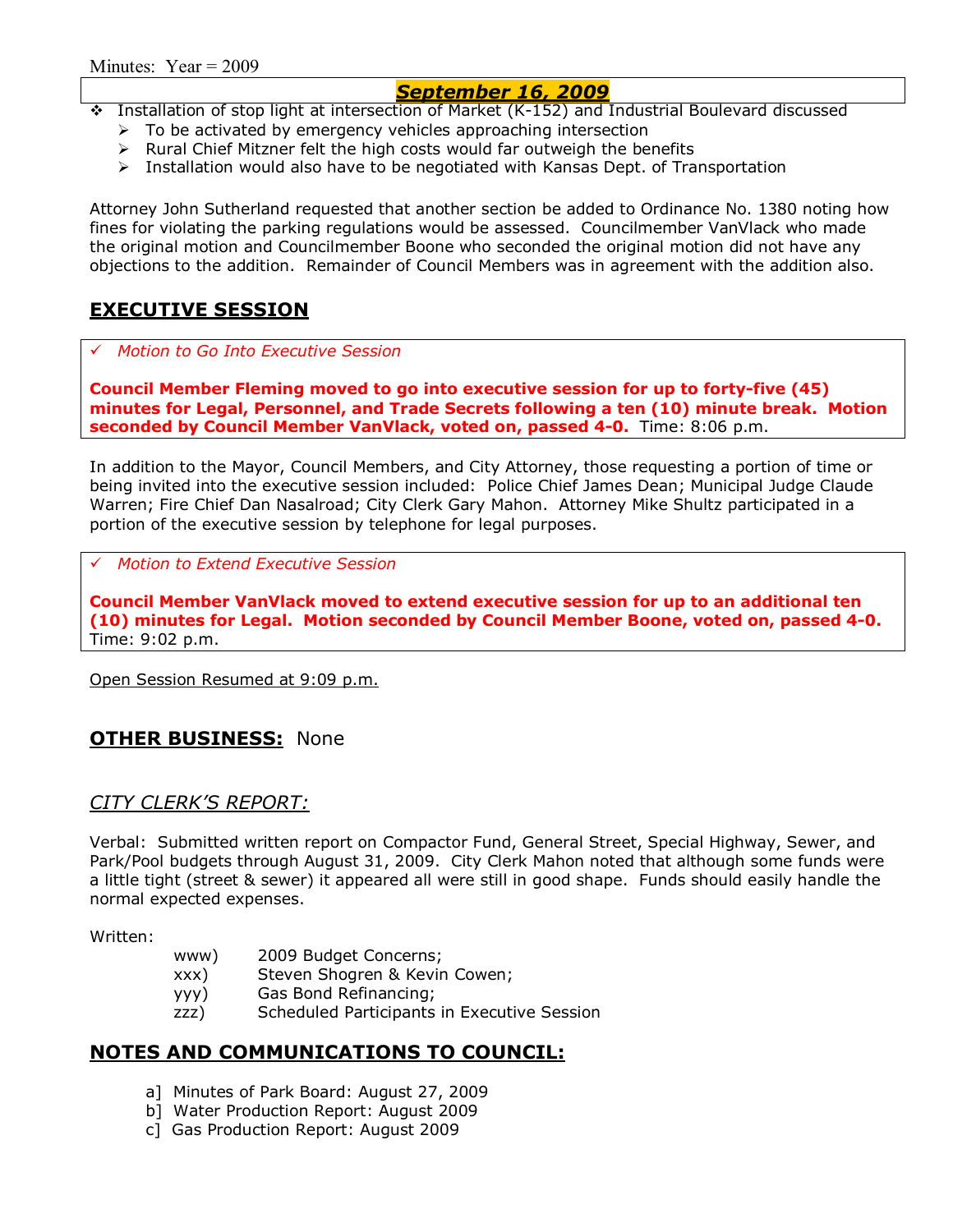Minutes: Year = 2009

## September 16, 2009

- Installation of stop light at intersection of Market (K-152) and Industrial Boulevard discussed
  - To be activated by emergency vehicles approaching intersection
  - Rural Chief Mitzner felt the high costs would far outweigh the benefits
  - Installation would also have to be negotiated with Kansas Dept. of Transportation

Attorney John Sutherland requested that another section be added to Ordinance No. 1380 noting how fines for violating the parking regulations would be assessed. Councilmember VanVlack who made the original motion and Councilmember Boone who seconded the original motion did not have any objections to the addition. Remainder of Council Members was in agreement with the addition also.

## EXECUTIVE SESSION

✓ *Motion to Go Into Executive Session*

**Council Member Fleming moved to go into executive session for up to forty-five (45) minutes for Legal, Personnel, and Trade Secrets following a ten (10) minute break. Motion seconded by Council Member VanVlack, voted on, passed 4-0.** Time: 8:06 p.m.

In addition to the Mayor, Council Members, and City Attorney, those requesting a portion of time or being invited into the executive session included: Police Chief James Dean; Municipal Judge Claude Warren; Fire Chief Dan Nasalroad; City Clerk Gary Mahon. Attorney Mike Shultz participated in a portion of the executive session by telephone for legal purposes.

✓ *Motion to Extend Executive Session*

**Council Member VanVlack moved to extend executive session for up to an additional ten (10) minutes for Legal. Motion seconded by Council Member Boone, voted on, passed 4-0.** Time: 9:02 p.m.

Open Session Resumed at 9:09 p.m.

## OTHER BUSINESS: None

### *CITY CLERK'S REPORT:*

Verbal: Submitted written report on Compactor Fund, General Street, Special Highway, Sewer, and Park/Pool budgets through August 31, 2009. City Clerk Mahon noted that although some funds were a little tight (street & sewer) it appeared all were still in good shape. Funds should easily handle the normal expected expenses.

Written:

www) 2009 Budget Concerns;
xxx) Steven Shogren & Kevin Cowen;
yyy) Gas Bond Refinancing;
zzz) Scheduled Participants in Executive Session

## NOTES AND COMMUNICATIONS TO COUNCIL:

a] Minutes of Park Board: August 27, 2009
b] Water Production Report: August 2009
c] Gas Production Report: August 2009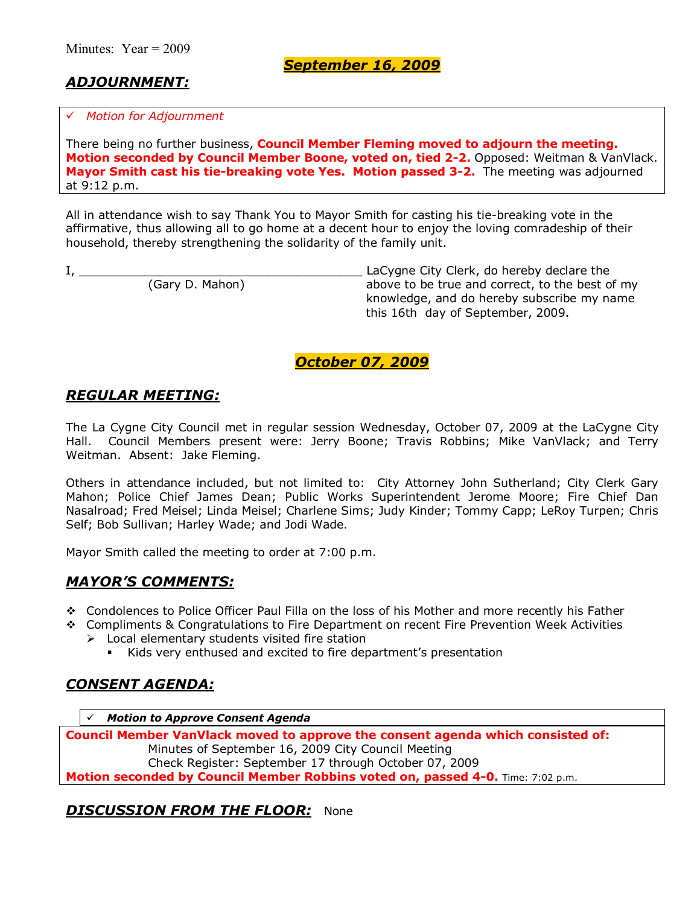Minutes: Year = 2009

**_September 16, 2009_**

## ***ADJOURNMENT:***

✓ *Motion for Adjournment*

There being no further business, **Council Member Fleming moved to adjourn the meeting. Motion seconded by Council Member Boone, voted on, tied 2-2.** Opposed: Weitman & VanVlack. **Mayor Smith cast his tie-breaking vote Yes. Motion passed 3-2.** The meeting was adjourned at 9:12 p.m.

All in attendance wish to say Thank You to Mayor Smith for casting his tie-breaking vote in the affirmative, thus allowing all to go home at a decent hour to enjoy the loving comradeship of their household, thereby strengthening the solidarity of the family unit.

I, ________________________________________ LaCygne City Clerk, do hereby declare the above to be true and correct, to the best of my knowledge, and do hereby subscribe my name this 16th day of September, 2009.

(Gary D. Mahon)

**_October 07, 2009_**

## ***REGULAR MEETING:***

The La Cygne City Council met in regular session Wednesday, October 07, 2009 at the LaCygne City Hall. Council Members present were: Jerry Boone; Travis Robbins; Mike VanVlack; and Terry Weitman. Absent: Jake Fleming.

Others in attendance included, but not limited to: City Attorney John Sutherland; City Clerk Gary Mahon; Police Chief James Dean; Public Works Superintendent Jerome Moore; Fire Chief Dan Nasalroad; Fred Meisel; Linda Meisel; Charlene Sims; Judy Kinder; Tommy Capp; LeRoy Turpen; Chris Self; Bob Sullivan; Harley Wade; and Jodi Wade.

Mayor Smith called the meeting to order at 7:00 p.m.

## ***MAYOR'S COMMENTS:***

- Condolences to Police Officer Paul Filla on the loss of his Mother and more recently his Father
- Compliments & Congratulations to Fire Department on recent Fire Prevention Week Activities
  - Local elementary students visited fire station
    - Kids very enthused and excited to fire department's presentation

## ***CONSENT AGENDA:***

✓ ***Motion to Approve Consent Agenda***

**Council Member VanVlack moved to approve the consent agenda which consisted of:**
Minutes of September 16, 2009 City Council Meeting
Check Register: September 17 through October 07, 2009
**Motion seconded by Council Member Robbins voted on, passed 4-0.** Time: 7:02 p.m.

## ***DISCUSSION FROM THE FLOOR:*** None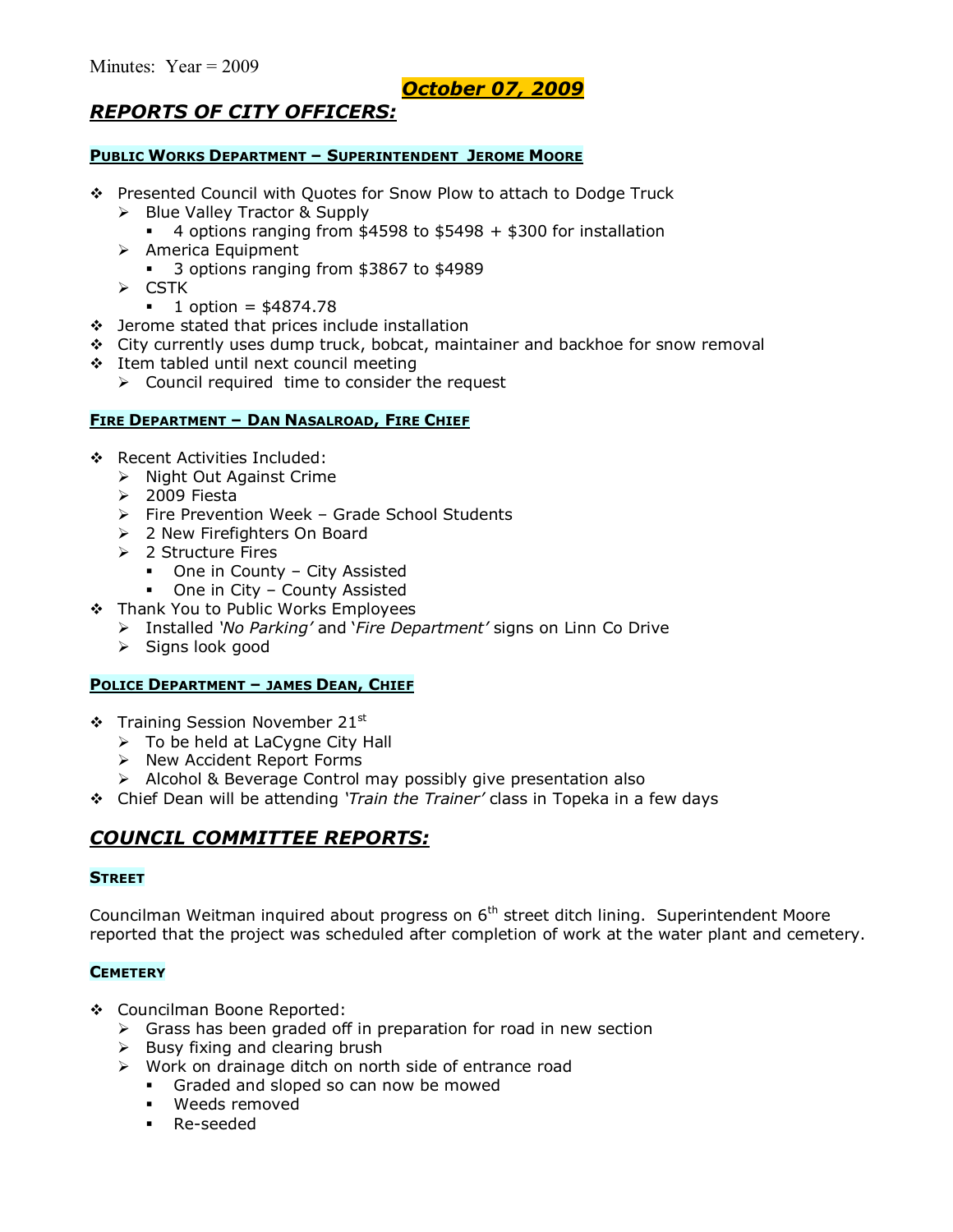Minutes: Year = 2009

**_October 07, 2009_**

## _REPORTS OF CITY OFFICERS:_

### PUBLIC WORKS DEPARTMENT – SUPERINTENDENT JEROME MOORE

- Presented Council with Quotes for Snow Plow to attach to Dodge Truck
  - Blue Valley Tractor & Supply
    - 4 options ranging from $4598 to $5498 + $300 for installation
  - America Equipment
    - 3 options ranging from $3867 to $4989
  - CSTK
    - 1 option = $4874.78
- Jerome stated that prices include installation
- City currently uses dump truck, bobcat, maintainer and backhoe for snow removal
- Item tabled until next council meeting
  - Council required time to consider the request

### FIRE DEPARTMENT – DAN NASALROAD, FIRE CHIEF

- Recent Activities Included:
  - Night Out Against Crime
  - 2009 Fiesta
  - Fire Prevention Week – Grade School Students
  - 2 New Firefighters On Board
  - 2 Structure Fires
    - One in County – City Assisted
    - One in City – County Assisted
- Thank You to Public Works Employees
  - Installed *'No Parking'* and *'Fire Department'* signs on Linn Co Drive
  - Signs look good

### POLICE DEPARTMENT – JAMES DEAN, CHIEF

- Training Session November 21st
  - To be held at LaCygne City Hall
  - New Accident Report Forms
  - Alcohol & Beverage Control may possibly give presentation also
- Chief Dean will be attending *'Train the Trainer'* class in Topeka in a few days

## _COUNCIL COMMITTEE REPORTS:_

### STREET

Councilman Weitman inquired about progress on 6th street ditch lining. Superintendent Moore reported that the project was scheduled after completion of work at the water plant and cemetery.

### CEMETERY

- Councilman Boone Reported:
  - Grass has been graded off in preparation for road in new section
  - Busy fixing and clearing brush
  - Work on drainage ditch on north side of entrance road
    - Graded and sloped so can now be mowed
    - Weeds removed
    - Re-seeded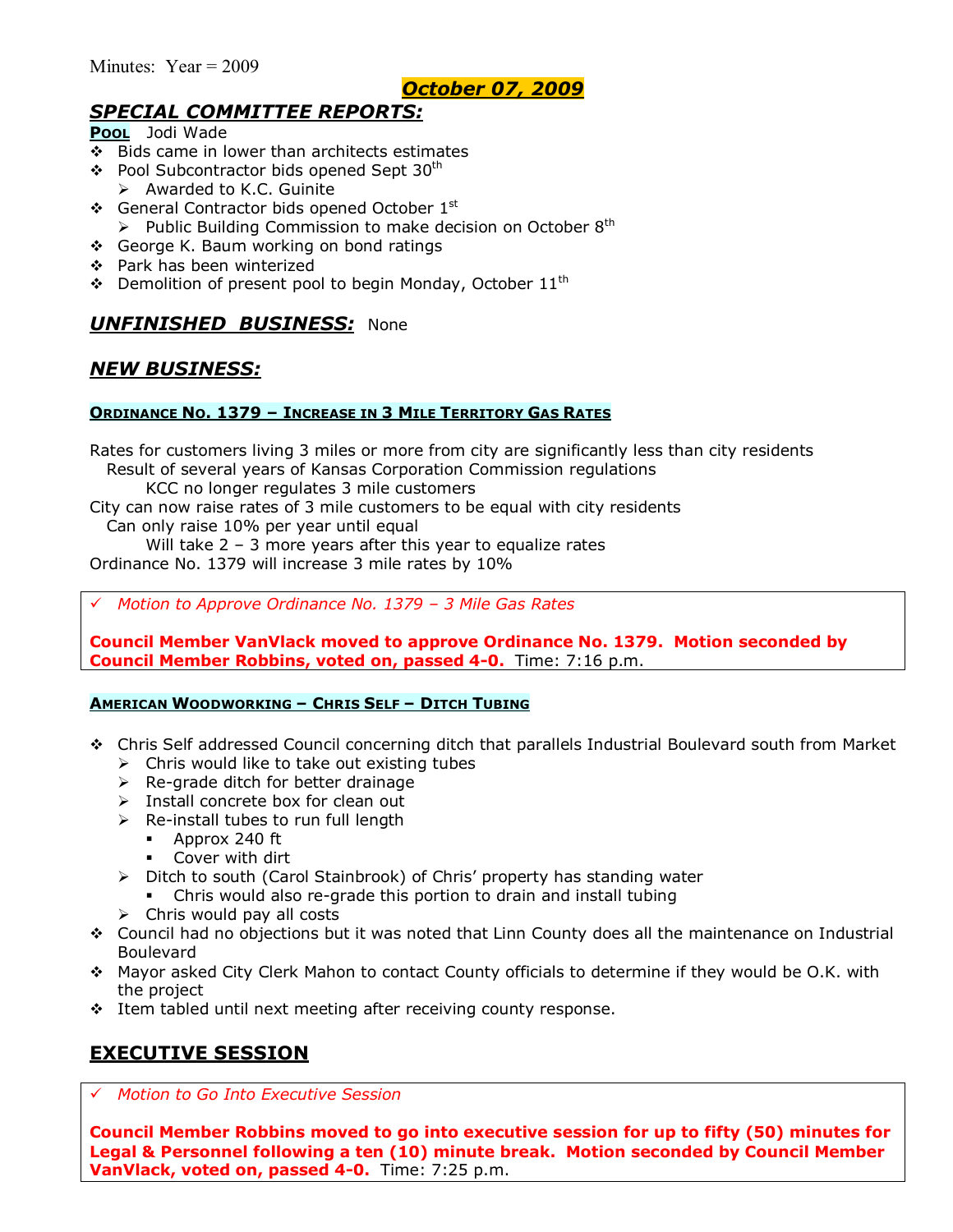Minutes: Year = 2009

## *October 07, 2009*

## *SPECIAL COMMITTEE REPORTS:*

**POOL** Jodi Wade

- Bids came in lower than architects estimates
- Pool Subcontractor bids opened Sept 30th
  - Awarded to K.C. Guinite
- General Contractor bids opened October 1st
  - Public Building Commission to make decision on October 8th
- George K. Baum working on bond ratings
- Park has been winterized
- Demolition of present pool to begin Monday, October 11th

## *UNFINISHED BUSINESS:* None

## *NEW BUSINESS:*

### ORDINANCE NO. 1379 – INCREASE IN 3 MILE TERRITORY GAS RATES

Rates for customers living 3 miles or more from city are significantly less than city residents
  Result of several years of Kansas Corporation Commission regulations
    KCC no longer regulates 3 mile customers
City can now raise rates of 3 mile customers to be equal with city residents
  Can only raise 10% per year until equal
    Will take 2 – 3 more years after this year to equalize rates
Ordinance No. 1379 will increase 3 mile rates by 10%

✓ *Motion to Approve Ordinance No. 1379 – 3 Mile Gas Rates*

**Council Member VanVlack moved to approve Ordinance No. 1379. Motion seconded by Council Member Robbins, voted on, passed 4-0.** Time: 7:16 p.m.

### AMERICAN WOODWORKING – CHRIS SELF – DITCH TUBING

- Chris Self addressed Council concerning ditch that parallels Industrial Boulevard south from Market
  - Chris would like to take out existing tubes
  - Re-grade ditch for better drainage
  - Install concrete box for clean out
  - Re-install tubes to run full length
    - Approx 240 ft
    - Cover with dirt
  - Ditch to south (Carol Stainbrook) of Chris' property has standing water
    - Chris would also re-grade this portion to drain and install tubing
  - Chris would pay all costs
- Council had no objections but it was noted that Linn County does all the maintenance on Industrial Boulevard
- Mayor asked City Clerk Mahon to contact County officials to determine if they would be O.K. with the project
- Item tabled until next meeting after receiving county response.

## EXECUTIVE SESSION

✓ *Motion to Go Into Executive Session*

**Council Member Robbins moved to go into executive session for up to fifty (50) minutes for Legal & Personnel following a ten (10) minute break. Motion seconded by Council Member VanVlack, voted on, passed 4-0.** Time: 7:25 p.m.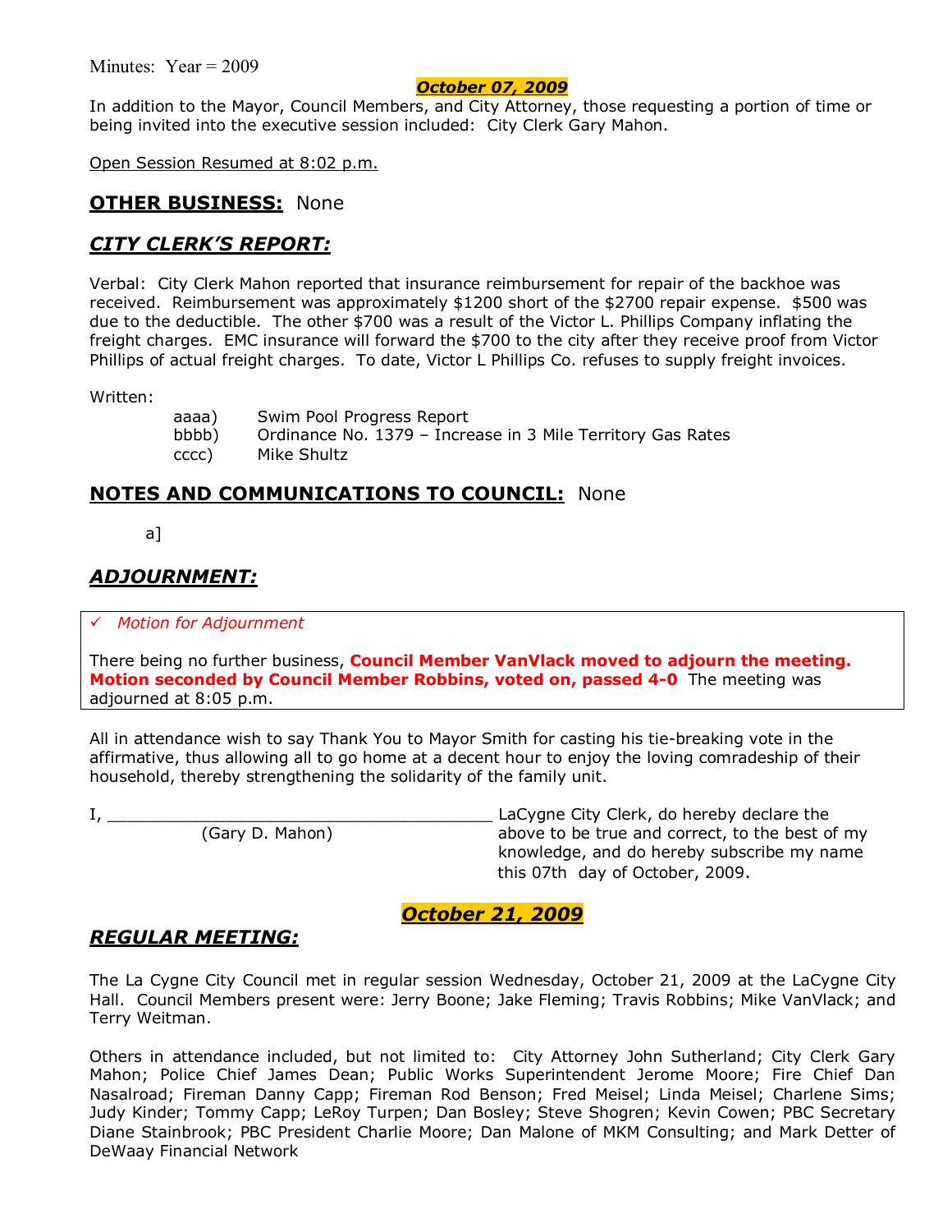Minutes: Year = 2009

**October 07, 2009**

In addition to the Mayor, Council Members, and City Attorney, those requesting a portion of time or being invited into the executive session included: City Clerk Gary Mahon.

Open Session Resumed at 8:02 p.m.

## OTHER BUSINESS: None

## *CITY CLERK'S REPORT:*

Verbal: City Clerk Mahon reported that insurance reimbursement for repair of the backhoe was received. Reimbursement was approximately $1200 short of the $2700 repair expense. $500 was due to the deductible. The other $700 was a result of the Victor L. Phillips Company inflating the freight charges. EMC insurance will forward the $700 to the city after they receive proof from Victor Phillips of actual freight charges. To date, Victor L Phillips Co. refuses to supply freight invoices.

Written:

- aaaa) Swim Pool Progress Report
- bbbb) Ordinance No. 1379 – Increase in 3 Mile Territory Gas Rates
- cccc) Mike Shultz

## NOTES AND COMMUNICATIONS TO COUNCIL: None

a]

## *ADJOURNMENT:*

✓ *Motion for Adjournment*

There being no further business, **Council Member VanVlack moved to adjourn the meeting. Motion seconded by Council Member Robbins, voted on, passed 4-0** The meeting was adjourned at 8:05 p.m.

All in attendance wish to say Thank You to Mayor Smith for casting his tie-breaking vote in the affirmative, thus allowing all to go home at a decent hour to enjoy the loving comradeship of their household, thereby strengthening the solidarity of the family unit.

I, ________________________________________ LaCygne City Clerk, do hereby declare the above to be true and correct, to the best of my knowledge, and do hereby subscribe my name this 07th day of October, 2009.

(Gary D. Mahon)

**October 21, 2009**

## *REGULAR MEETING:*

The La Cygne City Council met in regular session Wednesday, October 21, 2009 at the LaCygne City Hall. Council Members present were: Jerry Boone; Jake Fleming; Travis Robbins; Mike VanVlack; and Terry Weitman.

Others in attendance included, but not limited to: City Attorney John Sutherland; City Clerk Gary Mahon; Police Chief James Dean; Public Works Superintendent Jerome Moore; Fire Chief Dan Nasalroad; Fireman Danny Capp; Fireman Rod Benson; Fred Meisel; Linda Meisel; Charlene Sims; Judy Kinder; Tommy Capp; LeRoy Turpen; Dan Bosley; Steve Shogren; Kevin Cowen; PBC Secretary Diane Stainbrook; PBC President Charlie Moore; Dan Malone of MKM Consulting; and Mark Detter of DeWaay Financial Network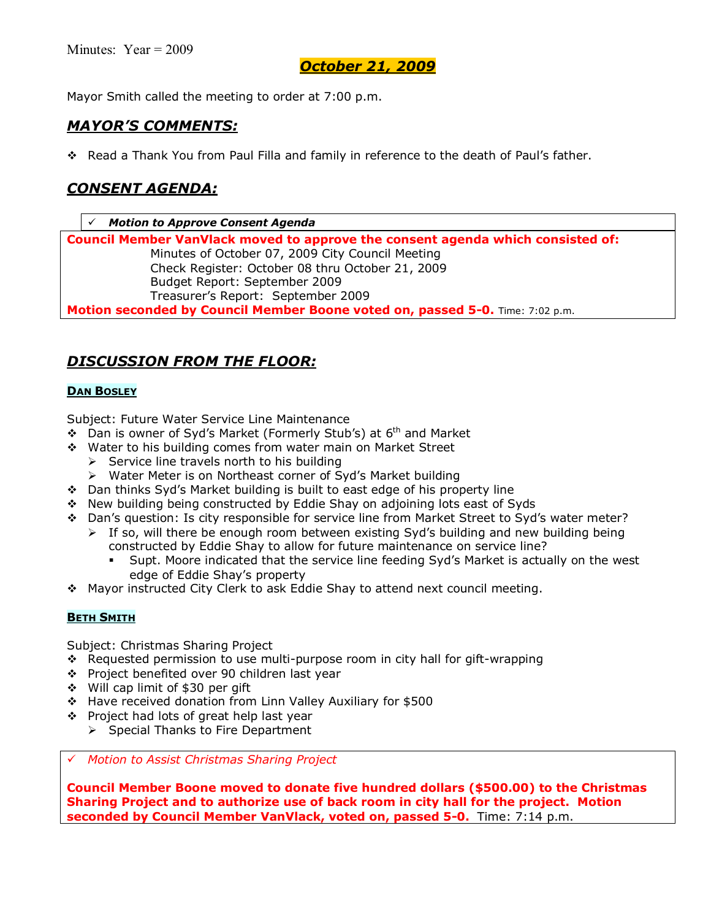Minutes: Year = 2009

# *October 21, 2009*

Mayor Smith called the meeting to order at 7:00 p.m.

## *MAYOR'S COMMENTS:*

- Read a Thank You from Paul Filla and family in reference to the death of Paul's father.

## *CONSENT AGENDA:*

✓ ***Motion to Approve Consent Agenda***

**Council Member VanVlack moved to approve the consent agenda which consisted of:**

Minutes of October 07, 2009 City Council Meeting
Check Register: October 08 thru October 21, 2009
Budget Report: September 2009
Treasurer's Report: September 2009

**Motion seconded by Council Member Boone voted on, passed 5-0.** Time: 7:02 p.m.

## *DISCUSSION FROM THE FLOOR:*

### DAN BOSLEY

Subject: Future Water Service Line Maintenance

- Dan is owner of Syd's Market (Formerly Stub's) at 6th and Market
- Water to his building comes from water main on Market Street
  - Service line travels north to his building
  - Water Meter is on Northeast corner of Syd's Market building
- Dan thinks Syd's Market building is built to east edge of his property line
- New building being constructed by Eddie Shay on adjoining lots east of Syds
- Dan's question: Is city responsible for service line from Market Street to Syd's water meter?
  - If so, will there be enough room between existing Syd's building and new building being constructed by Eddie Shay to allow for future maintenance on service line?
    - Supt. Moore indicated that the service line feeding Syd's Market is actually on the west edge of Eddie Shay's property
- Mayor instructed City Clerk to ask Eddie Shay to attend next council meeting.

### BETH SMITH

Subject: Christmas Sharing Project

- Requested permission to use multi-purpose room in city hall for gift-wrapping
- Project benefited over 90 children last year
- Will cap limit of $30 per gift
- Have received donation from Linn Valley Auxiliary for $500
- Project had lots of great help last year
  - Special Thanks to Fire Department

✓ *Motion to Assist Christmas Sharing Project*

**Council Member Boone moved to donate five hundred dollars ($500.00) to the Christmas Sharing Project and to authorize use of back room in city hall for the project. Motion seconded by Council Member VanVlack, voted on, passed 5-0.** Time: 7:14 p.m.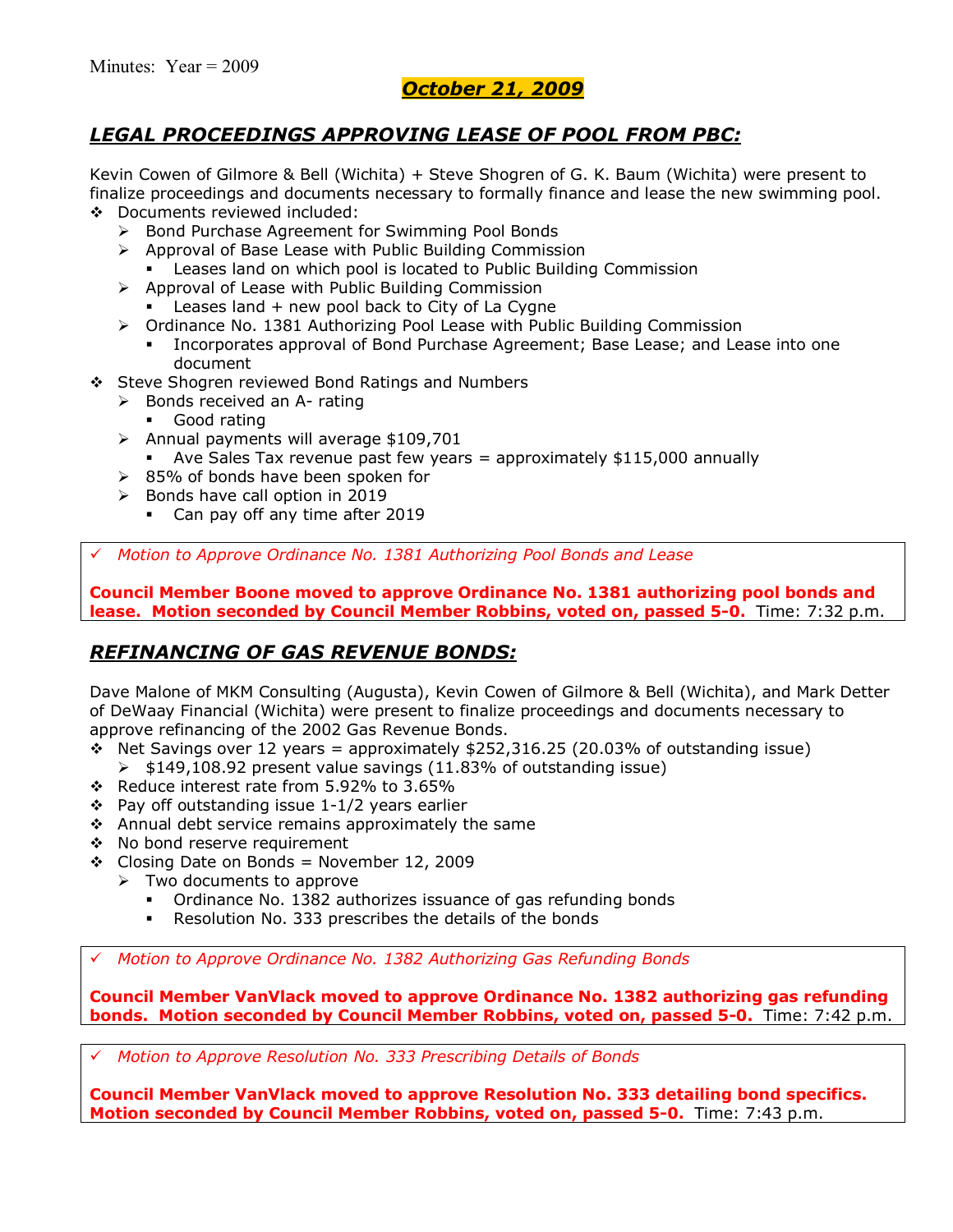Minutes: Year = 2009

***October 21, 2009***

## ***LEGAL PROCEEDINGS APPROVING LEASE OF POOL FROM PBC:***

Kevin Cowen of Gilmore & Bell (Wichita) + Steve Shogren of G. K. Baum (Wichita) were present to finalize proceedings and documents necessary to formally finance and lease the new swimming pool.

- Documents reviewed included:
  - Bond Purchase Agreement for Swimming Pool Bonds
  - Approval of Base Lease with Public Building Commission
    - Leases land on which pool is located to Public Building Commission
  - Approval of Lease with Public Building Commission
    - Leases land + new pool back to City of La Cygne
  - Ordinance No. 1381 Authorizing Pool Lease with Public Building Commission
    - Incorporates approval of Bond Purchase Agreement; Base Lease; and Lease into one document
- Steve Shogren reviewed Bond Ratings and Numbers
  - Bonds received an A- rating
    - Good rating
  - Annual payments will average $109,701
    - Ave Sales Tax revenue past few years = approximately $115,000 annually
  - 85% of bonds have been spoken for
  - Bonds have call option in 2019
    - Can pay off any time after 2019

✓ *Motion to Approve Ordinance No. 1381 Authorizing Pool Bonds and Lease*

**Council Member Boone moved to approve Ordinance No. 1381 authorizing pool bonds and lease. Motion seconded by Council Member Robbins, voted on, passed 5-0.** Time: 7:32 p.m.

## ***REFINANCING OF GAS REVENUE BONDS:***

Dave Malone of MKM Consulting (Augusta), Kevin Cowen of Gilmore & Bell (Wichita), and Mark Detter of DeWaay Financial (Wichita) were present to finalize proceedings and documents necessary to approve refinancing of the 2002 Gas Revenue Bonds.

- Net Savings over 12 years = approximately $252,316.25 (20.03% of outstanding issue)
  - $149,108.92 present value savings (11.83% of outstanding issue)
- Reduce interest rate from 5.92% to 3.65%
- Pay off outstanding issue 1-1/2 years earlier
- Annual debt service remains approximately the same
- No bond reserve requirement
- Closing Date on Bonds = November 12, 2009
  - Two documents to approve
    - Ordinance No. 1382 authorizes issuance of gas refunding bonds
    - Resolution No. 333 prescribes the details of the bonds

✓ *Motion to Approve Ordinance No. 1382 Authorizing Gas Refunding Bonds*

**Council Member VanVlack moved to approve Ordinance No. 1382 authorizing gas refunding bonds. Motion seconded by Council Member Robbins, voted on, passed 5-0.** Time: 7:42 p.m.

✓ *Motion to Approve Resolution No. 333 Prescribing Details of Bonds*

**Council Member VanVlack moved to approve Resolution No. 333 detailing bond specifics. Motion seconded by Council Member Robbins, voted on, passed 5-0.** Time: 7:43 p.m.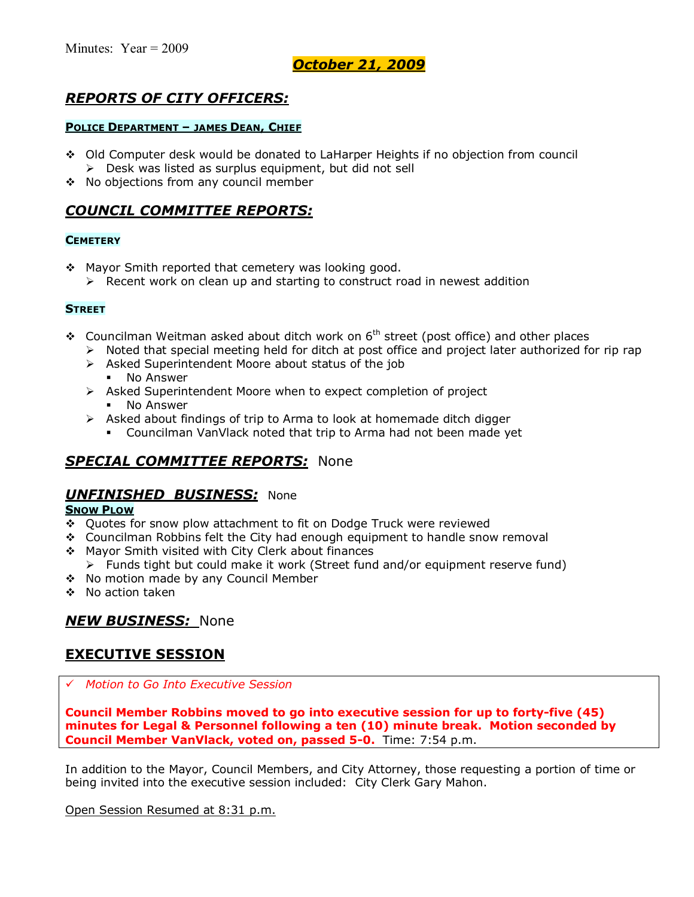Minutes: Year = 2009

# ***October 21, 2009***

## ***REPORTS OF CITY OFFICERS:***

#### **POLICE DEPARTMENT – JAMES DEAN, CHIEF**

- Old Computer desk would be donated to LaHarper Heights if no objection from council
  - Desk was listed as surplus equipment, but did not sell
- No objections from any council member

## ***COUNCIL COMMITTEE REPORTS:***

#### **CEMETERY**

- Mayor Smith reported that cemetery was looking good.
  - Recent work on clean up and starting to construct road in newest addition

#### **STREET**

- Councilman Weitman asked about ditch work on 6th street (post office) and other places
  - Noted that special meeting held for ditch at post office and project later authorized for rip rap
  - Asked Superintendent Moore about status of the job
    - No Answer
  - Asked Superintendent Moore when to expect completion of project
    - No Answer
  - Asked about findings of trip to Arma to look at homemade ditch digger
    - Councilman VanVlack noted that trip to Arma had not been made yet

## ***SPECIAL COMMITTEE REPORTS:*** None

## ***UNFINISHED BUSINESS:*** None

#### **SNOW PLOW**

- Quotes for snow plow attachment to fit on Dodge Truck were reviewed
- Councilman Robbins felt the City had enough equipment to handle snow removal
- Mayor Smith visited with City Clerk about finances
  - Funds tight but could make it work (Street fund and/or equipment reserve fund)
- No motion made by any Council Member
- No action taken

## ***NEW BUSINESS:*** None

## **EXECUTIVE SESSION**

✓ *Motion to Go Into Executive Session*

**Council Member Robbins moved to go into executive session for up to forty-five (45) minutes for Legal & Personnel following a ten (10) minute break. Motion seconded by Council Member VanVlack, voted on, passed 5-0.** Time: 7:54 p.m.

In addition to the Mayor, Council Members, and City Attorney, those requesting a portion of time or being invited into the executive session included: City Clerk Gary Mahon.

Open Session Resumed at 8:31 p.m.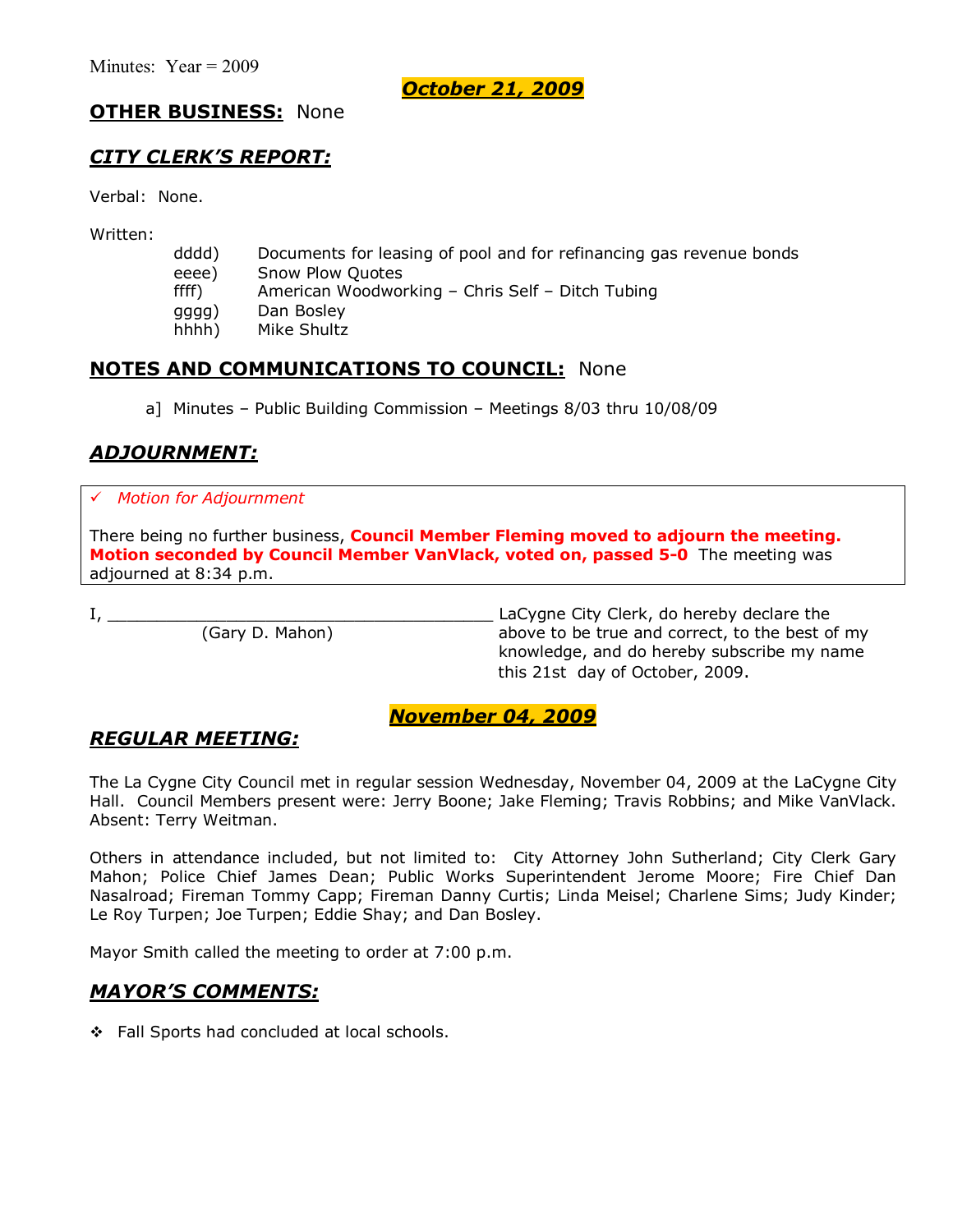Minutes: Year = 2009

**October 21, 2009**

## OTHER BUSINESS: None

## *CITY CLERK'S REPORT:*

Verbal: None.

Written:

dddd) Documents for leasing of pool and for refinancing gas revenue bonds
eeee) Snow Plow Quotes
ffff) American Woodworking – Chris Self – Ditch Tubing
gggg) Dan Bosley
hhhh) Mike Shultz

## NOTES AND COMMUNICATIONS TO COUNCIL: None

a] Minutes – Public Building Commission – Meetings 8/03 thru 10/08/09

## *ADJOURNMENT:*

✓ *Motion for Adjournment*

There being no further business, **Council Member Fleming moved to adjourn the meeting. Motion seconded by Council Member VanVlack, voted on, passed 5-0** The meeting was adjourned at 8:34 p.m.

I, ________________________________________ LaCygne City Clerk, do hereby declare the above to be true and correct, to the best of my knowledge, and do hereby subscribe my name this 21st day of October, 2009.
(Gary D. Mahon)

**November 04, 2009**

## *REGULAR MEETING:*

The La Cygne City Council met in regular session Wednesday, November 04, 2009 at the LaCygne City Hall. Council Members present were: Jerry Boone; Jake Fleming; Travis Robbins; and Mike VanVlack. Absent: Terry Weitman.

Others in attendance included, but not limited to: City Attorney John Sutherland; City Clerk Gary Mahon; Police Chief James Dean; Public Works Superintendent Jerome Moore; Fire Chief Dan Nasalroad; Fireman Tommy Capp; Fireman Danny Curtis; Linda Meisel; Charlene Sims; Judy Kinder; Le Roy Turpen; Joe Turpen; Eddie Shay; and Dan Bosley.

Mayor Smith called the meeting to order at 7:00 p.m.

## *MAYOR'S COMMENTS:*

- Fall Sports had concluded at local schools.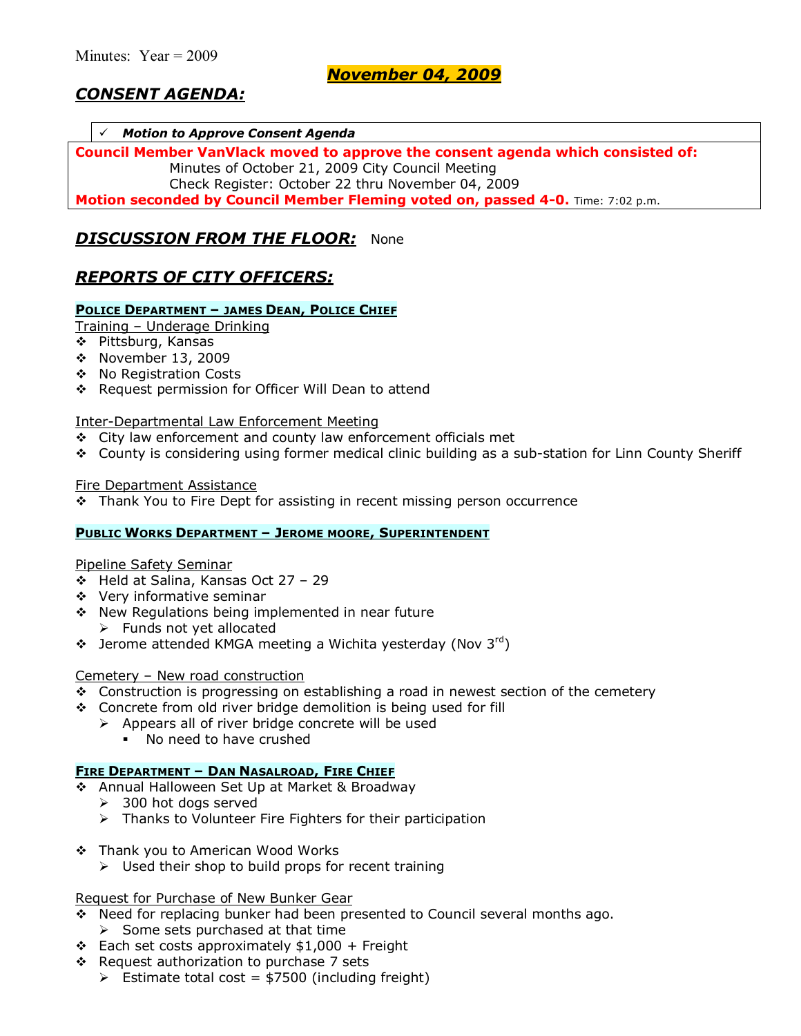Minutes: Year = 2009

**November 04, 2009**

## *CONSENT AGENDA:*

✓ ***Motion to Approve Consent Agenda***

**Council Member VanVlack moved to approve the consent agenda which consisted of:**
Minutes of October 21, 2009 City Council Meeting
Check Register: October 22 thru November 04, 2009
**Motion seconded by Council Member Fleming voted on, passed 4-0.** Time: 7:02 p.m.

## *DISCUSSION FROM THE FLOOR:* None

## *REPORTS OF CITY OFFICERS:*

### POLICE DEPARTMENT – JAMES DEAN, POLICE CHIEF

Training – Underage Drinking
- Pittsburg, Kansas
- November 13, 2009
- No Registration Costs
- Request permission for Officer Will Dean to attend

Inter-Departmental Law Enforcement Meeting
- City law enforcement and county law enforcement officials met
- County is considering using former medical clinic building as a sub-station for Linn County Sheriff

Fire Department Assistance
- Thank You to Fire Dept for assisting in recent missing person occurrence

### PUBLIC WORKS DEPARTMENT – JEROME MOORE, SUPERINTENDENT

Pipeline Safety Seminar
- Held at Salina, Kansas Oct 27 – 29
- Very informative seminar
- New Regulations being implemented in near future
  - Funds not yet allocated
- Jerome attended KMGA meeting a Wichita yesterday (Nov 3rd)

Cemetery – New road construction
- Construction is progressing on establishing a road in newest section of the cemetery
- Concrete from old river bridge demolition is being used for fill
  - Appears all of river bridge concrete will be used
    - No need to have crushed

### FIRE DEPARTMENT – DAN NASALROAD, FIRE CHIEF

- Annual Halloween Set Up at Market & Broadway
  - 300 hot dogs served
  - Thanks to Volunteer Fire Fighters for their participation

- Thank you to American Wood Works
  - Used their shop to build props for recent training

Request for Purchase of New Bunker Gear
- Need for replacing bunker had been presented to Council several months ago.
  - Some sets purchased at that time
- Each set costs approximately $1,000 + Freight
- Request authorization to purchase 7 sets
  - Estimate total cost = $7500 (including freight)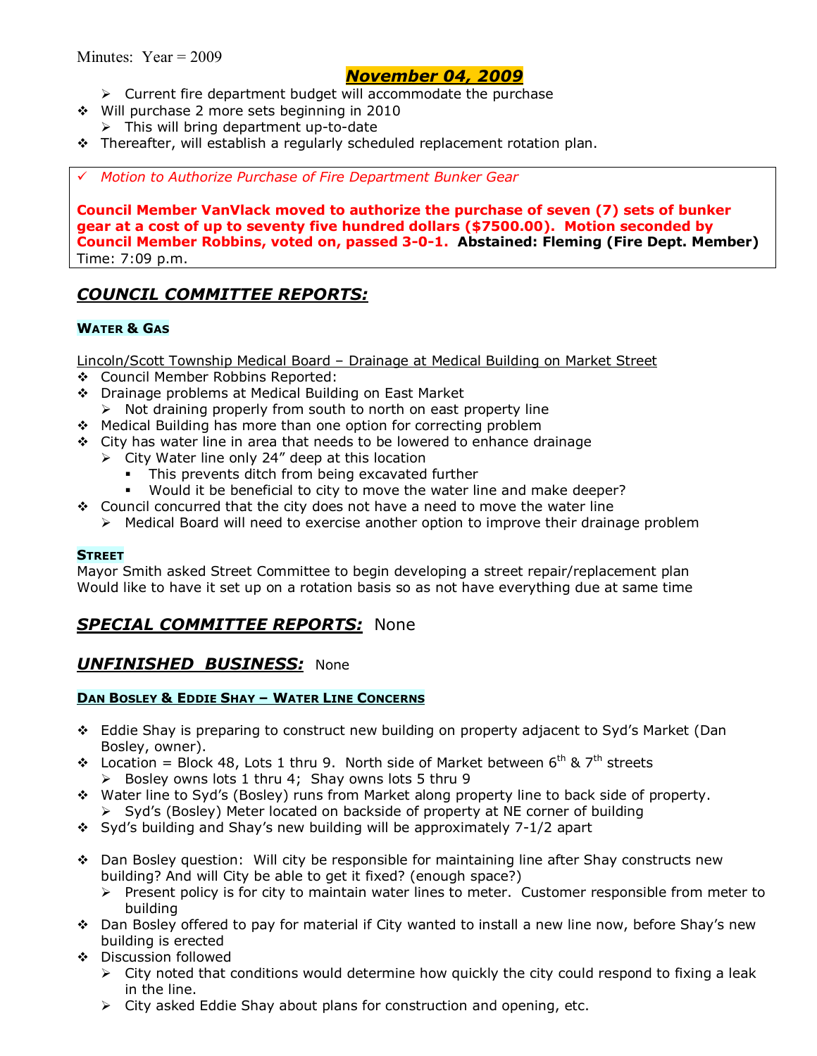Minutes: Year = 2009

## *November 04, 2009*

- ➢ Current fire department budget will accommodate the purchase
- ❖ Will purchase 2 more sets beginning in 2010
  - ➢ This will bring department up-to-date
- ❖ Thereafter, will establish a regularly scheduled replacement rotation plan.

✓ *Motion to Authorize Purchase of Fire Department Bunker Gear*

**Council Member VanVlack moved to authorize the purchase of seven (7) sets of bunker gear at a cost of up to seventy five hundred dollars ($7500.00). Motion seconded by Council Member Robbins, voted on, passed 3-0-1. Abstained: Fleming (Fire Dept. Member)**
Time: 7:09 p.m.

## *COUNCIL COMMITTEE REPORTS:*

### **WATER & GAS**

Lincoln/Scott Township Medical Board – Drainage at Medical Building on Market Street

- ❖ Council Member Robbins Reported:
- ❖ Drainage problems at Medical Building on East Market
  - ➢ Not draining properly from south to north on east property line
- ❖ Medical Building has more than one option for correcting problem
- ❖ City has water line in area that needs to be lowered to enhance drainage
  - ➢ City Water line only 24" deep at this location
    - ▪ This prevents ditch from being excavated further
    - ▪ Would it be beneficial to city to move the water line and make deeper?
- ❖ Council concurred that the city does not have a need to move the water line
  - ➢ Medical Board will need to exercise another option to improve their drainage problem

### **STREET**

Mayor Smith asked Street Committee to begin developing a street repair/replacement plan
Would like to have it set up on a rotation basis so as not have everything due at same time

## *SPECIAL COMMITTEE REPORTS:* None

## *UNFINISHED BUSINESS:* None

### **DAN BOSLEY & EDDIE SHAY – WATER LINE CONCERNS**

- ❖ Eddie Shay is preparing to construct new building on property adjacent to Syd's Market (Dan Bosley, owner).
- ❖ Location = Block 48, Lots 1 thru 9. North side of Market between 6th & 7th streets
  - ➢ Bosley owns lots 1 thru 4; Shay owns lots 5 thru 9
- ❖ Water line to Syd's (Bosley) runs from Market along property line to back side of property.
  - ➢ Syd's (Bosley) Meter located on backside of property at NE corner of building
- ❖ Syd's building and Shay's new building will be approximately 7-1/2 apart

- ❖ Dan Bosley question: Will city be responsible for maintaining line after Shay constructs new building? And will City be able to get it fixed? (enough space?)
  - ➢ Present policy is for city to maintain water lines to meter. Customer responsible from meter to building
- ❖ Dan Bosley offered to pay for material if City wanted to install a new line now, before Shay's new building is erected
- ❖ Discussion followed
  - ➢ City noted that conditions would determine how quickly the city could respond to fixing a leak in the line.
  - ➢ City asked Eddie Shay about plans for construction and opening, etc.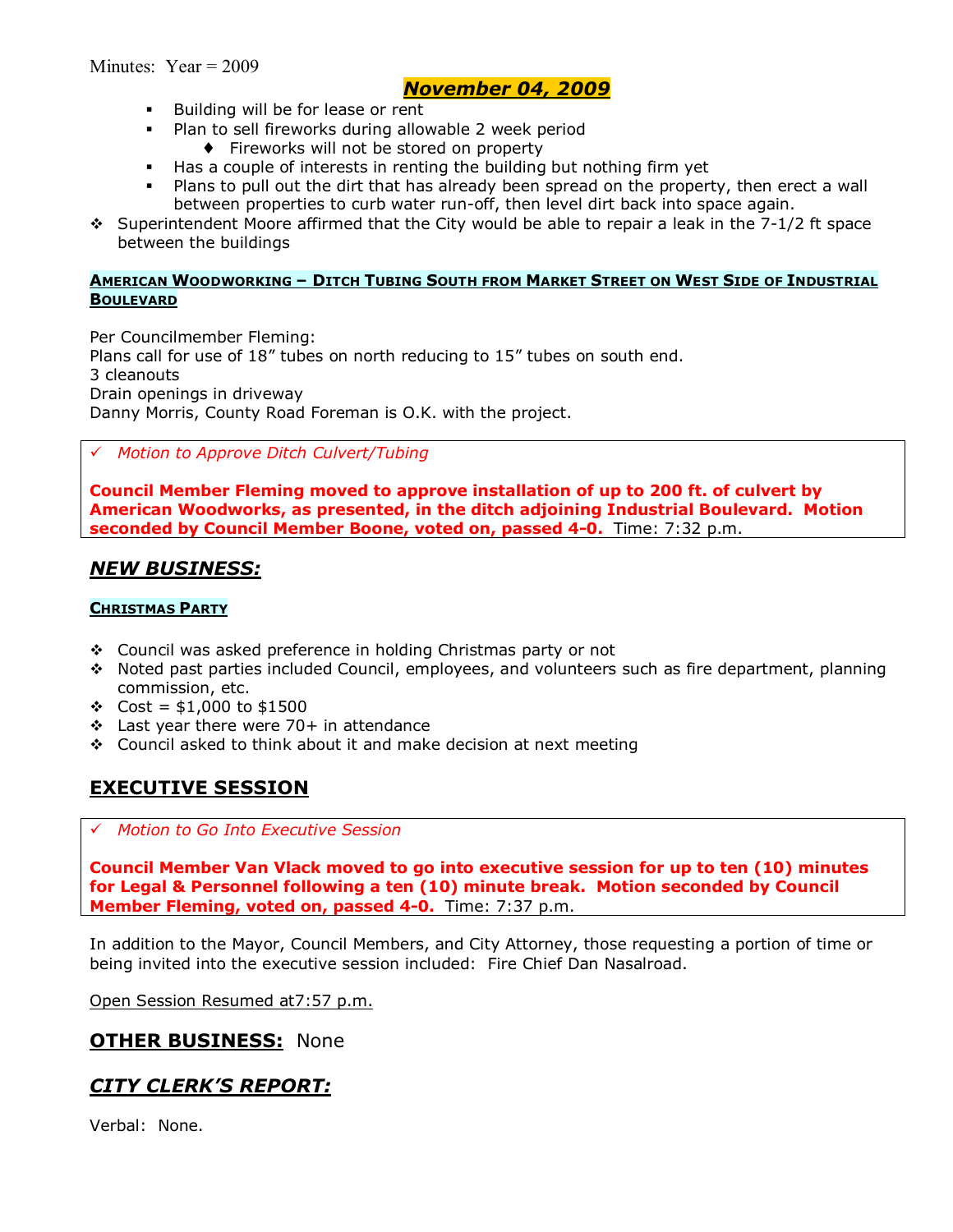Minutes: Year = 2009

## *November 04, 2009*

- Building will be for lease or rent
- Plan to sell fireworks during allowable 2 week period
    - Fireworks will not be stored on property
- Has a couple of interests in renting the building but nothing firm yet
- Plans to pull out the dirt that has already been spread on the property, then erect a wall between properties to curb water run-off, then level dirt back into space again.

- Superintendent Moore affirmed that the City would be able to repair a leak in the 7-1/2 ft space between the buildings

### American Woodworking – Ditch Tubing South from Market Street on West Side of Industrial Boulevard

Per Councilmember Fleming:
Plans call for use of 18" tubes on north reducing to 15" tubes on south end.
3 cleanouts
Drain openings in driveway
Danny Morris, County Road Foreman is O.K. with the project.

✓ *Motion to Approve Ditch Culvert/Tubing*

**Council Member Fleming moved to approve installation of up to 200 ft. of culvert by American Woodworks, as presented, in the ditch adjoining Industrial Boulevard. Motion seconded by Council Member Boone, voted on, passed 4-0.** Time: 7:32 p.m.

## *NEW BUSINESS:*

### Christmas Party

- Council was asked preference in holding Christmas party or not
- Noted past parties included Council, employees, and volunteers such as fire department, planning commission, etc.
- Cost = $1,000 to $1500
- Last year there were 70+ in attendance
- Council asked to think about it and make decision at next meeting

## EXECUTIVE SESSION

✓ *Motion to Go Into Executive Session*

**Council Member Van Vlack moved to go into executive session for up to ten (10) minutes for Legal & Personnel following a ten (10) minute break. Motion seconded by Council Member Fleming, voted on, passed 4-0.** Time: 7:37 p.m.

In addition to the Mayor, Council Members, and City Attorney, those requesting a portion of time or being invited into the executive session included: Fire Chief Dan Nasalroad.

Open Session Resumed at7:57 p.m.

## OTHER BUSINESS: None

## *CITY CLERK'S REPORT:*

Verbal: None.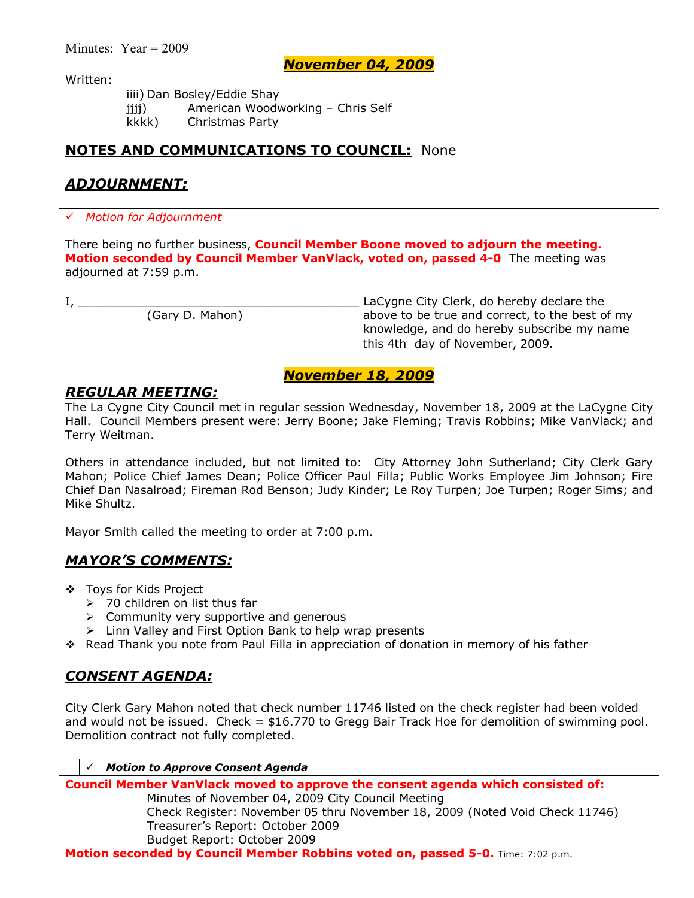Minutes: Year = 2009

## *November 04, 2009*

Written:

iiii) Dan Bosley/Eddie Shay
jjjj) American Woodworking – Chris Self
kkkk) Christmas Party

## NOTES AND COMMUNICATIONS TO COUNCIL: None

## *ADJOURNMENT:*

✓ *Motion for Adjournment*

There being no further business, **Council Member Boone moved to adjourn the meeting. Motion seconded by Council Member VanVlack, voted on, passed 4-0** The meeting was adjourned at 7:59 p.m.

I, ________________________________________ LaCygne City Clerk, do hereby declare the above to be true and correct, to the best of my knowledge, and do hereby subscribe my name this 4th day of November, 2009.
(Gary D. Mahon)

## *November 18, 2009*

## *REGULAR MEETING:*

The La Cygne City Council met in regular session Wednesday, November 18, 2009 at the LaCygne City Hall. Council Members present were: Jerry Boone; Jake Fleming; Travis Robbins; Mike VanVlack; and Terry Weitman.

Others in attendance included, but not limited to: City Attorney John Sutherland; City Clerk Gary Mahon; Police Chief James Dean; Police Officer Paul Filla; Public Works Employee Jim Johnson; Fire Chief Dan Nasalroad; Fireman Rod Benson; Judy Kinder; Le Roy Turpen; Joe Turpen; Roger Sims; and Mike Shultz.

Mayor Smith called the meeting to order at 7:00 p.m.

## *MAYOR'S COMMENTS:*

- Toys for Kids Project
  - 70 children on list thus far
  - Community very supportive and generous
  - Linn Valley and First Option Bank to help wrap presents
- Read Thank you note from Paul Filla in appreciation of donation in memory of his father

## *CONSENT AGENDA:*

City Clerk Gary Mahon noted that check number 11746 listed on the check register had been voided and would not be issued. Check = $16.770 to Gregg Bair Track Hoe for demolition of swimming pool. Demolition contract not fully completed.

✓ ***Motion to Approve Consent Agenda***

**Council Member VanVlack moved to approve the consent agenda which consisted of:**

Minutes of November 04, 2009 City Council Meeting
Check Register: November 05 thru November 18, 2009 (Noted Void Check 11746)
Treasurer's Report: October 2009
Budget Report: October 2009

**Motion seconded by Council Member Robbins voted on, passed 5-0.** Time: 7:02 p.m.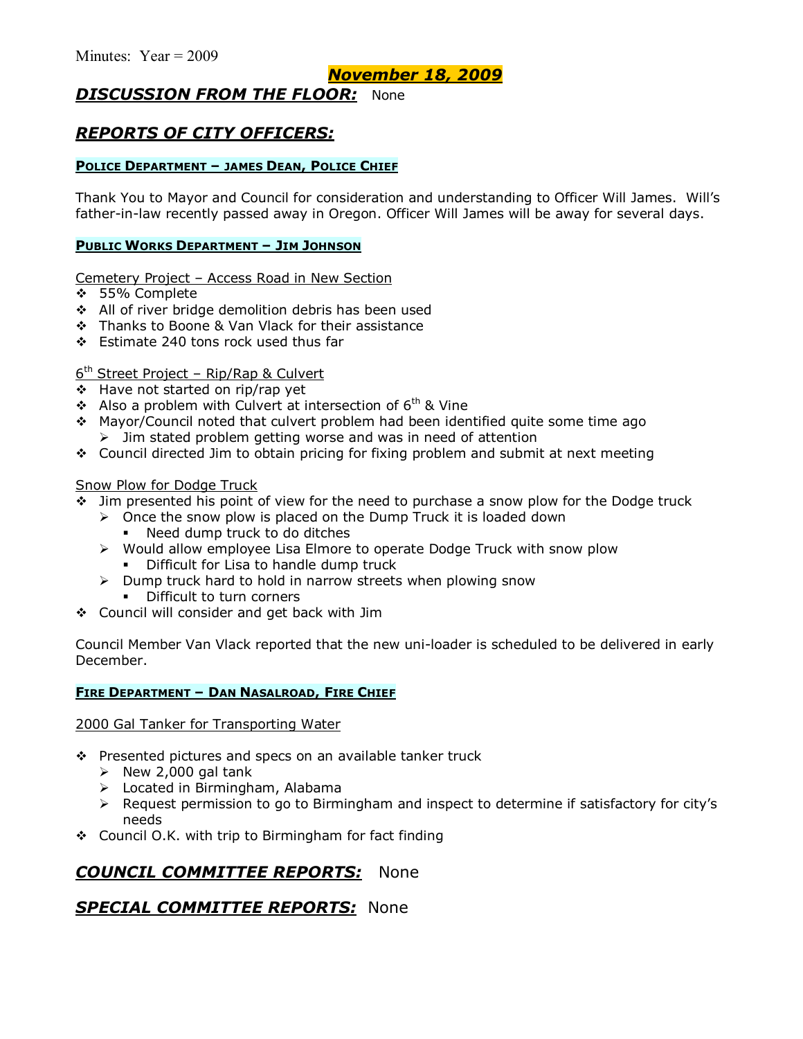Minutes: Year = 2009

## *November 18, 2009*

## *DISCUSSION FROM THE FLOOR:* None

## *REPORTS OF CITY OFFICERS:*

#### POLICE DEPARTMENT – JAMES DEAN, POLICE CHIEF

Thank You to Mayor and Council for consideration and understanding to Officer Will James. Will's father-in-law recently passed away in Oregon. Officer Will James will be away for several days.

#### PUBLIC WORKS DEPARTMENT – JIM JOHNSON

Cemetery Project – Access Road in New Section

- 55% Complete
- All of river bridge demolition debris has been used
- Thanks to Boone & Van Vlack for their assistance
- Estimate 240 tons rock used thus far

6th Street Project – Rip/Rap & Culvert

- Have not started on rip/rap yet
- Also a problem with Culvert at intersection of 6th & Vine
- Mayor/Council noted that culvert problem had been identified quite some time ago
  - Jim stated problem getting worse and was in need of attention
- Council directed Jim to obtain pricing for fixing problem and submit at next meeting

Snow Plow for Dodge Truck

- Jim presented his point of view for the need to purchase a snow plow for the Dodge truck
  - Once the snow plow is placed on the Dump Truck it is loaded down
    - Need dump truck to do ditches
  - Would allow employee Lisa Elmore to operate Dodge Truck with snow plow
    - Difficult for Lisa to handle dump truck
  - Dump truck hard to hold in narrow streets when plowing snow
    - Difficult to turn corners
- Council will consider and get back with Jim

Council Member Van Vlack reported that the new uni-loader is scheduled to be delivered in early December.

#### FIRE DEPARTMENT – DAN NASALROAD, FIRE CHIEF

2000 Gal Tanker for Transporting Water

- Presented pictures and specs on an available tanker truck
  - New 2,000 gal tank
  - Located in Birmingham, Alabama
  - Request permission to go to Birmingham and inspect to determine if satisfactory for city's needs
- Council O.K. with trip to Birmingham for fact finding

## *COUNCIL COMMITTEE REPORTS:* None

## *SPECIAL COMMITTEE REPORTS:* None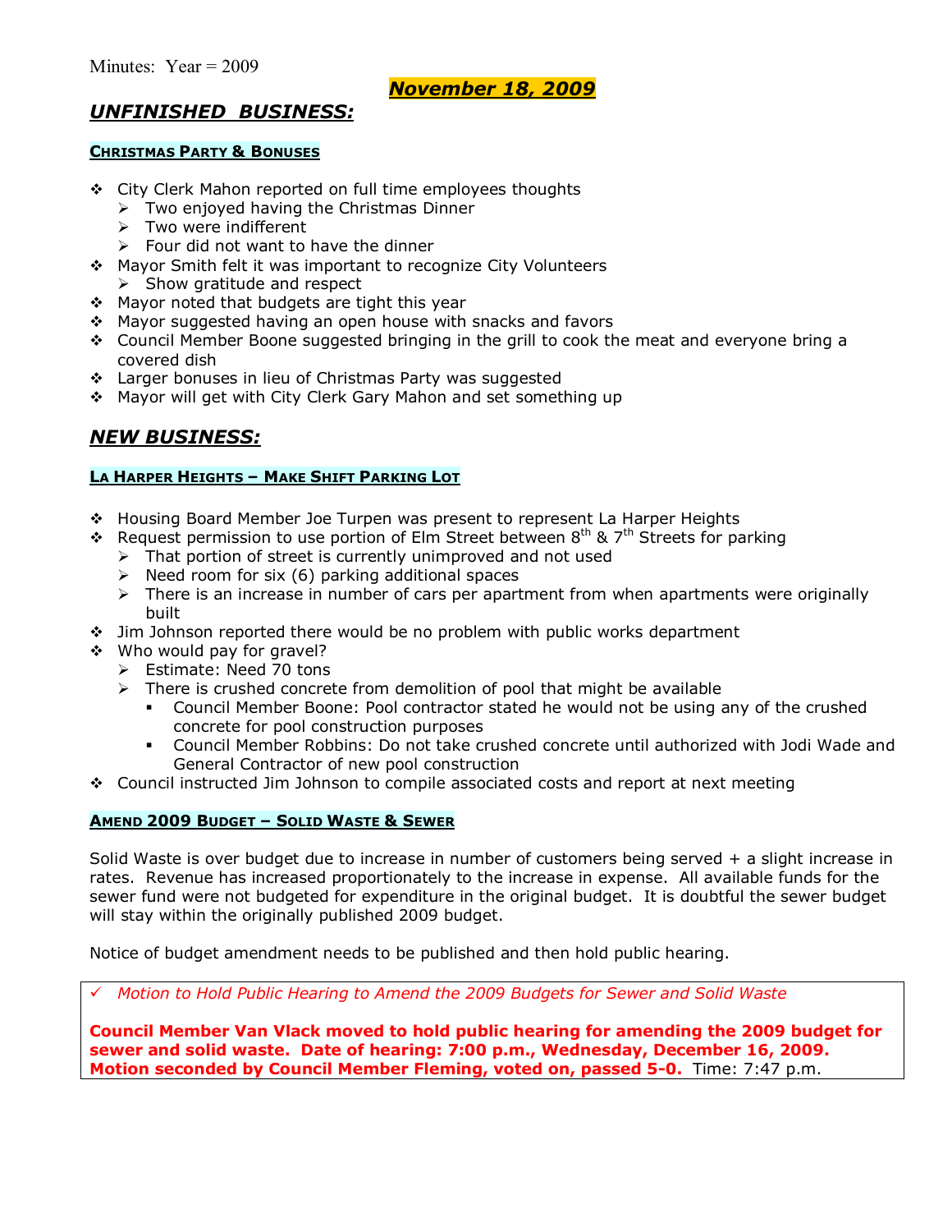Minutes: Year = 2009

**November 18, 2009**

## UNFINISHED BUSINESS:

### CHRISTMAS PARTY & BONUSES

- City Clerk Mahon reported on full time employees thoughts
  - Two enjoyed having the Christmas Dinner
  - Two were indifferent
  - Four did not want to have the dinner
- Mayor Smith felt it was important to recognize City Volunteers
  - Show gratitude and respect
- Mayor noted that budgets are tight this year
- Mayor suggested having an open house with snacks and favors
- Council Member Boone suggested bringing in the grill to cook the meat and everyone bring a covered dish
- Larger bonuses in lieu of Christmas Party was suggested
- Mayor will get with City Clerk Gary Mahon and set something up

## NEW BUSINESS:

### LA HARPER HEIGHTS – MAKE SHIFT PARKING LOT

- Housing Board Member Joe Turpen was present to represent La Harper Heights
- Request permission to use portion of Elm Street between 8th & 7th Streets for parking
  - That portion of street is currently unimproved and not used
  - Need room for six (6) parking additional spaces
  - There is an increase in number of cars per apartment from when apartments were originally built
- Jim Johnson reported there would be no problem with public works department
- Who would pay for gravel?
  - Estimate: Need 70 tons
  - There is crushed concrete from demolition of pool that might be available
    - Council Member Boone: Pool contractor stated he would not be using any of the crushed concrete for pool construction purposes
    - Council Member Robbins: Do not take crushed concrete until authorized with Jodi Wade and General Contractor of new pool construction
- Council instructed Jim Johnson to compile associated costs and report at next meeting

### AMEND 2009 BUDGET – SOLID WASTE & SEWER

Solid Waste is over budget due to increase in number of customers being served + a slight increase in rates. Revenue has increased proportionately to the increase in expense. All available funds for the sewer fund were not budgeted for expenditure in the original budget. It is doubtful the sewer budget will stay within the originally published 2009 budget.

Notice of budget amendment needs to be published and then hold public hearing.

✓ *Motion to Hold Public Hearing to Amend the 2009 Budgets for Sewer and Solid Waste*

**Council Member Van Vlack moved to hold public hearing for amending the 2009 budget for sewer and solid waste. Date of hearing: 7:00 p.m., Wednesday, December 16, 2009. Motion seconded by Council Member Fleming, voted on, passed 5-0.** Time: 7:47 p.m.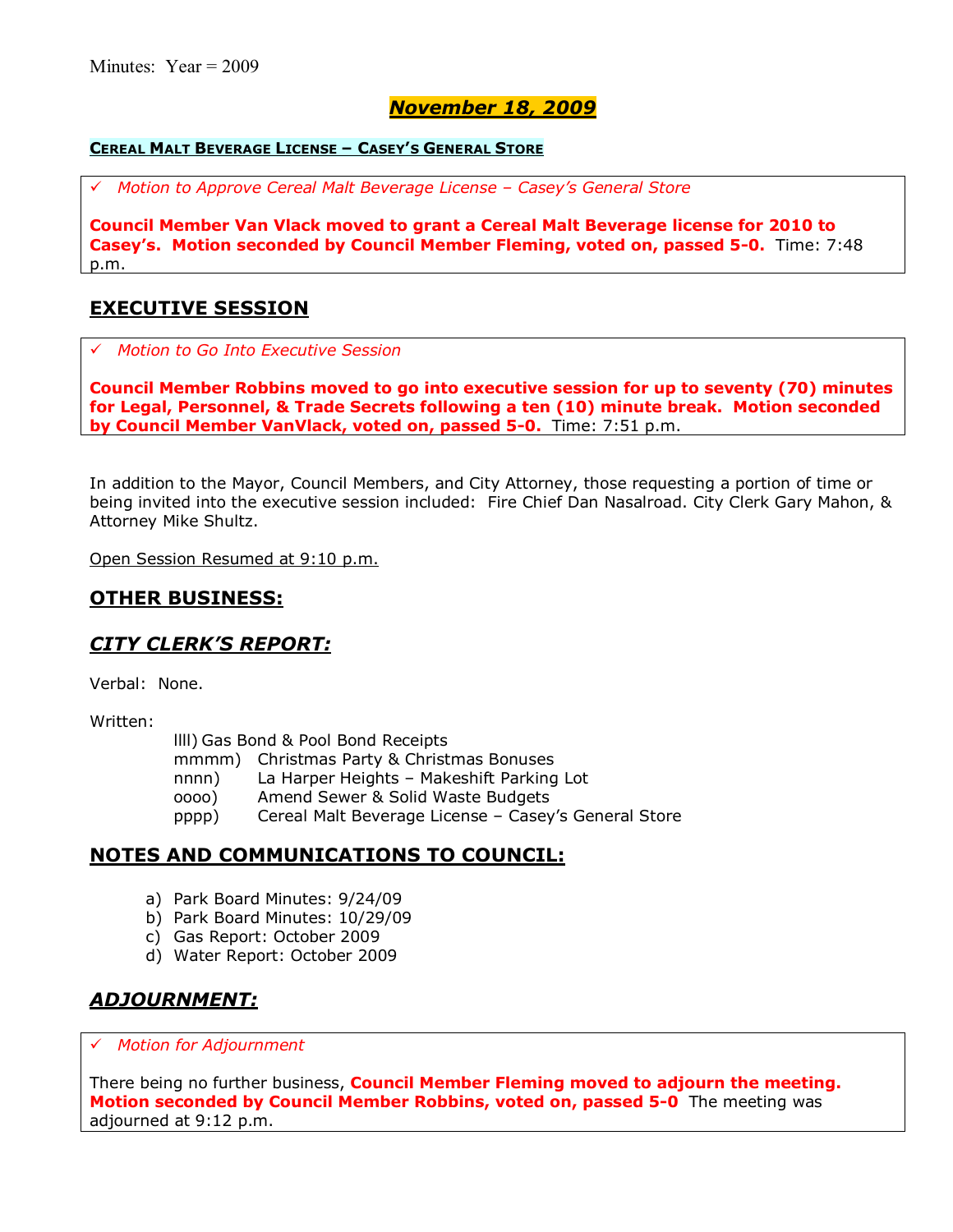Minutes: Year = 2009

## *November 18, 2009*

**CEREAL MALT BEVERAGE LICENSE – CASEY'S GENERAL STORE**

✓ *Motion to Approve Cereal Malt Beverage License – Casey's General Store*

**Council Member Van Vlack moved to grant a Cereal Malt Beverage license for 2010 to Casey's. Motion seconded by Council Member Fleming, voted on, passed 5-0.** Time: 7:48 p.m.

## EXECUTIVE SESSION

✓ *Motion to Go Into Executive Session*

**Council Member Robbins moved to go into executive session for up to seventy (70) minutes for Legal, Personnel, & Trade Secrets following a ten (10) minute break. Motion seconded by Council Member VanVlack, voted on, passed 5-0.** Time: 7:51 p.m.

In addition to the Mayor, Council Members, and City Attorney, those requesting a portion of time or being invited into the executive session included: Fire Chief Dan Nasalroad. City Clerk Gary Mahon, & Attorney Mike Shultz.

Open Session Resumed at 9:10 p.m.

## OTHER BUSINESS:

## *CITY CLERK'S REPORT:*

Verbal: None.

Written:

llll) Gas Bond & Pool Bond Receipts
mmmm) Christmas Party & Christmas Bonuses
nnnn) La Harper Heights – Makeshift Parking Lot
oooo) Amend Sewer & Solid Waste Budgets
pppp) Cereal Malt Beverage License – Casey's General Store

## NOTES AND COMMUNICATIONS TO COUNCIL:

a) Park Board Minutes: 9/24/09
b) Park Board Minutes: 10/29/09
c) Gas Report: October 2009
d) Water Report: October 2009

## *ADJOURNMENT:*

✓ *Motion for Adjournment*

There being no further business, **Council Member Fleming moved to adjourn the meeting. Motion seconded by Council Member Robbins, voted on, passed 5-0** The meeting was adjourned at 9:12 p.m.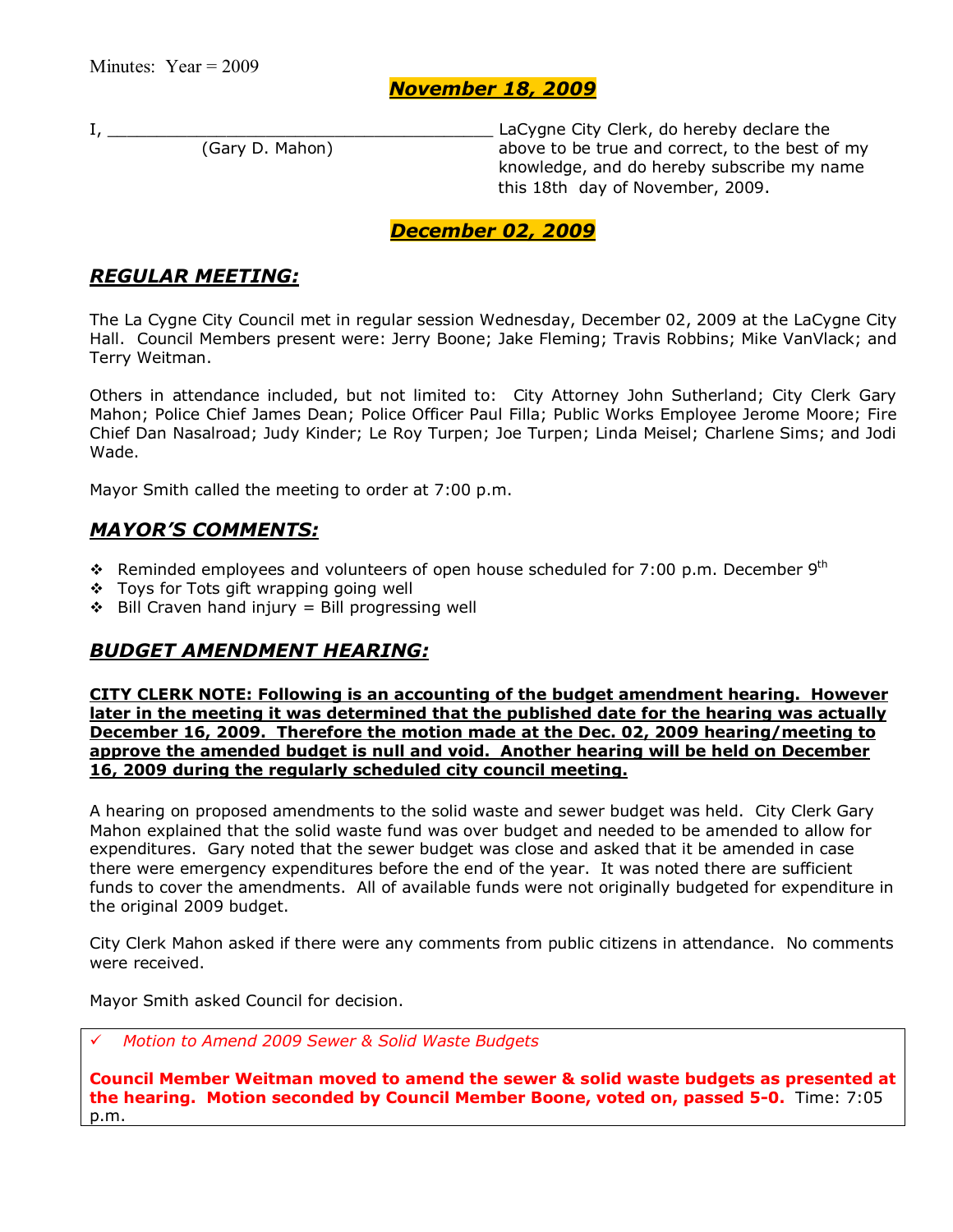Minutes: Year = 2009

## *November 18, 2009*

I, ________________________________________ LaCygne City Clerk, do hereby declare the above to be true and correct, to the best of my knowledge, and do hereby subscribe my name this 18th day of November, 2009.

(Gary D. Mahon)

## *December 02, 2009*

### *REGULAR MEETING:*

The La Cygne City Council met in regular session Wednesday, December 02, 2009 at the LaCygne City Hall. Council Members present were: Jerry Boone; Jake Fleming; Travis Robbins; Mike VanVlack; and Terry Weitman.

Others in attendance included, but not limited to: City Attorney John Sutherland; City Clerk Gary Mahon; Police Chief James Dean; Police Officer Paul Filla; Public Works Employee Jerome Moore; Fire Chief Dan Nasalroad; Judy Kinder; Le Roy Turpen; Joe Turpen; Linda Meisel; Charlene Sims; and Jodi Wade.

Mayor Smith called the meeting to order at 7:00 p.m.

### *MAYOR'S COMMENTS:*

- Reminded employees and volunteers of open house scheduled for 7:00 p.m. December 9th
- Toys for Tots gift wrapping going well
- Bill Craven hand injury = Bill progressing well

### *BUDGET AMENDMENT HEARING:*

**CITY CLERK NOTE: Following is an accounting of the budget amendment hearing. However later in the meeting it was determined that the published date for the hearing was actually December 16, 2009. Therefore the motion made at the Dec. 02, 2009 hearing/meeting to approve the amended budget is null and void. Another hearing will be held on December 16, 2009 during the regularly scheduled city council meeting.**

A hearing on proposed amendments to the solid waste and sewer budget was held. City Clerk Gary Mahon explained that the solid waste fund was over budget and needed to be amended to allow for expenditures. Gary noted that the sewer budget was close and asked that it be amended in case there were emergency expenditures before the end of the year. It was noted there are sufficient funds to cover the amendments. All of available funds were not originally budgeted for expenditure in the original 2009 budget.

City Clerk Mahon asked if there were any comments from public citizens in attendance. No comments were received.

Mayor Smith asked Council for decision.

✓ *Motion to Amend 2009 Sewer & Solid Waste Budgets*

**Council Member Weitman moved to amend the sewer & solid waste budgets as presented at the hearing. Motion seconded by Council Member Boone, voted on, passed 5-0.** Time: 7:05 p.m.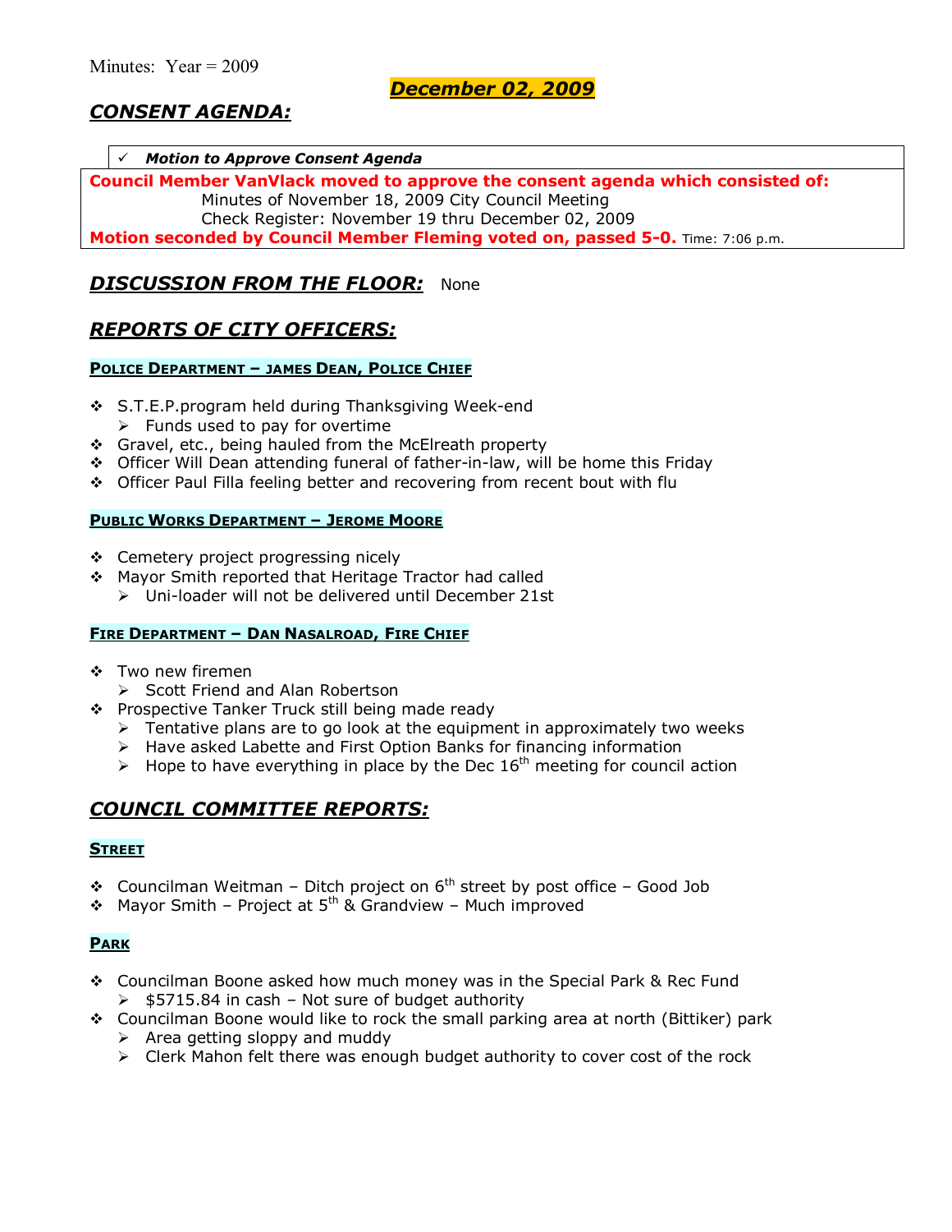Minutes: Year = 2009

**December 02, 2009**

## *CONSENT AGENDA:*

✓ ***Motion to Approve Consent Agenda***

**Council Member VanVlack moved to approve the consent agenda which consisted of:**

Minutes of November 18, 2009 City Council Meeting
Check Register: November 19 thru December 02, 2009

**Motion seconded by Council Member Fleming voted on, passed 5-0.** Time: 7:06 p.m.

## *DISCUSSION FROM THE FLOOR:* None

## *REPORTS OF CITY OFFICERS:*

### Police Department – James Dean, Police Chief

- S.T.E.P.program held during Thanksgiving Week-end
  - Funds used to pay for overtime
- Gravel, etc., being hauled from the McElreath property
- Officer Will Dean attending funeral of father-in-law, will be home this Friday
- Officer Paul Filla feeling better and recovering from recent bout with flu

### Public Works Department – Jerome Moore

- Cemetery project progressing nicely
- Mayor Smith reported that Heritage Tractor had called
  - Uni-loader will not be delivered until December 21st

### Fire Department – Dan Nasalroad, Fire Chief

- Two new firemen
  - Scott Friend and Alan Robertson
- Prospective Tanker Truck still being made ready
  - Tentative plans are to go look at the equipment in approximately two weeks
  - Have asked Labette and First Option Banks for financing information
  - Hope to have everything in place by the Dec 16th meeting for council action

## *COUNCIL COMMITTEE REPORTS:*

### Street

- Councilman Weitman – Ditch project on 6th street by post office – Good Job
- Mayor Smith – Project at 5th & Grandview – Much improved

### Park

- Councilman Boone asked how much money was in the Special Park & Rec Fund
  - $5715.84 in cash – Not sure of budget authority
- Councilman Boone would like to rock the small parking area at north (Bittiker) park
  - Area getting sloppy and muddy
  - Clerk Mahon felt there was enough budget authority to cover cost of the rock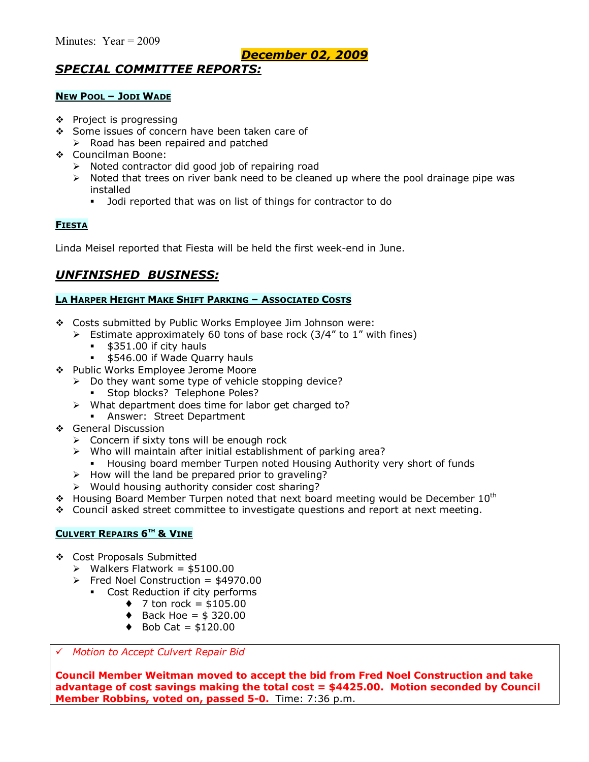Minutes: Year = 2009

**December 02, 2009**

## *SPECIAL COMMITTEE REPORTS:*

### NEW POOL – JODI WADE

- Project is progressing
- Some issues of concern have been taken care of
  - Road has been repaired and patched
- Councilman Boone:
  - Noted contractor did good job of repairing road
  - Noted that trees on river bank need to be cleaned up where the pool drainage pipe was installed
    - Jodi reported that was on list of things for contractor to do

### FIESTA

Linda Meisel reported that Fiesta will be held the first week-end in June.

## *UNFINISHED BUSINESS:*

### LA HARPER HEIGHT MAKE SHIFT PARKING – ASSOCIATED COSTS

- Costs submitted by Public Works Employee Jim Johnson were:
  - Estimate approximately 60 tons of base rock (3/4" to 1" with fines)
    - $351.00 if city hauls
    - $546.00 if Wade Quarry hauls
- Public Works Employee Jerome Moore
  - Do they want some type of vehicle stopping device?
    - Stop blocks? Telephone Poles?
  - What department does time for labor get charged to?
    - Answer: Street Department
- General Discussion
  - Concern if sixty tons will be enough rock
  - Who will maintain after initial establishment of parking area?
    - Housing board member Turpen noted Housing Authority very short of funds
  - How will the land be prepared prior to graveling?
  - Would housing authority consider cost sharing?
- Housing Board Member Turpen noted that next board meeting would be December 10th
- Council asked street committee to investigate questions and report at next meeting.

### CULVERT REPAIRS 6TH & VINE

- Cost Proposals Submitted
  - Walkers Flatwork = $5100.00
  - Fred Noel Construction = $4970.00
    - Cost Reduction if city performs
      - 7 ton rock = $105.00
      - Back Hoe = $ 320.00
      - Bob Cat = $120.00

✓ *Motion to Accept Culvert Repair Bid*

**Council Member Weitman moved to accept the bid from Fred Noel Construction and take advantage of cost savings making the total cost = $4425.00. Motion seconded by Council Member Robbins, voted on, passed 5-0.** Time: 7:36 p.m.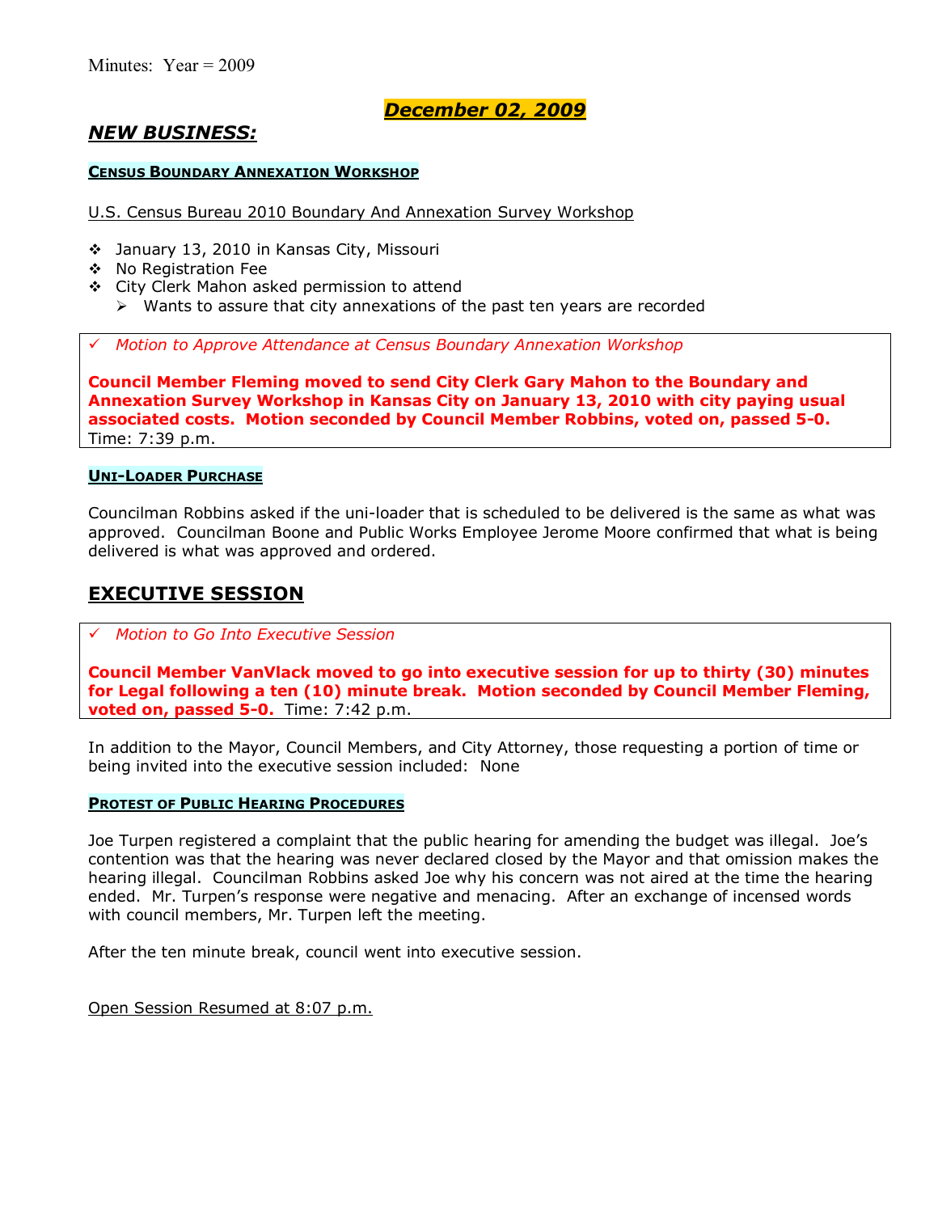Minutes: Year = 2009

**December 02, 2009**

## NEW BUSINESS:

#### CENSUS BOUNDARY ANNEXATION WORKSHOP

U.S. Census Bureau 2010 Boundary And Annexation Survey Workshop

- January 13, 2010 in Kansas City, Missouri
- No Registration Fee
- City Clerk Mahon asked permission to attend
  - Wants to assure that city annexations of the past ten years are recorded

✓ *Motion to Approve Attendance at Census Boundary Annexation Workshop*

**Council Member Fleming moved to send City Clerk Gary Mahon to the Boundary and Annexation Survey Workshop in Kansas City on January 13, 2010 with city paying usual associated costs. Motion seconded by Council Member Robbins, voted on, passed 5-0.** Time: 7:39 p.m.

#### UNI-LOADER PURCHASE

Councilman Robbins asked if the uni-loader that is scheduled to be delivered is the same as what was approved. Councilman Boone and Public Works Employee Jerome Moore confirmed that what is being delivered is what was approved and ordered.

## EXECUTIVE SESSION

✓ *Motion to Go Into Executive Session*

**Council Member VanVlack moved to go into executive session for up to thirty (30) minutes for Legal following a ten (10) minute break. Motion seconded by Council Member Fleming, voted on, passed 5-0.** Time: 7:42 p.m.

In addition to the Mayor, Council Members, and City Attorney, those requesting a portion of time or being invited into the executive session included: None

#### PROTEST OF PUBLIC HEARING PROCEDURES

Joe Turpen registered a complaint that the public hearing for amending the budget was illegal. Joe's contention was that the hearing was never declared closed by the Mayor and that omission makes the hearing illegal. Councilman Robbins asked Joe why his concern was not aired at the time the hearing ended. Mr. Turpen's response were negative and menacing. After an exchange of incensed words with council members, Mr. Turpen left the meeting.

After the ten minute break, council went into executive session.

Open Session Resumed at 8:07 p.m.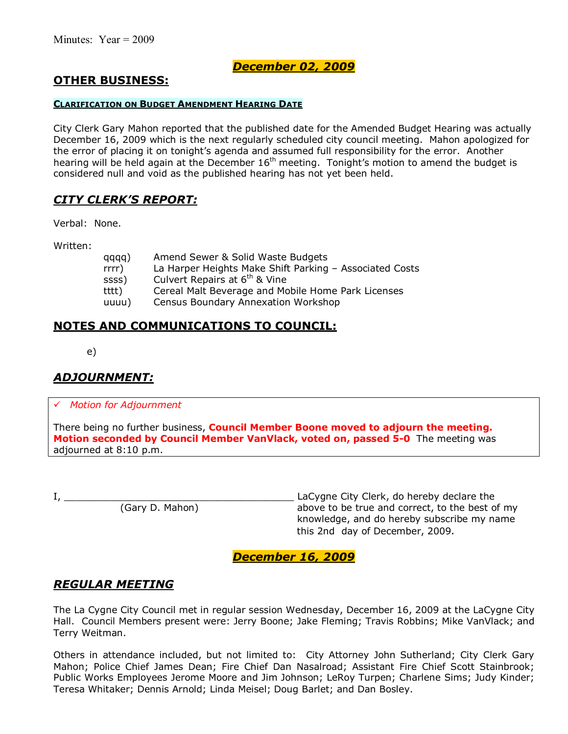Minutes: Year = 2009

## *December 02, 2009*

## OTHER BUSINESS:

#### CLARIFICATION ON BUDGET AMENDMENT HEARING DATE

City Clerk Gary Mahon reported that the published date for the Amended Budget Hearing was actually December 16, 2009 which is the next regularly scheduled city council meeting. Mahon apologized for the error of placing it on tonight's agenda and assumed full responsibility for the error. Another hearing will be held again at the December 16th meeting. Tonight's motion to amend the budget is considered null and void as the published hearing has not yet been held.

## *CITY CLERK'S REPORT:*

Verbal: None.

Written:

- qqqq) Amend Sewer & Solid Waste Budgets
- rrrr) La Harper Heights Make Shift Parking – Associated Costs
- ssss) Culvert Repairs at 6th & Vine
- tttt) Cereal Malt Beverage and Mobile Home Park Licenses
- uuuu) Census Boundary Annexation Workshop

## NOTES AND COMMUNICATIONS TO COUNCIL:

e)

## *ADJOURNMENT:*

✓ *Motion for Adjournment*

There being no further business, **Council Member Boone moved to adjourn the meeting. Motion seconded by Council Member VanVlack, voted on, passed 5-0** The meeting was adjourned at 8:10 p.m.

I, ________________________________________ (Gary D. Mahon) LaCygne City Clerk, do hereby declare the above to be true and correct, to the best of my knowledge, and do hereby subscribe my name this 2nd day of December, 2009.

## *December 16, 2009*

## *REGULAR MEETING*

The La Cygne City Council met in regular session Wednesday, December 16, 2009 at the LaCygne City Hall. Council Members present were: Jerry Boone; Jake Fleming; Travis Robbins; Mike VanVlack; and Terry Weitman.

Others in attendance included, but not limited to: City Attorney John Sutherland; City Clerk Gary Mahon; Police Chief James Dean; Fire Chief Dan Nasalroad; Assistant Fire Chief Scott Stainbrook; Public Works Employees Jerome Moore and Jim Johnson; LeRoy Turpen; Charlene Sims; Judy Kinder; Teresa Whitaker; Dennis Arnold; Linda Meisel; Doug Barlet; and Dan Bosley.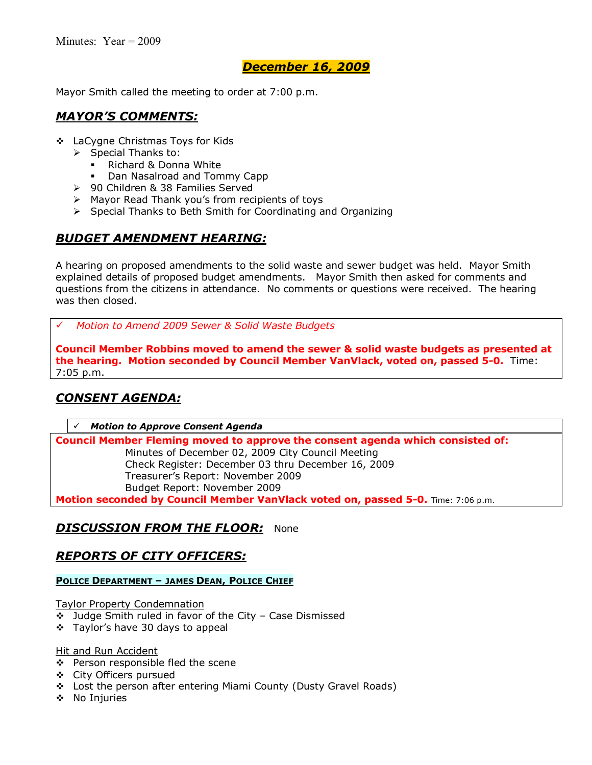Minutes: Year = 2009

# ***December 16, 2009***

Mayor Smith called the meeting to order at 7:00 p.m.

## ***MAYOR'S COMMENTS:***

- LaCygne Christmas Toys for Kids
  - Special Thanks to:
    - Richard & Donna White
    - Dan Nasalroad and Tommy Capp
  - 90 Children & 38 Families Served
  - Mayor Read Thank you's from recipients of toys
  - Special Thanks to Beth Smith for Coordinating and Organizing

## ***BUDGET AMENDMENT HEARING:***

A hearing on proposed amendments to the solid waste and sewer budget was held. Mayor Smith explained details of proposed budget amendments. Mayor Smith then asked for comments and questions from the citizens in attendance. No comments or questions were received. The hearing was then closed.

✓ *Motion to Amend 2009 Sewer & Solid Waste Budgets*

**Council Member Robbins moved to amend the sewer & solid waste budgets as presented at the hearing. Motion seconded by Council Member VanVlack, voted on, passed 5-0.** Time: 7:05 p.m.

## ***CONSENT AGENDA:***

✓ ***Motion to Approve Consent Agenda***

**Council Member Fleming moved to approve the consent agenda which consisted of:**

Minutes of December 02, 2009 City Council Meeting
Check Register: December 03 thru December 16, 2009
Treasurer's Report: November 2009
Budget Report: November 2009

**Motion seconded by Council Member VanVlack voted on, passed 5-0.** Time: 7:06 p.m.

## ***DISCUSSION FROM THE FLOOR:*** None

## ***REPORTS OF CITY OFFICERS:***

### POLICE DEPARTMENT – JAMES DEAN, POLICE CHIEF

Taylor Property Condemnation

- Judge Smith ruled in favor of the City – Case Dismissed
- Taylor's have 30 days to appeal

Hit and Run Accident

- Person responsible fled the scene
- City Officers pursued
- Lost the person after entering Miami County (Dusty Gravel Roads)
- No Injuries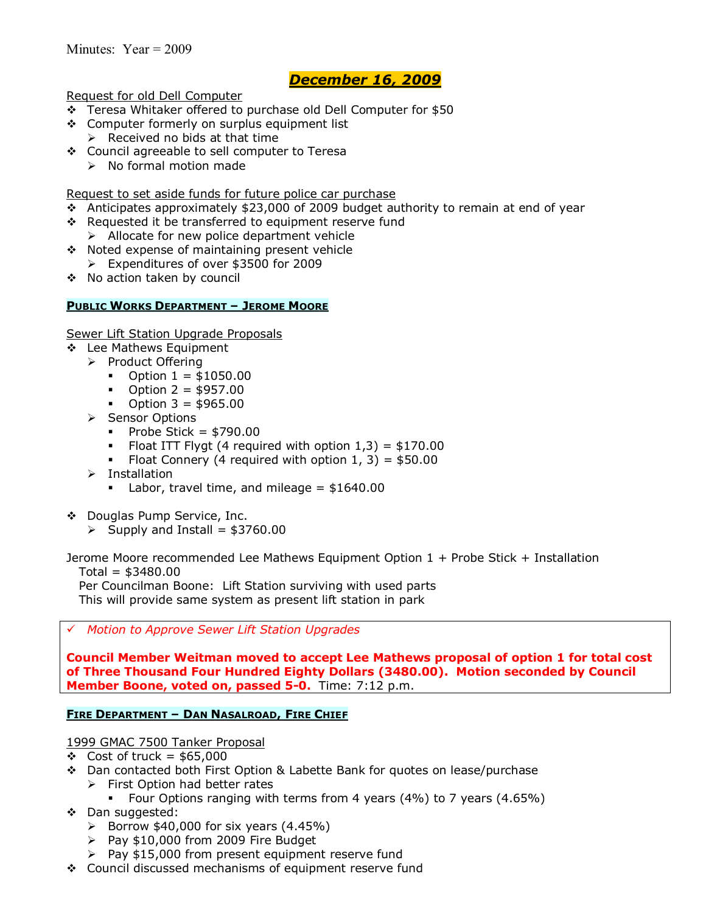Minutes: Year = 2009

## *December 16, 2009*

Request for old Dell Computer

- Teresa Whitaker offered to purchase old Dell Computer for $50
- Computer formerly on surplus equipment list
  - Received no bids at that time
- Council agreeable to sell computer to Teresa
  - No formal motion made

Request to set aside funds for future police car purchase

- Anticipates approximately $23,000 of 2009 budget authority to remain at end of year
- Requested it be transferred to equipment reserve fund
  - Allocate for new police department vehicle
- Noted expense of maintaining present vehicle
  - Expenditures of over $3500 for 2009
- No action taken by council

### **Public Works Department – Jerome Moore**

Sewer Lift Station Upgrade Proposals

- Lee Mathews Equipment
  - Product Offering
    - Option 1 = $1050.00
    - Option 2 = $957.00
    - Option 3 = $965.00
  - Sensor Options
    - Probe Stick = $790.00
    - Float ITT Flygt (4 required with option 1,3) = $170.00
    - Float Connery (4 required with option 1, 3) = $50.00
  - Installation
    - Labor, travel time, and mileage = $1640.00

- Douglas Pump Service, Inc.
  - Supply and Install = $3760.00

Jerome Moore recommended Lee Mathews Equipment Option 1 + Probe Stick + Installation
Total = $3480.00
Per Councilman Boone: Lift Station surviving with used parts
This will provide same system as present lift station in park

> ✓ *Motion to Approve Sewer Lift Station Upgrades*
>
> **Council Member Weitman moved to accept Lee Mathews proposal of option 1 for total cost of Three Thousand Four Hundred Eighty Dollars (3480.00). Motion seconded by Council Member Boone, voted on, passed 5-0.** Time: 7:12 p.m.

### **Fire Department – Dan Nasalroad, Fire Chief**

1999 GMAC 7500 Tanker Proposal

- Cost of truck = $65,000
- Dan contacted both First Option & Labette Bank for quotes on lease/purchase
  - First Option had better rates
    - Four Options ranging with terms from 4 years (4%) to 7 years (4.65%)
- Dan suggested:
  - Borrow $40,000 for six years (4.45%)
  - Pay $10,000 from 2009 Fire Budget
  - Pay $15,000 from present equipment reserve fund
- Council discussed mechanisms of equipment reserve fund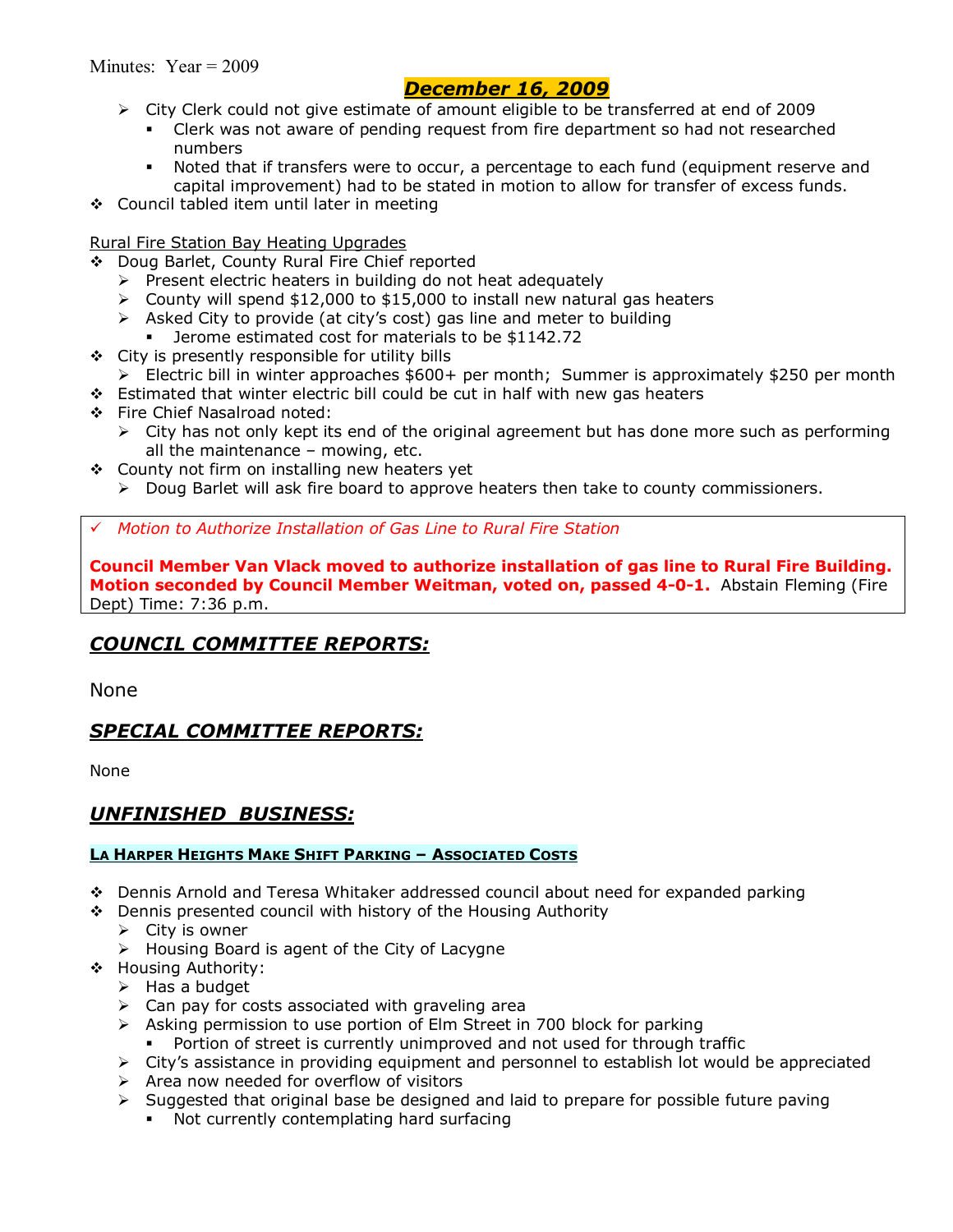Minutes: Year = 2009

## *December 16, 2009*

- City Clerk could not give estimate of amount eligible to be transferred at end of 2009
  - Clerk was not aware of pending request from fire department so had not researched numbers
  - Noted that if transfers were to occur, a percentage to each fund (equipment reserve and capital improvement) had to be stated in motion to allow for transfer of excess funds.
- Council tabled item until later in meeting

Rural Fire Station Bay Heating Upgrades

- Doug Barlet, County Rural Fire Chief reported
  - Present electric heaters in building do not heat adequately
  - County will spend $12,000 to $15,000 to install new natural gas heaters
  - Asked City to provide (at city's cost) gas line and meter to building
    - Jerome estimated cost for materials to be $1142.72
- City is presently responsible for utility bills
  - Electric bill in winter approaches $600+ per month; Summer is approximately $250 per month
- Estimated that winter electric bill could be cut in half with new gas heaters
- Fire Chief Nasalroad noted:
  - City has not only kept its end of the original agreement but has done more such as performing all the maintenance – mowing, etc.
- County not firm on installing new heaters yet
  - Doug Barlet will ask fire board to approve heaters then take to county commissioners.

✓ *Motion to Authorize Installation of Gas Line to Rural Fire Station*

**Council Member Van Vlack moved to authorize installation of gas line to Rural Fire Building. Motion seconded by Council Member Weitman, voted on, passed 4-0-1.** Abstain Fleming (Fire Dept) Time: 7:36 p.m.

## *COUNCIL COMMITTEE REPORTS:*

None

## *SPECIAL COMMITTEE REPORTS:*

None

## *UNFINISHED BUSINESS:*

### LA HARPER HEIGHTS MAKE SHIFT PARKING – ASSOCIATED COSTS

- Dennis Arnold and Teresa Whitaker addressed council about need for expanded parking
- Dennis presented council with history of the Housing Authority
  - City is owner
  - Housing Board is agent of the City of Lacygne
- Housing Authority:
  - Has a budget
  - Can pay for costs associated with graveling area
  - Asking permission to use portion of Elm Street in 700 block for parking
    - Portion of street is currently unimproved and not used for through traffic
  - City's assistance in providing equipment and personnel to establish lot would be appreciated
  - Area now needed for overflow of visitors
  - Suggested that original base be designed and laid to prepare for possible future paving
    - Not currently contemplating hard surfacing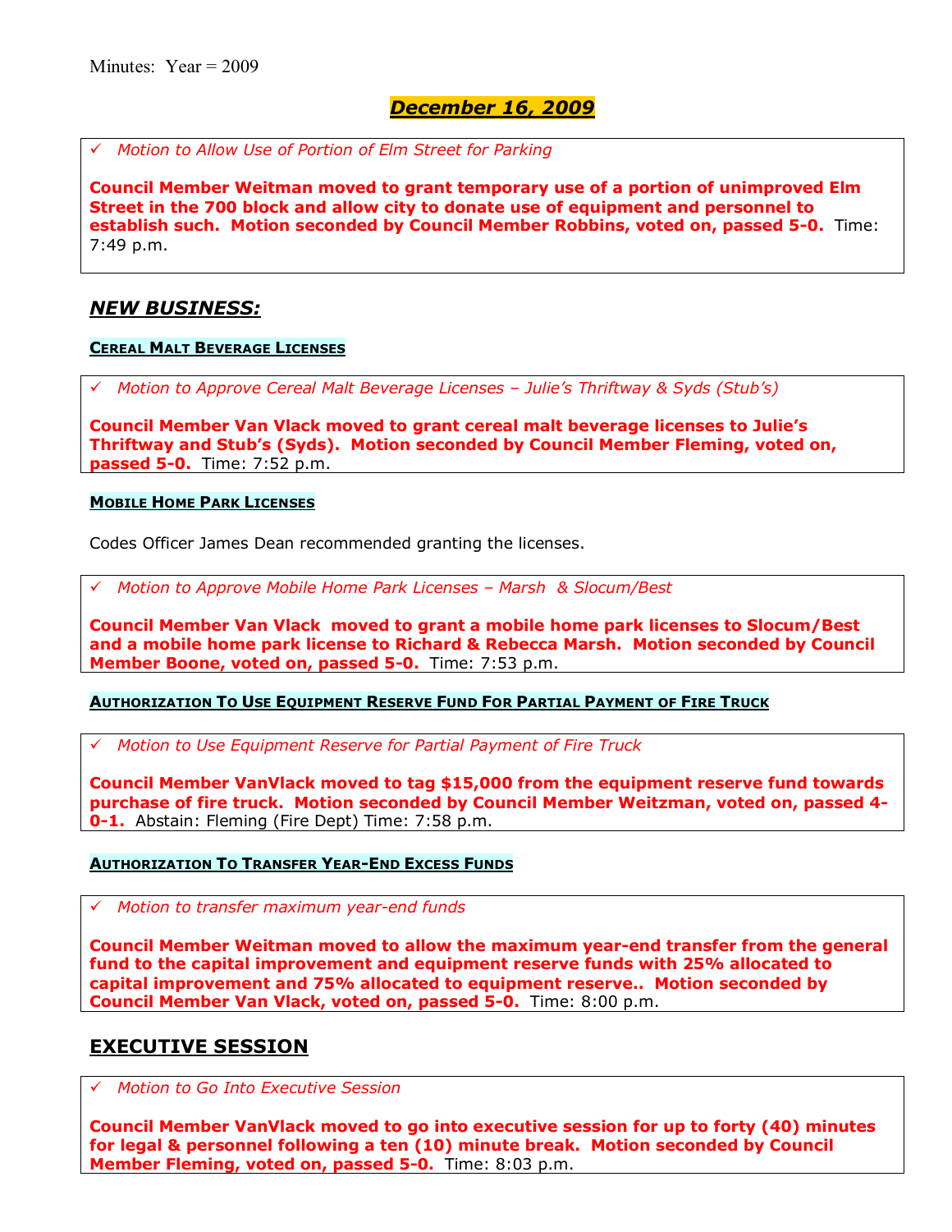Minutes: Year = 2009

## *December 16, 2009*

✓ *Motion to Allow Use of Portion of Elm Street for Parking*

**Council Member Weitman moved to grant temporary use of a portion of unimproved Elm Street in the 700 block and allow city to donate use of equipment and personnel to establish such. Motion seconded by Council Member Robbins, voted on, passed 5-0.** Time: 7:49 p.m.

## *NEW BUSINESS:*

#### CEREAL MALT BEVERAGE LICENSES

✓ *Motion to Approve Cereal Malt Beverage Licenses – Julie's Thriftway & Syds (Stub's)*

**Council Member Van Vlack moved to grant cereal malt beverage licenses to Julie's Thriftway and Stub's (Syds). Motion seconded by Council Member Fleming, voted on, passed 5-0.** Time: 7:52 p.m.

#### MOBILE HOME PARK LICENSES

Codes Officer James Dean recommended granting the licenses.

✓ *Motion to Approve Mobile Home Park Licenses – Marsh & Slocum/Best*

**Council Member Van Vlack moved to grant a mobile home park licenses to Slocum/Best and a mobile home park license to Richard & Rebecca Marsh. Motion seconded by Council Member Boone, voted on, passed 5-0.** Time: 7:53 p.m.

#### AUTHORIZATION TO USE EQUIPMENT RESERVE FUND FOR PARTIAL PAYMENT OF FIRE TRUCK

✓ *Motion to Use Equipment Reserve for Partial Payment of Fire Truck*

**Council Member VanVlack moved to tag $15,000 from the equipment reserve fund towards purchase of fire truck. Motion seconded by Council Member Weitzman, voted on, passed 4-0-1.** Abstain: Fleming (Fire Dept) Time: 7:58 p.m.

#### AUTHORIZATION TO TRANSFER YEAR-END EXCESS FUNDS

✓ *Motion to transfer maximum year-end funds*

**Council Member Weitman moved to allow the maximum year-end transfer from the general fund to the capital improvement and equipment reserve funds with 25% allocated to capital improvement and 75% allocated to equipment reserve.. Motion seconded by Council Member Van Vlack, voted on, passed 5-0.** Time: 8:00 p.m.

## EXECUTIVE SESSION

✓ *Motion to Go Into Executive Session*

**Council Member VanVlack moved to go into executive session for up to forty (40) minutes for legal & personnel following a ten (10) minute break. Motion seconded by Council Member Fleming, voted on, passed 5-0.** Time: 8:03 p.m.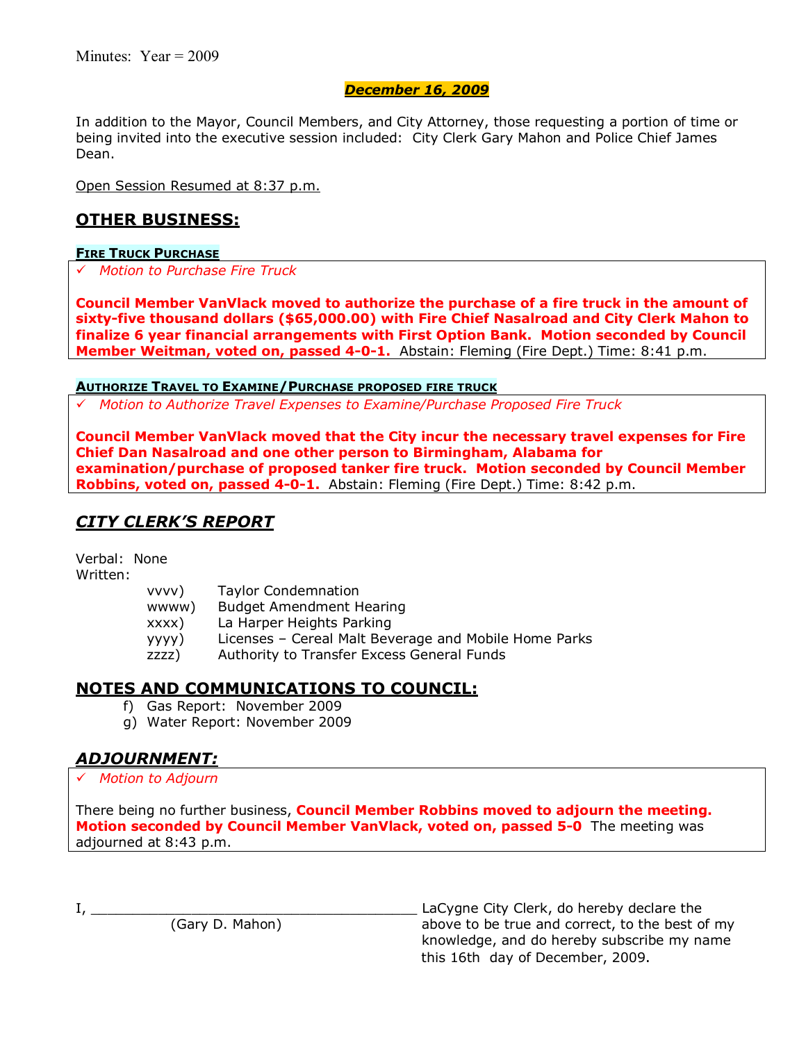Minutes: Year = 2009

***December 16, 2009***

In addition to the Mayor, Council Members, and City Attorney, those requesting a portion of time or being invited into the executive session included: City Clerk Gary Mahon and Police Chief James Dean.

Open Session Resumed at 8:37 p.m.

## OTHER BUSINESS:

**FIRE TRUCK PURCHASE**

✓ *Motion to Purchase Fire Truck*

**Council Member VanVlack moved to authorize the purchase of a fire truck in the amount of sixty-five thousand dollars ($65,000.00) with Fire Chief Nasalroad and City Clerk Mahon to finalize 6 year financial arrangements with First Option Bank. Motion seconded by Council Member Weitman, voted on, passed 4-0-1.** Abstain: Fleming (Fire Dept.) Time: 8:41 p.m.

**AUTHORIZE TRAVEL TO EXAMINE/PURCHASE PROPOSED FIRE TRUCK**

✓ *Motion to Authorize Travel Expenses to Examine/Purchase Proposed Fire Truck*

**Council Member VanVlack moved that the City incur the necessary travel expenses for Fire Chief Dan Nasalroad and one other person to Birmingham, Alabama for examination/purchase of proposed tanker fire truck. Motion seconded by Council Member Robbins, voted on, passed 4-0-1.** Abstain: Fleming (Fire Dept.) Time: 8:42 p.m.

## *CITY CLERK'S REPORT*

Verbal: None

Written:

- vvvv) Taylor Condemnation
- wwww) Budget Amendment Hearing
- xxxx) La Harper Heights Parking
- yyyy) Licenses – Cereal Malt Beverage and Mobile Home Parks
- zzzz) Authority to Transfer Excess General Funds

## NOTES AND COMMUNICATIONS TO COUNCIL:

- f) Gas Report: November 2009
- g) Water Report: November 2009

## *ADJOURNMENT:*

✓ *Motion to Adjourn*

There being no further business, **Council Member Robbins moved to adjourn the meeting. Motion seconded by Council Member VanVlack, voted on, passed 5-0** The meeting was adjourned at 8:43 p.m.

I, ________________________________________ LaCygne City Clerk, do hereby declare the above to be true and correct, to the best of my knowledge, and do hereby subscribe my name this 16th day of December, 2009.

(Gary D. Mahon)